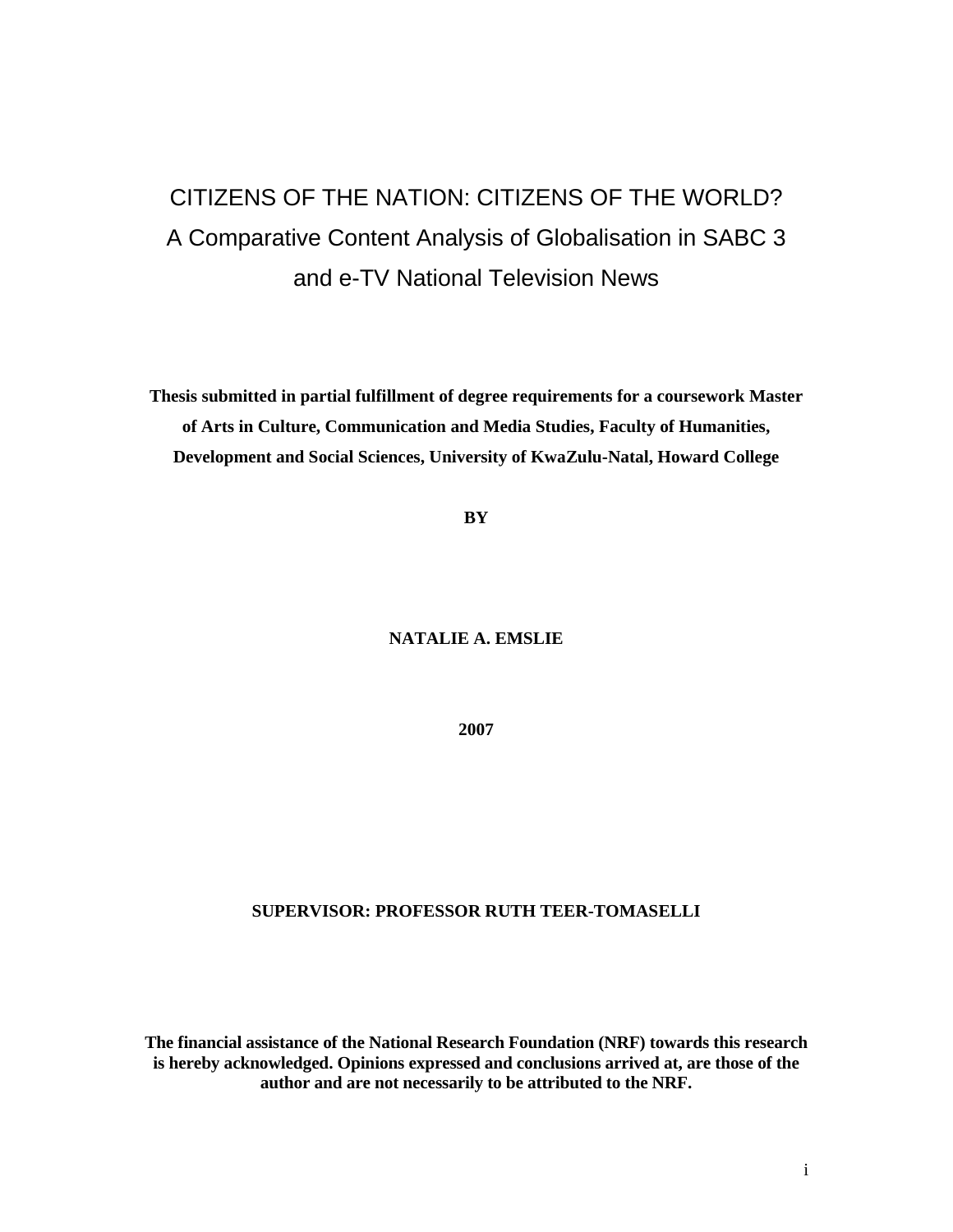# CITIZENS OF THE NATION: CITIZENS OF THE WORLD?

## A Comparative Content Analysis of Globalisation in SABC 3 and e-TV National Television News

**Thesis submitted in partial fulfillment of degree requirements for a coursework Master of Arts in Culture, Communication and Media Studies, Faculty of Humanities, Development and Social Sciences, University of KwaZulu-Natal, Howard College**

**BY**

**NATALIE A. EMSLIE**

**2007**

**SUPERVISOR: PROFESSOR RUTH TEER-TOMASELLI**

**The financial assistance of the National Research Foundation (NRF) towards this research is hereby acknowledged. Opinions expressed and conclusions arrived at, are those of the author and are not necessarily to be attributed to the NRF.**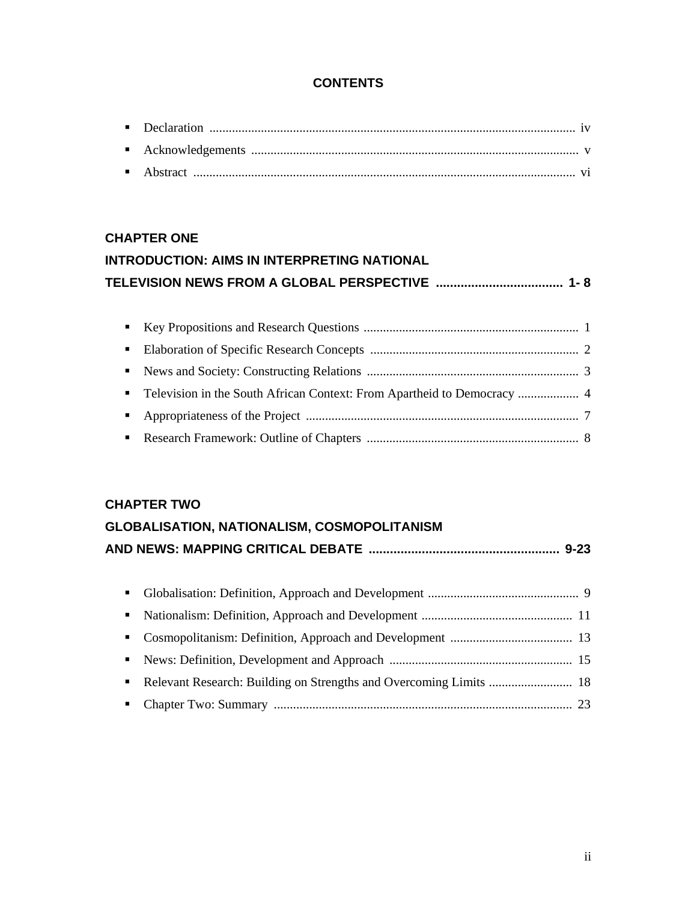# CONTENTS

- Declaration .................................................................................................................. iv
- Acknowledgements ...................................................................................................... v
- Abstract ....................................................................................................................... vi

## CHAPTER ONE

## INTRODUCTION: AIMS IN INTERPRETING NATIONAL TELEVISION NEWS FROM A GLOBAL PERSPECTIVE .................................... 1- 8

- Key Propositions and Research Questions ................................................................... 1
- Elaboration of Specific Research Concepts ................................................................. 2
- News and Society: Constructing Relations .................................................................. 3
- Television in the South African Context: From Apartheid to Democracy ................... 4
- Appropriateness of the Project ..................................................................................... 7
- Research Framework: Outline of Chapters .................................................................. 8

## CHAPTER TWO

## GLOBALISATION, NATIONALISM, COSMOPOLITANISM AND NEWS: MAPPING CRITICAL DEBATE ...................................................... 9-23

- Globalisation: Definition, Approach and Development ............................................... 9
- Nationalism: Definition, Approach and Development ............................................... 11
- Cosmopolitanism: Definition, Approach and Development ...................................... 13
- News: Definition, Development and Approach ......................................................... 15
- Relevant Research: Building on Strengths and Overcoming Limits .......................... 18
- Chapter Two: Summary ............................................................................................. 23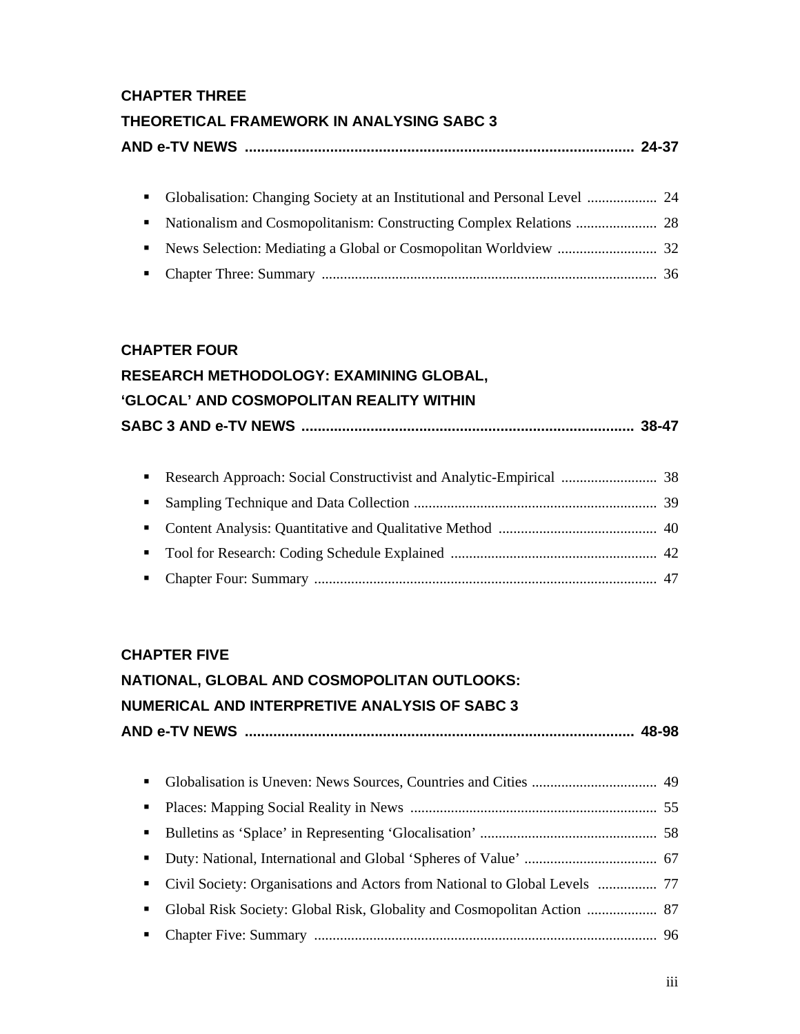**CHAPTER THREE**

**THEORETICAL FRAMEWORK IN ANALYSING SABC 3 AND e-TV NEWS ............................................................................................ 24-37**

- Globalisation: Changing Society at an Institutional and Personal Level .................. 24
- Nationalism and Cosmopolitanism: Constructing Complex Relations ...................... 28
- News Selection: Mediating a Global or Cosmopolitan Worldview ........................... 32
- Chapter Three: Summary .......................................................................................... 36

**CHAPTER FOUR**

**RESEARCH METHODOLOGY: EXAMINING GLOBAL, 'GLOCAL' AND COSMOPOLITAN REALITY WITHIN SABC 3 AND e-TV NEWS ............................................................................... 38-47**

- Research Approach: Social Constructivist and Analytic-Empirical .......................... 38
- Sampling Technique and Data Collection ................................................................. 39
- Content Analysis: Quantitative and Qualitative Method ........................................... 40
- Tool for Research: Coding Schedule Explained ........................................................ 42
- Chapter Four: Summary ............................................................................................ 47

**CHAPTER FIVE**

**NATIONAL, GLOBAL AND COSMOPOLITAN OUTLOOKS: NUMERICAL AND INTERPRETIVE ANALYSIS OF SABC 3 AND e-TV NEWS ............................................................................................ 48-98**

- Globalisation is Uneven: News Sources, Countries and Cities .................................. 49
- Places: Mapping Social Reality in News ................................................................... 55
- Bulletins as 'Splace' in Representing 'Glocalisation' ................................................ 58
- Duty: National, International and Global 'Spheres of Value' .................................... 67
- Civil Society: Organisations and Actors from National to Global Levels ................ 77
- Global Risk Society: Global Risk, Globality and Cosmopolitan Action ................... 87
- Chapter Five: Summary ............................................................................................ 96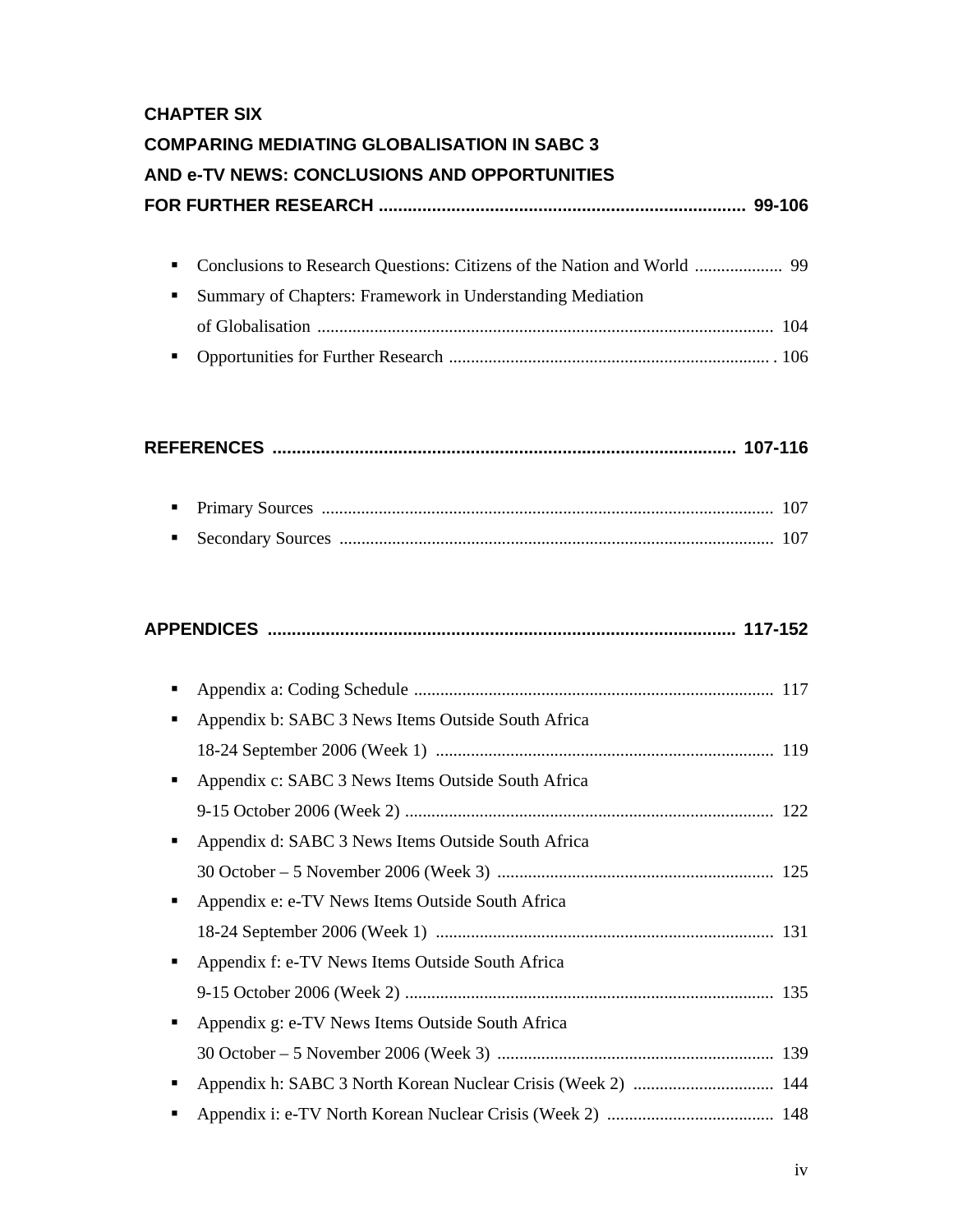**CHAPTER SIX**
**COMPARING MEDIATING GLOBALISATION IN SABC 3 AND e-TV NEWS: CONCLUSIONS AND OPPORTUNITIES FOR FURTHER RESEARCH ........................................................................... 99-106**

- Conclusions to Research Questions: Citizens of the Nation and World .................... 99
- Summary of Chapters: Framework in Understanding Mediation of Globalisation ....................................................................................................... 104
- Opportunities for Further Research ........................................................................ . 106

**REFERENCES .............................................................................................. 107-116**

- Primary Sources ...................................................................................................... 107
- Secondary Sources .................................................................................................. 107

**APPENDICES ................................................................................................ 117-152**

- Appendix a: Coding Schedule ................................................................................. 117
- Appendix b: SABC 3 News Items Outside South Africa 18-24 September 2006 (Week 1) ............................................................................ 119
- Appendix c: SABC 3 News Items Outside South Africa 9-15 October 2006 (Week 2) .................................................................................... 122
- Appendix d: SABC 3 News Items Outside South Africa 30 October – 5 November 2006 (Week 3) .............................................................. 125
- Appendix e: e-TV News Items Outside South Africa 18-24 September 2006 (Week 1) ............................................................................ 131
- Appendix f: e-TV News Items Outside South Africa 9-15 October 2006 (Week 2) .................................................................................... 135
- Appendix g: e-TV News Items Outside South Africa 30 October – 5 November 2006 (Week 3) .............................................................. 139
- Appendix h: SABC 3 North Korean Nuclear Crisis (Week 2) ................................ 144
- Appendix i: e-TV North Korean Nuclear Crisis (Week 2) ...................................... 148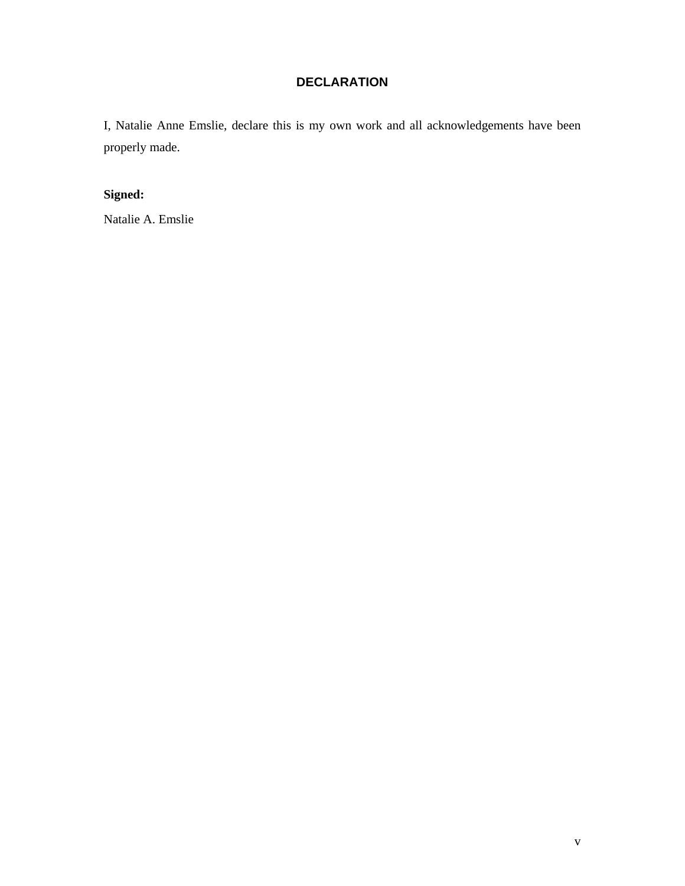# DECLARATION

I, Natalie Anne Emslie, declare this is my own work and all acknowledgements have been properly made.

**Signed:**

Natalie A. Emslie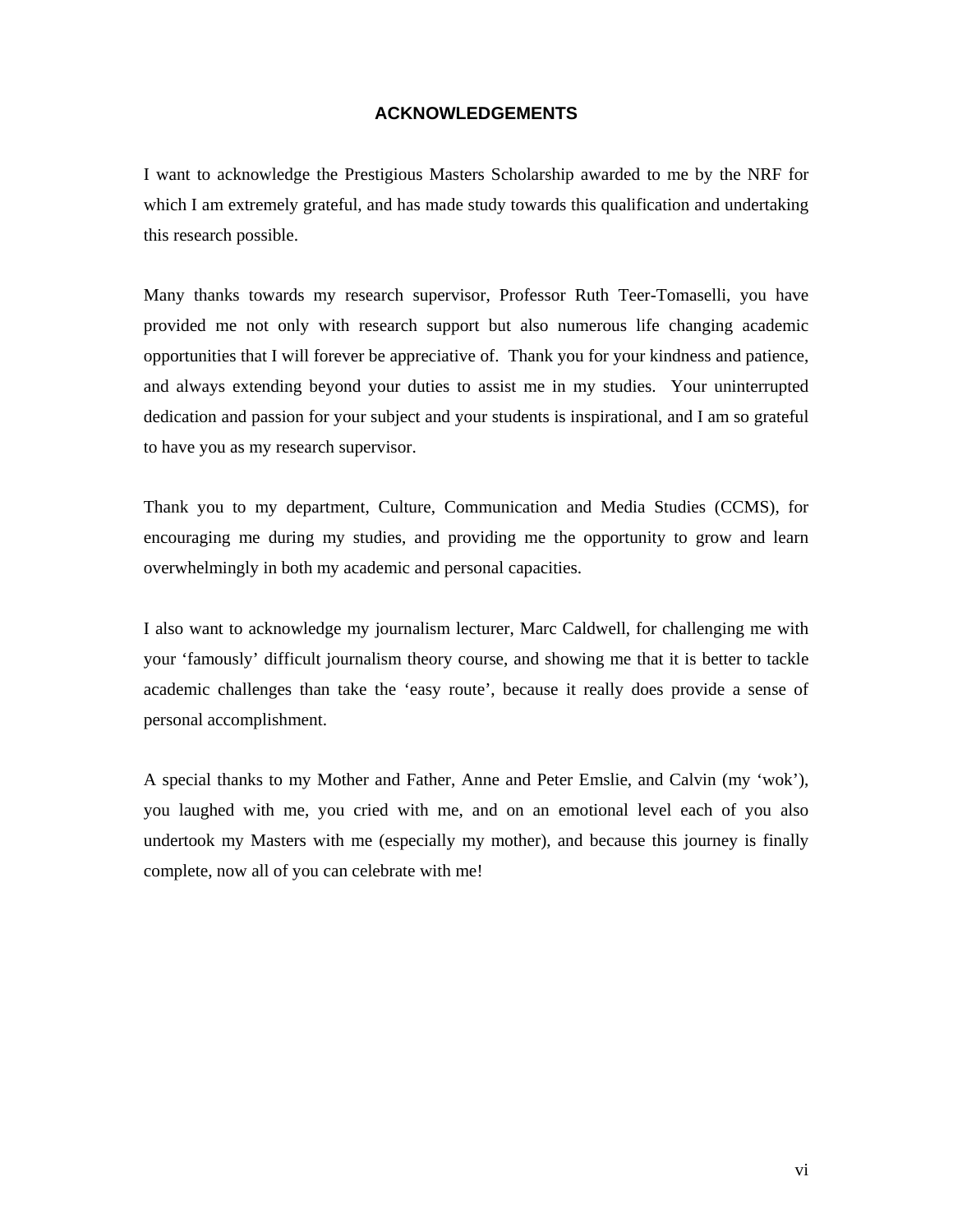# ACKNOWLEDGEMENTS

I want to acknowledge the Prestigious Masters Scholarship awarded to me by the NRF for which I am extremely grateful, and has made study towards this qualification and undertaking this research possible.

Many thanks towards my research supervisor, Professor Ruth Teer-Tomaselli, you have provided me not only with research support but also numerous life changing academic opportunities that I will forever be appreciative of. Thank you for your kindness and patience, and always extending beyond your duties to assist me in my studies. Your uninterrupted dedication and passion for your subject and your students is inspirational, and I am so grateful to have you as my research supervisor.

Thank you to my department, Culture, Communication and Media Studies (CCMS), for encouraging me during my studies, and providing me the opportunity to grow and learn overwhelmingly in both my academic and personal capacities.

I also want to acknowledge my journalism lecturer, Marc Caldwell, for challenging me with your 'famously' difficult journalism theory course, and showing me that it is better to tackle academic challenges than take the 'easy route', because it really does provide a sense of personal accomplishment.

A special thanks to my Mother and Father, Anne and Peter Emslie, and Calvin (my 'wok'), you laughed with me, you cried with me, and on an emotional level each of you also undertook my Masters with me (especially my mother), and because this journey is finally complete, now all of you can celebrate with me!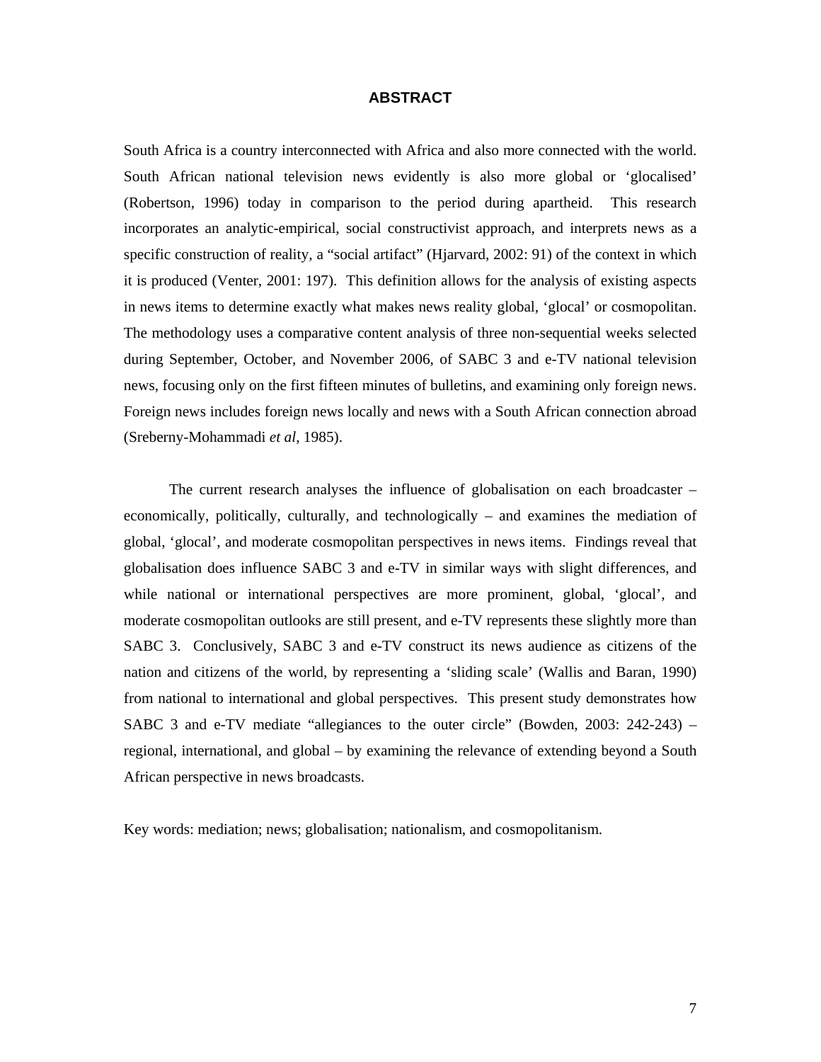# ABSTRACT

South Africa is a country interconnected with Africa and also more connected with the world. South African national television news evidently is also more global or 'glocalised' (Robertson, 1996) today in comparison to the period during apartheid. This research incorporates an analytic-empirical, social constructivist approach, and interprets news as a specific construction of reality, a "social artifact" (Hjarvard, 2002: 91) of the context in which it is produced (Venter, 2001: 197). This definition allows for the analysis of existing aspects in news items to determine exactly what makes news reality global, 'glocal' or cosmopolitan. The methodology uses a comparative content analysis of three non-sequential weeks selected during September, October, and November 2006, of SABC 3 and e-TV national television news, focusing only on the first fifteen minutes of bulletins, and examining only foreign news. Foreign news includes foreign news locally and news with a South African connection abroad (Sreberny-Mohammadi *et al*, 1985).

The current research analyses the influence of globalisation on each broadcaster – economically, politically, culturally, and technologically – and examines the mediation of global, 'glocal', and moderate cosmopolitan perspectives in news items. Findings reveal that globalisation does influence SABC 3 and e-TV in similar ways with slight differences, and while national or international perspectives are more prominent, global, 'glocal', and moderate cosmopolitan outlooks are still present, and e-TV represents these slightly more than SABC 3. Conclusively, SABC 3 and e-TV construct its news audience as citizens of the nation and citizens of the world, by representing a 'sliding scale' (Wallis and Baran, 1990) from national to international and global perspectives. This present study demonstrates how SABC 3 and e-TV mediate "allegiances to the outer circle" (Bowden, 2003: 242-243) – regional, international, and global – by examining the relevance of extending beyond a South African perspective in news broadcasts.

Key words: mediation; news; globalisation; nationalism, and cosmopolitanism.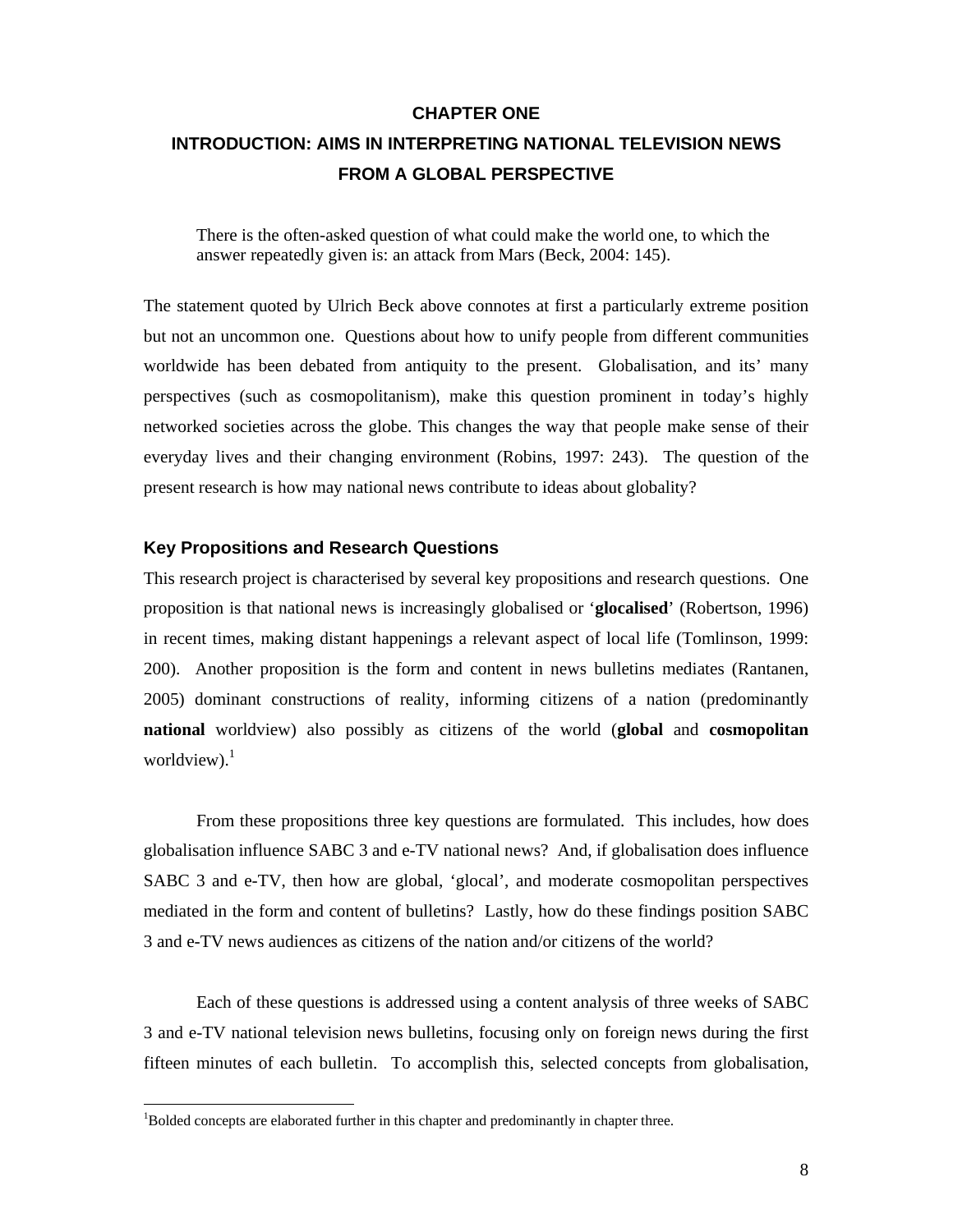# CHAPTER ONE

# INTRODUCTION: AIMS IN INTERPRETING NATIONAL TELEVISION NEWS FROM A GLOBAL PERSPECTIVE

> There is the often-asked question of what could make the world one, to which the answer repeatedly given is: an attack from Mars (Beck, 2004: 145).

The statement quoted by Ulrich Beck above connotes at first a particularly extreme position but not an uncommon one. Questions about how to unify people from different communities worldwide has been debated from antiquity to the present. Globalisation, and its' many perspectives (such as cosmopolitanism), make this question prominent in today's highly networked societies across the globe. This changes the way that people make sense of their everyday lives and their changing environment (Robins, 1997: 243). The question of the present research is how may national news contribute to ideas about globality?

## Key Propositions and Research Questions

This research project is characterised by several key propositions and research questions. One proposition is that national news is increasingly globalised or '**glocalised**' (Robertson, 1996) in recent times, making distant happenings a relevant aspect of local life (Tomlinson, 1999: 200). Another proposition is the form and content in news bulletins mediates (Rantanen, 2005) dominant constructions of reality, informing citizens of a nation (predominantly **national** worldview) also possibly as citizens of the world (**global** and **cosmopolitan** worldview).[1]

From these propositions three key questions are formulated. This includes, how does globalisation influence SABC 3 and e-TV national news? And, if globalisation does influence SABC 3 and e-TV, then how are global, 'glocal', and moderate cosmopolitan perspectives mediated in the form and content of bulletins? Lastly, how do these findings position SABC 3 and e-TV news audiences as citizens of the nation and/or citizens of the world?

Each of these questions is addressed using a content analysis of three weeks of SABC 3 and e-TV national television news bulletins, focusing only on foreign news during the first fifteen minutes of each bulletin. To accomplish this, selected concepts from globalisation,

[1] Bolded concepts are elaborated further in this chapter and predominantly in chapter three.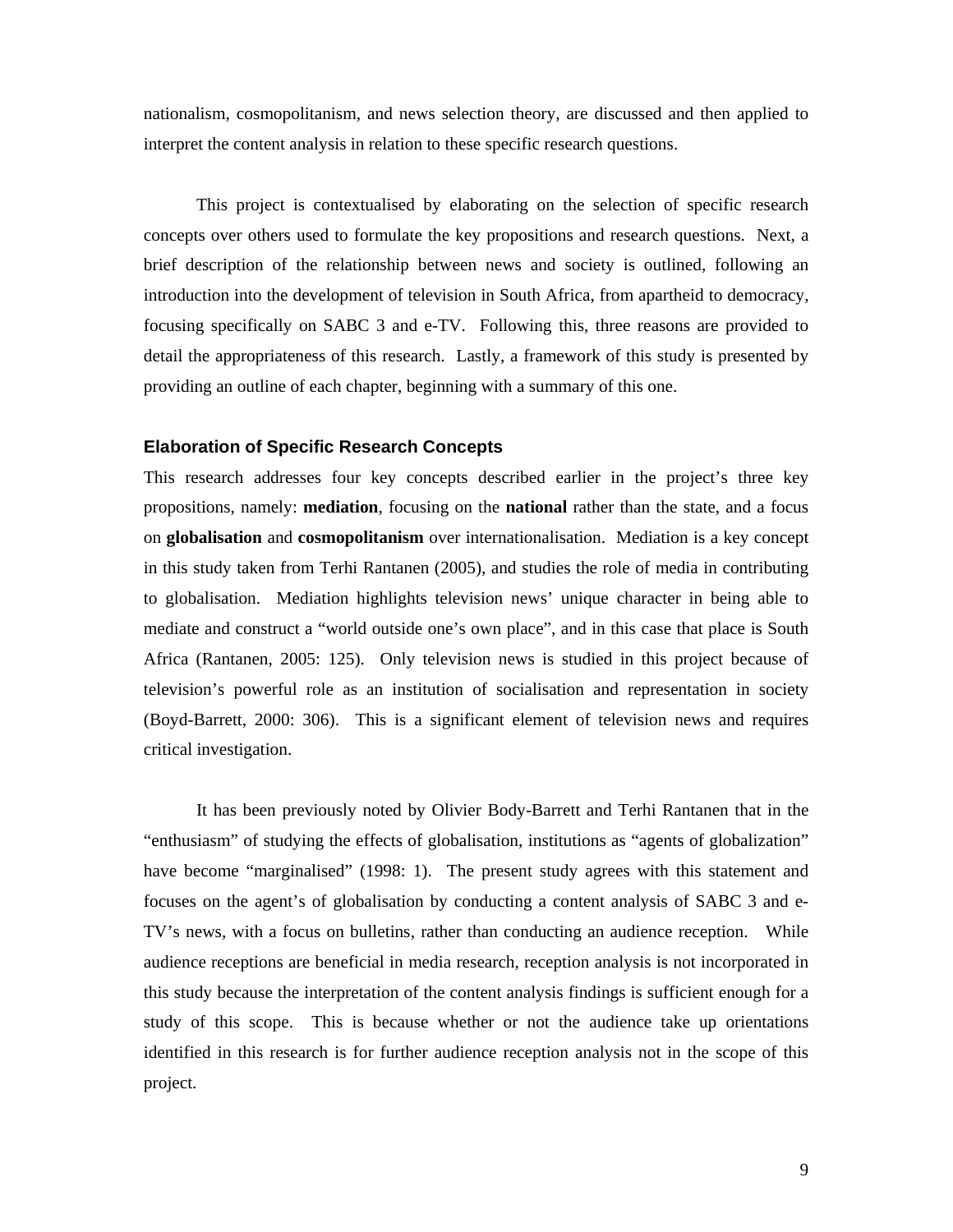nationalism, cosmopolitanism, and news selection theory, are discussed and then applied to interpret the content analysis in relation to these specific research questions.

This project is contextualised by elaborating on the selection of specific research concepts over others used to formulate the key propositions and research questions. Next, a brief description of the relationship between news and society is outlined, following an introduction into the development of television in South Africa, from apartheid to democracy, focusing specifically on SABC 3 and e-TV. Following this, three reasons are provided to detail the appropriateness of this research. Lastly, a framework of this study is presented by providing an outline of each chapter, beginning with a summary of this one.

### Elaboration of Specific Research Concepts

This research addresses four key concepts described earlier in the project's three key propositions, namely: **mediation**, focusing on the **national** rather than the state, and a focus on **globalisation** and **cosmopolitanism** over internationalisation. Mediation is a key concept in this study taken from Terhi Rantanen (2005), and studies the role of media in contributing to globalisation. Mediation highlights television news' unique character in being able to mediate and construct a "world outside one's own place", and in this case that place is South Africa (Rantanen, 2005: 125). Only television news is studied in this project because of television's powerful role as an institution of socialisation and representation in society (Boyd-Barrett, 2000: 306). This is a significant element of television news and requires critical investigation.

It has been previously noted by Olivier Body-Barrett and Terhi Rantanen that in the "enthusiasm" of studying the effects of globalisation, institutions as "agents of globalization" have become "marginalised" (1998: 1). The present study agrees with this statement and focuses on the agent's of globalisation by conducting a content analysis of SABC 3 and e-TV's news, with a focus on bulletins, rather than conducting an audience reception. While audience receptions are beneficial in media research, reception analysis is not incorporated in this study because the interpretation of the content analysis findings is sufficient enough for a study of this scope. This is because whether or not the audience take up orientations identified in this research is for further audience reception analysis not in the scope of this project.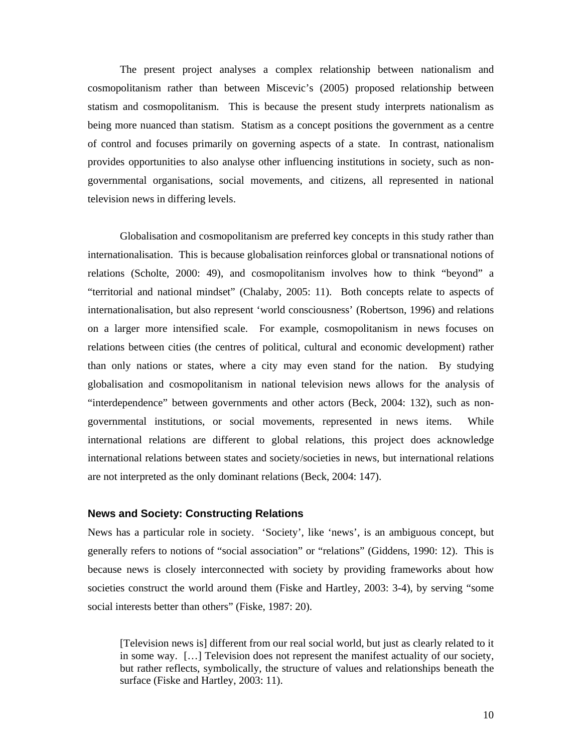The present project analyses a complex relationship between nationalism and cosmopolitanism rather than between Miscevic's (2005) proposed relationship between statism and cosmopolitanism. This is because the present study interprets nationalism as being more nuanced than statism. Statism as a concept positions the government as a centre of control and focuses primarily on governing aspects of a state. In contrast, nationalism provides opportunities to also analyse other influencing institutions in society, such as non-governmental organisations, social movements, and citizens, all represented in national television news in differing levels.

Globalisation and cosmopolitanism are preferred key concepts in this study rather than internationalisation. This is because globalisation reinforces global or transnational notions of relations (Scholte, 2000: 49), and cosmopolitanism involves how to think "beyond" a "territorial and national mindset" (Chalaby, 2005: 11). Both concepts relate to aspects of internationalisation, but also represent 'world consciousness' (Robertson, 1996) and relations on a larger more intensified scale. For example, cosmopolitanism in news focuses on relations between cities (the centres of political, cultural and economic development) rather than only nations or states, where a city may even stand for the nation. By studying globalisation and cosmopolitanism in national television news allows for the analysis of "interdependence" between governments and other actors (Beck, 2004: 132), such as non-governmental institutions, or social movements, represented in news items. While international relations are different to global relations, this project does acknowledge international relations between states and society/societies in news, but international relations are not interpreted as the only dominant relations (Beck, 2004: 147).

### News and Society: Constructing Relations

News has a particular role in society. 'Society', like 'news', is an ambiguous concept, but generally refers to notions of "social association" or "relations" (Giddens, 1990: 12). This is because news is closely interconnected with society by providing frameworks about how societies construct the world around them (Fiske and Hartley, 2003: 3-4), by serving "some social interests better than others" (Fiske, 1987: 20).

> [Television news is] different from our real social world, but just as clearly related to it in some way. […] Television does not represent the manifest actuality of our society, but rather reflects, symbolically, the structure of values and relationships beneath the surface (Fiske and Hartley, 2003: 11).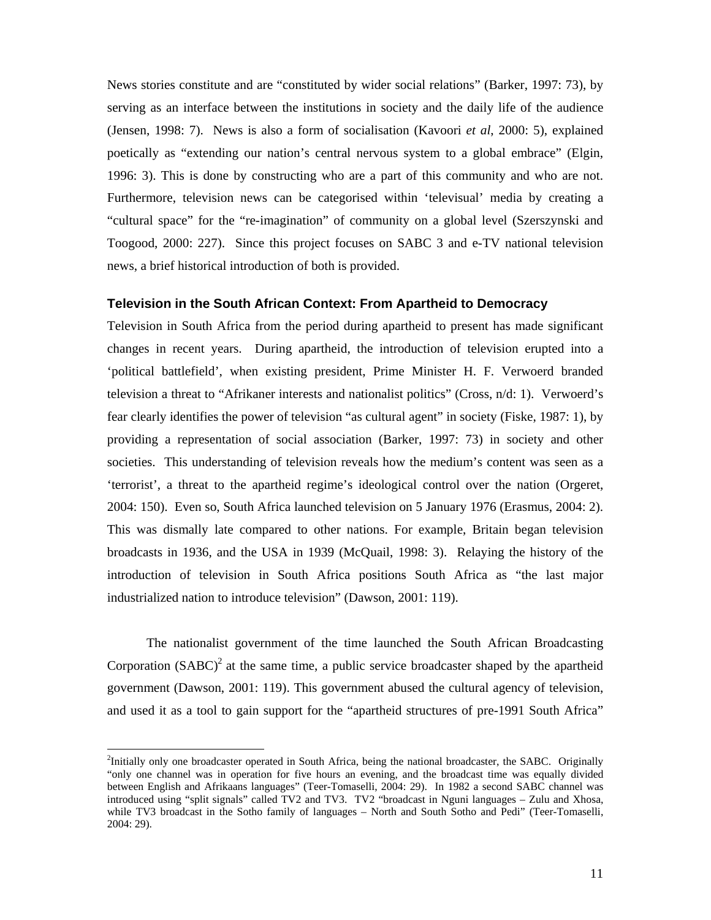News stories constitute and are "constituted by wider social relations" (Barker, 1997: 73), by serving as an interface between the institutions in society and the daily life of the audience (Jensen, 1998: 7). News is also a form of socialisation (Kavoori *et al*, 2000: 5), explained poetically as "extending our nation's central nervous system to a global embrace" (Elgin, 1996: 3). This is done by constructing who are a part of this community and who are not. Furthermore, television news can be categorised within 'televisual' media by creating a "cultural space" for the "re-imagination" of community on a global level (Szerszynski and Toogood, 2000: 227). Since this project focuses on SABC 3 and e-TV national television news, a brief historical introduction of both is provided.

### Television in the South African Context: From Apartheid to Democracy

Television in South Africa from the period during apartheid to present has made significant changes in recent years. During apartheid, the introduction of television erupted into a 'political battlefield', when existing president, Prime Minister H. F. Verwoerd branded television a threat to "Afrikaner interests and nationalist politics" (Cross, n/d: 1). Verwoerd's fear clearly identifies the power of television "as cultural agent" in society (Fiske, 1987: 1), by providing a representation of social association (Barker, 1997: 73) in society and other societies. This understanding of television reveals how the medium's content was seen as a 'terrorist', a threat to the apartheid regime's ideological control over the nation (Orgeret, 2004: 150). Even so, South Africa launched television on 5 January 1976 (Erasmus, 2004: 2). This was dismally late compared to other nations. For example, Britain began television broadcasts in 1936, and the USA in 1939 (McQuail, 1998: 3). Relaying the history of the introduction of television in South Africa positions South Africa as "the last major industrialized nation to introduce television" (Dawson, 2001: 119).

The nationalist government of the time launched the South African Broadcasting Corporation (SABC)[2] at the same time, a public service broadcaster shaped by the apartheid government (Dawson, 2001: 119). This government abused the cultural agency of television, and used it as a tool to gain support for the "apartheid structures of pre-1991 South Africa"

---

[2] Initially only one broadcaster operated in South Africa, being the national broadcaster, the SABC. Originally "only one channel was in operation for five hours an evening, and the broadcast time was equally divided between English and Afrikaans languages" (Teer-Tomaselli, 2004: 29). In 1982 a second SABC channel was introduced using "split signals" called TV2 and TV3. TV2 "broadcast in Nguni languages – Zulu and Xhosa, while TV3 broadcast in the Sotho family of languages – North and South Sotho and Pedi" (Teer-Tomaselli, 2004: 29).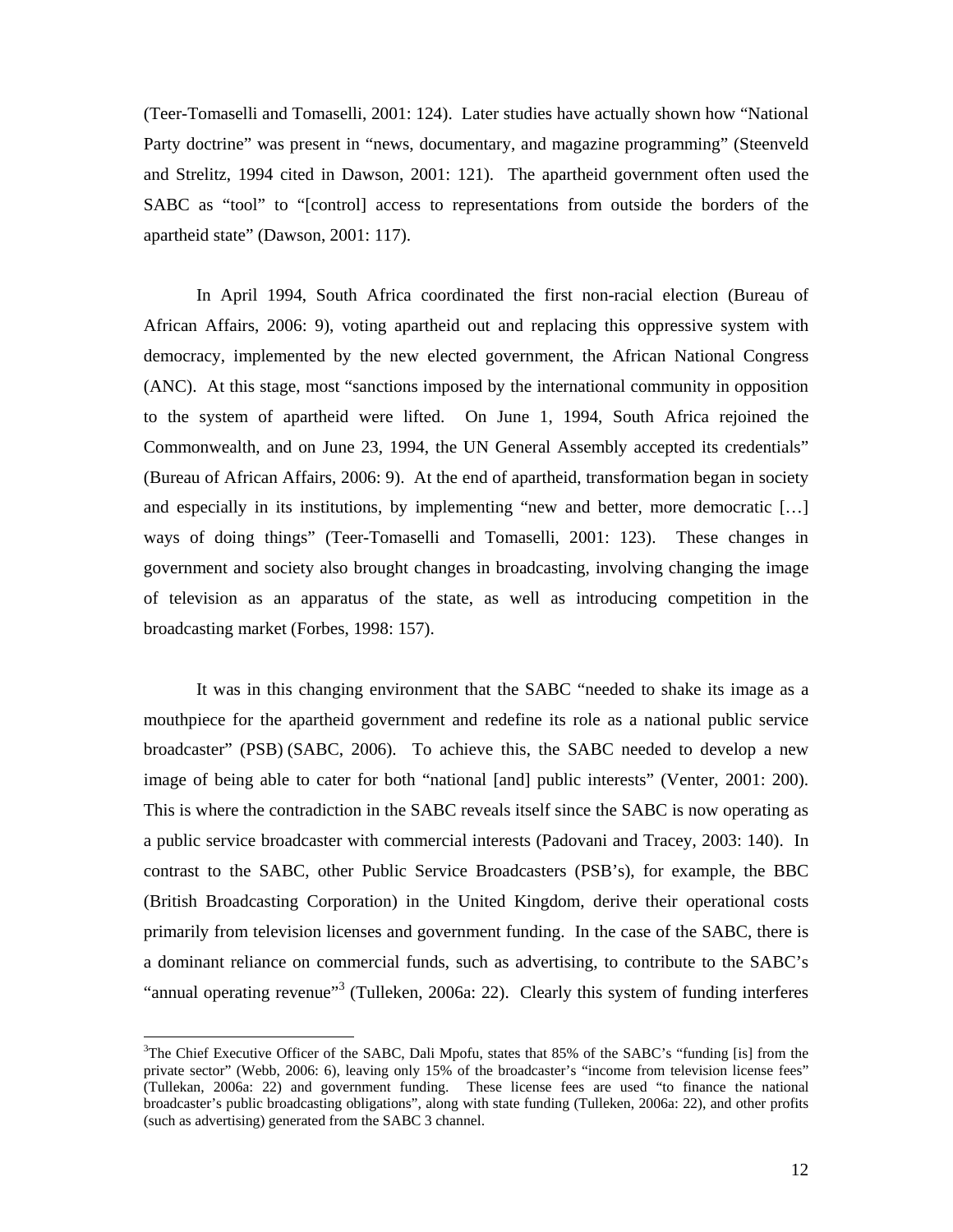(Teer-Tomaselli and Tomaselli, 2001: 124). Later studies have actually shown how "National Party doctrine" was present in "news, documentary, and magazine programming" (Steenveld and Strelitz, 1994 cited in Dawson, 2001: 121). The apartheid government often used the SABC as "tool" to "[control] access to representations from outside the borders of the apartheid state" (Dawson, 2001: 117).

In April 1994, South Africa coordinated the first non-racial election (Bureau of African Affairs, 2006: 9), voting apartheid out and replacing this oppressive system with democracy, implemented by the new elected government, the African National Congress (ANC). At this stage, most "sanctions imposed by the international community in opposition to the system of apartheid were lifted. On June 1, 1994, South Africa rejoined the Commonwealth, and on June 23, 1994, the UN General Assembly accepted its credentials" (Bureau of African Affairs, 2006: 9). At the end of apartheid, transformation began in society and especially in its institutions, by implementing "new and better, more democratic […] ways of doing things" (Teer-Tomaselli and Tomaselli, 2001: 123). These changes in government and society also brought changes in broadcasting, involving changing the image of television as an apparatus of the state, as well as introducing competition in the broadcasting market (Forbes, 1998: 157).

It was in this changing environment that the SABC "needed to shake its image as a mouthpiece for the apartheid government and redefine its role as a national public service broadcaster" (PSB) (SABC, 2006). To achieve this, the SABC needed to develop a new image of being able to cater for both "national [and] public interests" (Venter, 2001: 200). This is where the contradiction in the SABC reveals itself since the SABC is now operating as a public service broadcaster with commercial interests (Padovani and Tracey, 2003: 140). In contrast to the SABC, other Public Service Broadcasters (PSB's), for example, the BBC (British Broadcasting Corporation) in the United Kingdom, derive their operational costs primarily from television licenses and government funding. In the case of the SABC, there is a dominant reliance on commercial funds, such as advertising, to contribute to the SABC's "annual operating revenue"[3] (Tulleken, 2006a: 22). Clearly this system of funding interferes

[3]The Chief Executive Officer of the SABC, Dali Mpofu, states that 85% of the SABC's "funding [is] from the private sector" (Webb, 2006: 6), leaving only 15% of the broadcaster's "income from television license fees" (Tullekan, 2006a: 22) and government funding. These license fees are used "to finance the national broadcaster's public broadcasting obligations", along with state funding (Tulleken, 2006a: 22), and other profits (such as advertising) generated from the SABC 3 channel.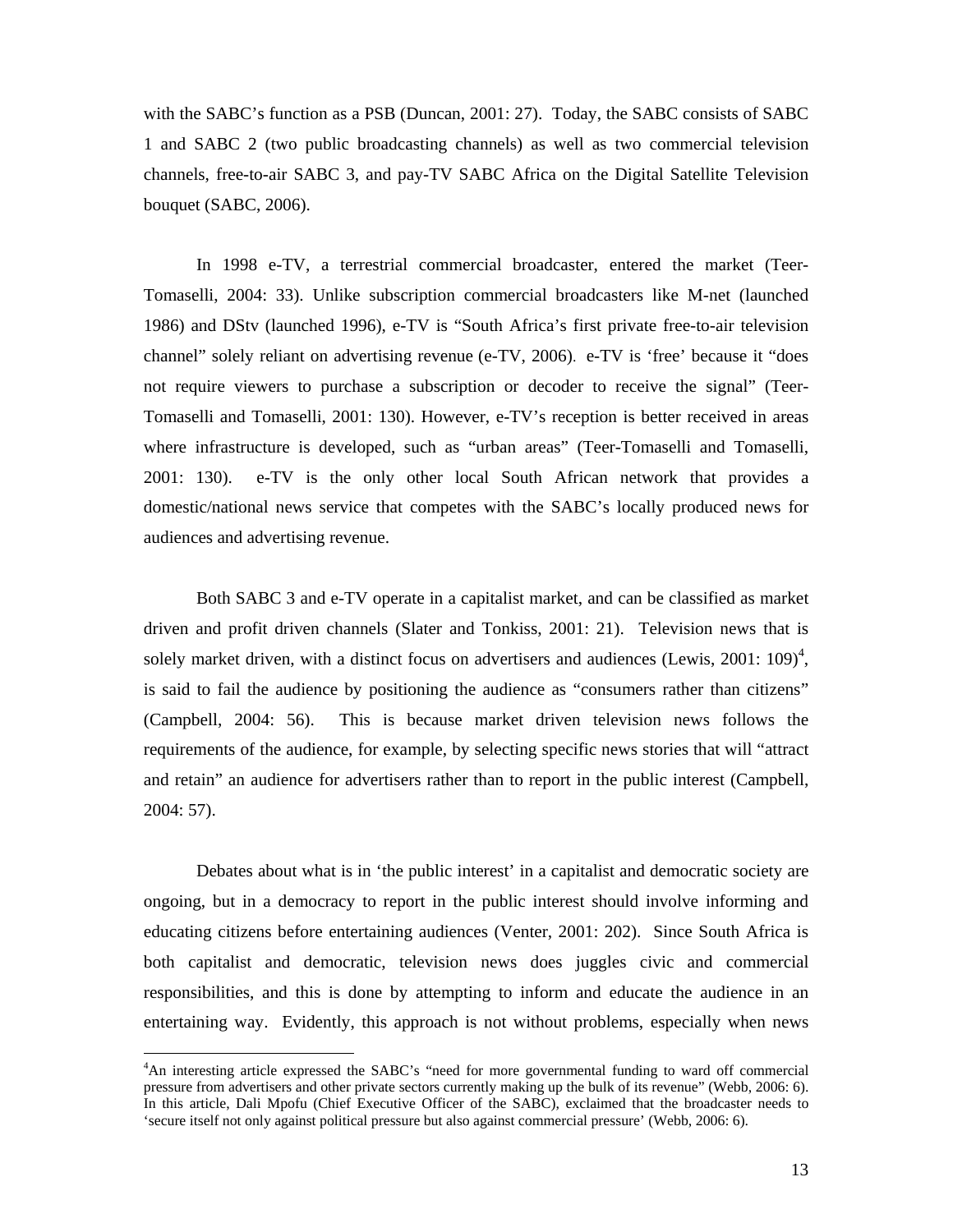with the SABC's function as a PSB (Duncan, 2001: 27). Today, the SABC consists of SABC 1 and SABC 2 (two public broadcasting channels) as well as two commercial television channels, free-to-air SABC 3, and pay-TV SABC Africa on the Digital Satellite Television bouquet (SABC, 2006).

In 1998 e-TV, a terrestrial commercial broadcaster, entered the market (Teer-Tomaselli, 2004: 33). Unlike subscription commercial broadcasters like M-net (launched 1986) and DStv (launched 1996), e-TV is "South Africa's first private free-to-air television channel" solely reliant on advertising revenue (e-TV, 2006). e-TV is 'free' because it "does not require viewers to purchase a subscription or decoder to receive the signal" (Teer-Tomaselli and Tomaselli, 2001: 130). However, e-TV's reception is better received in areas where infrastructure is developed, such as "urban areas" (Teer-Tomaselli and Tomaselli, 2001: 130). e-TV is the only other local South African network that provides a domestic/national news service that competes with the SABC's locally produced news for audiences and advertising revenue.

Both SABC 3 and e-TV operate in a capitalist market, and can be classified as market driven and profit driven channels (Slater and Tonkiss, 2001: 21). Television news that is solely market driven, with a distinct focus on advertisers and audiences (Lewis, 2001: 109)[4], is said to fail the audience by positioning the audience as "consumers rather than citizens" (Campbell, 2004: 56). This is because market driven television news follows the requirements of the audience, for example, by selecting specific news stories that will "attract and retain" an audience for advertisers rather than to report in the public interest (Campbell, 2004: 57).

Debates about what is in 'the public interest' in a capitalist and democratic society are ongoing, but in a democracy to report in the public interest should involve informing and educating citizens before entertaining audiences (Venter, 2001: 202). Since South Africa is both capitalist and democratic, television news does juggles civic and commercial responsibilities, and this is done by attempting to inform and educate the audience in an entertaining way. Evidently, this approach is not without problems, especially when news

[4]An interesting article expressed the SABC's "need for more governmental funding to ward off commercial pressure from advertisers and other private sectors currently making up the bulk of its revenue" (Webb, 2006: 6). In this article, Dali Mpofu (Chief Executive Officer of the SABC), exclaimed that the broadcaster needs to 'secure itself not only against political pressure but also against commercial pressure' (Webb, 2006: 6).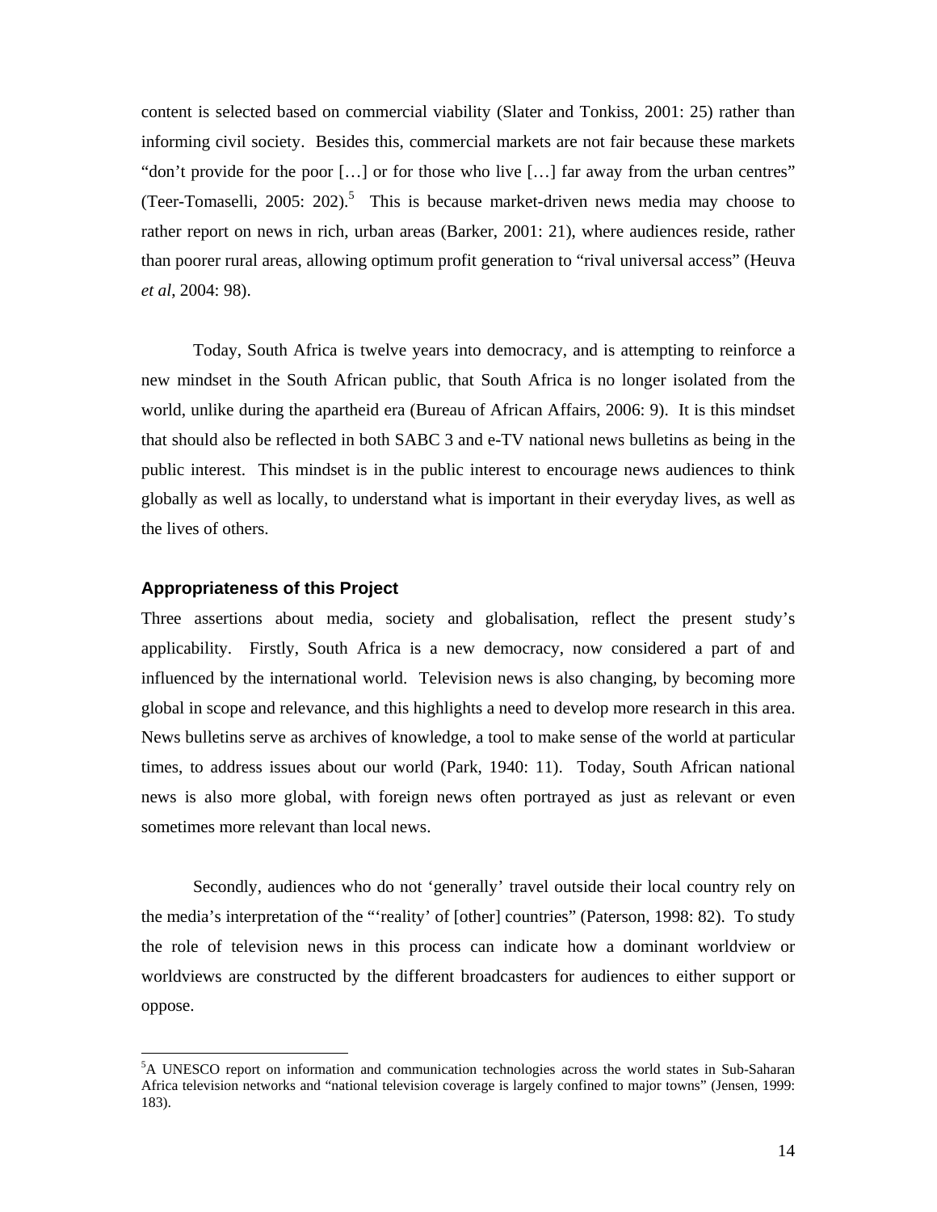content is selected based on commercial viability (Slater and Tonkiss, 2001: 25) rather than informing civil society. Besides this, commercial markets are not fair because these markets "don't provide for the poor […] or for those who live […] far away from the urban centres" (Teer-Tomaselli, 2005: 202).[5] This is because market-driven news media may choose to rather report on news in rich, urban areas (Barker, 2001: 21), where audiences reside, rather than poorer rural areas, allowing optimum profit generation to "rival universal access" (Heuva *et al*, 2004: 98).

Today, South Africa is twelve years into democracy, and is attempting to reinforce a new mindset in the South African public, that South Africa is no longer isolated from the world, unlike during the apartheid era (Bureau of African Affairs, 2006: 9). It is this mindset that should also be reflected in both SABC 3 and e-TV national news bulletins as being in the public interest. This mindset is in the public interest to encourage news audiences to think globally as well as locally, to understand what is important in their everyday lives, as well as the lives of others.

### Appropriateness of this Project

Three assertions about media, society and globalisation, reflect the present study's applicability. Firstly, South Africa is a new democracy, now considered a part of and influenced by the international world. Television news is also changing, by becoming more global in scope and relevance, and this highlights a need to develop more research in this area. News bulletins serve as archives of knowledge, a tool to make sense of the world at particular times, to address issues about our world (Park, 1940: 11). Today, South African national news is also more global, with foreign news often portrayed as just as relevant or even sometimes more relevant than local news.

Secondly, audiences who do not 'generally' travel outside their local country rely on the media's interpretation of the "'reality' of [other] countries" (Paterson, 1998: 82). To study the role of television news in this process can indicate how a dominant worldview or worldviews are constructed by the different broadcasters for audiences to either support or oppose.

---

[5] A UNESCO report on information and communication technologies across the world states in Sub-Saharan Africa television networks and "national television coverage is largely confined to major towns" (Jensen, 1999: 183).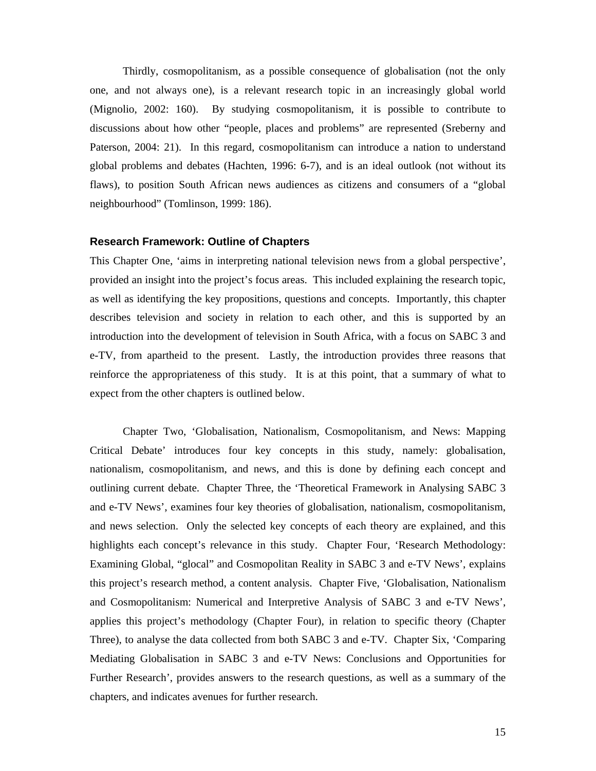Thirdly, cosmopolitanism, as a possible consequence of globalisation (not the only one, and not always one), is a relevant research topic in an increasingly global world (Mignolio, 2002: 160). By studying cosmopolitanism, it is possible to contribute to discussions about how other "people, places and problems" are represented (Sreberny and Paterson, 2004: 21). In this regard, cosmopolitanism can introduce a nation to understand global problems and debates (Hachten, 1996: 6-7), and is an ideal outlook (not without its flaws), to position South African news audiences as citizens and consumers of a "global neighbourhood" (Tomlinson, 1999: 186).

## Research Framework: Outline of Chapters

This Chapter One, 'aims in interpreting national television news from a global perspective', provided an insight into the project's focus areas. This included explaining the research topic, as well as identifying the key propositions, questions and concepts. Importantly, this chapter describes television and society in relation to each other, and this is supported by an introduction into the development of television in South Africa, with a focus on SABC 3 and e-TV, from apartheid to the present. Lastly, the introduction provides three reasons that reinforce the appropriateness of this study. It is at this point, that a summary of what to expect from the other chapters is outlined below.

Chapter Two, 'Globalisation, Nationalism, Cosmopolitanism, and News: Mapping Critical Debate' introduces four key concepts in this study, namely: globalisation, nationalism, cosmopolitanism, and news, and this is done by defining each concept and outlining current debate. Chapter Three, the 'Theoretical Framework in Analysing SABC 3 and e-TV News', examines four key theories of globalisation, nationalism, cosmopolitanism, and news selection. Only the selected key concepts of each theory are explained, and this highlights each concept's relevance in this study. Chapter Four, 'Research Methodology: Examining Global, "glocal" and Cosmopolitan Reality in SABC 3 and e-TV News', explains this project's research method, a content analysis. Chapter Five, 'Globalisation, Nationalism and Cosmopolitanism: Numerical and Interpretive Analysis of SABC 3 and e-TV News', applies this project's methodology (Chapter Four), in relation to specific theory (Chapter Three), to analyse the data collected from both SABC 3 and e-TV. Chapter Six, 'Comparing Mediating Globalisation in SABC 3 and e-TV News: Conclusions and Opportunities for Further Research', provides answers to the research questions, as well as a summary of the chapters, and indicates avenues for further research.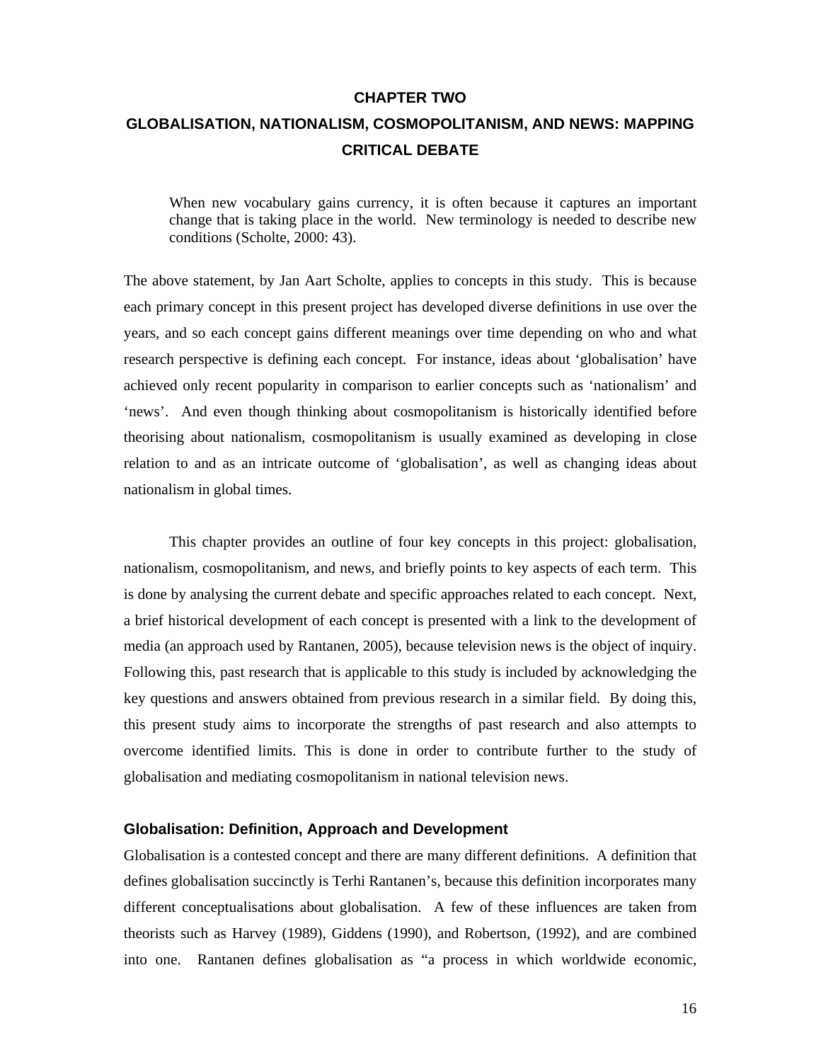# CHAPTER TWO

# GLOBALISATION, NATIONALISM, COSMOPOLITANISM, AND NEWS: MAPPING CRITICAL DEBATE

> When new vocabulary gains currency, it is often because it captures an important change that is taking place in the world. New terminology is needed to describe new conditions (Scholte, 2000: 43).

The above statement, by Jan Aart Scholte, applies to concepts in this study. This is because each primary concept in this present project has developed diverse definitions in use over the years, and so each concept gains different meanings over time depending on who and what research perspective is defining each concept. For instance, ideas about 'globalisation' have achieved only recent popularity in comparison to earlier concepts such as 'nationalism' and 'news'. And even though thinking about cosmopolitanism is historically identified before theorising about nationalism, cosmopolitanism is usually examined as developing in close relation to and as an intricate outcome of 'globalisation', as well as changing ideas about nationalism in global times.

This chapter provides an outline of four key concepts in this project: globalisation, nationalism, cosmopolitanism, and news, and briefly points to key aspects of each term. This is done by analysing the current debate and specific approaches related to each concept. Next, a brief historical development of each concept is presented with a link to the development of media (an approach used by Rantanen, 2005), because television news is the object of inquiry. Following this, past research that is applicable to this study is included by acknowledging the key questions and answers obtained from previous research in a similar field. By doing this, this present study aims to incorporate the strengths of past research and also attempts to overcome identified limits. This is done in order to contribute further to the study of globalisation and mediating cosmopolitanism in national television news.

### Globalisation: Definition, Approach and Development

Globalisation is a contested concept and there are many different definitions. A definition that defines globalisation succinctly is Terhi Rantanen's, because this definition incorporates many different conceptualisations about globalisation. A few of these influences are taken from theorists such as Harvey (1989), Giddens (1990), and Robertson, (1992), and are combined into one. Rantanen defines globalisation as "a process in which worldwide economic,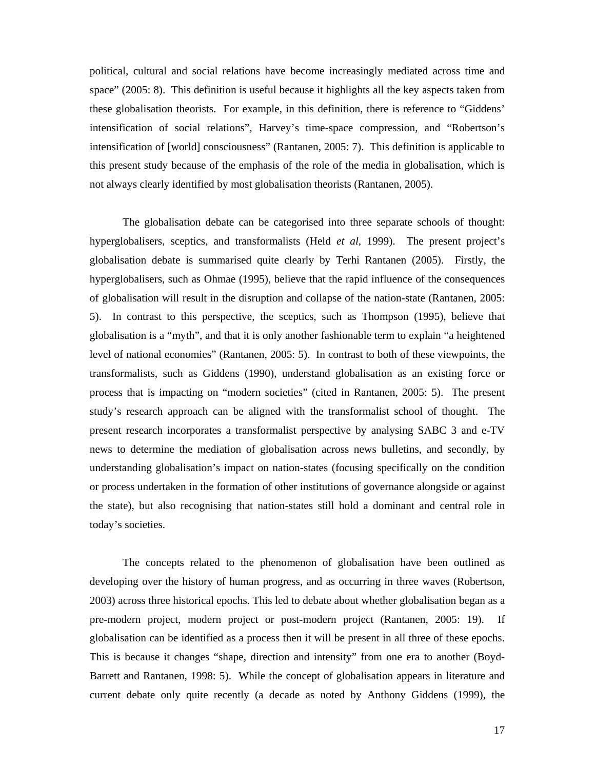political, cultural and social relations have become increasingly mediated across time and space" (2005: 8). This definition is useful because it highlights all the key aspects taken from these globalisation theorists. For example, in this definition, there is reference to "Giddens' intensification of social relations", Harvey's time-space compression, and "Robertson's intensification of [world] consciousness" (Rantanen, 2005: 7). This definition is applicable to this present study because of the emphasis of the role of the media in globalisation, which is not always clearly identified by most globalisation theorists (Rantanen, 2005).

The globalisation debate can be categorised into three separate schools of thought: hyperglobalisers, sceptics, and transformalists (Held *et al*, 1999). The present project's globalisation debate is summarised quite clearly by Terhi Rantanen (2005). Firstly, the hyperglobalisers, such as Ohmae (1995), believe that the rapid influence of the consequences of globalisation will result in the disruption and collapse of the nation-state (Rantanen, 2005: 5). In contrast to this perspective, the sceptics, such as Thompson (1995), believe that globalisation is a "myth", and that it is only another fashionable term to explain "a heightened level of national economies" (Rantanen, 2005: 5). In contrast to both of these viewpoints, the transformalists, such as Giddens (1990), understand globalisation as an existing force or process that is impacting on "modern societies" (cited in Rantanen, 2005: 5). The present study's research approach can be aligned with the transformalist school of thought. The present research incorporates a transformalist perspective by analysing SABC 3 and e-TV news to determine the mediation of globalisation across news bulletins, and secondly, by understanding globalisation's impact on nation-states (focusing specifically on the condition or process undertaken in the formation of other institutions of governance alongside or against the state), but also recognising that nation-states still hold a dominant and central role in today's societies.

The concepts related to the phenomenon of globalisation have been outlined as developing over the history of human progress, and as occurring in three waves (Robertson, 2003) across three historical epochs. This led to debate about whether globalisation began as a pre-modern project, modern project or post-modern project (Rantanen, 2005: 19). If globalisation can be identified as a process then it will be present in all three of these epochs. This is because it changes "shape, direction and intensity" from one era to another (Boyd-Barrett and Rantanen, 1998: 5). While the concept of globalisation appears in literature and current debate only quite recently (a decade as noted by Anthony Giddens (1999), the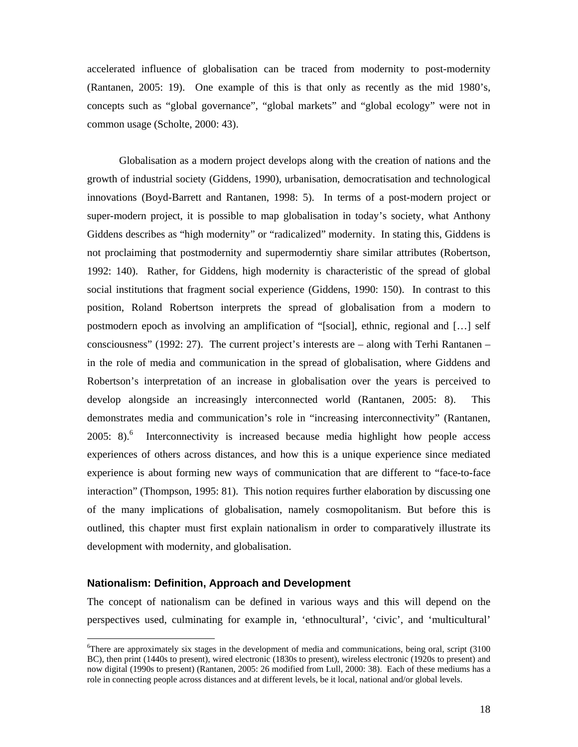accelerated influence of globalisation can be traced from modernity to post-modernity (Rantanen, 2005: 19). One example of this is that only as recently as the mid 1980's, concepts such as "global governance", "global markets" and "global ecology" were not in common usage (Scholte, 2000: 43).

Globalisation as a modern project develops along with the creation of nations and the growth of industrial society (Giddens, 1990), urbanisation, democratisation and technological innovations (Boyd-Barrett and Rantanen, 1998: 5). In terms of a post-modern project or super-modern project, it is possible to map globalisation in today's society, what Anthony Giddens describes as "high modernity" or "radicalized" modernity. In stating this, Giddens is not proclaiming that postmodernity and supermoderntiy share similar attributes (Robertson, 1992: 140). Rather, for Giddens, high modernity is characteristic of the spread of global social institutions that fragment social experience (Giddens, 1990: 150). In contrast to this position, Roland Robertson interprets the spread of globalisation from a modern to postmodern epoch as involving an amplification of "[social], ethnic, regional and […] self consciousness" (1992: 27). The current project's interests are – along with Terhi Rantanen – in the role of media and communication in the spread of globalisation, where Giddens and Robertson's interpretation of an increase in globalisation over the years is perceived to develop alongside an increasingly interconnected world (Rantanen, 2005: 8). This demonstrates media and communication's role in "increasing interconnectivity" (Rantanen, 2005: 8).[6] Interconnectivity is increased because media highlight how people access experiences of others across distances, and how this is a unique experience since mediated experience is about forming new ways of communication that are different to "face-to-face interaction" (Thompson, 1995: 81). This notion requires further elaboration by discussing one of the many implications of globalisation, namely cosmopolitanism. But before this is outlined, this chapter must first explain nationalism in order to comparatively illustrate its development with modernity, and globalisation.

### Nationalism: Definition, Approach and Development

The concept of nationalism can be defined in various ways and this will depend on the perspectives used, culminating for example in, 'ethnocultural', 'civic', and 'multicultural'

[6]There are approximately six stages in the development of media and communications, being oral, script (3100 BC), then print (1440s to present), wired electronic (1830s to present), wireless electronic (1920s to present) and now digital (1990s to present) (Rantanen, 2005: 26 modified from Lull, 2000: 38). Each of these mediums has a role in connecting people across distances and at different levels, be it local, national and/or global levels.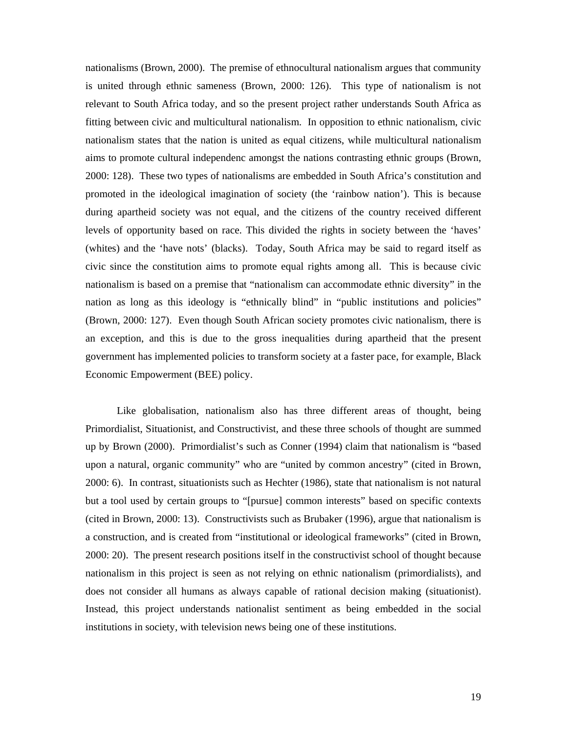nationalisms (Brown, 2000). The premise of ethnocultural nationalism argues that community is united through ethnic sameness (Brown, 2000: 126). This type of nationalism is not relevant to South Africa today, and so the present project rather understands South Africa as fitting between civic and multicultural nationalism. In opposition to ethnic nationalism, civic nationalism states that the nation is united as equal citizens, while multicultural nationalism aims to promote cultural independenc amongst the nations contrasting ethnic groups (Brown, 2000: 128). These two types of nationalisms are embedded in South Africa's constitution and promoted in the ideological imagination of society (the 'rainbow nation'). This is because during apartheid society was not equal, and the citizens of the country received different levels of opportunity based on race. This divided the rights in society between the 'haves' (whites) and the 'have nots' (blacks). Today, South Africa may be said to regard itself as civic since the constitution aims to promote equal rights among all. This is because civic nationalism is based on a premise that "nationalism can accommodate ethnic diversity" in the nation as long as this ideology is "ethnically blind" in "public institutions and policies" (Brown, 2000: 127). Even though South African society promotes civic nationalism, there is an exception, and this is due to the gross inequalities during apartheid that the present government has implemented policies to transform society at a faster pace, for example, Black Economic Empowerment (BEE) policy.

Like globalisation, nationalism also has three different areas of thought, being Primordialist, Situationist, and Constructivist, and these three schools of thought are summed up by Brown (2000). Primordialist's such as Conner (1994) claim that nationalism is "based upon a natural, organic community" who are "united by common ancestry" (cited in Brown, 2000: 6). In contrast, situationists such as Hechter (1986), state that nationalism is not natural but a tool used by certain groups to "[pursue] common interests" based on specific contexts (cited in Brown, 2000: 13). Constructivists such as Brubaker (1996), argue that nationalism is a construction, and is created from "institutional or ideological frameworks" (cited in Brown, 2000: 20). The present research positions itself in the constructivist school of thought because nationalism in this project is seen as not relying on ethnic nationalism (primordialists), and does not consider all humans as always capable of rational decision making (situationist). Instead, this project understands nationalist sentiment as being embedded in the social institutions in society, with television news being one of these institutions.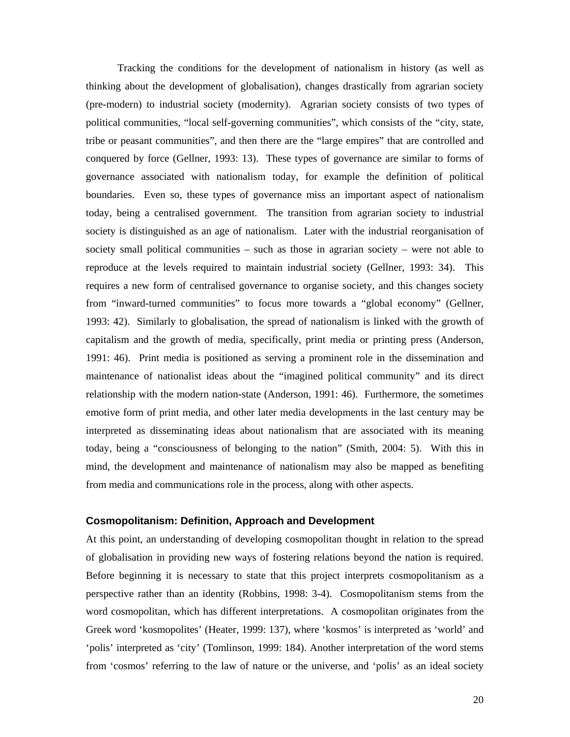Tracking the conditions for the development of nationalism in history (as well as thinking about the development of globalisation), changes drastically from agrarian society (pre-modern) to industrial society (modernity). Agrarian society consists of two types of political communities, "local self-governing communities", which consists of the "city, state, tribe or peasant communities", and then there are the "large empires" that are controlled and conquered by force (Gellner, 1993: 13). These types of governance are similar to forms of governance associated with nationalism today, for example the definition of political boundaries. Even so, these types of governance miss an important aspect of nationalism today, being a centralised government. The transition from agrarian society to industrial society is distinguished as an age of nationalism. Later with the industrial reorganisation of society small political communities – such as those in agrarian society – were not able to reproduce at the levels required to maintain industrial society (Gellner, 1993: 34). This requires a new form of centralised governance to organise society, and this changes society from "inward-turned communities" to focus more towards a "global economy" (Gellner, 1993: 42). Similarly to globalisation, the spread of nationalism is linked with the growth of capitalism and the growth of media, specifically, print media or printing press (Anderson, 1991: 46). Print media is positioned as serving a prominent role in the dissemination and maintenance of nationalist ideas about the "imagined political community" and its direct relationship with the modern nation-state (Anderson, 1991: 46). Furthermore, the sometimes emotive form of print media, and other later media developments in the last century may be interpreted as disseminating ideas about nationalism that are associated with its meaning today, being a "consciousness of belonging to the nation" (Smith, 2004: 5). With this in mind, the development and maintenance of nationalism may also be mapped as benefiting from media and communications role in the process, along with other aspects.

### Cosmopolitanism: Definition, Approach and Development

At this point, an understanding of developing cosmopolitan thought in relation to the spread of globalisation in providing new ways of fostering relations beyond the nation is required. Before beginning it is necessary to state that this project interprets cosmopolitanism as a perspective rather than an identity (Robbins, 1998: 3-4). Cosmopolitanism stems from the word cosmopolitan, which has different interpretations. A cosmopolitan originates from the Greek word 'kosmopolites' (Heater, 1999: 137), where 'kosmos' is interpreted as 'world' and 'polis' interpreted as 'city' (Tomlinson, 1999: 184). Another interpretation of the word stems from 'cosmos' referring to the law of nature or the universe, and 'polis' as an ideal society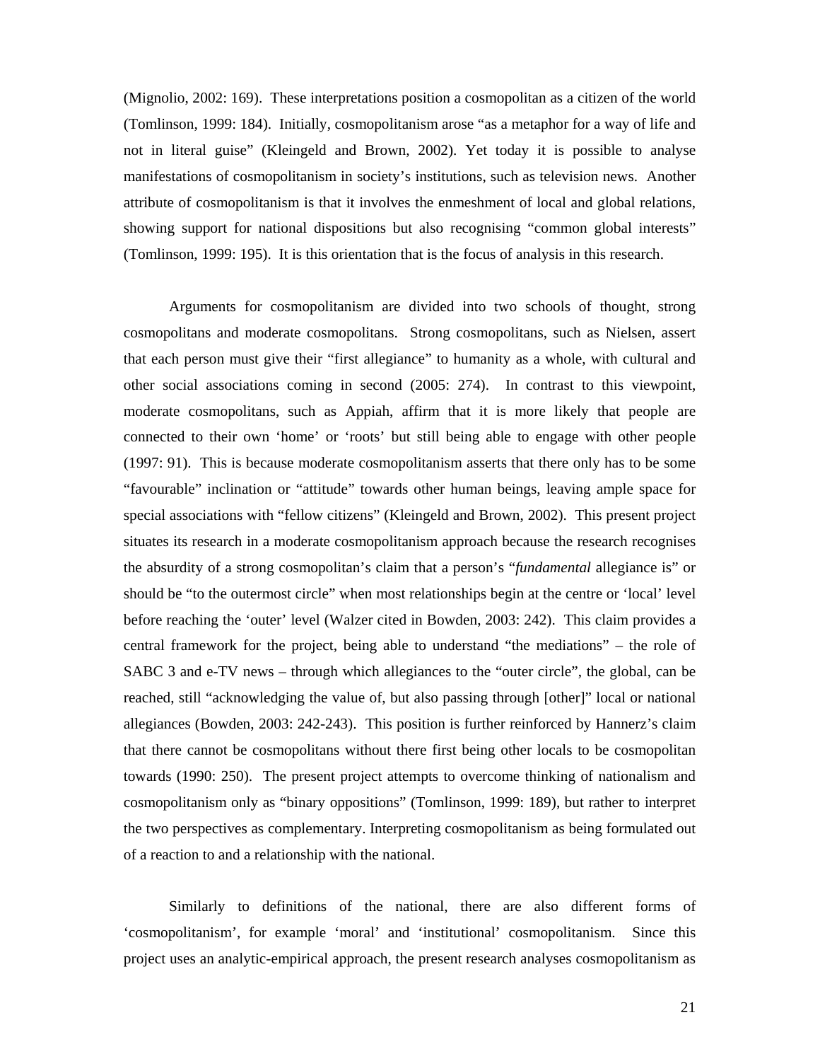(Mignolio, 2002: 169). These interpretations position a cosmopolitan as a citizen of the world (Tomlinson, 1999: 184). Initially, cosmopolitanism arose "as a metaphor for a way of life and not in literal guise" (Kleingeld and Brown, 2002). Yet today it is possible to analyse manifestations of cosmopolitanism in society's institutions, such as television news. Another attribute of cosmopolitanism is that it involves the enmeshment of local and global relations, showing support for national dispositions but also recognising "common global interests" (Tomlinson, 1999: 195). It is this orientation that is the focus of analysis in this research.

Arguments for cosmopolitanism are divided into two schools of thought, strong cosmopolitans and moderate cosmopolitans. Strong cosmopolitans, such as Nielsen, assert that each person must give their "first allegiance" to humanity as a whole, with cultural and other social associations coming in second (2005: 274). In contrast to this viewpoint, moderate cosmopolitans, such as Appiah, affirm that it is more likely that people are connected to their own 'home' or 'roots' but still being able to engage with other people (1997: 91). This is because moderate cosmopolitanism asserts that there only has to be some "favourable" inclination or "attitude" towards other human beings, leaving ample space for special associations with "fellow citizens" (Kleingeld and Brown, 2002). This present project situates its research in a moderate cosmopolitanism approach because the research recognises the absurdity of a strong cosmopolitan's claim that a person's "*fundamental* allegiance is" or should be "to the outermost circle" when most relationships begin at the centre or 'local' level before reaching the 'outer' level (Walzer cited in Bowden, 2003: 242). This claim provides a central framework for the project, being able to understand "the mediations" – the role of SABC 3 and e-TV news – through which allegiances to the "outer circle", the global, can be reached, still "acknowledging the value of, but also passing through [other]" local or national allegiances (Bowden, 2003: 242-243). This position is further reinforced by Hannerz's claim that there cannot be cosmopolitans without there first being other locals to be cosmopolitan towards (1990: 250). The present project attempts to overcome thinking of nationalism and cosmopolitanism only as "binary oppositions" (Tomlinson, 1999: 189), but rather to interpret the two perspectives as complementary. Interpreting cosmopolitanism as being formulated out of a reaction to and a relationship with the national.

Similarly to definitions of the national, there are also different forms of 'cosmopolitanism', for example 'moral' and 'institutional' cosmopolitanism. Since this project uses an analytic-empirical approach, the present research analyses cosmopolitanism as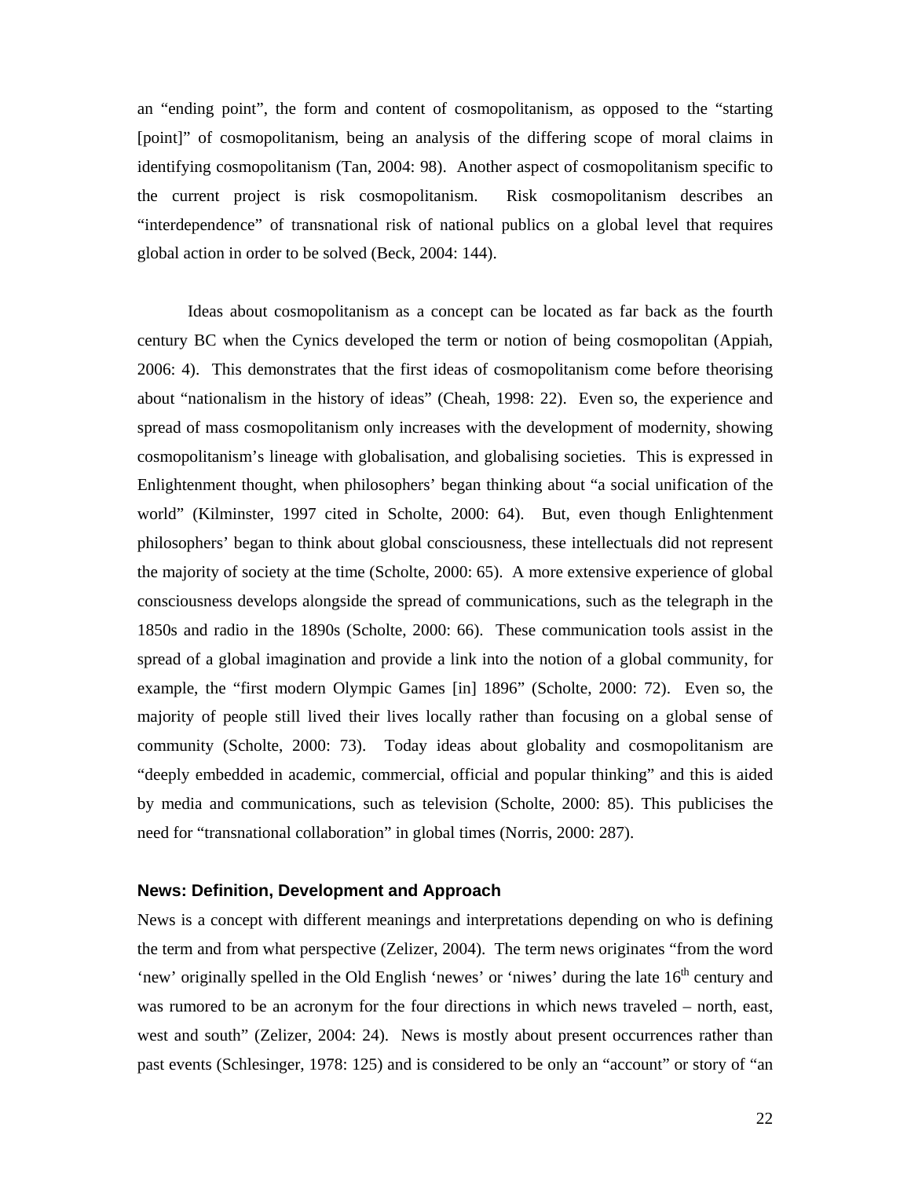an "ending point", the form and content of cosmopolitanism, as opposed to the "starting [point]" of cosmopolitanism, being an analysis of the differing scope of moral claims in identifying cosmopolitanism (Tan, 2004: 98). Another aspect of cosmopolitanism specific to the current project is risk cosmopolitanism. Risk cosmopolitanism describes an "interdependence" of transnational risk of national publics on a global level that requires global action in order to be solved (Beck, 2004: 144).

Ideas about cosmopolitanism as a concept can be located as far back as the fourth century BC when the Cynics developed the term or notion of being cosmopolitan (Appiah, 2006: 4). This demonstrates that the first ideas of cosmopolitanism come before theorising about "nationalism in the history of ideas" (Cheah, 1998: 22). Even so, the experience and spread of mass cosmopolitanism only increases with the development of modernity, showing cosmopolitanism's lineage with globalisation, and globalising societies. This is expressed in Enlightenment thought, when philosophers' began thinking about "a social unification of the world" (Kilminster, 1997 cited in Scholte, 2000: 64). But, even though Enlightenment philosophers' began to think about global consciousness, these intellectuals did not represent the majority of society at the time (Scholte, 2000: 65). A more extensive experience of global consciousness develops alongside the spread of communications, such as the telegraph in the 1850s and radio in the 1890s (Scholte, 2000: 66). These communication tools assist in the spread of a global imagination and provide a link into the notion of a global community, for example, the "first modern Olympic Games [in] 1896" (Scholte, 2000: 72). Even so, the majority of people still lived their lives locally rather than focusing on a global sense of community (Scholte, 2000: 73). Today ideas about globality and cosmopolitanism are "deeply embedded in academic, commercial, official and popular thinking" and this is aided by media and communications, such as television (Scholte, 2000: 85). This publicises the need for "transnational collaboration" in global times (Norris, 2000: 287).

### News: Definition, Development and Approach

News is a concept with different meanings and interpretations depending on who is defining the term and from what perspective (Zelizer, 2004). The term news originates "from the word 'new' originally spelled in the Old English 'newes' or 'niwes' during the late 16th century and was rumored to be an acronym for the four directions in which news traveled – north, east, west and south" (Zelizer, 2004: 24). News is mostly about present occurrences rather than past events (Schlesinger, 1978: 125) and is considered to be only an "account" or story of "an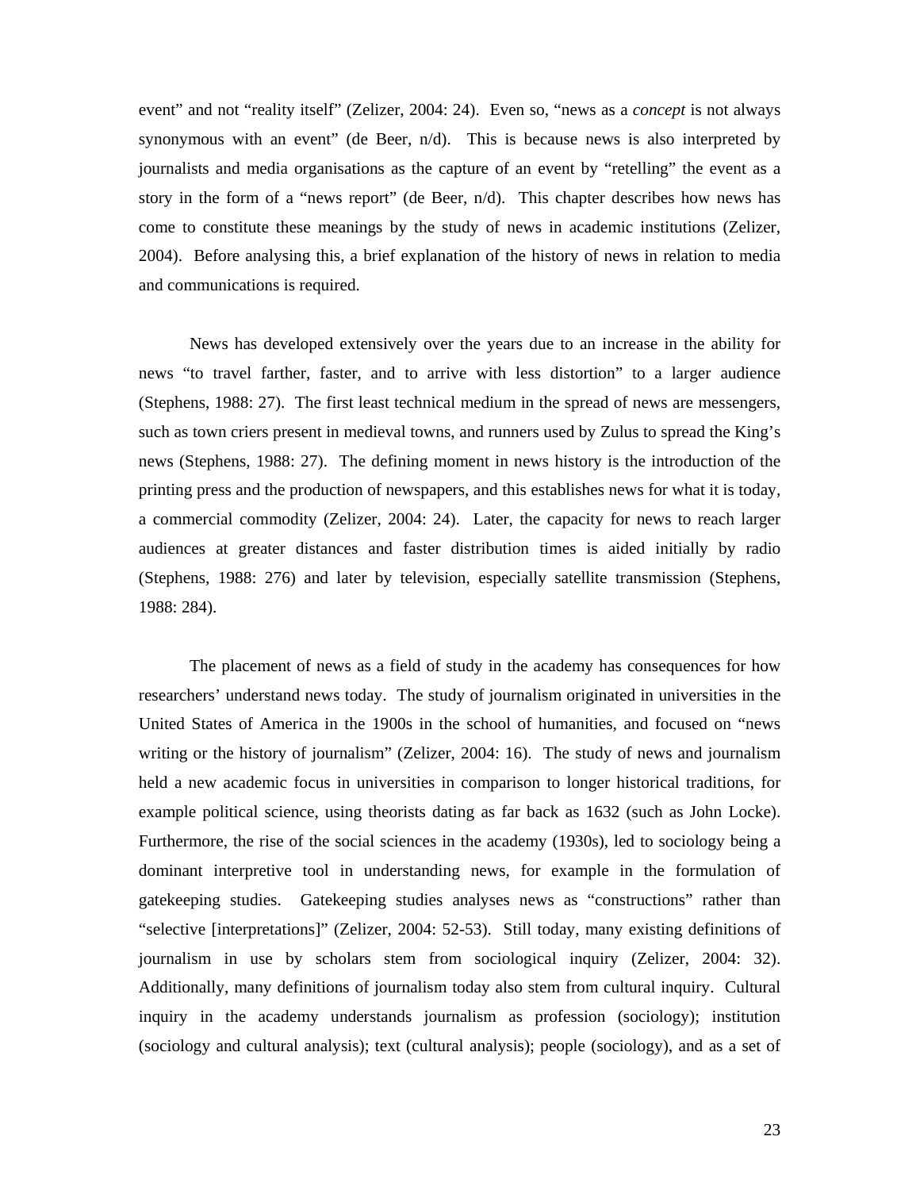event" and not "reality itself" (Zelizer, 2004: 24). Even so, "news as a *concept* is not always synonymous with an event" (de Beer, n/d). This is because news is also interpreted by journalists and media organisations as the capture of an event by "retelling" the event as a story in the form of a "news report" (de Beer, n/d). This chapter describes how news has come to constitute these meanings by the study of news in academic institutions (Zelizer, 2004). Before analysing this, a brief explanation of the history of news in relation to media and communications is required.

News has developed extensively over the years due to an increase in the ability for news "to travel farther, faster, and to arrive with less distortion" to a larger audience (Stephens, 1988: 27). The first least technical medium in the spread of news are messengers, such as town criers present in medieval towns, and runners used by Zulus to spread the King's news (Stephens, 1988: 27). The defining moment in news history is the introduction of the printing press and the production of newspapers, and this establishes news for what it is today, a commercial commodity (Zelizer, 2004: 24). Later, the capacity for news to reach larger audiences at greater distances and faster distribution times is aided initially by radio (Stephens, 1988: 276) and later by television, especially satellite transmission (Stephens, 1988: 284).

The placement of news as a field of study in the academy has consequences for how researchers' understand news today. The study of journalism originated in universities in the United States of America in the 1900s in the school of humanities, and focused on "news writing or the history of journalism" (Zelizer, 2004: 16). The study of news and journalism held a new academic focus in universities in comparison to longer historical traditions, for example political science, using theorists dating as far back as 1632 (such as John Locke). Furthermore, the rise of the social sciences in the academy (1930s), led to sociology being a dominant interpretive tool in understanding news, for example in the formulation of gatekeeping studies. Gatekeeping studies analyses news as "constructions" rather than "selective [interpretations]" (Zelizer, 2004: 52-53). Still today, many existing definitions of journalism in use by scholars stem from sociological inquiry (Zelizer, 2004: 32). Additionally, many definitions of journalism today also stem from cultural inquiry. Cultural inquiry in the academy understands journalism as profession (sociology); institution (sociology and cultural analysis); text (cultural analysis); people (sociology), and as a set of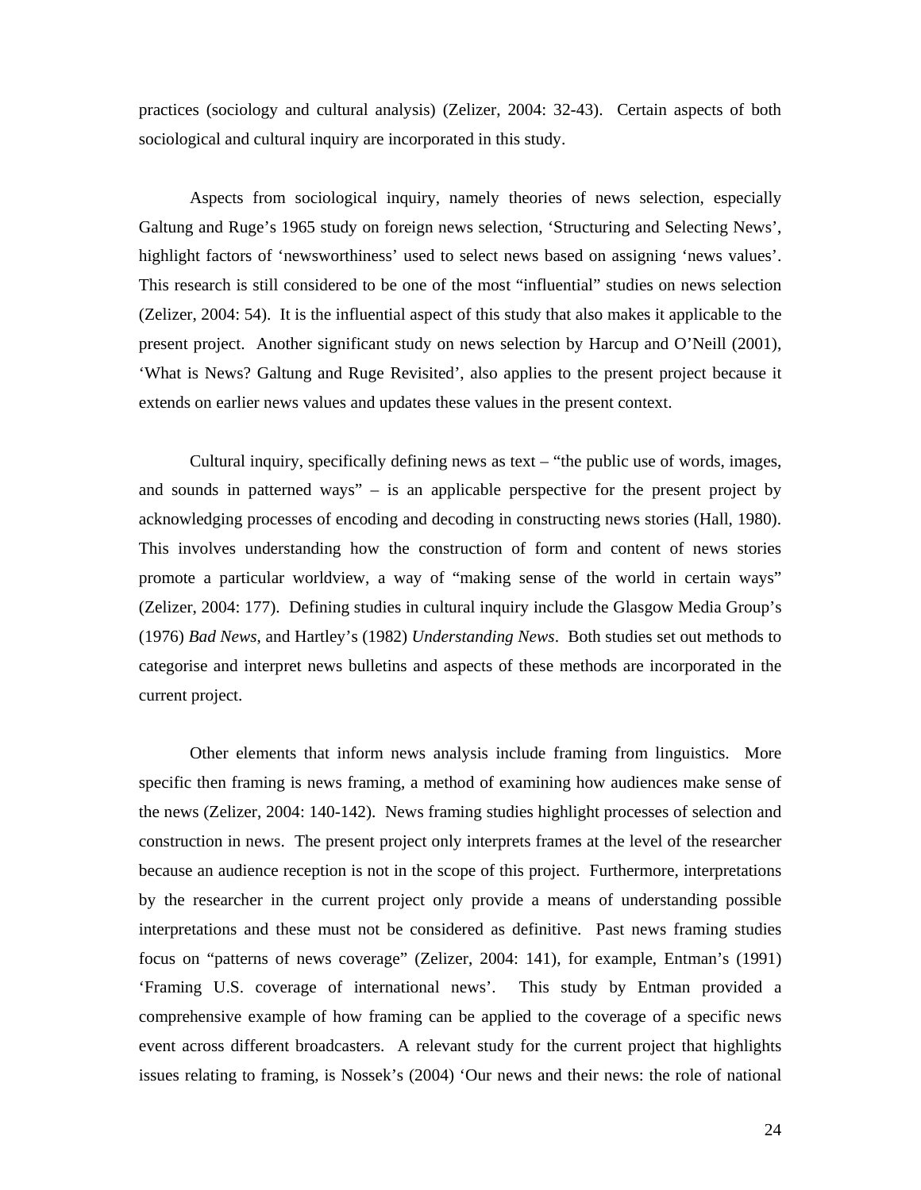practices (sociology and cultural analysis) (Zelizer, 2004: 32-43). Certain aspects of both sociological and cultural inquiry are incorporated in this study.

Aspects from sociological inquiry, namely theories of news selection, especially Galtung and Ruge's 1965 study on foreign news selection, 'Structuring and Selecting News', highlight factors of 'newsworthiness' used to select news based on assigning 'news values'. This research is still considered to be one of the most "influential" studies on news selection (Zelizer, 2004: 54). It is the influential aspect of this study that also makes it applicable to the present project. Another significant study on news selection by Harcup and O'Neill (2001), 'What is News? Galtung and Ruge Revisited', also applies to the present project because it extends on earlier news values and updates these values in the present context.

Cultural inquiry, specifically defining news as text – "the public use of words, images, and sounds in patterned ways" – is an applicable perspective for the present project by acknowledging processes of encoding and decoding in constructing news stories (Hall, 1980). This involves understanding how the construction of form and content of news stories promote a particular worldview, a way of "making sense of the world in certain ways" (Zelizer, 2004: 177). Defining studies in cultural inquiry include the Glasgow Media Group's (1976) *Bad News*, and Hartley's (1982) *Understanding News*. Both studies set out methods to categorise and interpret news bulletins and aspects of these methods are incorporated in the current project.

Other elements that inform news analysis include framing from linguistics. More specific then framing is news framing, a method of examining how audiences make sense of the news (Zelizer, 2004: 140-142). News framing studies highlight processes of selection and construction in news. The present project only interprets frames at the level of the researcher because an audience reception is not in the scope of this project. Furthermore, interpretations by the researcher in the current project only provide a means of understanding possible interpretations and these must not be considered as definitive. Past news framing studies focus on "patterns of news coverage" (Zelizer, 2004: 141), for example, Entman's (1991) 'Framing U.S. coverage of international news'. This study by Entman provided a comprehensive example of how framing can be applied to the coverage of a specific news event across different broadcasters. A relevant study for the current project that highlights issues relating to framing, is Nossek's (2004) 'Our news and their news: the role of national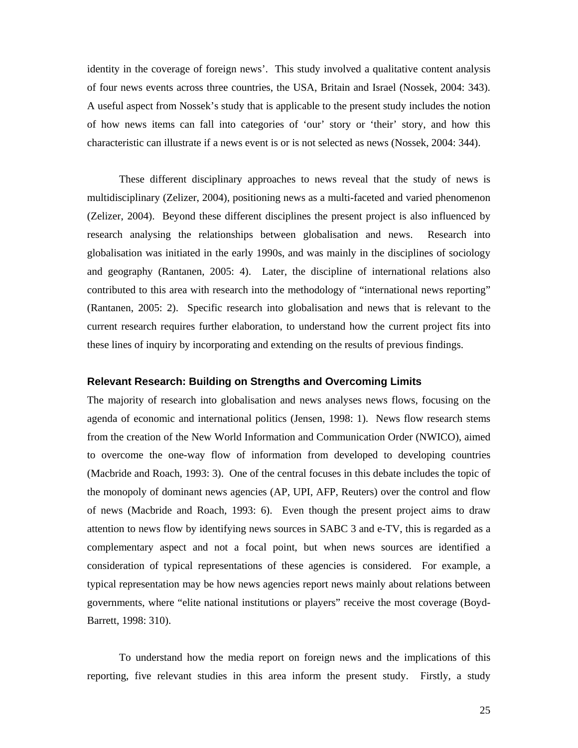identity in the coverage of foreign news'. This study involved a qualitative content analysis of four news events across three countries, the USA, Britain and Israel (Nossek, 2004: 343). A useful aspect from Nossek's study that is applicable to the present study includes the notion of how news items can fall into categories of 'our' story or 'their' story, and how this characteristic can illustrate if a news event is or is not selected as news (Nossek, 2004: 344).

These different disciplinary approaches to news reveal that the study of news is multidisciplinary (Zelizer, 2004), positioning news as a multi-faceted and varied phenomenon (Zelizer, 2004). Beyond these different disciplines the present project is also influenced by research analysing the relationships between globalisation and news. Research into globalisation was initiated in the early 1990s, and was mainly in the disciplines of sociology and geography (Rantanen, 2005: 4). Later, the discipline of international relations also contributed to this area with research into the methodology of "international news reporting" (Rantanen, 2005: 2). Specific research into globalisation and news that is relevant to the current research requires further elaboration, to understand how the current project fits into these lines of inquiry by incorporating and extending on the results of previous findings.

### Relevant Research: Building on Strengths and Overcoming Limits

The majority of research into globalisation and news analyses news flows, focusing on the agenda of economic and international politics (Jensen, 1998: 1). News flow research stems from the creation of the New World Information and Communication Order (NWICO), aimed to overcome the one-way flow of information from developed to developing countries (Macbride and Roach, 1993: 3). One of the central focuses in this debate includes the topic of the monopoly of dominant news agencies (AP, UPI, AFP, Reuters) over the control and flow of news (Macbride and Roach, 1993: 6). Even though the present project aims to draw attention to news flow by identifying news sources in SABC 3 and e-TV, this is regarded as a complementary aspect and not a focal point, but when news sources are identified a consideration of typical representations of these agencies is considered. For example, a typical representation may be how news agencies report news mainly about relations between governments, where "elite national institutions or players" receive the most coverage (Boyd-Barrett, 1998: 310).

To understand how the media report on foreign news and the implications of this reporting, five relevant studies in this area inform the present study. Firstly, a study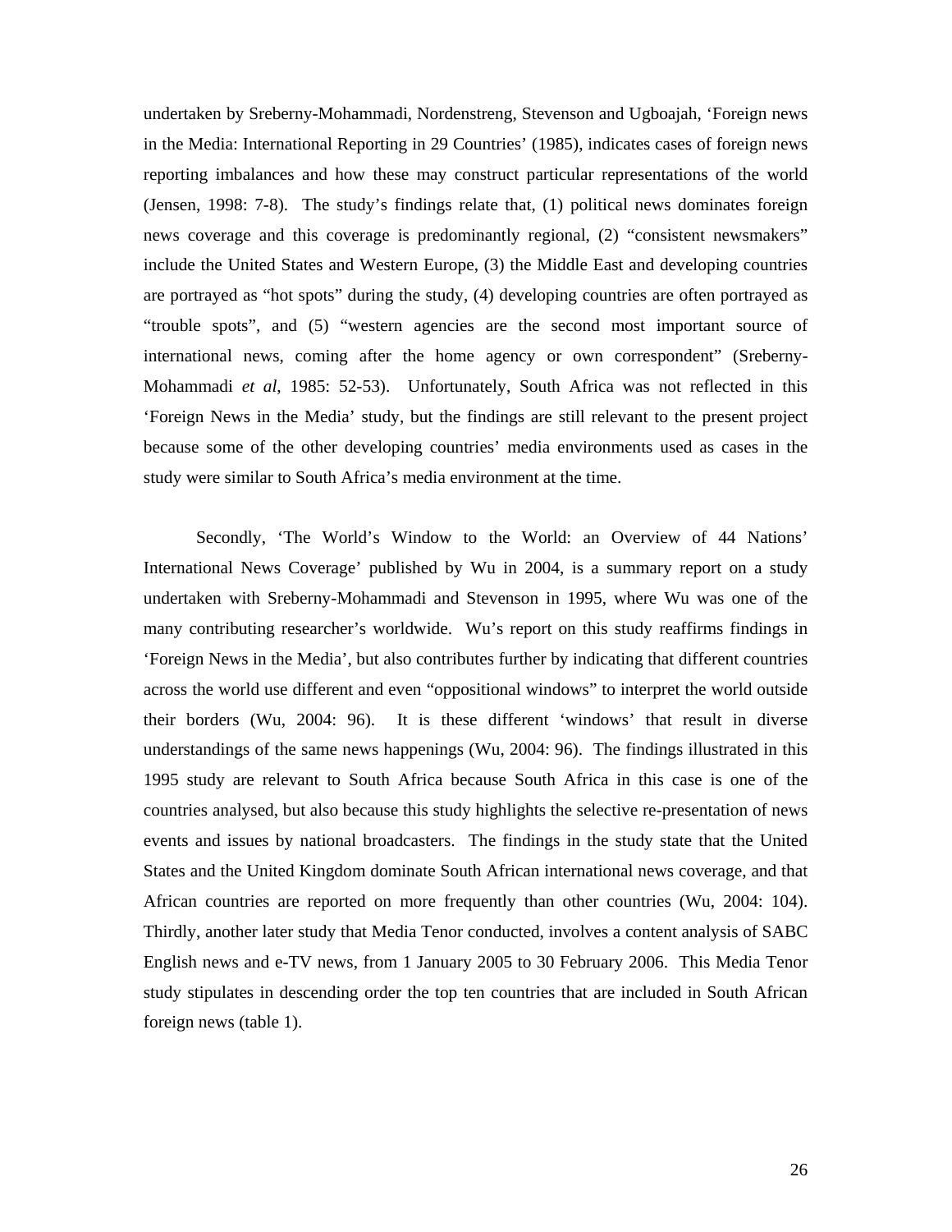undertaken by Sreberny-Mohammadi, Nordenstreng, Stevenson and Ugboajah, 'Foreign news in the Media: International Reporting in 29 Countries' (1985), indicates cases of foreign news reporting imbalances and how these may construct particular representations of the world (Jensen, 1998: 7-8). The study's findings relate that, (1) political news dominates foreign news coverage and this coverage is predominantly regional, (2) "consistent newsmakers" include the United States and Western Europe, (3) the Middle East and developing countries are portrayed as "hot spots" during the study, (4) developing countries are often portrayed as "trouble spots", and (5) "western agencies are the second most important source of international news, coming after the home agency or own correspondent" (Sreberny-Mohammadi *et al*, 1985: 52-53). Unfortunately, South Africa was not reflected in this 'Foreign News in the Media' study, but the findings are still relevant to the present project because some of the other developing countries' media environments used as cases in the study were similar to South Africa's media environment at the time.

Secondly, 'The World's Window to the World: an Overview of 44 Nations' International News Coverage' published by Wu in 2004, is a summary report on a study undertaken with Sreberny-Mohammadi and Stevenson in 1995, where Wu was one of the many contributing researcher's worldwide. Wu's report on this study reaffirms findings in 'Foreign News in the Media', but also contributes further by indicating that different countries across the world use different and even "oppositional windows" to interpret the world outside their borders (Wu, 2004: 96). It is these different 'windows' that result in diverse understandings of the same news happenings (Wu, 2004: 96). The findings illustrated in this 1995 study are relevant to South Africa because South Africa in this case is one of the countries analysed, but also because this study highlights the selective re-presentation of news events and issues by national broadcasters. The findings in the study state that the United States and the United Kingdom dominate South African international news coverage, and that African countries are reported on more frequently than other countries (Wu, 2004: 104). Thirdly, another later study that Media Tenor conducted, involves a content analysis of SABC English news and e-TV news, from 1 January 2005 to 30 February 2006. This Media Tenor study stipulates in descending order the top ten countries that are included in South African foreign news (table 1).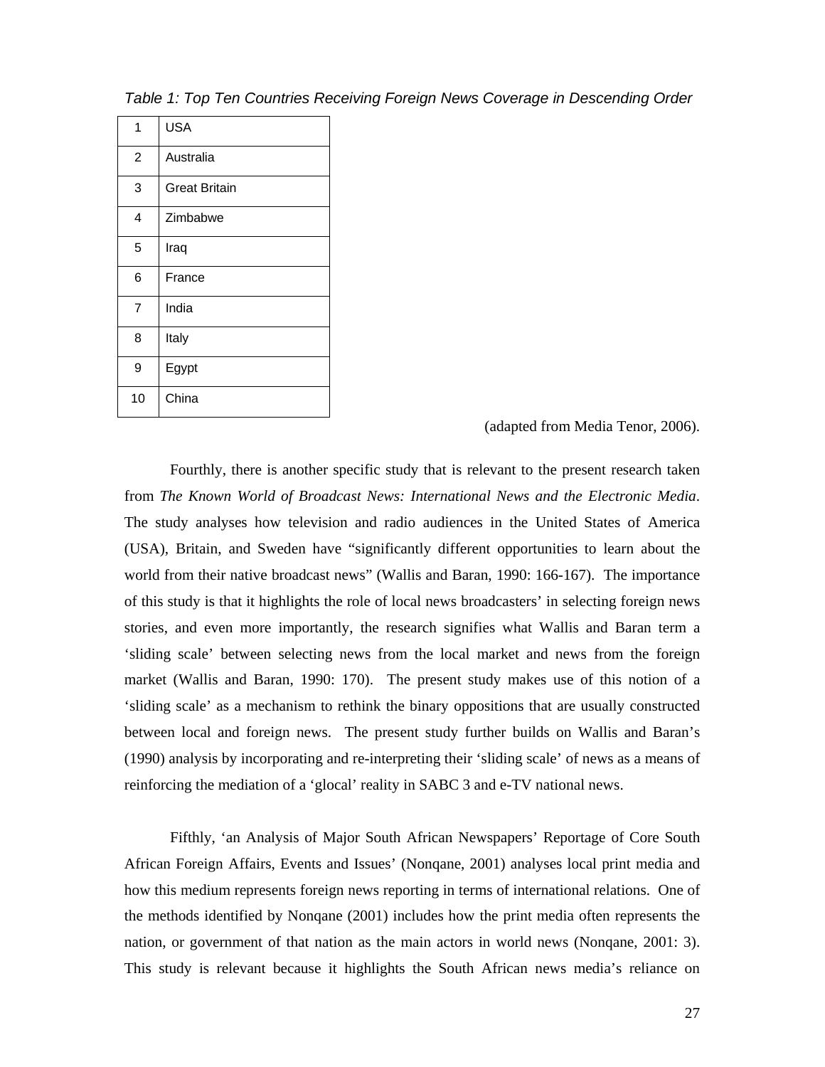*Table 1: Top Ten Countries Receiving Foreign News Coverage in Descending Order*

| | |
|---|---|
| 1 | USA |
| 2 | Australia |
| 3 | Great Britain |
| 4 | Zimbabwe |
| 5 | Iraq |
| 6 | France |
| 7 | India |
| 8 | Italy |
| 9 | Egypt |
| 10 | China |

(adapted from Media Tenor, 2006).

Fourthly, there is another specific study that is relevant to the present research taken from *The Known World of Broadcast News: International News and the Electronic Media*. The study analyses how television and radio audiences in the United States of America (USA), Britain, and Sweden have "significantly different opportunities to learn about the world from their native broadcast news" (Wallis and Baran, 1990: 166-167). The importance of this study is that it highlights the role of local news broadcasters' in selecting foreign news stories, and even more importantly, the research signifies what Wallis and Baran term a 'sliding scale' between selecting news from the local market and news from the foreign market (Wallis and Baran, 1990: 170). The present study makes use of this notion of a 'sliding scale' as a mechanism to rethink the binary oppositions that are usually constructed between local and foreign news. The present study further builds on Wallis and Baran's (1990) analysis by incorporating and re-interpreting their 'sliding scale' of news as a means of reinforcing the mediation of a 'glocal' reality in SABC 3 and e-TV national news.

Fifthly, 'an Analysis of Major South African Newspapers' Reportage of Core South African Foreign Affairs, Events and Issues' (Nonqane, 2001) analyses local print media and how this medium represents foreign news reporting in terms of international relations. One of the methods identified by Nonqane (2001) includes how the print media often represents the nation, or government of that nation as the main actors in world news (Nonqane, 2001: 3). This study is relevant because it highlights the South African news media's reliance on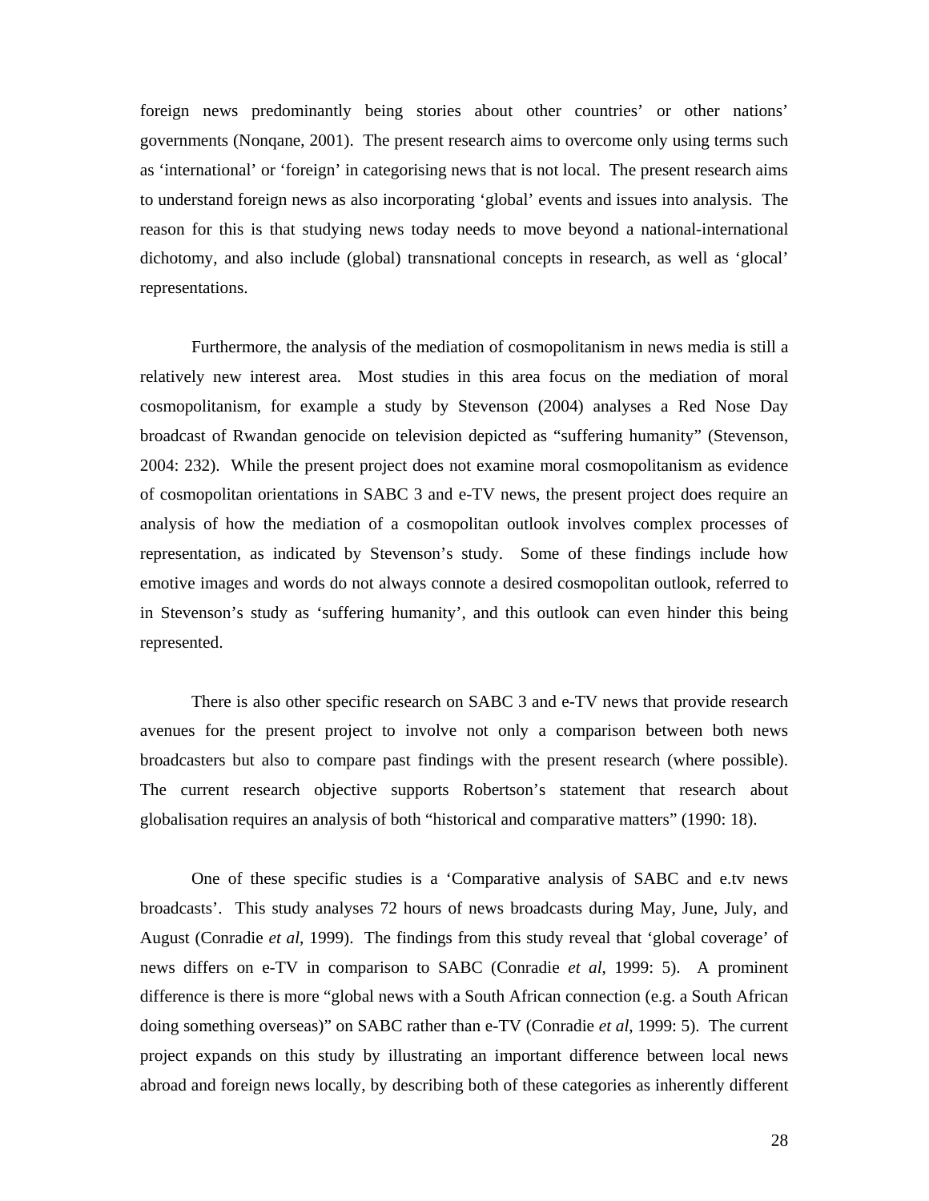foreign news predominantly being stories about other countries' or other nations' governments (Nonqane, 2001). The present research aims to overcome only using terms such as 'international' or 'foreign' in categorising news that is not local. The present research aims to understand foreign news as also incorporating 'global' events and issues into analysis. The reason for this is that studying news today needs to move beyond a national-international dichotomy, and also include (global) transnational concepts in research, as well as 'glocal' representations.

Furthermore, the analysis of the mediation of cosmopolitanism in news media is still a relatively new interest area. Most studies in this area focus on the mediation of moral cosmopolitanism, for example a study by Stevenson (2004) analyses a Red Nose Day broadcast of Rwandan genocide on television depicted as "suffering humanity" (Stevenson, 2004: 232). While the present project does not examine moral cosmopolitanism as evidence of cosmopolitan orientations in SABC 3 and e-TV news, the present project does require an analysis of how the mediation of a cosmopolitan outlook involves complex processes of representation, as indicated by Stevenson's study. Some of these findings include how emotive images and words do not always connote a desired cosmopolitan outlook, referred to in Stevenson's study as 'suffering humanity', and this outlook can even hinder this being represented.

There is also other specific research on SABC 3 and e-TV news that provide research avenues for the present project to involve not only a comparison between both news broadcasters but also to compare past findings with the present research (where possible). The current research objective supports Robertson's statement that research about globalisation requires an analysis of both "historical and comparative matters" (1990: 18).

One of these specific studies is a 'Comparative analysis of SABC and e.tv news broadcasts'. This study analyses 72 hours of news broadcasts during May, June, July, and August (Conradie *et al*, 1999). The findings from this study reveal that 'global coverage' of news differs on e-TV in comparison to SABC (Conradie *et al*, 1999: 5). A prominent difference is there is more "global news with a South African connection (e.g. a South African doing something overseas)" on SABC rather than e-TV (Conradie *et al*, 1999: 5). The current project expands on this study by illustrating an important difference between local news abroad and foreign news locally, by describing both of these categories as inherently different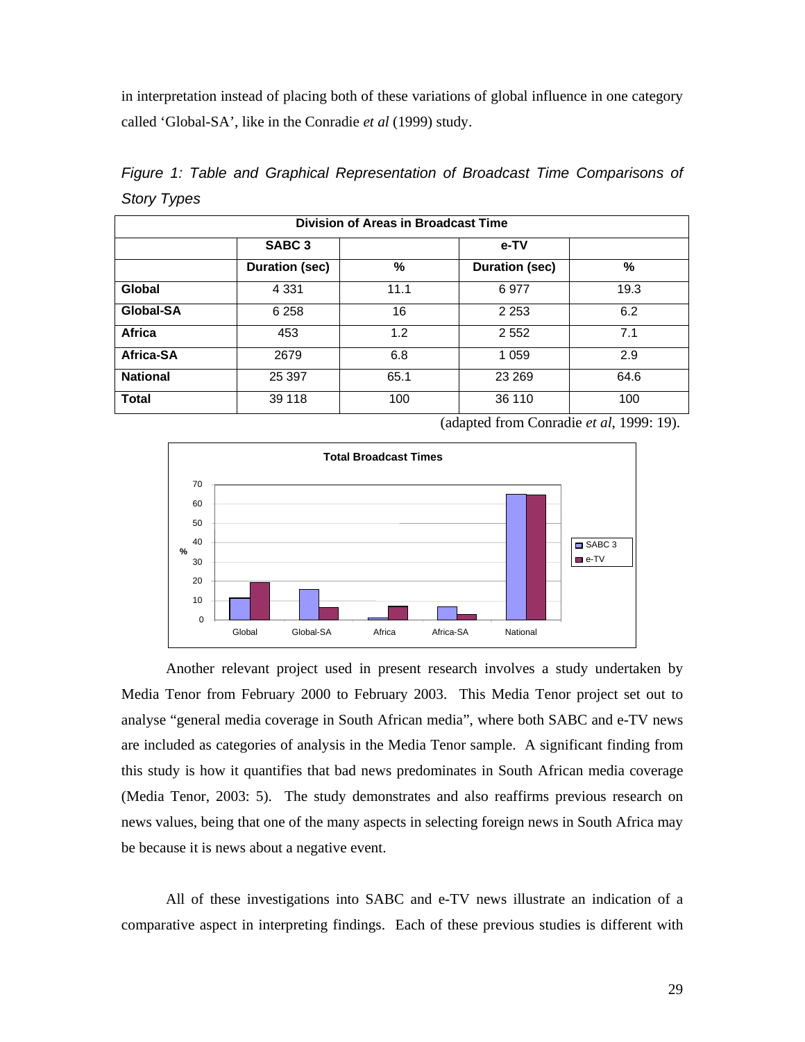in interpretation instead of placing both of these variations of global influence in one category called 'Global-SA', like in the Conradie *et al* (1999) study.

*Figure 1: Table and Graphical Representation of Broadcast Time Comparisons of Story Types*

| Division of Areas in Broadcast Time | | | | |
|---|---|---|---|---|
| | **SABC 3** | | **e-TV** | |
| | **Duration (sec)** | **%** | **Duration (sec)** | **%** |
| **Global** | 4 331 | 11.1 | 6 977 | 19.3 |
| **Global-SA** | 6 258 | 16 | 2 253 | 6.2 |
| **Africa** | 453 | 1.2 | 2 552 | 7.1 |
| **Africa-SA** | 2679 | 6.8 | 1 059 | 2.9 |
| **National** | 25 397 | 65.1 | 23 269 | 64.6 |
| **Total** | 39 118 | 100 | 36 110 | 100 |

(adapted from Conradie *et al*, 1999: 19).

Another relevant project used in present research involves a study undertaken by Media Tenor from February 2000 to February 2003. This Media Tenor project set out to analyse "general media coverage in South African media", where both SABC and e-TV news are included as categories of analysis in the Media Tenor sample. A significant finding from this study is how it quantifies that bad news predominates in South African media coverage (Media Tenor, 2003: 5). The study demonstrates and also reaffirms previous research on news values, being that one of the many aspects in selecting foreign news in South Africa may be because it is news about a negative event.

All of these investigations into SABC and e-TV news illustrate an indication of a comparative aspect in interpreting findings. Each of these previous studies is different with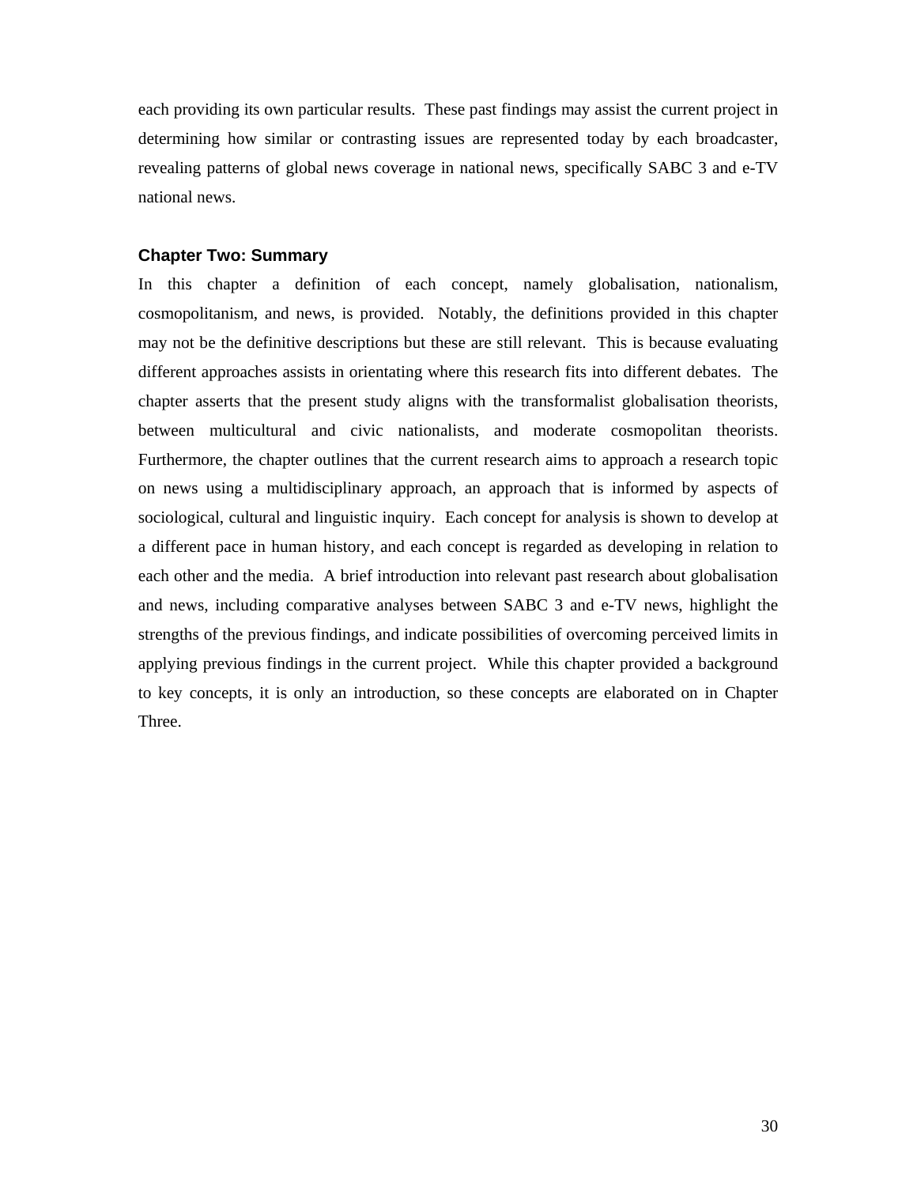each providing its own particular results. These past findings may assist the current project in determining how similar or contrasting issues are represented today by each broadcaster, revealing patterns of global news coverage in national news, specifically SABC 3 and e-TV national news.

### Chapter Two: Summary

In this chapter a definition of each concept, namely globalisation, nationalism, cosmopolitanism, and news, is provided. Notably, the definitions provided in this chapter may not be the definitive descriptions but these are still relevant. This is because evaluating different approaches assists in orientating where this research fits into different debates. The chapter asserts that the present study aligns with the transformalist globalisation theorists, between multicultural and civic nationalists, and moderate cosmopolitan theorists. Furthermore, the chapter outlines that the current research aims to approach a research topic on news using a multidisciplinary approach, an approach that is informed by aspects of sociological, cultural and linguistic inquiry. Each concept for analysis is shown to develop at a different pace in human history, and each concept is regarded as developing in relation to each other and the media. A brief introduction into relevant past research about globalisation and news, including comparative analyses between SABC 3 and e-TV news, highlight the strengths of the previous findings, and indicate possibilities of overcoming perceived limits in applying previous findings in the current project. While this chapter provided a background to key concepts, it is only an introduction, so these concepts are elaborated on in Chapter Three.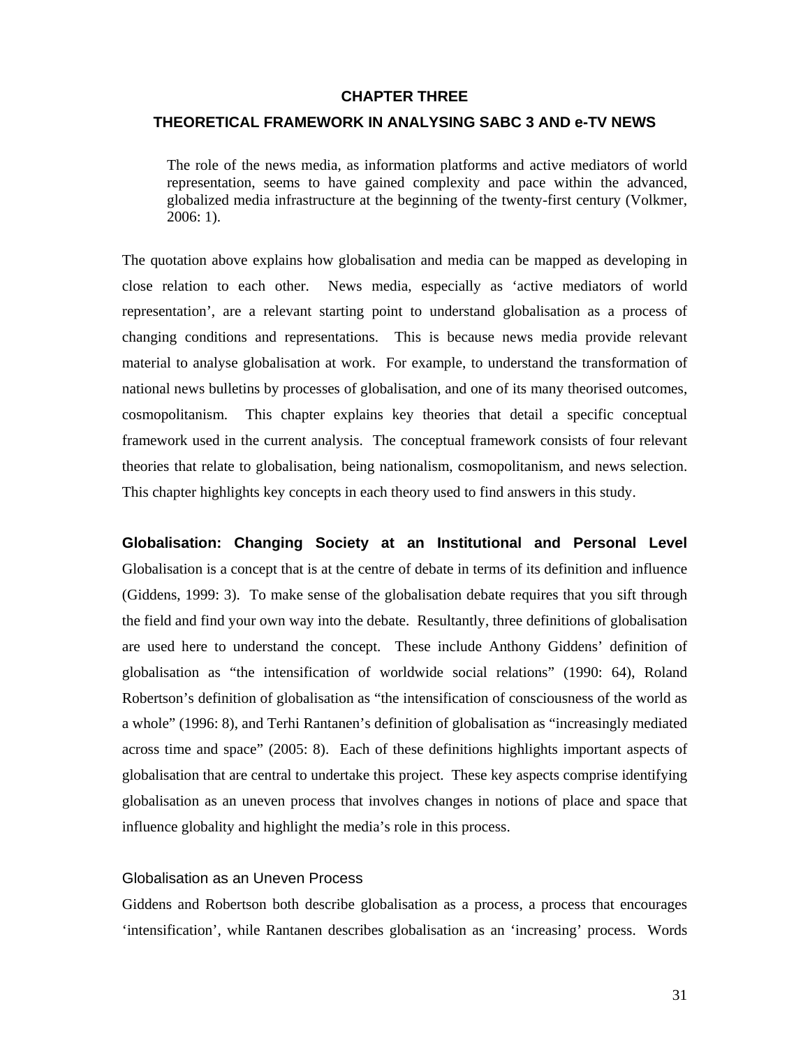# CHAPTER THREE

## THEORETICAL FRAMEWORK IN ANALYSING SABC 3 AND e-TV NEWS

> The role of the news media, as information platforms and active mediators of world representation, seems to have gained complexity and pace within the advanced, globalized media infrastructure at the beginning of the twenty-first century (Volkmer, 2006: 1).

The quotation above explains how globalisation and media can be mapped as developing in close relation to each other. News media, especially as 'active mediators of world representation', are a relevant starting point to understand globalisation as a process of changing conditions and representations. This is because news media provide relevant material to analyse globalisation at work. For example, to understand the transformation of national news bulletins by processes of globalisation, and one of its many theorised outcomes, cosmopolitanism. This chapter explains key theories that detail a specific conceptual framework used in the current analysis. The conceptual framework consists of four relevant theories that relate to globalisation, being nationalism, cosmopolitanism, and news selection. This chapter highlights key concepts in each theory used to find answers in this study.

### Globalisation: Changing Society at an Institutional and Personal Level

Globalisation is a concept that is at the centre of debate in terms of its definition and influence (Giddens, 1999: 3). To make sense of the globalisation debate requires that you sift through the field and find your own way into the debate. Resultantly, three definitions of globalisation are used here to understand the concept. These include Anthony Giddens' definition of globalisation as "the intensification of worldwide social relations" (1990: 64), Roland Robertson's definition of globalisation as "the intensification of consciousness of the world as a whole" (1996: 8), and Terhi Rantanen's definition of globalisation as "increasingly mediated across time and space" (2005: 8). Each of these definitions highlights important aspects of globalisation that are central to undertake this project. These key aspects comprise identifying globalisation as an uneven process that involves changes in notions of place and space that influence globality and highlight the media's role in this process.

#### Globalisation as an Uneven Process

Giddens and Robertson both describe globalisation as a process, a process that encourages 'intensification', while Rantanen describes globalisation as an 'increasing' process. Words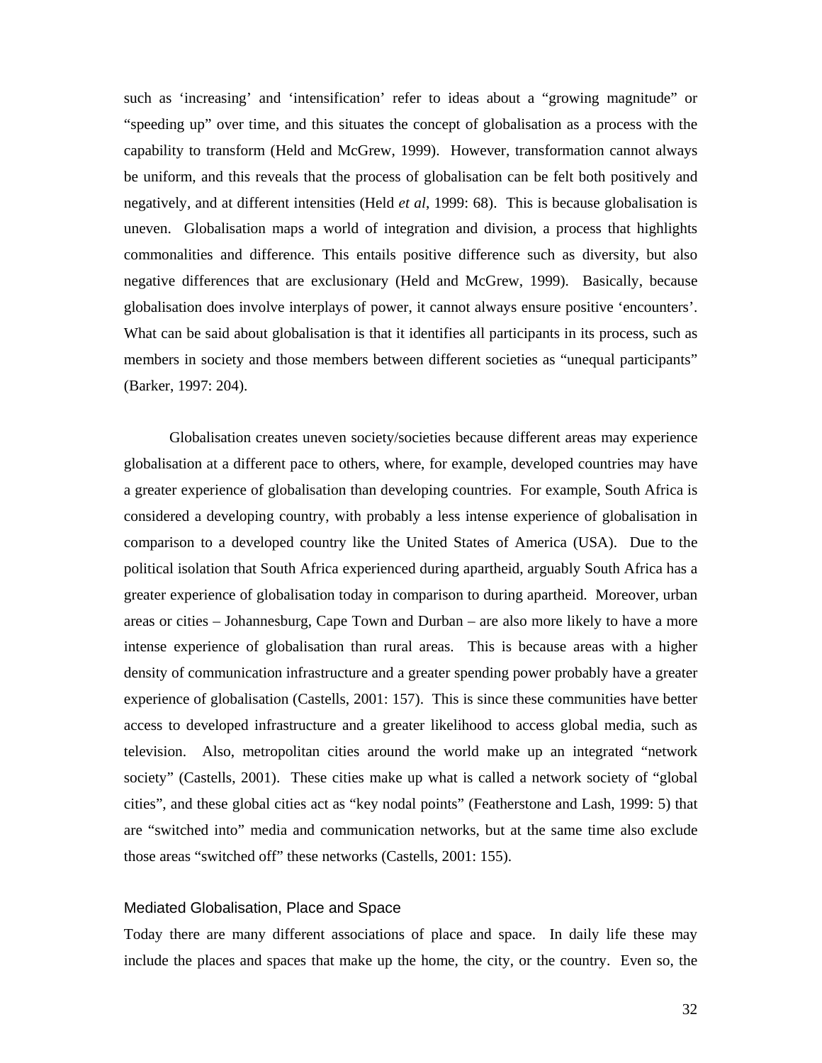such as ‘increasing’ and ‘intensification’ refer to ideas about a “growing magnitude” or “speeding up” over time, and this situates the concept of globalisation as a process with the capability to transform (Held and McGrew, 1999). However, transformation cannot always be uniform, and this reveals that the process of globalisation can be felt both positively and negatively, and at different intensities (Held *et al*, 1999: 68). This is because globalisation is uneven. Globalisation maps a world of integration and division, a process that highlights commonalities and difference. This entails positive difference such as diversity, but also negative differences that are exclusionary (Held and McGrew, 1999). Basically, because globalisation does involve interplays of power, it cannot always ensure positive ‘encounters’. What can be said about globalisation is that it identifies all participants in its process, such as members in society and those members between different societies as “unequal participants” (Barker, 1997: 204).

Globalisation creates uneven society/societies because different areas may experience globalisation at a different pace to others, where, for example, developed countries may have a greater experience of globalisation than developing countries. For example, South Africa is considered a developing country, with probably a less intense experience of globalisation in comparison to a developed country like the United States of America (USA). Due to the political isolation that South Africa experienced during apartheid, arguably South Africa has a greater experience of globalisation today in comparison to during apartheid. Moreover, urban areas or cities – Johannesburg, Cape Town and Durban – are also more likely to have a more intense experience of globalisation than rural areas. This is because areas with a higher density of communication infrastructure and a greater spending power probably have a greater experience of globalisation (Castells, 2001: 157). This is since these communities have better access to developed infrastructure and a greater likelihood to access global media, such as television. Also, metropolitan cities around the world make up an integrated “network society” (Castells, 2001). These cities make up what is called a network society of “global cities”, and these global cities act as “key nodal points” (Featherstone and Lash, 1999: 5) that are “switched into” media and communication networks, but at the same time also exclude those areas “switched off” these networks (Castells, 2001: 155).

### Mediated Globalisation, Place and Space

Today there are many different associations of place and space. In daily life these may include the places and spaces that make up the home, the city, or the country. Even so, the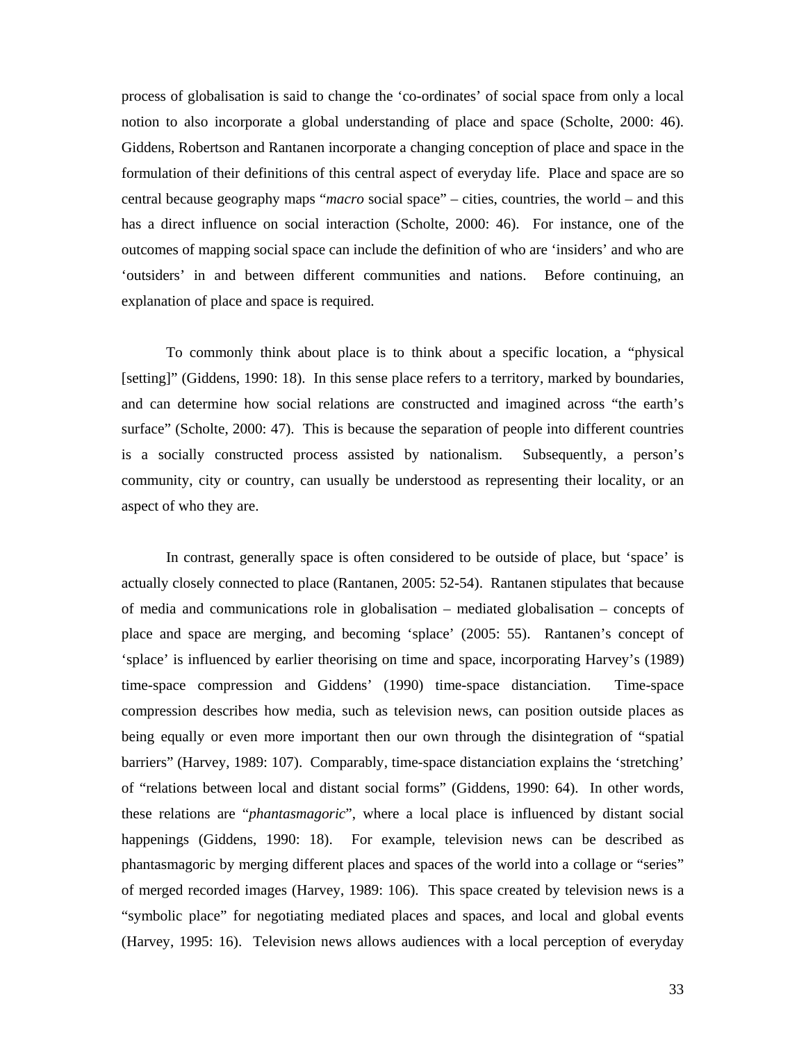process of globalisation is said to change the 'co-ordinates' of social space from only a local notion to also incorporate a global understanding of place and space (Scholte, 2000: 46). Giddens, Robertson and Rantanen incorporate a changing conception of place and space in the formulation of their definitions of this central aspect of everyday life. Place and space are so central because geography maps "*macro* social space" – cities, countries, the world – and this has a direct influence on social interaction (Scholte, 2000: 46). For instance, one of the outcomes of mapping social space can include the definition of who are 'insiders' and who are 'outsiders' in and between different communities and nations. Before continuing, an explanation of place and space is required.

To commonly think about place is to think about a specific location, a "physical [setting]" (Giddens, 1990: 18). In this sense place refers to a territory, marked by boundaries, and can determine how social relations are constructed and imagined across "the earth's surface" (Scholte, 2000: 47). This is because the separation of people into different countries is a socially constructed process assisted by nationalism. Subsequently, a person's community, city or country, can usually be understood as representing their locality, or an aspect of who they are.

In contrast, generally space is often considered to be outside of place, but 'space' is actually closely connected to place (Rantanen, 2005: 52-54). Rantanen stipulates that because of media and communications role in globalisation – mediated globalisation – concepts of place and space are merging, and becoming 'splace' (2005: 55). Rantanen's concept of 'splace' is influenced by earlier theorising on time and space, incorporating Harvey's (1989) time-space compression and Giddens' (1990) time-space distanciation. Time-space compression describes how media, such as television news, can position outside places as being equally or even more important then our own through the disintegration of "spatial barriers" (Harvey, 1989: 107). Comparably, time-space distanciation explains the 'stretching' of "relations between local and distant social forms" (Giddens, 1990: 64). In other words, these relations are "*phantasmagoric*", where a local place is influenced by distant social happenings (Giddens, 1990: 18). For example, television news can be described as phantasmagoric by merging different places and spaces of the world into a collage or "series" of merged recorded images (Harvey, 1989: 106). This space created by television news is a "symbolic place" for negotiating mediated places and spaces, and local and global events (Harvey, 1995: 16). Television news allows audiences with a local perception of everyday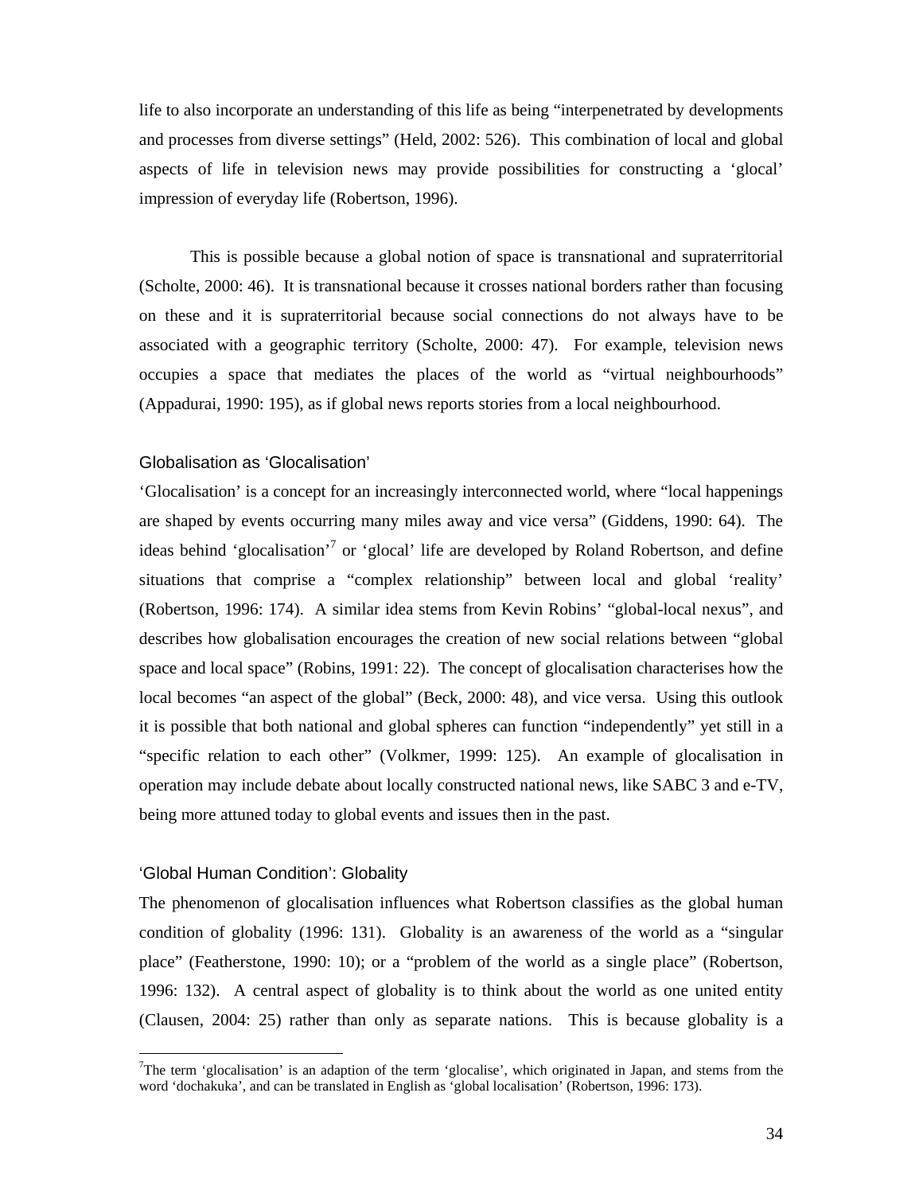life to also incorporate an understanding of this life as being "interpenetrated by developments and processes from diverse settings" (Held, 2002: 526). This combination of local and global aspects of life in television news may provide possibilities for constructing a 'glocal' impression of everyday life (Robertson, 1996).

This is possible because a global notion of space is transnational and supraterritorial (Scholte, 2000: 46). It is transnational because it crosses national borders rather than focusing on these and it is supraterritorial because social connections do not always have to be associated with a geographic territory (Scholte, 2000: 47). For example, television news occupies a space that mediates the places of the world as "virtual neighbourhoods" (Appadurai, 1990: 195), as if global news reports stories from a local neighbourhood.

### Globalisation as 'Glocalisation'

'Glocalisation' is a concept for an increasingly interconnected world, where "local happenings are shaped by events occurring many miles away and vice versa" (Giddens, 1990: 64). The ideas behind 'glocalisation'[7] or 'glocal' life are developed by Roland Robertson, and define situations that comprise a "complex relationship" between local and global 'reality' (Robertson, 1996: 174). A similar idea stems from Kevin Robins' "global-local nexus", and describes how globalisation encourages the creation of new social relations between "global space and local space" (Robins, 1991: 22). The concept of glocalisation characterises how the local becomes "an aspect of the global" (Beck, 2000: 48), and vice versa. Using this outlook it is possible that both national and global spheres can function "independently" yet still in a "specific relation to each other" (Volkmer, 1999: 125). An example of glocalisation in operation may include debate about locally constructed national news, like SABC 3 and e-TV, being more attuned today to global events and issues then in the past.

### 'Global Human Condition': Globality

The phenomenon of glocalisation influences what Robertson classifies as the global human condition of globality (1996: 131). Globality is an awareness of the world as a "singular place" (Featherstone, 1990: 10); or a "problem of the world as a single place" (Robertson, 1996: 132). A central aspect of globality is to think about the world as one united entity (Clausen, 2004: 25) rather than only as separate nations. This is because globality is a

[7]The term 'glocalisation' is an adaption of the term 'glocalise', which originated in Japan, and stems from the word 'dochakuka', and can be translated in English as 'global localisation' (Robertson, 1996: 173).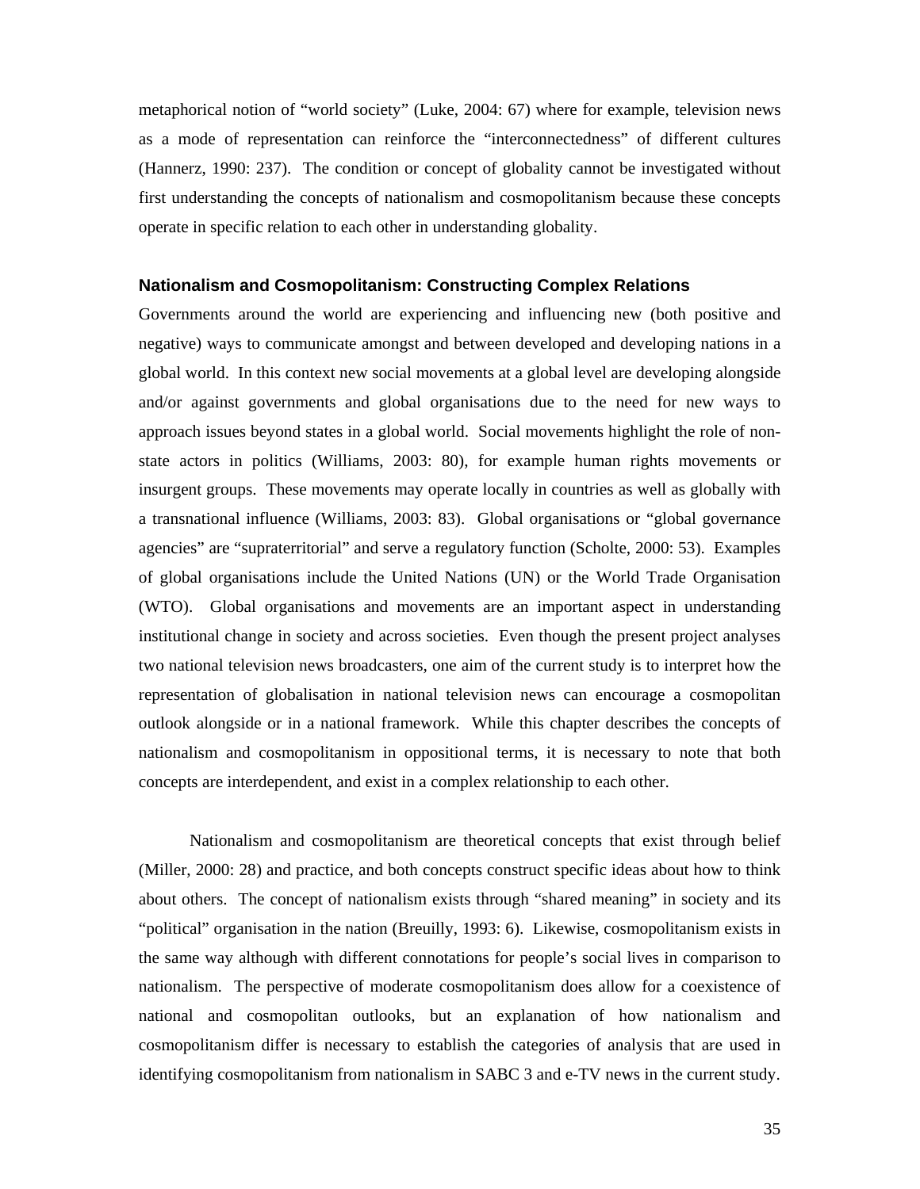metaphorical notion of "world society" (Luke, 2004: 67) where for example, television news as a mode of representation can reinforce the "interconnectedness" of different cultures (Hannerz, 1990: 237). The condition or concept of globality cannot be investigated without first understanding the concepts of nationalism and cosmopolitanism because these concepts operate in specific relation to each other in understanding globality.

### Nationalism and Cosmopolitanism: Constructing Complex Relations

Governments around the world are experiencing and influencing new (both positive and negative) ways to communicate amongst and between developed and developing nations in a global world. In this context new social movements at a global level are developing alongside and/or against governments and global organisations due to the need for new ways to approach issues beyond states in a global world. Social movements highlight the role of non-state actors in politics (Williams, 2003: 80), for example human rights movements or insurgent groups. These movements may operate locally in countries as well as globally with a transnational influence (Williams, 2003: 83). Global organisations or "global governance agencies" are "supraterritorial" and serve a regulatory function (Scholte, 2000: 53). Examples of global organisations include the United Nations (UN) or the World Trade Organisation (WTO). Global organisations and movements are an important aspect in understanding institutional change in society and across societies. Even though the present project analyses two national television news broadcasters, one aim of the current study is to interpret how the representation of globalisation in national television news can encourage a cosmopolitan outlook alongside or in a national framework. While this chapter describes the concepts of nationalism and cosmopolitanism in oppositional terms, it is necessary to note that both concepts are interdependent, and exist in a complex relationship to each other.

Nationalism and cosmopolitanism are theoretical concepts that exist through belief (Miller, 2000: 28) and practice, and both concepts construct specific ideas about how to think about others. The concept of nationalism exists through "shared meaning" in society and its "political" organisation in the nation (Breuilly, 1993: 6). Likewise, cosmopolitanism exists in the same way although with different connotations for people's social lives in comparison to nationalism. The perspective of moderate cosmopolitanism does allow for a coexistence of national and cosmopolitan outlooks, but an explanation of how nationalism and cosmopolitanism differ is necessary to establish the categories of analysis that are used in identifying cosmopolitanism from nationalism in SABC 3 and e-TV news in the current study.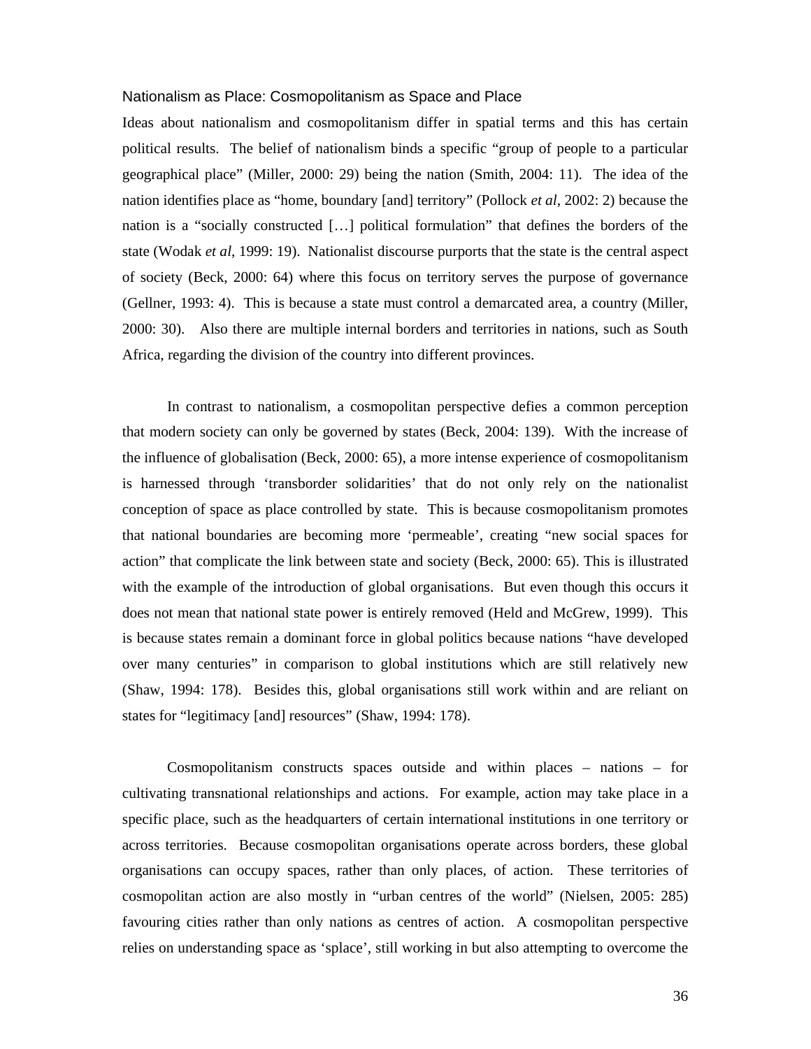## Nationalism as Place: Cosmopolitanism as Space and Place

Ideas about nationalism and cosmopolitanism differ in spatial terms and this has certain political results. The belief of nationalism binds a specific "group of people to a particular geographical place" (Miller, 2000: 29) being the nation (Smith, 2004: 11). The idea of the nation identifies place as "home, boundary [and] territory" (Pollock *et al*, 2002: 2) because the nation is a "socially constructed […] political formulation" that defines the borders of the state (Wodak *et al*, 1999: 19). Nationalist discourse purports that the state is the central aspect of society (Beck, 2000: 64) where this focus on territory serves the purpose of governance (Gellner, 1993: 4). This is because a state must control a demarcated area, a country (Miller, 2000: 30). Also there are multiple internal borders and territories in nations, such as South Africa, regarding the division of the country into different provinces.

In contrast to nationalism, a cosmopolitan perspective defies a common perception that modern society can only be governed by states (Beck, 2004: 139). With the increase of the influence of globalisation (Beck, 2000: 65), a more intense experience of cosmopolitanism is harnessed through 'transborder solidarities' that do not only rely on the nationalist conception of space as place controlled by state. This is because cosmopolitanism promotes that national boundaries are becoming more 'permeable', creating "new social spaces for action" that complicate the link between state and society (Beck, 2000: 65). This is illustrated with the example of the introduction of global organisations. But even though this occurs it does not mean that national state power is entirely removed (Held and McGrew, 1999). This is because states remain a dominant force in global politics because nations "have developed over many centuries" in comparison to global institutions which are still relatively new (Shaw, 1994: 178). Besides this, global organisations still work within and are reliant on states for "legitimacy [and] resources" (Shaw, 1994: 178).

Cosmopolitanism constructs spaces outside and within places – nations – for cultivating transnational relationships and actions. For example, action may take place in a specific place, such as the headquarters of certain international institutions in one territory or across territories. Because cosmopolitan organisations operate across borders, these global organisations can occupy spaces, rather than only places, of action. These territories of cosmopolitan action are also mostly in "urban centres of the world" (Nielsen, 2005: 285) favouring cities rather than only nations as centres of action. A cosmopolitan perspective relies on understanding space as 'splace', still working in but also attempting to overcome the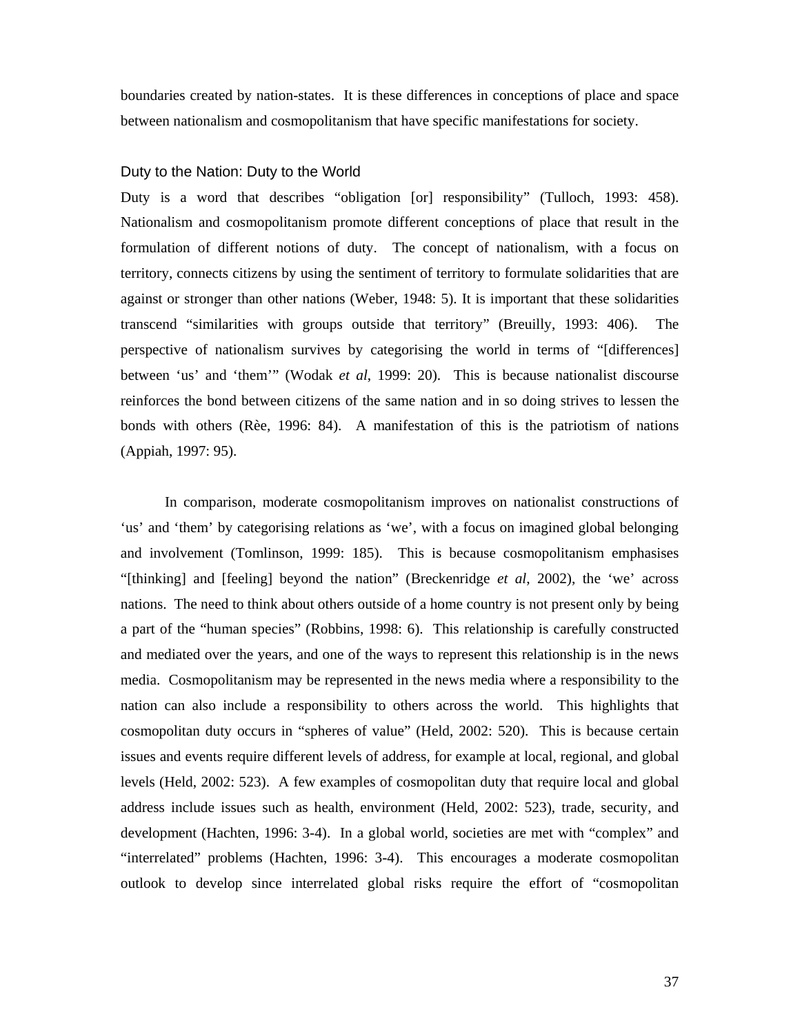boundaries created by nation-states. It is these differences in conceptions of place and space between nationalism and cosmopolitanism that have specific manifestations for society.

### Duty to the Nation: Duty to the World

Duty is a word that describes "obligation [or] responsibility" (Tulloch, 1993: 458). Nationalism and cosmopolitanism promote different conceptions of place that result in the formulation of different notions of duty. The concept of nationalism, with a focus on territory, connects citizens by using the sentiment of territory to formulate solidarities that are against or stronger than other nations (Weber, 1948: 5). It is important that these solidarities transcend "similarities with groups outside that territory" (Breuilly, 1993: 406). The perspective of nationalism survives by categorising the world in terms of "[differences] between 'us' and 'them'" (Wodak *et al*, 1999: 20). This is because nationalist discourse reinforces the bond between citizens of the same nation and in so doing strives to lessen the bonds with others (Rèe, 1996: 84). A manifestation of this is the patriotism of nations (Appiah, 1997: 95).

In comparison, moderate cosmopolitanism improves on nationalist constructions of 'us' and 'them' by categorising relations as 'we', with a focus on imagined global belonging and involvement (Tomlinson, 1999: 185). This is because cosmopolitanism emphasises "[thinking] and [feeling] beyond the nation" (Breckenridge *et al*, 2002), the 'we' across nations. The need to think about others outside of a home country is not present only by being a part of the "human species" (Robbins, 1998: 6). This relationship is carefully constructed and mediated over the years, and one of the ways to represent this relationship is in the news media. Cosmopolitanism may be represented in the news media where a responsibility to the nation can also include a responsibility to others across the world. This highlights that cosmopolitan duty occurs in "spheres of value" (Held, 2002: 520). This is because certain issues and events require different levels of address, for example at local, regional, and global levels (Held, 2002: 523). A few examples of cosmopolitan duty that require local and global address include issues such as health, environment (Held, 2002: 523), trade, security, and development (Hachten, 1996: 3-4). In a global world, societies are met with "complex" and "interrelated" problems (Hachten, 1996: 3-4). This encourages a moderate cosmopolitan outlook to develop since interrelated global risks require the effort of "cosmopolitan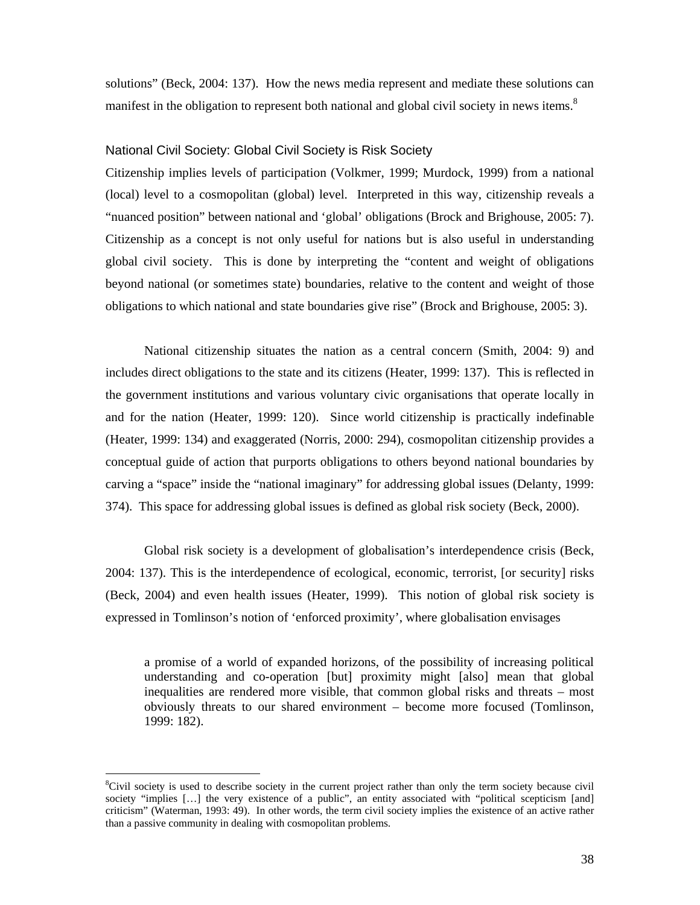solutions" (Beck, 2004: 137). How the news media represent and mediate these solutions can manifest in the obligation to represent both national and global civil society in news items.[8]

### National Civil Society: Global Civil Society is Risk Society

Citizenship implies levels of participation (Volkmer, 1999; Murdock, 1999) from a national (local) level to a cosmopolitan (global) level. Interpreted in this way, citizenship reveals a "nuanced position" between national and 'global' obligations (Brock and Brighouse, 2005: 7). Citizenship as a concept is not only useful for nations but is also useful in understanding global civil society. This is done by interpreting the "content and weight of obligations beyond national (or sometimes state) boundaries, relative to the content and weight of those obligations to which national and state boundaries give rise" (Brock and Brighouse, 2005: 3).

National citizenship situates the nation as a central concern (Smith, 2004: 9) and includes direct obligations to the state and its citizens (Heater, 1999: 137). This is reflected in the government institutions and various voluntary civic organisations that operate locally in and for the nation (Heater, 1999: 120). Since world citizenship is practically indefinable (Heater, 1999: 134) and exaggerated (Norris, 2000: 294), cosmopolitan citizenship provides a conceptual guide of action that purports obligations to others beyond national boundaries by carving a "space" inside the "national imaginary" for addressing global issues (Delanty, 1999: 374). This space for addressing global issues is defined as global risk society (Beck, 2000).

Global risk society is a development of globalisation's interdependence crisis (Beck, 2004: 137). This is the interdependence of ecological, economic, terrorist, [or security] risks (Beck, 2004) and even health issues (Heater, 1999). This notion of global risk society is expressed in Tomlinson's notion of 'enforced proximity', where globalisation envisages

> a promise of a world of expanded horizons, of the possibility of increasing political understanding and co-operation [but] proximity might [also] mean that global inequalities are rendered more visible, that common global risks and threats – most obviously threats to our shared environment – become more focused (Tomlinson, 1999: 182).

---

[8]Civil society is used to describe society in the current project rather than only the term society because civil society "implies […] the very existence of a public", an entity associated with "political scepticism [and] criticism" (Waterman, 1993: 49). In other words, the term civil society implies the existence of an active rather than a passive community in dealing with cosmopolitan problems.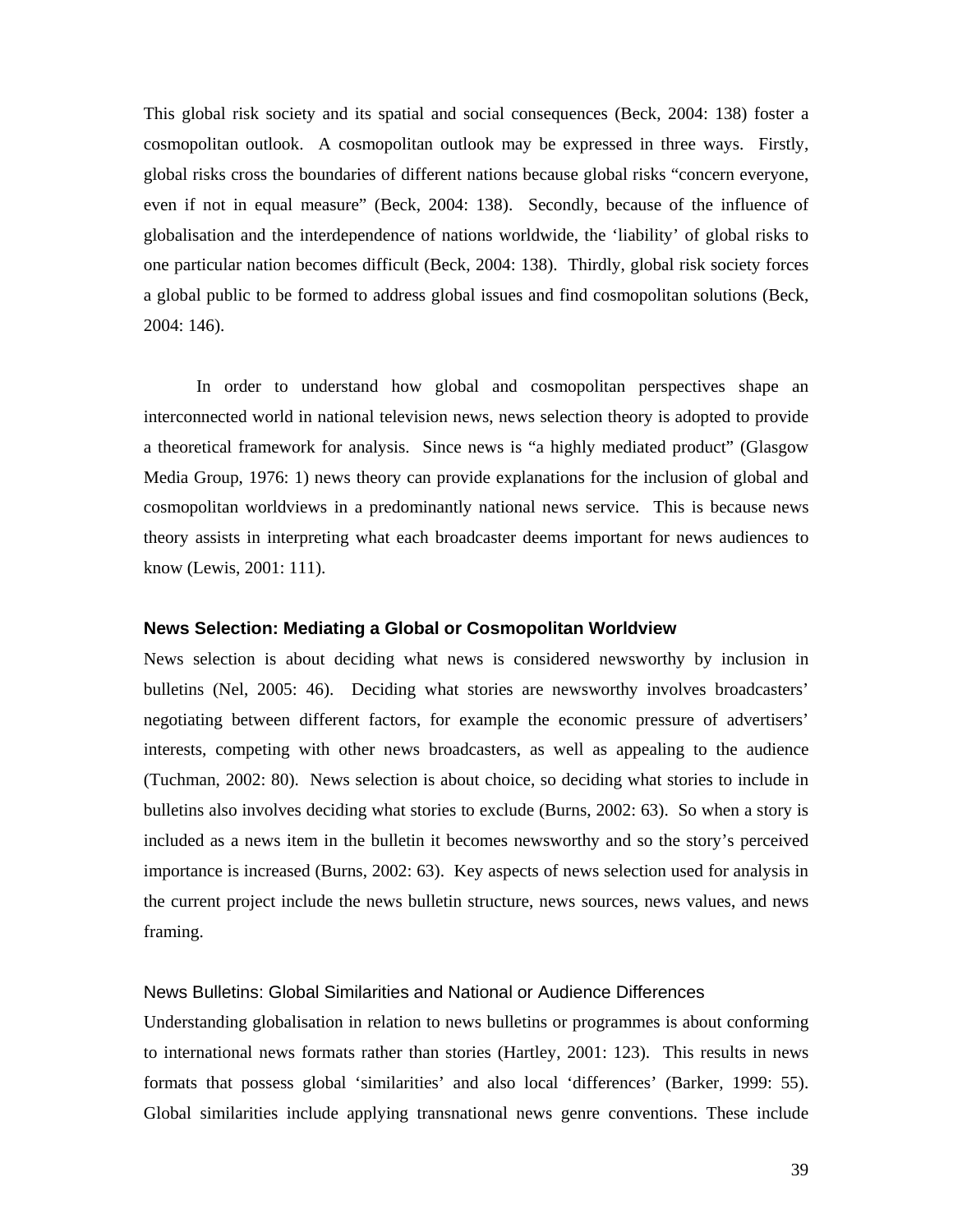This global risk society and its spatial and social consequences (Beck, 2004: 138) foster a cosmopolitan outlook. A cosmopolitan outlook may be expressed in three ways. Firstly, global risks cross the boundaries of different nations because global risks "concern everyone, even if not in equal measure" (Beck, 2004: 138). Secondly, because of the influence of globalisation and the interdependence of nations worldwide, the 'liability' of global risks to one particular nation becomes difficult (Beck, 2004: 138). Thirdly, global risk society forces a global public to be formed to address global issues and find cosmopolitan solutions (Beck, 2004: 146).

In order to understand how global and cosmopolitan perspectives shape an interconnected world in national television news, news selection theory is adopted to provide a theoretical framework for analysis. Since news is "a highly mediated product" (Glasgow Media Group, 1976: 1) news theory can provide explanations for the inclusion of global and cosmopolitan worldviews in a predominantly national news service. This is because news theory assists in interpreting what each broadcaster deems important for news audiences to know (Lewis, 2001: 111).

## News Selection: Mediating a Global or Cosmopolitan Worldview

News selection is about deciding what news is considered newsworthy by inclusion in bulletins (Nel, 2005: 46). Deciding what stories are newsworthy involves broadcasters' negotiating between different factors, for example the economic pressure of advertisers' interests, competing with other news broadcasters, as well as appealing to the audience (Tuchman, 2002: 80). News selection is about choice, so deciding what stories to include in bulletins also involves deciding what stories to exclude (Burns, 2002: 63). So when a story is included as a news item in the bulletin it becomes newsworthy and so the story's perceived importance is increased (Burns, 2002: 63). Key aspects of news selection used for analysis in the current project include the news bulletin structure, news sources, news values, and news framing.

### News Bulletins: Global Similarities and National or Audience Differences

Understanding globalisation in relation to news bulletins or programmes is about conforming to international news formats rather than stories (Hartley, 2001: 123). This results in news formats that possess global 'similarities' and also local 'differences' (Barker, 1999: 55). Global similarities include applying transnational news genre conventions. These include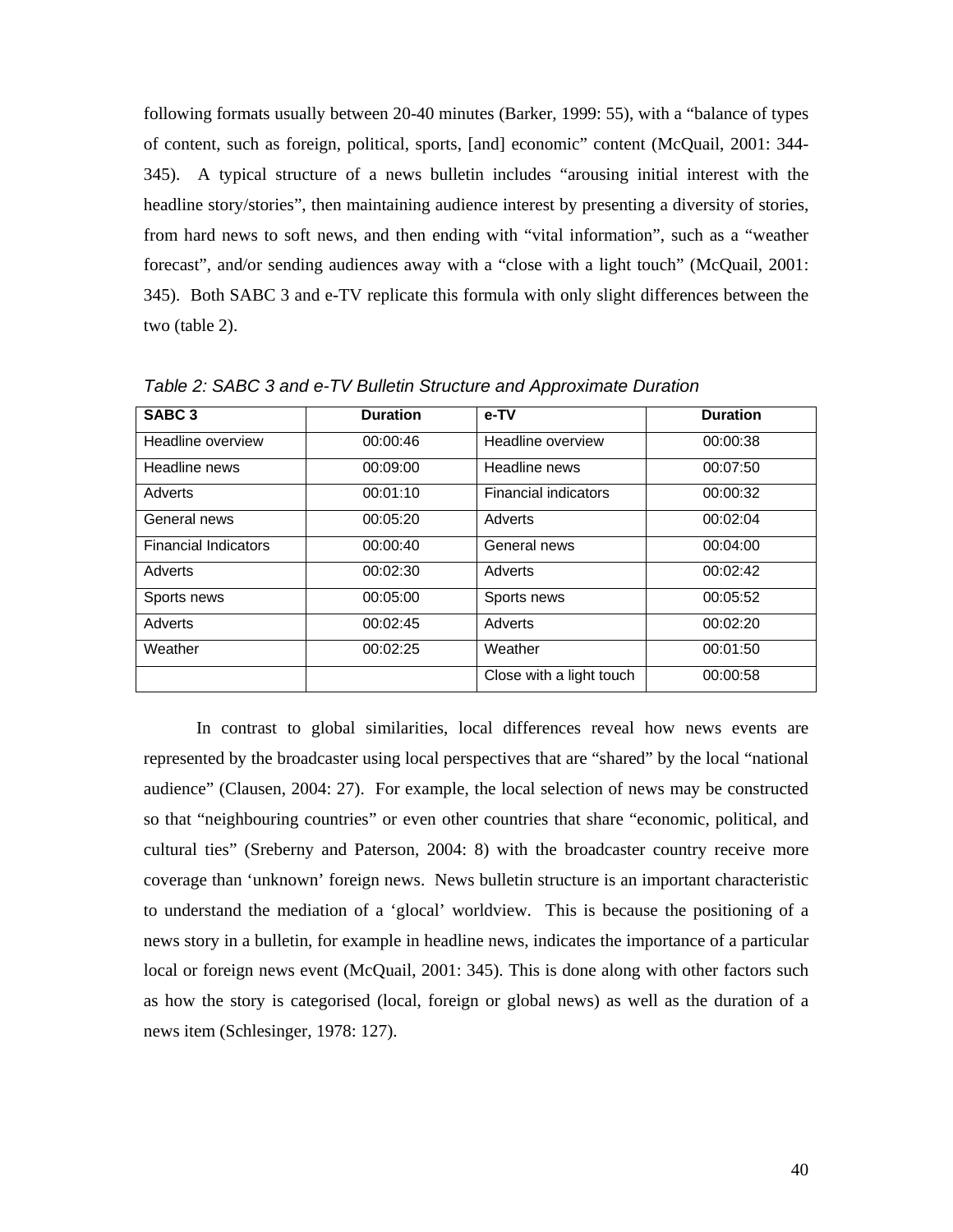following formats usually between 20-40 minutes (Barker, 1999: 55), with a "balance of types of content, such as foreign, political, sports, [and] economic" content (McQuail, 2001: 344-345). A typical structure of a news bulletin includes "arousing initial interest with the headline story/stories", then maintaining audience interest by presenting a diversity of stories, from hard news to soft news, and then ending with "vital information", such as a "weather forecast", and/or sending audiences away with a "close with a light touch" (McQuail, 2001: 345). Both SABC 3 and e-TV replicate this formula with only slight differences between the two (table 2).

*Table 2: SABC 3 and e-TV Bulletin Structure and Approximate Duration*

| SABC 3 | Duration | e-TV | Duration |
|---|---|---|---|
| Headline overview | 00:00:46 | Headline overview | 00:00:38 |
| Headline news | 00:09:00 | Headline news | 00:07:50 |
| Adverts | 00:01:10 | Financial indicators | 00:00:32 |
| General news | 00:05:20 | Adverts | 00:02:04 |
| Financial Indicators | 00:00:40 | General news | 00:04:00 |
| Adverts | 00:02:30 | Adverts | 00:02:42 |
| Sports news | 00:05:00 | Sports news | 00:05:52 |
| Adverts | 00:02:45 | Adverts | 00:02:20 |
| Weather | 00:02:25 | Weather | 00:01:50 |
| | | Close with a light touch | 00:00:58 |

In contrast to global similarities, local differences reveal how news events are represented by the broadcaster using local perspectives that are "shared" by the local "national audience" (Clausen, 2004: 27). For example, the local selection of news may be constructed so that "neighbouring countries" or even other countries that share "economic, political, and cultural ties" (Sreberny and Paterson, 2004: 8) with the broadcaster country receive more coverage than 'unknown' foreign news. News bulletin structure is an important characteristic to understand the mediation of a 'glocal' worldview. This is because the positioning of a news story in a bulletin, for example in headline news, indicates the importance of a particular local or foreign news event (McQuail, 2001: 345). This is done along with other factors such as how the story is categorised (local, foreign or global news) as well as the duration of a news item (Schlesinger, 1978: 127).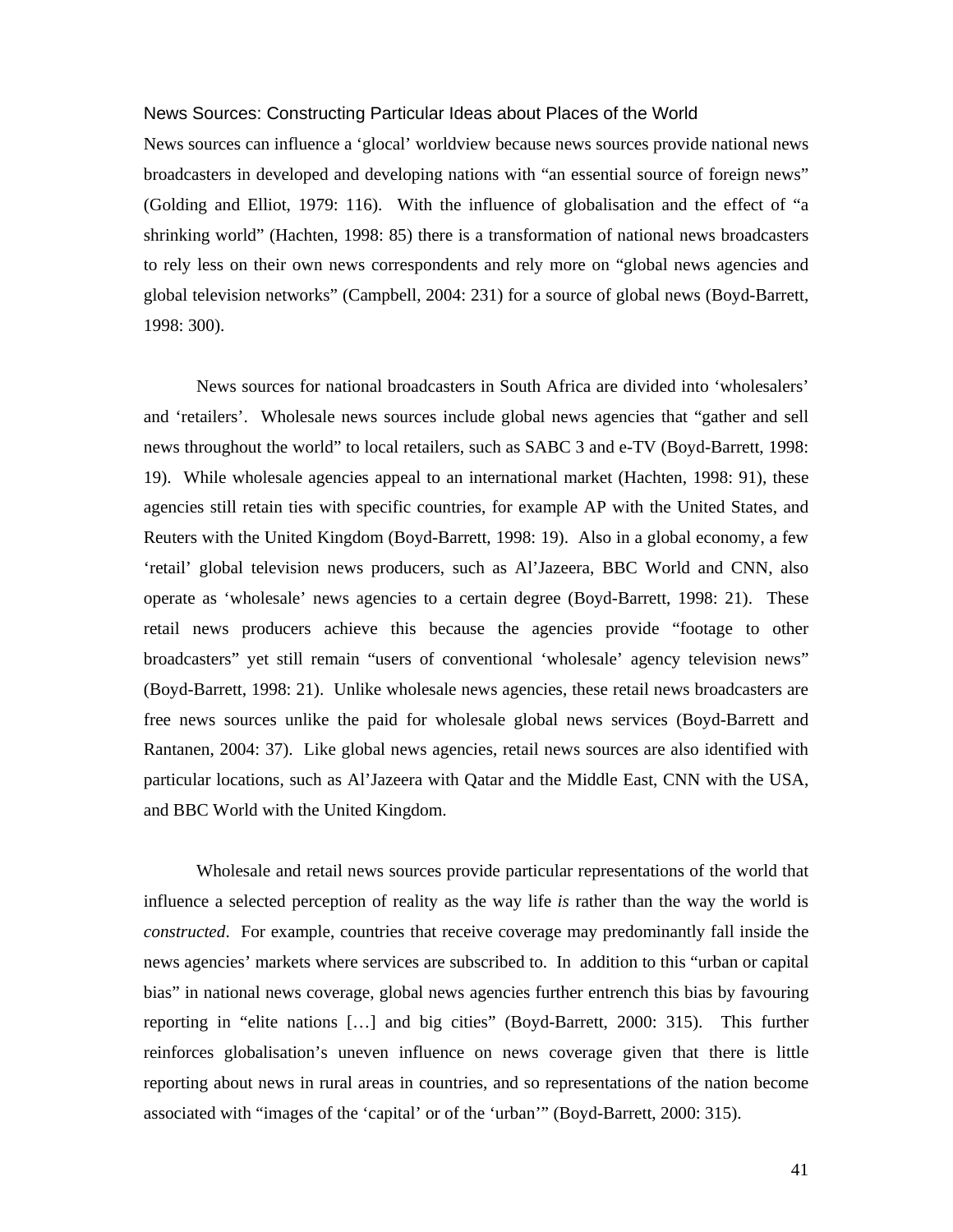## News Sources: Constructing Particular Ideas about Places of the World

News sources can influence a 'glocal' worldview because news sources provide national news broadcasters in developed and developing nations with "an essential source of foreign news" (Golding and Elliot, 1979: 116). With the influence of globalisation and the effect of "a shrinking world" (Hachten, 1998: 85) there is a transformation of national news broadcasters to rely less on their own news correspondents and rely more on "global news agencies and global television networks" (Campbell, 2004: 231) for a source of global news (Boyd-Barrett, 1998: 300).

News sources for national broadcasters in South Africa are divided into 'wholesalers' and 'retailers'. Wholesale news sources include global news agencies that "gather and sell news throughout the world" to local retailers, such as SABC 3 and e-TV (Boyd-Barrett, 1998: 19). While wholesale agencies appeal to an international market (Hachten, 1998: 91), these agencies still retain ties with specific countries, for example AP with the United States, and Reuters with the United Kingdom (Boyd-Barrett, 1998: 19). Also in a global economy, a few 'retail' global television news producers, such as Al'Jazeera, BBC World and CNN, also operate as 'wholesale' news agencies to a certain degree (Boyd-Barrett, 1998: 21). These retail news producers achieve this because the agencies provide "footage to other broadcasters" yet still remain "users of conventional 'wholesale' agency television news" (Boyd-Barrett, 1998: 21). Unlike wholesale news agencies, these retail news broadcasters are free news sources unlike the paid for wholesale global news services (Boyd-Barrett and Rantanen, 2004: 37). Like global news agencies, retail news sources are also identified with particular locations, such as Al'Jazeera with Qatar and the Middle East, CNN with the USA, and BBC World with the United Kingdom.

Wholesale and retail news sources provide particular representations of the world that influence a selected perception of reality as the way life *is* rather than the way the world is *constructed*. For example, countries that receive coverage may predominantly fall inside the news agencies' markets where services are subscribed to. In addition to this "urban or capital bias" in national news coverage, global news agencies further entrench this bias by favouring reporting in "elite nations […] and big cities" (Boyd-Barrett, 2000: 315). This further reinforces globalisation's uneven influence on news coverage given that there is little reporting about news in rural areas in countries, and so representations of the nation become associated with "images of the 'capital' or of the 'urban'" (Boyd-Barrett, 2000: 315).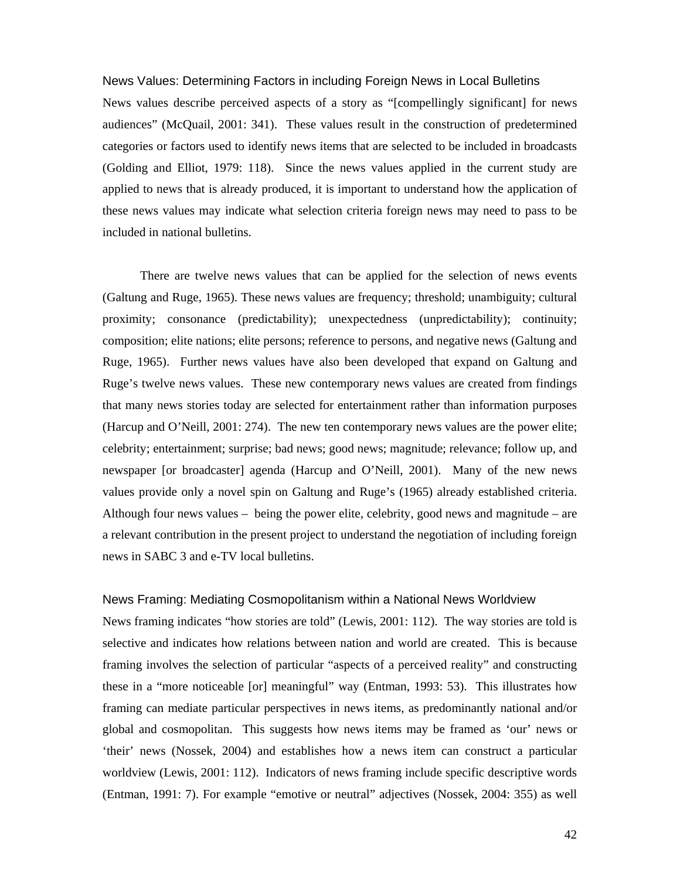### News Values: Determining Factors in including Foreign News in Local Bulletins

News values describe perceived aspects of a story as "[compellingly significant] for news audiences" (McQuail, 2001: 341). These values result in the construction of predetermined categories or factors used to identify news items that are selected to be included in broadcasts (Golding and Elliot, 1979: 118). Since the news values applied in the current study are applied to news that is already produced, it is important to understand how the application of these news values may indicate what selection criteria foreign news may need to pass to be included in national bulletins.

There are twelve news values that can be applied for the selection of news events (Galtung and Ruge, 1965). These news values are frequency; threshold; unambiguity; cultural proximity; consonance (predictability); unexpectedness (unpredictability); continuity; composition; elite nations; elite persons; reference to persons, and negative news (Galtung and Ruge, 1965). Further news values have also been developed that expand on Galtung and Ruge's twelve news values. These new contemporary news values are created from findings that many news stories today are selected for entertainment rather than information purposes (Harcup and O'Neill, 2001: 274). The new ten contemporary news values are the power elite; celebrity; entertainment; surprise; bad news; good news; magnitude; relevance; follow up, and newspaper [or broadcaster] agenda (Harcup and O'Neill, 2001). Many of the new news values provide only a novel spin on Galtung and Ruge's (1965) already established criteria. Although four news values – being the power elite, celebrity, good news and magnitude – are a relevant contribution in the present project to understand the negotiation of including foreign news in SABC 3 and e-TV local bulletins.

### News Framing: Mediating Cosmopolitanism within a National News Worldview

News framing indicates "how stories are told" (Lewis, 2001: 112). The way stories are told is selective and indicates how relations between nation and world are created. This is because framing involves the selection of particular "aspects of a perceived reality" and constructing these in a "more noticeable [or] meaningful" way (Entman, 1993: 53). This illustrates how framing can mediate particular perspectives in news items, as predominantly national and/or global and cosmopolitan. This suggests how news items may be framed as 'our' news or 'their' news (Nossek, 2004) and establishes how a news item can construct a particular worldview (Lewis, 2001: 112). Indicators of news framing include specific descriptive words (Entman, 1991: 7). For example "emotive or neutral" adjectives (Nossek, 2004: 355) as well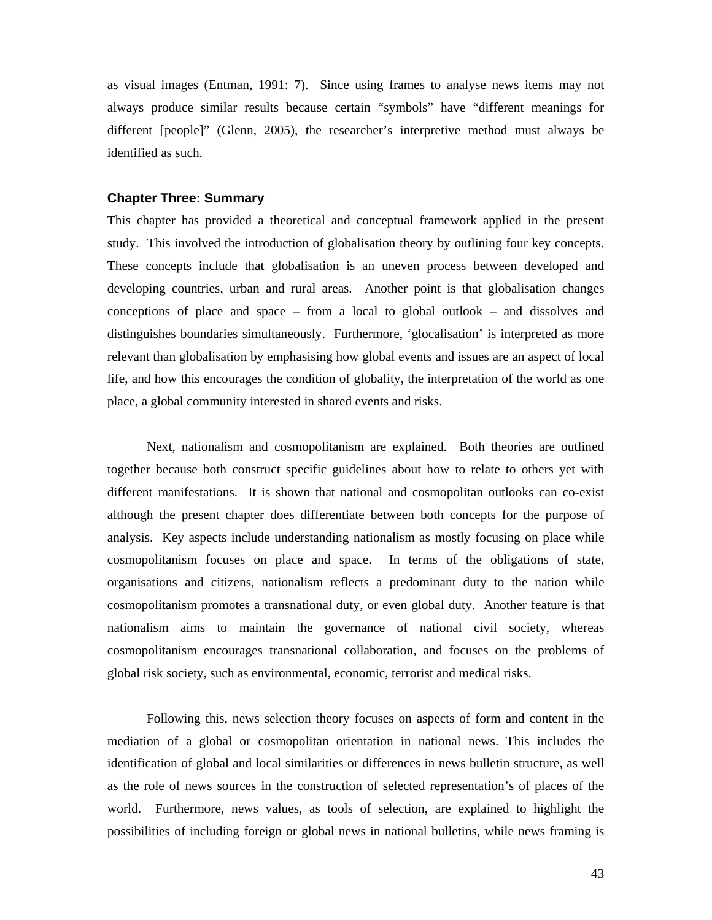as visual images (Entman, 1991: 7). Since using frames to analyse news items may not always produce similar results because certain "symbols" have "different meanings for different [people]" (Glenn, 2005), the researcher's interpretive method must always be identified as such.

### Chapter Three: Summary

This chapter has provided a theoretical and conceptual framework applied in the present study. This involved the introduction of globalisation theory by outlining four key concepts. These concepts include that globalisation is an uneven process between developed and developing countries, urban and rural areas. Another point is that globalisation changes conceptions of place and space – from a local to global outlook – and dissolves and distinguishes boundaries simultaneously. Furthermore, 'glocalisation' is interpreted as more relevant than globalisation by emphasising how global events and issues are an aspect of local life, and how this encourages the condition of globality, the interpretation of the world as one place, a global community interested in shared events and risks.

Next, nationalism and cosmopolitanism are explained. Both theories are outlined together because both construct specific guidelines about how to relate to others yet with different manifestations. It is shown that national and cosmopolitan outlooks can co-exist although the present chapter does differentiate between both concepts for the purpose of analysis. Key aspects include understanding nationalism as mostly focusing on place while cosmopolitanism focuses on place and space. In terms of the obligations of state, organisations and citizens, nationalism reflects a predominant duty to the nation while cosmopolitanism promotes a transnational duty, or even global duty. Another feature is that nationalism aims to maintain the governance of national civil society, whereas cosmopolitanism encourages transnational collaboration, and focuses on the problems of global risk society, such as environmental, economic, terrorist and medical risks.

Following this, news selection theory focuses on aspects of form and content in the mediation of a global or cosmopolitan orientation in national news. This includes the identification of global and local similarities or differences in news bulletin structure, as well as the role of news sources in the construction of selected representation's of places of the world. Furthermore, news values, as tools of selection, are explained to highlight the possibilities of including foreign or global news in national bulletins, while news framing is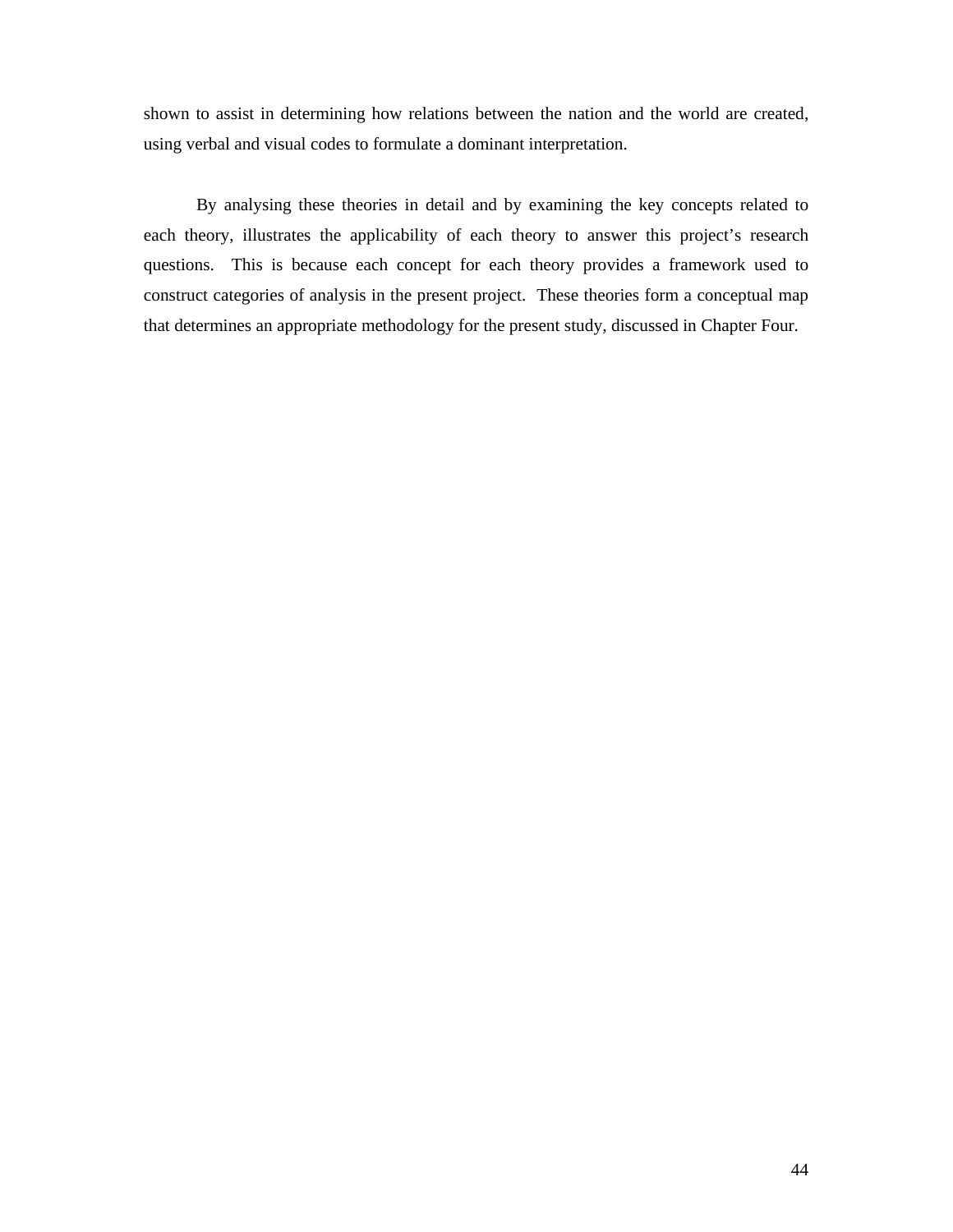shown to assist in determining how relations between the nation and the world are created, using verbal and visual codes to formulate a dominant interpretation.

By analysing these theories in detail and by examining the key concepts related to each theory, illustrates the applicability of each theory to answer this project's research questions. This is because each concept for each theory provides a framework used to construct categories of analysis in the present project. These theories form a conceptual map that determines an appropriate methodology for the present study, discussed in Chapter Four.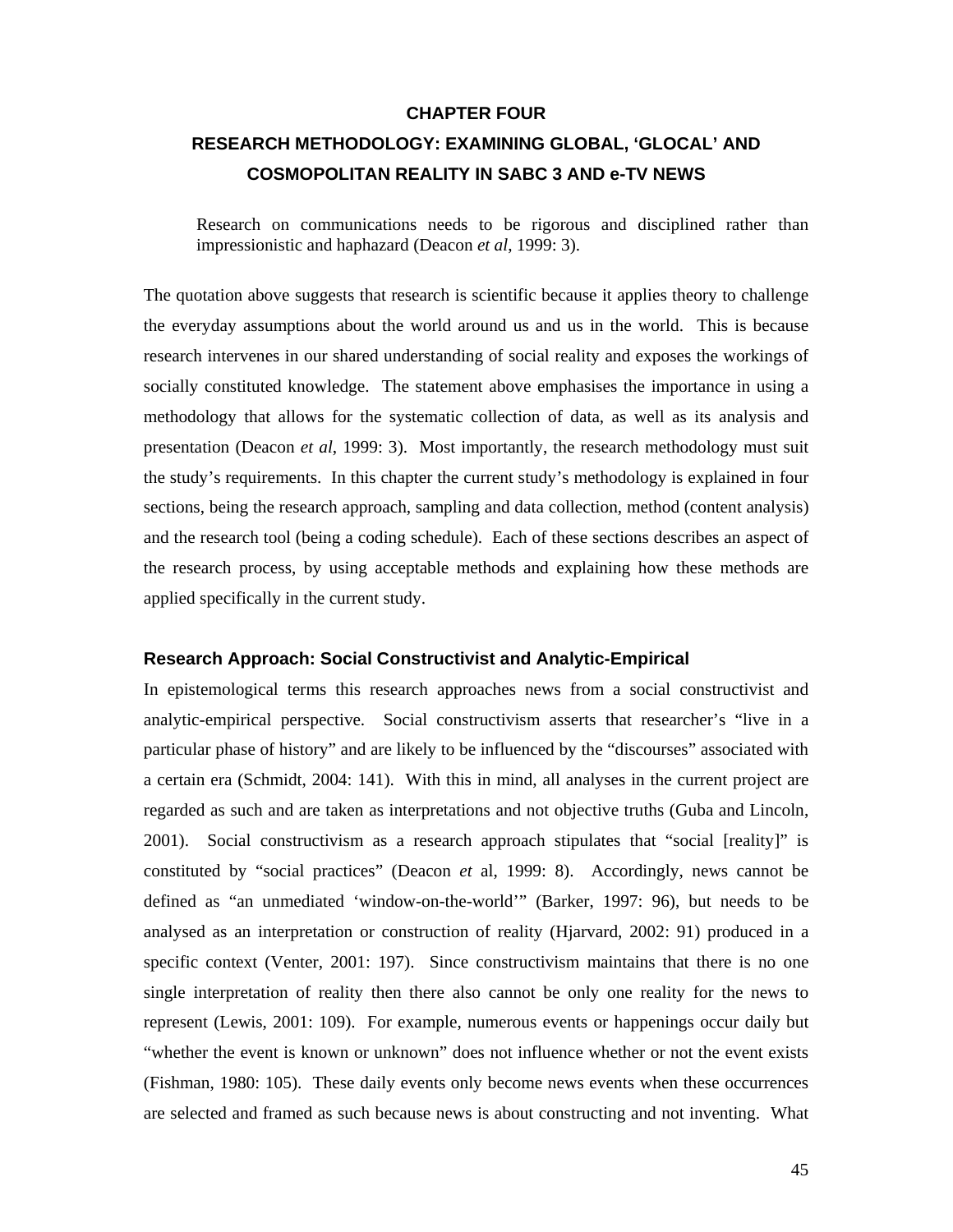# CHAPTER FOUR

# RESEARCH METHODOLOGY: EXAMINING GLOBAL, 'GLOCAL' AND COSMOPOLITAN REALITY IN SABC 3 AND e-TV NEWS

> Research on communications needs to be rigorous and disciplined rather than impressionistic and haphazard (Deacon *et al*, 1999: 3).

The quotation above suggests that research is scientific because it applies theory to challenge the everyday assumptions about the world around us and us in the world. This is because research intervenes in our shared understanding of social reality and exposes the workings of socially constituted knowledge. The statement above emphasises the importance in using a methodology that allows for the systematic collection of data, as well as its analysis and presentation (Deacon *et al*, 1999: 3). Most importantly, the research methodology must suit the study's requirements. In this chapter the current study's methodology is explained in four sections, being the research approach, sampling and data collection, method (content analysis) and the research tool (being a coding schedule). Each of these sections describes an aspect of the research process, by using acceptable methods and explaining how these methods are applied specifically in the current study.

## Research Approach: Social Constructivist and Analytic-Empirical

In epistemological terms this research approaches news from a social constructivist and analytic-empirical perspective. Social constructivism asserts that researcher's "live in a particular phase of history" and are likely to be influenced by the "discourses" associated with a certain era (Schmidt, 2004: 141). With this in mind, all analyses in the current project are regarded as such and are taken as interpretations and not objective truths (Guba and Lincoln, 2001). Social constructivism as a research approach stipulates that "social [reality]" is constituted by "social practices" (Deacon *et* al, 1999: 8). Accordingly, news cannot be defined as "an unmediated 'window-on-the-world'" (Barker, 1997: 96), but needs to be analysed as an interpretation or construction of reality (Hjarvard, 2002: 91) produced in a specific context (Venter, 2001: 197). Since constructivism maintains that there is no one single interpretation of reality then there also cannot be only one reality for the news to represent (Lewis, 2001: 109). For example, numerous events or happenings occur daily but "whether the event is known or unknown" does not influence whether or not the event exists (Fishman, 1980: 105). These daily events only become news events when these occurrences are selected and framed as such because news is about constructing and not inventing. What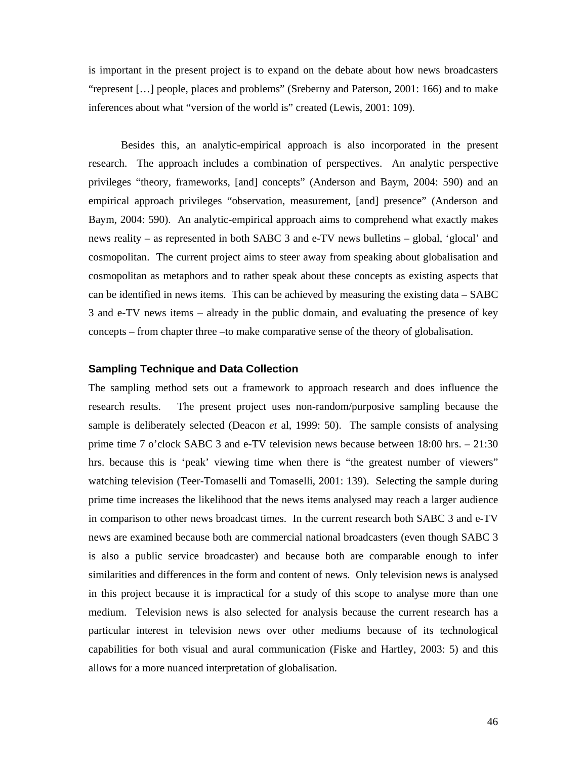is important in the present project is to expand on the debate about how news broadcasters "represent […] people, places and problems" (Sreberny and Paterson, 2001: 166) and to make inferences about what "version of the world is" created (Lewis, 2001: 109).

Besides this, an analytic-empirical approach is also incorporated in the present research. The approach includes a combination of perspectives. An analytic perspective privileges "theory, frameworks, [and] concepts" (Anderson and Baym, 2004: 590) and an empirical approach privileges "observation, measurement, [and] presence" (Anderson and Baym, 2004: 590). An analytic-empirical approach aims to comprehend what exactly makes news reality – as represented in both SABC 3 and e-TV news bulletins – global, 'glocal' and cosmopolitan. The current project aims to steer away from speaking about globalisation and cosmopolitan as metaphors and to rather speak about these concepts as existing aspects that can be identified in news items. This can be achieved by measuring the existing data – SABC 3 and e-TV news items – already in the public domain, and evaluating the presence of key concepts – from chapter three –to make comparative sense of the theory of globalisation.

### Sampling Technique and Data Collection

The sampling method sets out a framework to approach research and does influence the research results. The present project uses non-random/purposive sampling because the sample is deliberately selected (Deacon *et* al, 1999: 50). The sample consists of analysing prime time 7 o'clock SABC 3 and e-TV television news because between 18:00 hrs. – 21:30 hrs. because this is 'peak' viewing time when there is "the greatest number of viewers" watching television (Teer-Tomaselli and Tomaselli, 2001: 139). Selecting the sample during prime time increases the likelihood that the news items analysed may reach a larger audience in comparison to other news broadcast times. In the current research both SABC 3 and e-TV news are examined because both are commercial national broadcasters (even though SABC 3 is also a public service broadcaster) and because both are comparable enough to infer similarities and differences in the form and content of news. Only television news is analysed in this project because it is impractical for a study of this scope to analyse more than one medium. Television news is also selected for analysis because the current research has a particular interest in television news over other mediums because of its technological capabilities for both visual and aural communication (Fiske and Hartley, 2003: 5) and this allows for a more nuanced interpretation of globalisation.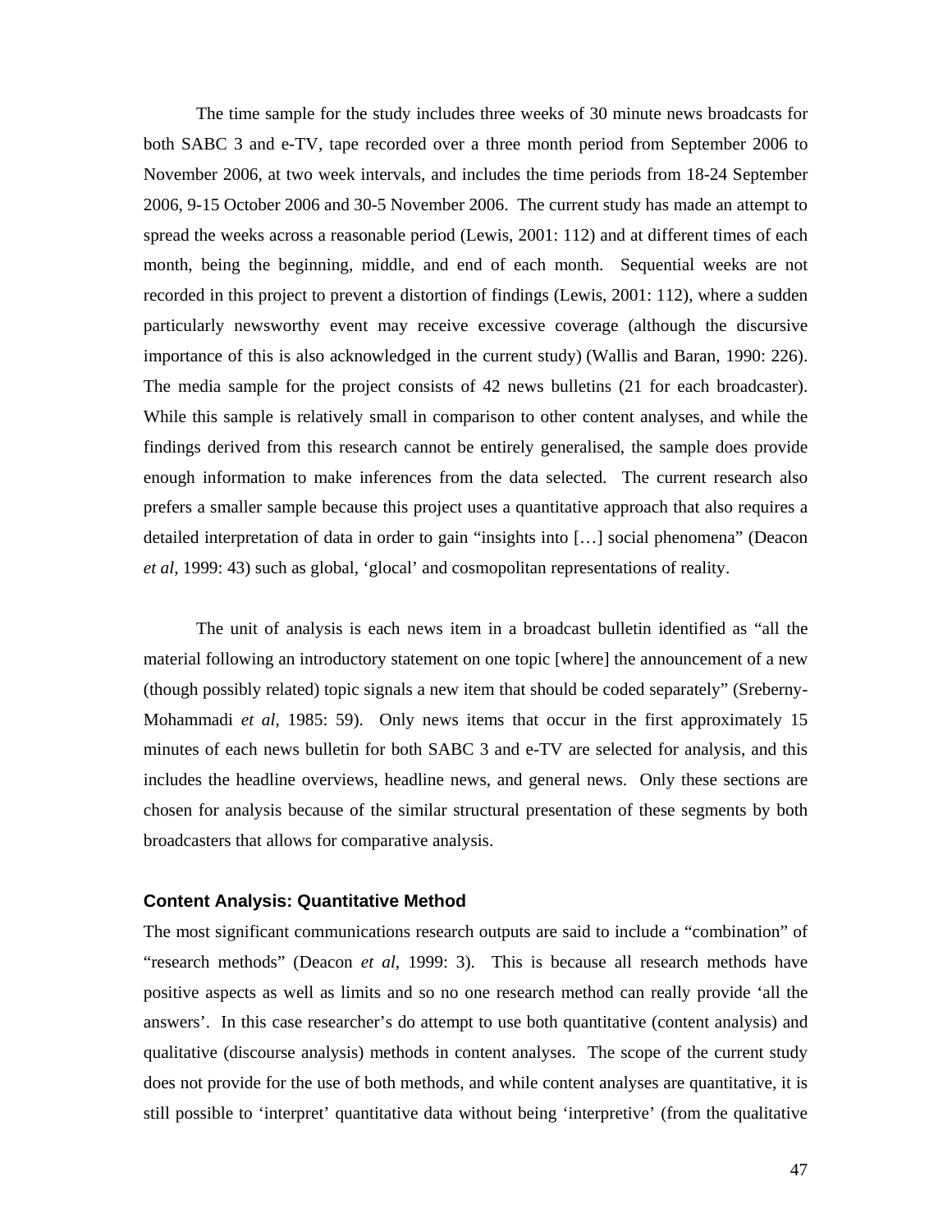The time sample for the study includes three weeks of 30 minute news broadcasts for both SABC 3 and e-TV, tape recorded over a three month period from September 2006 to November 2006, at two week intervals, and includes the time periods from 18-24 September 2006, 9-15 October 2006 and 30-5 November 2006. The current study has made an attempt to spread the weeks across a reasonable period (Lewis, 2001: 112) and at different times of each month, being the beginning, middle, and end of each month. Sequential weeks are not recorded in this project to prevent a distortion of findings (Lewis, 2001: 112), where a sudden particularly newsworthy event may receive excessive coverage (although the discursive importance of this is also acknowledged in the current study) (Wallis and Baran, 1990: 226). The media sample for the project consists of 42 news bulletins (21 for each broadcaster). While this sample is relatively small in comparison to other content analyses, and while the findings derived from this research cannot be entirely generalised, the sample does provide enough information to make inferences from the data selected. The current research also prefers a smaller sample because this project uses a quantitative approach that also requires a detailed interpretation of data in order to gain "insights into […] social phenomena" (Deacon *et al*, 1999: 43) such as global, 'glocal' and cosmopolitan representations of reality.

The unit of analysis is each news item in a broadcast bulletin identified as "all the material following an introductory statement on one topic [where] the announcement of a new (though possibly related) topic signals a new item that should be coded separately" (Sreberny-Mohammadi *et al*, 1985: 59). Only news items that occur in the first approximately 15 minutes of each news bulletin for both SABC 3 and e-TV are selected for analysis, and this includes the headline overviews, headline news, and general news. Only these sections are chosen for analysis because of the similar structural presentation of these segments by both broadcasters that allows for comparative analysis.

### Content Analysis: Quantitative Method

The most significant communications research outputs are said to include a "combination" of "research methods" (Deacon *et al*, 1999: 3). This is because all research methods have positive aspects as well as limits and so no one research method can really provide 'all the answers'. In this case researcher's do attempt to use both quantitative (content analysis) and qualitative (discourse analysis) methods in content analyses. The scope of the current study does not provide for the use of both methods, and while content analyses are quantitative, it is still possible to 'interpret' quantitative data without being 'interpretive' (from the qualitative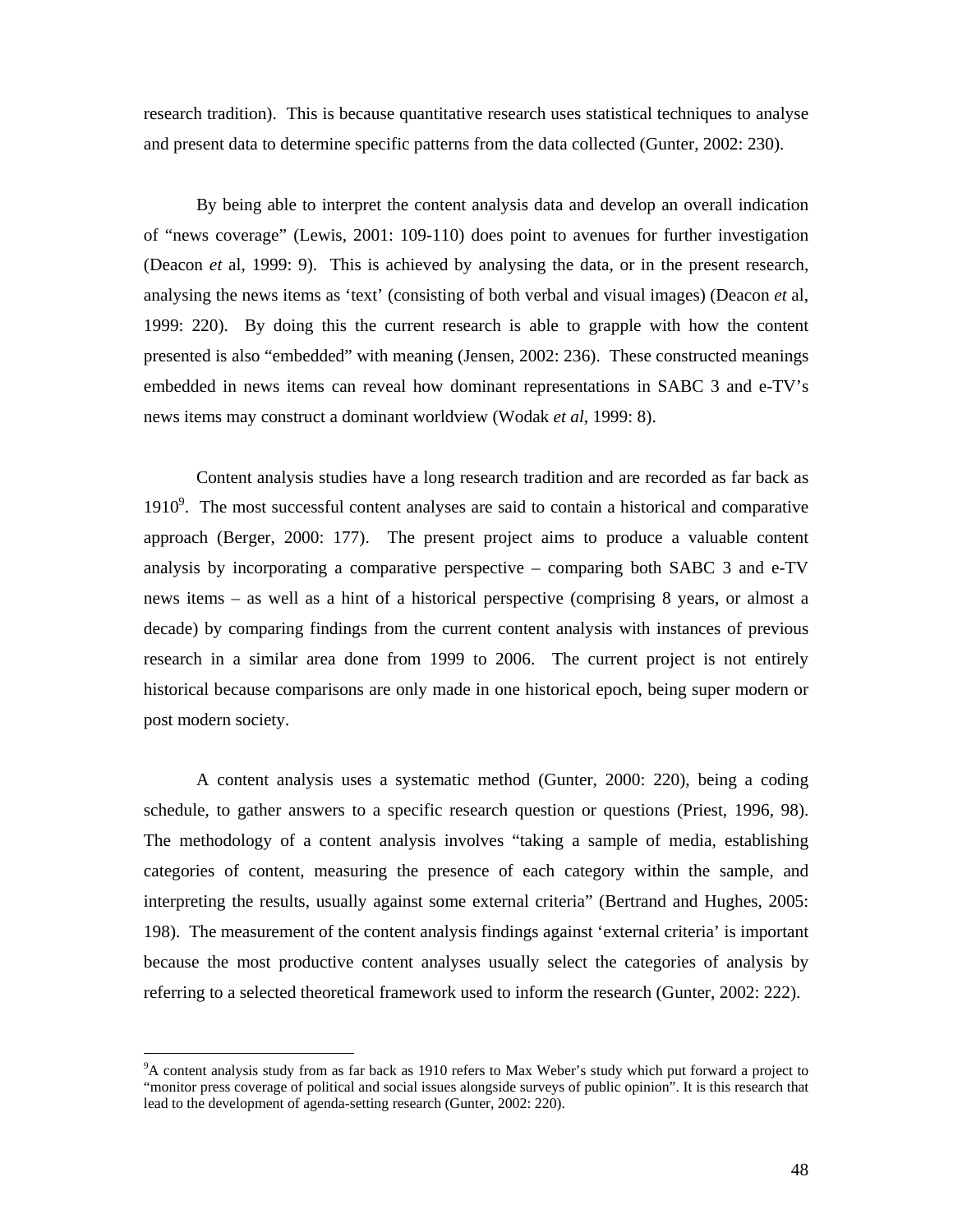research tradition). This is because quantitative research uses statistical techniques to analyse and present data to determine specific patterns from the data collected (Gunter, 2002: 230).

By being able to interpret the content analysis data and develop an overall indication of "news coverage" (Lewis, 2001: 109-110) does point to avenues for further investigation (Deacon *et* al, 1999: 9). This is achieved by analysing the data, or in the present research, analysing the news items as 'text' (consisting of both verbal and visual images) (Deacon *et* al, 1999: 220). By doing this the current research is able to grapple with how the content presented is also "embedded" with meaning (Jensen, 2002: 236). These constructed meanings embedded in news items can reveal how dominant representations in SABC 3 and e-TV's news items may construct a dominant worldview (Wodak *et al*, 1999: 8).

Content analysis studies have a long research tradition and are recorded as far back as 1910[9]. The most successful content analyses are said to contain a historical and comparative approach (Berger, 2000: 177). The present project aims to produce a valuable content analysis by incorporating a comparative perspective – comparing both SABC 3 and e-TV news items – as well as a hint of a historical perspective (comprising 8 years, or almost a decade) by comparing findings from the current content analysis with instances of previous research in a similar area done from 1999 to 2006. The current project is not entirely historical because comparisons are only made in one historical epoch, being super modern or post modern society.

A content analysis uses a systematic method (Gunter, 2000: 220), being a coding schedule, to gather answers to a specific research question or questions (Priest, 1996, 98). The methodology of a content analysis involves "taking a sample of media, establishing categories of content, measuring the presence of each category within the sample, and interpreting the results, usually against some external criteria" (Bertrand and Hughes, 2005: 198). The measurement of the content analysis findings against 'external criteria' is important because the most productive content analyses usually select the categories of analysis by referring to a selected theoretical framework used to inform the research (Gunter, 2002: 222).

---

[9]A content analysis study from as far back as 1910 refers to Max Weber's study which put forward a project to "monitor press coverage of political and social issues alongside surveys of public opinion". It is this research that lead to the development of agenda-setting research (Gunter, 2002: 220).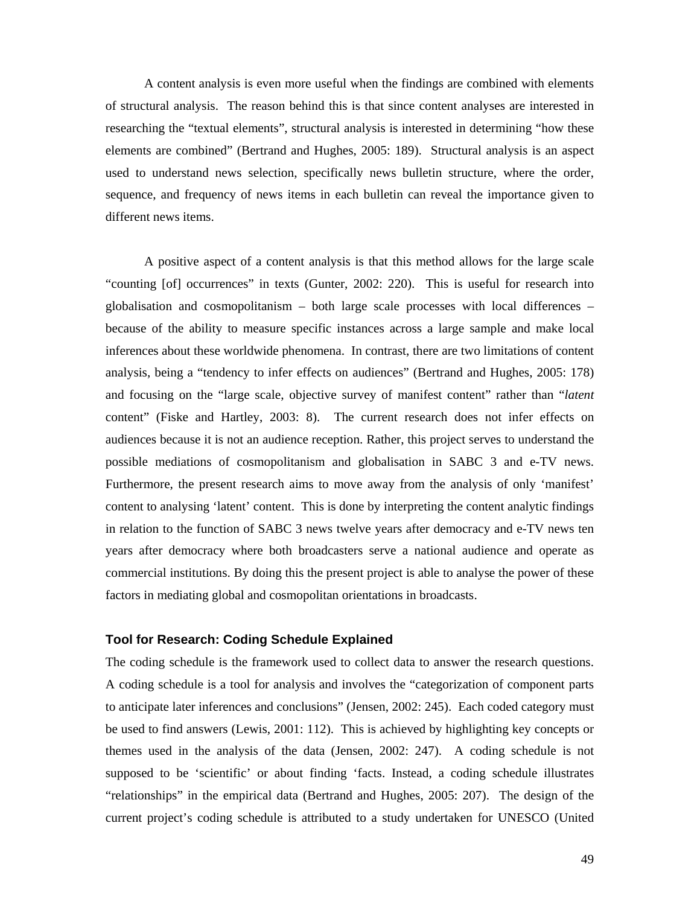A content analysis is even more useful when the findings are combined with elements of structural analysis. The reason behind this is that since content analyses are interested in researching the "textual elements", structural analysis is interested in determining "how these elements are combined" (Bertrand and Hughes, 2005: 189). Structural analysis is an aspect used to understand news selection, specifically news bulletin structure, where the order, sequence, and frequency of news items in each bulletin can reveal the importance given to different news items.

A positive aspect of a content analysis is that this method allows for the large scale "counting [of] occurrences" in texts (Gunter, 2002: 220). This is useful for research into globalisation and cosmopolitanism – both large scale processes with local differences – because of the ability to measure specific instances across a large sample and make local inferences about these worldwide phenomena. In contrast, there are two limitations of content analysis, being a "tendency to infer effects on audiences" (Bertrand and Hughes, 2005: 178) and focusing on the "large scale, objective survey of manifest content" rather than "*latent* content" (Fiske and Hartley, 2003: 8). The current research does not infer effects on audiences because it is not an audience reception. Rather, this project serves to understand the possible mediations of cosmopolitanism and globalisation in SABC 3 and e-TV news. Furthermore, the present research aims to move away from the analysis of only 'manifest' content to analysing 'latent' content. This is done by interpreting the content analytic findings in relation to the function of SABC 3 news twelve years after democracy and e-TV news ten years after democracy where both broadcasters serve a national audience and operate as commercial institutions. By doing this the present project is able to analyse the power of these factors in mediating global and cosmopolitan orientations in broadcasts.

### Tool for Research: Coding Schedule Explained

The coding schedule is the framework used to collect data to answer the research questions. A coding schedule is a tool for analysis and involves the "categorization of component parts to anticipate later inferences and conclusions" (Jensen, 2002: 245). Each coded category must be used to find answers (Lewis, 2001: 112). This is achieved by highlighting key concepts or themes used in the analysis of the data (Jensen, 2002: 247). A coding schedule is not supposed to be 'scientific' or about finding 'facts. Instead, a coding schedule illustrates "relationships" in the empirical data (Bertrand and Hughes, 2005: 207). The design of the current project's coding schedule is attributed to a study undertaken for UNESCO (United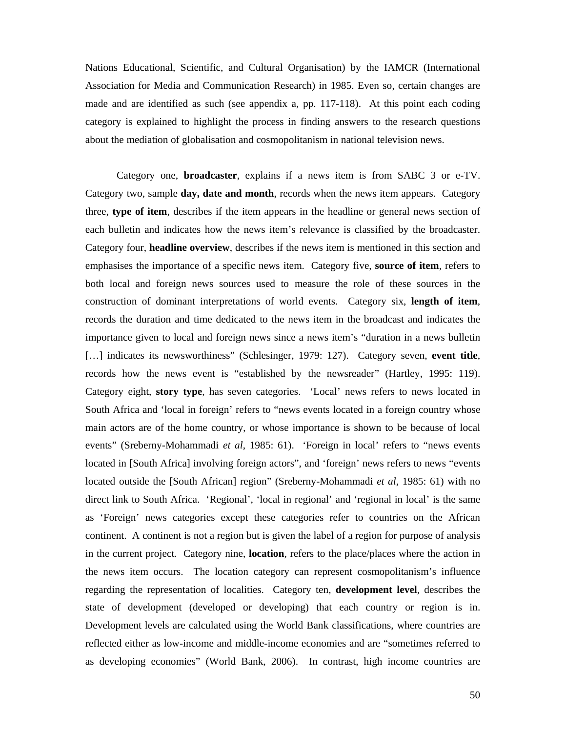Nations Educational, Scientific, and Cultural Organisation) by the IAMCR (International Association for Media and Communication Research) in 1985. Even so, certain changes are made and are identified as such (see appendix a, pp. 117-118). At this point each coding category is explained to highlight the process in finding answers to the research questions about the mediation of globalisation and cosmopolitanism in national television news.

Category one, **broadcaster**, explains if a news item is from SABC 3 or e-TV. Category two, sample **day, date and month**, records when the news item appears. Category three, **type of item**, describes if the item appears in the headline or general news section of each bulletin and indicates how the news item's relevance is classified by the broadcaster. Category four, **headline overview**, describes if the news item is mentioned in this section and emphasises the importance of a specific news item. Category five, **source of item**, refers to both local and foreign news sources used to measure the role of these sources in the construction of dominant interpretations of world events. Category six, **length of item**, records the duration and time dedicated to the news item in the broadcast and indicates the importance given to local and foreign news since a news item's "duration in a news bulletin […] indicates its newsworthiness" (Schlesinger, 1979: 127). Category seven, **event title**, records how the news event is "established by the newsreader" (Hartley, 1995: 119). Category eight, **story type**, has seven categories. 'Local' news refers to news located in South Africa and 'local in foreign' refers to "news events located in a foreign country whose main actors are of the home country, or whose importance is shown to be because of local events" (Sreberny-Mohammadi *et al*, 1985: 61). 'Foreign in local' refers to "news events located in [South Africa] involving foreign actors", and 'foreign' news refers to news "events located outside the [South African] region" (Sreberny-Mohammadi *et al*, 1985: 61) with no direct link to South Africa. 'Regional', 'local in regional' and 'regional in local' is the same as 'Foreign' news categories except these categories refer to countries on the African continent. A continent is not a region but is given the label of a region for purpose of analysis in the current project. Category nine, **location**, refers to the place/places where the action in the news item occurs. The location category can represent cosmopolitanism's influence regarding the representation of localities. Category ten, **development level**, describes the state of development (developed or developing) that each country or region is in. Development levels are calculated using the World Bank classifications, where countries are reflected either as low-income and middle-income economies and are "sometimes referred to as developing economies" (World Bank, 2006). In contrast, high income countries are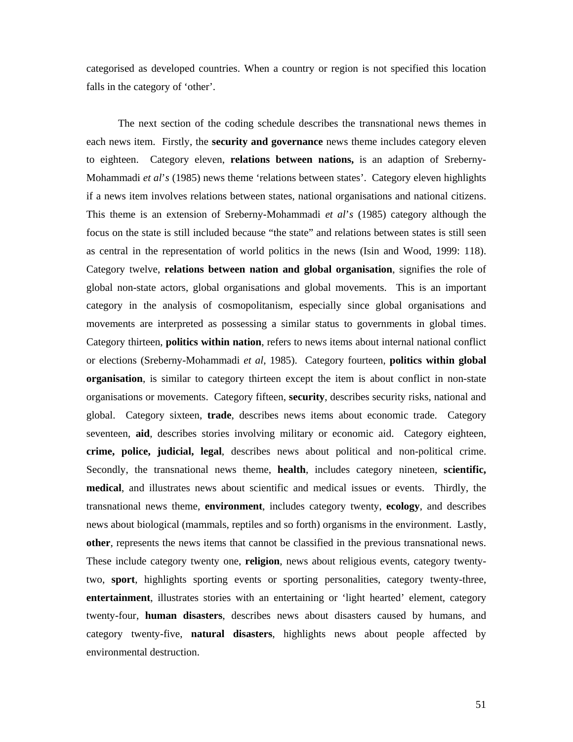categorised as developed countries. When a country or region is not specified this location falls in the category of 'other'.

The next section of the coding schedule describes the transnational news themes in each news item. Firstly, the **security and governance** news theme includes category eleven to eighteen. Category eleven, **relations between nations,** is an adaption of Sreberny-Mohammadi *et al's* (1985) news theme 'relations between states'. Category eleven highlights if a news item involves relations between states, national organisations and national citizens. This theme is an extension of Sreberny-Mohammadi *et al's* (1985) category although the focus on the state is still included because "the state" and relations between states is still seen as central in the representation of world politics in the news (Isin and Wood, 1999: 118). Category twelve, **relations between nation and global organisation**, signifies the role of global non-state actors, global organisations and global movements. This is an important category in the analysis of cosmopolitanism, especially since global organisations and movements are interpreted as possessing a similar status to governments in global times. Category thirteen, **politics within nation**, refers to news items about internal national conflict or elections (Sreberny-Mohammadi *et al*, 1985). Category fourteen, **politics within global organisation**, is similar to category thirteen except the item is about conflict in non-state organisations or movements. Category fifteen, **security**, describes security risks, national and global. Category sixteen, **trade**, describes news items about economic trade. Category seventeen, **aid**, describes stories involving military or economic aid. Category eighteen, **crime, police, judicial, legal**, describes news about political and non-political crime. Secondly, the transnational news theme, **health**, includes category nineteen, **scientific, medical**, and illustrates news about scientific and medical issues or events. Thirdly, the transnational news theme, **environment**, includes category twenty, **ecology**, and describes news about biological (mammals, reptiles and so forth) organisms in the environment. Lastly, **other**, represents the news items that cannot be classified in the previous transnational news. These include category twenty one, **religion**, news about religious events, category twenty-two, **sport**, highlights sporting events or sporting personalities, category twenty-three, **entertainment**, illustrates stories with an entertaining or 'light hearted' element, category twenty-four, **human disasters**, describes news about disasters caused by humans, and category twenty-five, **natural disasters**, highlights news about people affected by environmental destruction.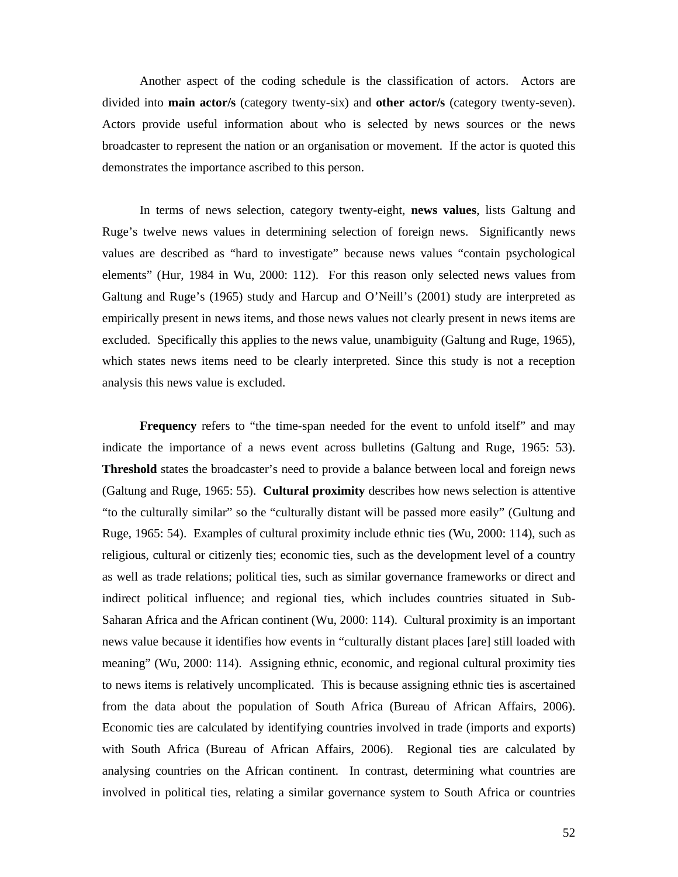Another aspect of the coding schedule is the classification of actors. Actors are divided into **main actor/s** (category twenty-six) and **other actor/s** (category twenty-seven). Actors provide useful information about who is selected by news sources or the news broadcaster to represent the nation or an organisation or movement. If the actor is quoted this demonstrates the importance ascribed to this person.

In terms of news selection, category twenty-eight, **news values**, lists Galtung and Ruge's twelve news values in determining selection of foreign news. Significantly news values are described as "hard to investigate" because news values "contain psychological elements" (Hur, 1984 in Wu, 2000: 112). For this reason only selected news values from Galtung and Ruge's (1965) study and Harcup and O'Neill's (2001) study are interpreted as empirically present in news items, and those news values not clearly present in news items are excluded. Specifically this applies to the news value, unambiguity (Galtung and Ruge, 1965), which states news items need to be clearly interpreted. Since this study is not a reception analysis this news value is excluded.

**Frequency** refers to "the time-span needed for the event to unfold itself" and may indicate the importance of a news event across bulletins (Galtung and Ruge, 1965: 53). **Threshold** states the broadcaster's need to provide a balance between local and foreign news (Galtung and Ruge, 1965: 55). **Cultural proximity** describes how news selection is attentive "to the culturally similar" so the "culturally distant will be passed more easily" (Gultung and Ruge, 1965: 54). Examples of cultural proximity include ethnic ties (Wu, 2000: 114), such as religious, cultural or citizenly ties; economic ties, such as the development level of a country as well as trade relations; political ties, such as similar governance frameworks or direct and indirect political influence; and regional ties, which includes countries situated in Sub-Saharan Africa and the African continent (Wu, 2000: 114). Cultural proximity is an important news value because it identifies how events in "culturally distant places [are] still loaded with meaning" (Wu, 2000: 114). Assigning ethnic, economic, and regional cultural proximity ties to news items is relatively uncomplicated. This is because assigning ethnic ties is ascertained from the data about the population of South Africa (Bureau of African Affairs, 2006). Economic ties are calculated by identifying countries involved in trade (imports and exports) with South Africa (Bureau of African Affairs, 2006). Regional ties are calculated by analysing countries on the African continent. In contrast, determining what countries are involved in political ties, relating a similar governance system to South Africa or countries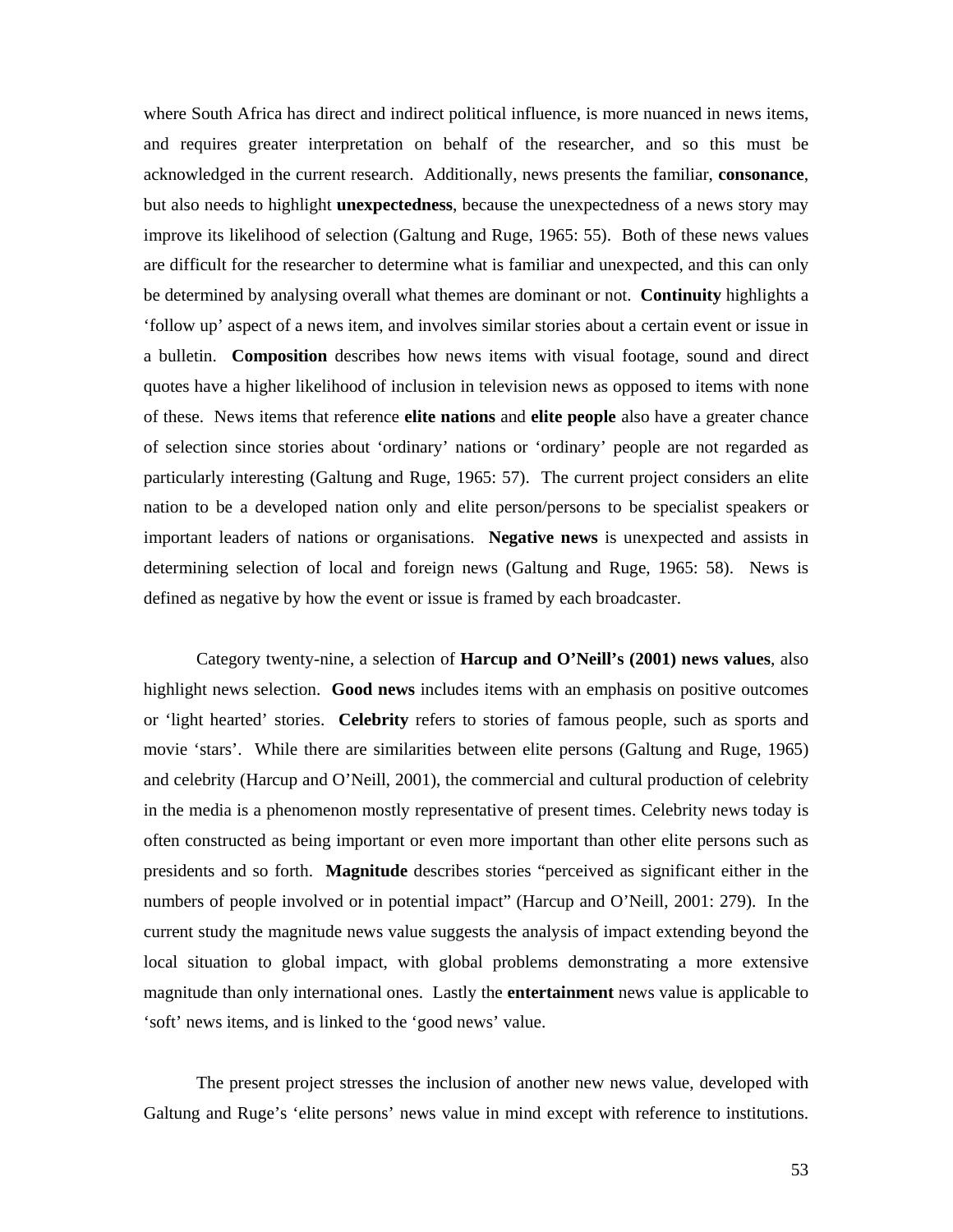where South Africa has direct and indirect political influence, is more nuanced in news items, and requires greater interpretation on behalf of the researcher, and so this must be acknowledged in the current research. Additionally, news presents the familiar, **consonance**, but also needs to highlight **unexpectedness**, because the unexpectedness of a news story may improve its likelihood of selection (Galtung and Ruge, 1965: 55). Both of these news values are difficult for the researcher to determine what is familiar and unexpected, and this can only be determined by analysing overall what themes are dominant or not. **Continuity** highlights a 'follow up' aspect of a news item, and involves similar stories about a certain event or issue in a bulletin. **Composition** describes how news items with visual footage, sound and direct quotes have a higher likelihood of inclusion in television news as opposed to items with none of these. News items that reference **elite nations** and **elite people** also have a greater chance of selection since stories about 'ordinary' nations or 'ordinary' people are not regarded as particularly interesting (Galtung and Ruge, 1965: 57). The current project considers an elite nation to be a developed nation only and elite person/persons to be specialist speakers or important leaders of nations or organisations. **Negative news** is unexpected and assists in determining selection of local and foreign news (Galtung and Ruge, 1965: 58). News is defined as negative by how the event or issue is framed by each broadcaster.

Category twenty-nine, a selection of **Harcup and O'Neill's (2001) news values**, also highlight news selection. **Good news** includes items with an emphasis on positive outcomes or 'light hearted' stories. **Celebrity** refers to stories of famous people, such as sports and movie 'stars'. While there are similarities between elite persons (Galtung and Ruge, 1965) and celebrity (Harcup and O'Neill, 2001), the commercial and cultural production of celebrity in the media is a phenomenon mostly representative of present times. Celebrity news today is often constructed as being important or even more important than other elite persons such as presidents and so forth. **Magnitude** describes stories "perceived as significant either in the numbers of people involved or in potential impact" (Harcup and O'Neill, 2001: 279). In the current study the magnitude news value suggests the analysis of impact extending beyond the local situation to global impact, with global problems demonstrating a more extensive magnitude than only international ones. Lastly the **entertainment** news value is applicable to 'soft' news items, and is linked to the 'good news' value.

The present project stresses the inclusion of another new news value, developed with Galtung and Ruge's 'elite persons' news value in mind except with reference to institutions.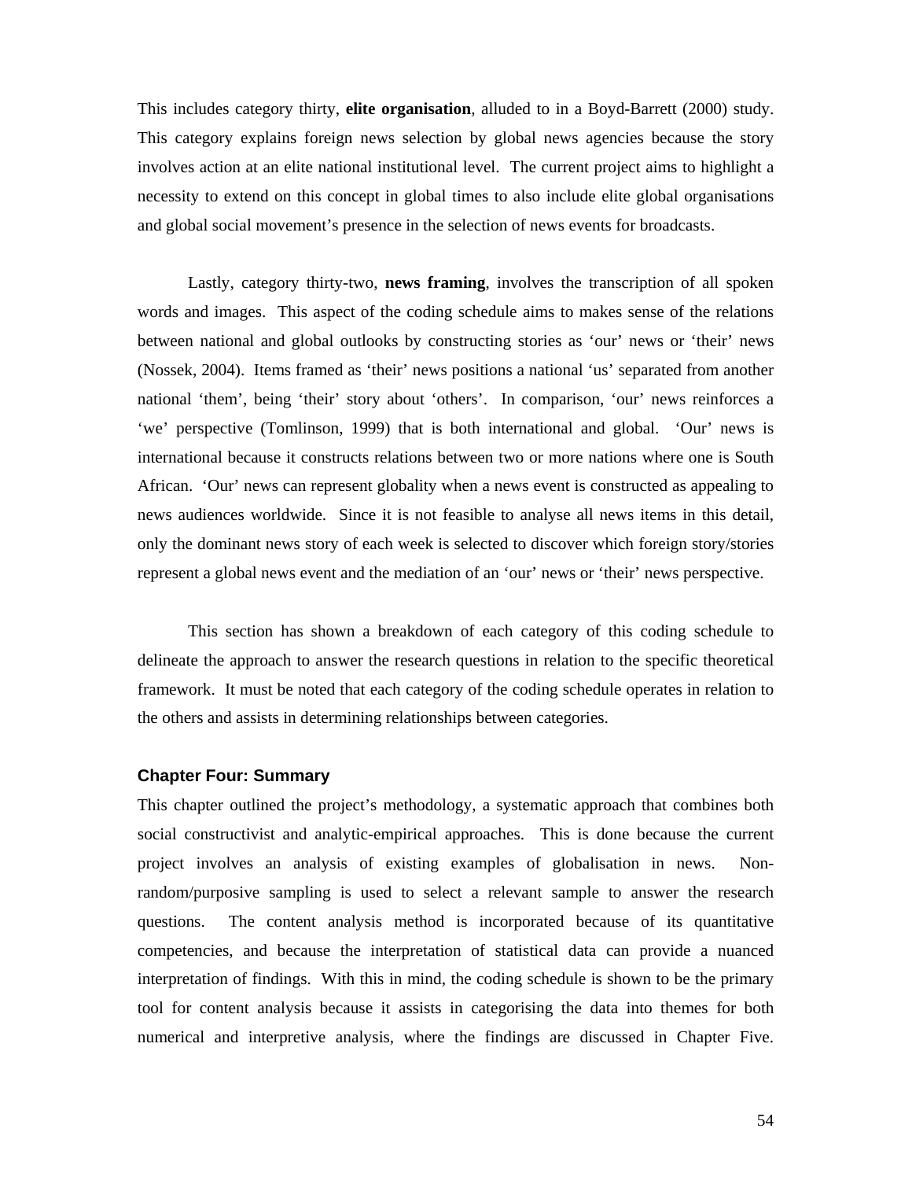This includes category thirty, **elite organisation**, alluded to in a Boyd-Barrett (2000) study. This category explains foreign news selection by global news agencies because the story involves action at an elite national institutional level. The current project aims to highlight a necessity to extend on this concept in global times to also include elite global organisations and global social movement's presence in the selection of news events for broadcasts.

Lastly, category thirty-two, **news framing**, involves the transcription of all spoken words and images. This aspect of the coding schedule aims to makes sense of the relations between national and global outlooks by constructing stories as 'our' news or 'their' news (Nossek, 2004). Items framed as 'their' news positions a national 'us' separated from another national 'them', being 'their' story about 'others'. In comparison, 'our' news reinforces a 'we' perspective (Tomlinson, 1999) that is both international and global. 'Our' news is international because it constructs relations between two or more nations where one is South African. 'Our' news can represent globality when a news event is constructed as appealing to news audiences worldwide. Since it is not feasible to analyse all news items in this detail, only the dominant news story of each week is selected to discover which foreign story/stories represent a global news event and the mediation of an 'our' news or 'their' news perspective.

This section has shown a breakdown of each category of this coding schedule to delineate the approach to answer the research questions in relation to the specific theoretical framework. It must be noted that each category of the coding schedule operates in relation to the others and assists in determining relationships between categories.

### Chapter Four: Summary

This chapter outlined the project's methodology, a systematic approach that combines both social constructivist and analytic-empirical approaches. This is done because the current project involves an analysis of existing examples of globalisation in news. Non-random/purposive sampling is used to select a relevant sample to answer the research questions. The content analysis method is incorporated because of its quantitative competencies, and because the interpretation of statistical data can provide a nuanced interpretation of findings. With this in mind, the coding schedule is shown to be the primary tool for content analysis because it assists in categorising the data into themes for both numerical and interpretive analysis, where the findings are discussed in Chapter Five.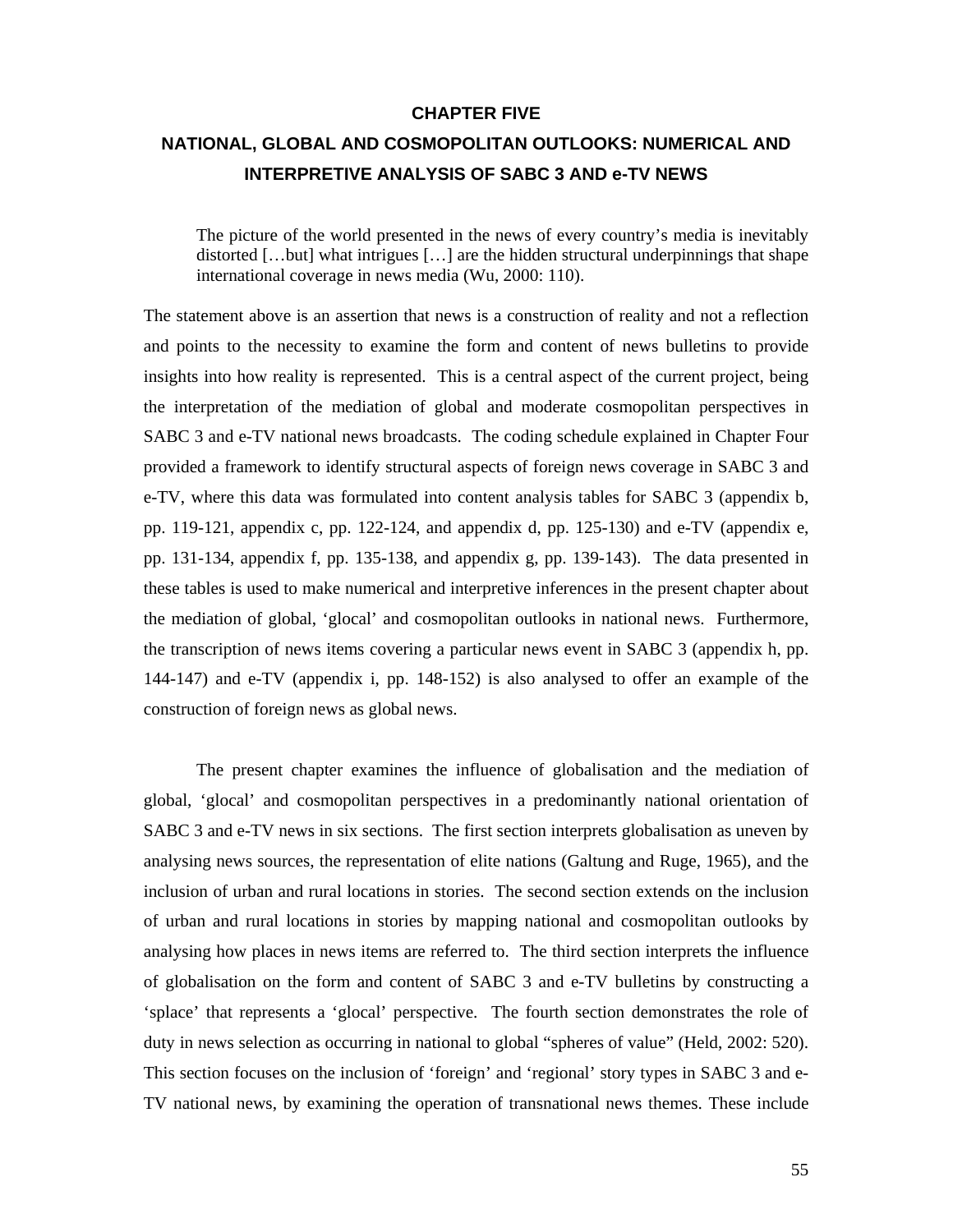# CHAPTER FIVE

## NATIONAL, GLOBAL AND COSMOPOLITAN OUTLOOKS: NUMERICAL AND INTERPRETIVE ANALYSIS OF SABC 3 AND e-TV NEWS

> The picture of the world presented in the news of every country's media is inevitably distorted […but] what intrigues […] are the hidden structural underpinnings that shape international coverage in news media (Wu, 2000: 110).

The statement above is an assertion that news is a construction of reality and not a reflection and points to the necessity to examine the form and content of news bulletins to provide insights into how reality is represented. This is a central aspect of the current project, being the interpretation of the mediation of global and moderate cosmopolitan perspectives in SABC 3 and e-TV national news broadcasts. The coding schedule explained in Chapter Four provided a framework to identify structural aspects of foreign news coverage in SABC 3 and e-TV, where this data was formulated into content analysis tables for SABC 3 (appendix b, pp. 119-121, appendix c, pp. 122-124, and appendix d, pp. 125-130) and e-TV (appendix e, pp. 131-134, appendix f, pp. 135-138, and appendix g, pp. 139-143). The data presented in these tables is used to make numerical and interpretive inferences in the present chapter about the mediation of global, 'glocal' and cosmopolitan outlooks in national news. Furthermore, the transcription of news items covering a particular news event in SABC 3 (appendix h, pp. 144-147) and e-TV (appendix i, pp. 148-152) is also analysed to offer an example of the construction of foreign news as global news.

The present chapter examines the influence of globalisation and the mediation of global, 'glocal' and cosmopolitan perspectives in a predominantly national orientation of SABC 3 and e-TV news in six sections. The first section interprets globalisation as uneven by analysing news sources, the representation of elite nations (Galtung and Ruge, 1965), and the inclusion of urban and rural locations in stories. The second section extends on the inclusion of urban and rural locations in stories by mapping national and cosmopolitan outlooks by analysing how places in news items are referred to. The third section interprets the influence of globalisation on the form and content of SABC 3 and e-TV bulletins by constructing a 'splace' that represents a 'glocal' perspective. The fourth section demonstrates the role of duty in news selection as occurring in national to global "spheres of value" (Held, 2002: 520). This section focuses on the inclusion of 'foreign' and 'regional' story types in SABC 3 and e-TV national news, by examining the operation of transnational news themes. These include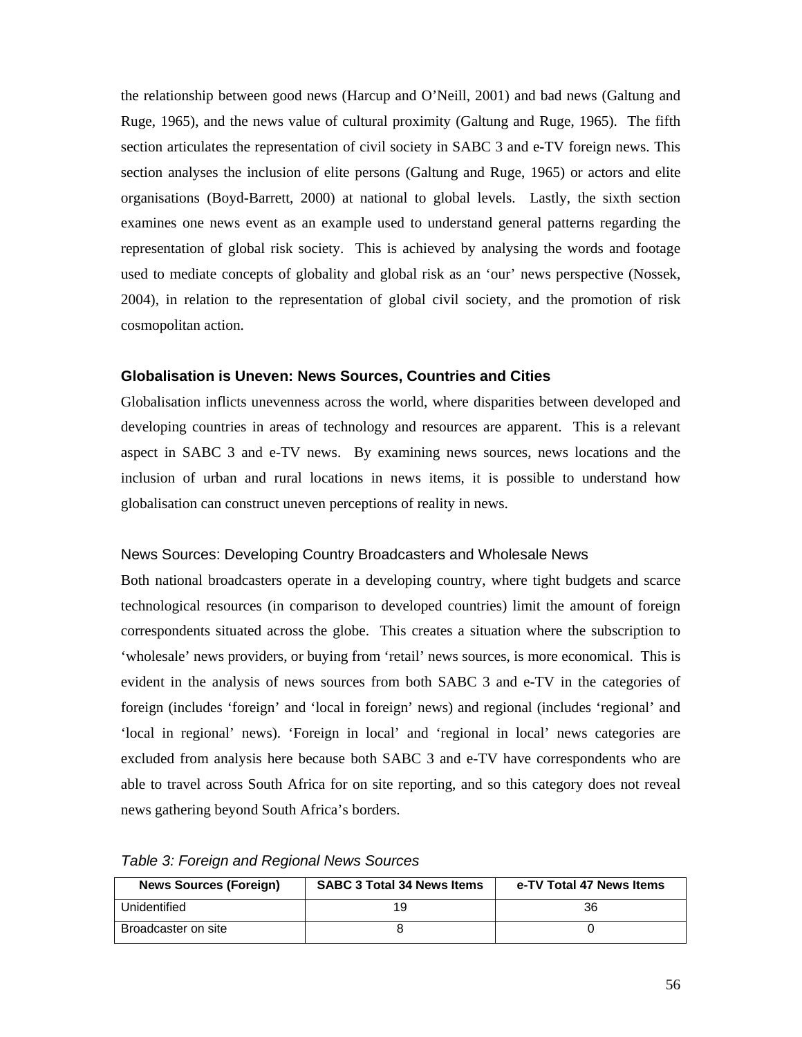the relationship between good news (Harcup and O'Neill, 2001) and bad news (Galtung and Ruge, 1965), and the news value of cultural proximity (Galtung and Ruge, 1965). The fifth section articulates the representation of civil society in SABC 3 and e-TV foreign news. This section analyses the inclusion of elite persons (Galtung and Ruge, 1965) or actors and elite organisations (Boyd-Barrett, 2000) at national to global levels. Lastly, the sixth section examines one news event as an example used to understand general patterns regarding the representation of global risk society. This is achieved by analysing the words and footage used to mediate concepts of globality and global risk as an 'our' news perspective (Nossek, 2004), in relation to the representation of global civil society, and the promotion of risk cosmopolitan action.

## Globalisation is Uneven: News Sources, Countries and Cities

Globalisation inflicts unevenness across the world, where disparities between developed and developing countries in areas of technology and resources are apparent. This is a relevant aspect in SABC 3 and e-TV news. By examining news sources, news locations and the inclusion of urban and rural locations in news items, it is possible to understand how globalisation can construct uneven perceptions of reality in news.

### News Sources: Developing Country Broadcasters and Wholesale News

Both national broadcasters operate in a developing country, where tight budgets and scarce technological resources (in comparison to developed countries) limit the amount of foreign correspondents situated across the globe. This creates a situation where the subscription to 'wholesale' news providers, or buying from 'retail' news sources, is more economical. This is evident in the analysis of news sources from both SABC 3 and e-TV in the categories of foreign (includes 'foreign' and 'local in foreign' news) and regional (includes 'regional' and 'local in regional' news). 'Foreign in local' and 'regional in local' news categories are excluded from analysis here because both SABC 3 and e-TV have correspondents who are able to travel across South Africa for on site reporting, and so this category does not reveal news gathering beyond South Africa's borders.

*Table 3: Foreign and Regional News Sources*

| News Sources (Foreign) | SABC 3 Total 34 News Items | e-TV Total 47 News Items |
|---|---|---|
| Unidentified | 19 | 36 |
| Broadcaster on site | 8 | 0 |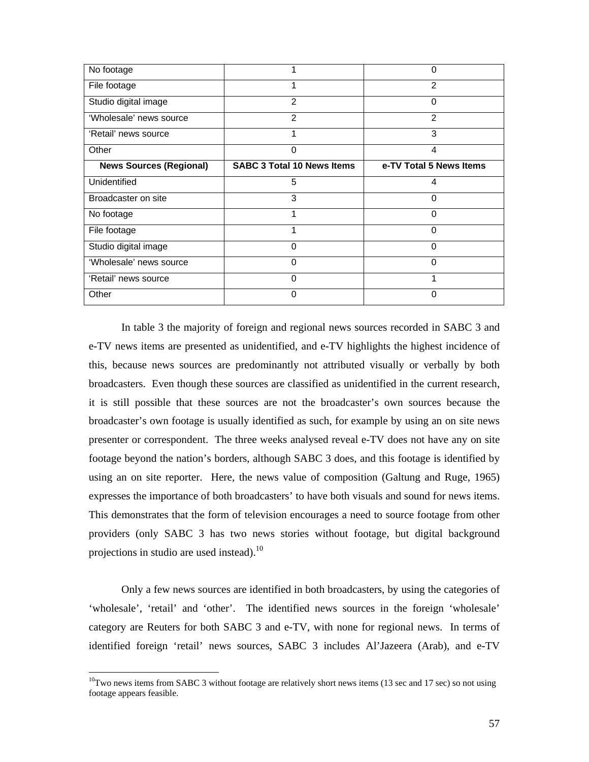| | | |
|---|---|---|
| No footage | 1 | 0 |
| File footage | 1 | 2 |
| Studio digital image | 2 | 0 |
| 'Wholesale' news source | 2 | 2 |
| 'Retail' news source | 1 | 3 |
| Other | 0 | 4 |
| **News Sources (Regional)** | **SABC 3 Total 10 News Items** | **e-TV Total 5 News Items** |
| Unidentified | 5 | 4 |
| Broadcaster on site | 3 | 0 |
| No footage | 1 | 0 |
| File footage | 1 | 0 |
| Studio digital image | 0 | 0 |
| 'Wholesale' news source | 0 | 0 |
| 'Retail' news source | 0 | 1 |
| Other | 0 | 0 |

In table 3 the majority of foreign and regional news sources recorded in SABC 3 and e-TV news items are presented as unidentified, and e-TV highlights the highest incidence of this, because news sources are predominantly not attributed visually or verbally by both broadcasters. Even though these sources are classified as unidentified in the current research, it is still possible that these sources are not the broadcaster's own sources because the broadcaster's own footage is usually identified as such, for example by using an on site news presenter or correspondent. The three weeks analysed reveal e-TV does not have any on site footage beyond the nation's borders, although SABC 3 does, and this footage is identified by using an on site reporter. Here, the news value of composition (Galtung and Ruge, 1965) expresses the importance of both broadcasters' to have both visuals and sound for news items. This demonstrates that the form of television encourages a need to source footage from other providers (only SABC 3 has two news stories without footage, but digital background projections in studio are used instead).[10]

Only a few news sources are identified in both broadcasters, by using the categories of 'wholesale', 'retail' and 'other'. The identified news sources in the foreign 'wholesale' category are Reuters for both SABC 3 and e-TV, with none for regional news. In terms of identified foreign 'retail' news sources, SABC 3 includes Al'Jazeera (Arab), and e-TV

[10]Two news items from SABC 3 without footage are relatively short news items (13 sec and 17 sec) so not using footage appears feasible.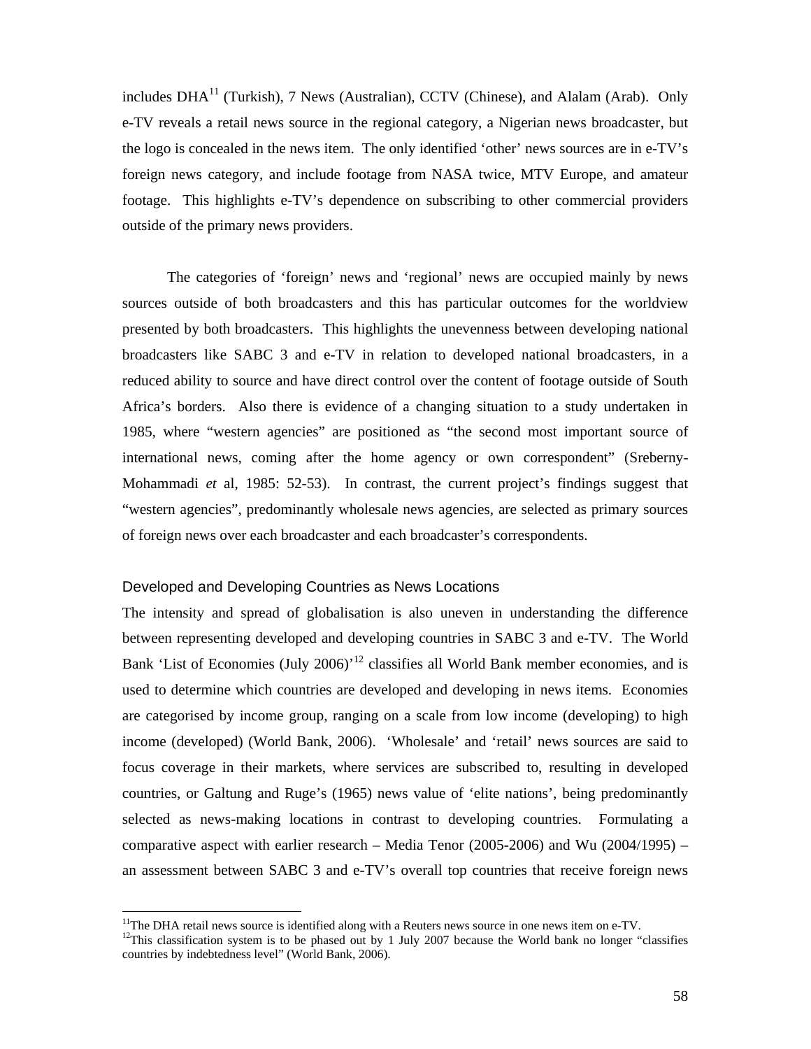includes DHA[11] (Turkish), 7 News (Australian), CCTV (Chinese), and Alalam (Arab). Only e-TV reveals a retail news source in the regional category, a Nigerian news broadcaster, but the logo is concealed in the news item. The only identified 'other' news sources are in e-TV's foreign news category, and include footage from NASA twice, MTV Europe, and amateur footage. This highlights e-TV's dependence on subscribing to other commercial providers outside of the primary news providers.

The categories of 'foreign' news and 'regional' news are occupied mainly by news sources outside of both broadcasters and this has particular outcomes for the worldview presented by both broadcasters. This highlights the unevenness between developing national broadcasters like SABC 3 and e-TV in relation to developed national broadcasters, in a reduced ability to source and have direct control over the content of footage outside of South Africa's borders. Also there is evidence of a changing situation to a study undertaken in 1985, where "western agencies" are positioned as "the second most important source of international news, coming after the home agency or own correspondent" (Sreberny-Mohammadi *et* al, 1985: 52-53). In contrast, the current project's findings suggest that "western agencies", predominantly wholesale news agencies, are selected as primary sources of foreign news over each broadcaster and each broadcaster's correspondents.

### Developed and Developing Countries as News Locations

The intensity and spread of globalisation is also uneven in understanding the difference between representing developed and developing countries in SABC 3 and e-TV. The World Bank 'List of Economies (July 2006)'[12] classifies all World Bank member economies, and is used to determine which countries are developed and developing in news items. Economies are categorised by income group, ranging on a scale from low income (developing) to high income (developed) (World Bank, 2006). 'Wholesale' and 'retail' news sources are said to focus coverage in their markets, where services are subscribed to, resulting in developed countries, or Galtung and Ruge's (1965) news value of 'elite nations', being predominantly selected as news-making locations in contrast to developing countries. Formulating a comparative aspect with earlier research – Media Tenor (2005-2006) and Wu (2004/1995) – an assessment between SABC 3 and e-TV's overall top countries that receive foreign news

---

[11] The DHA retail news source is identified along with a Reuters news source in one news item on e-TV.

[12] This classification system is to be phased out by 1 July 2007 because the World bank no longer "classifies countries by indebtedness level" (World Bank, 2006).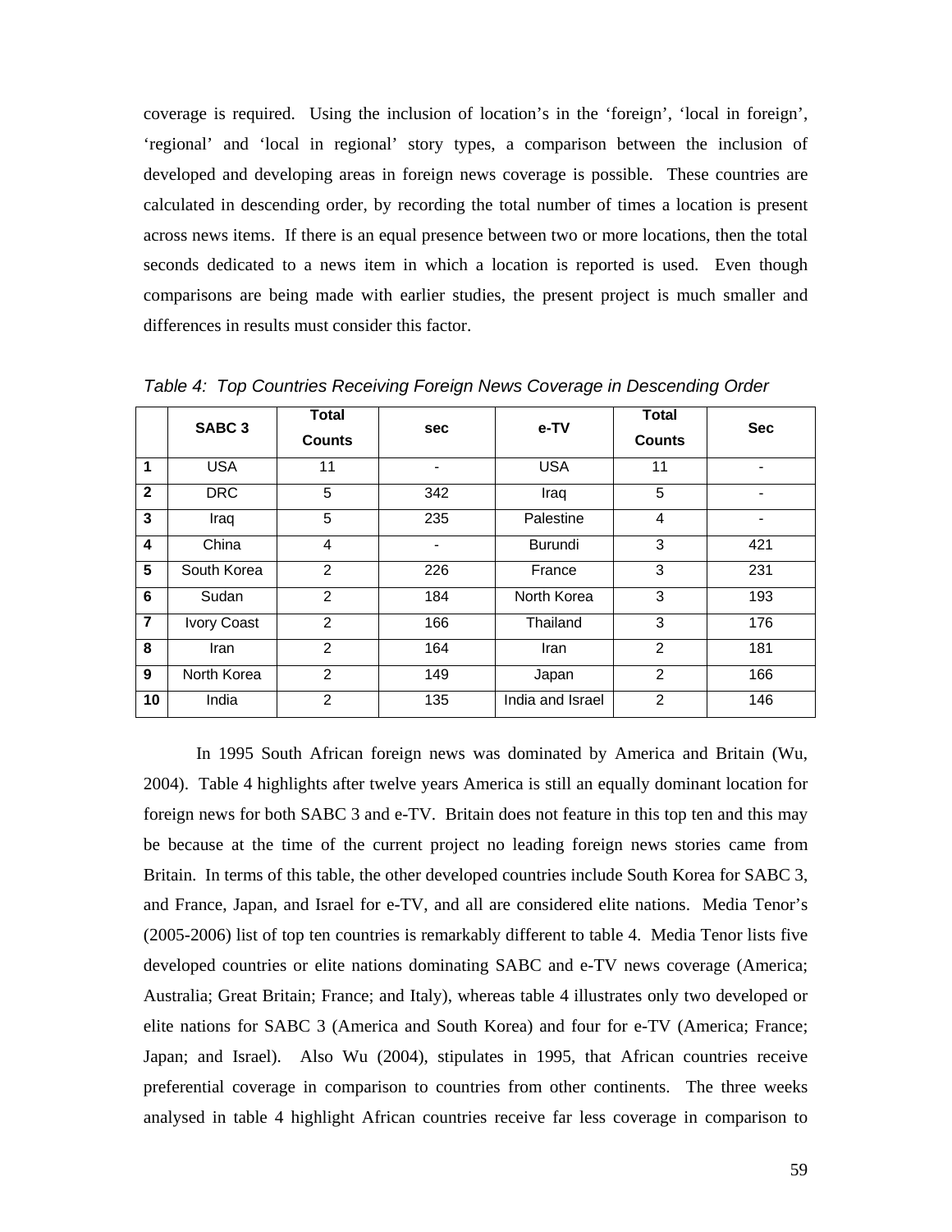coverage is required. Using the inclusion of location's in the 'foreign', 'local in foreign', 'regional' and 'local in regional' story types, a comparison between the inclusion of developed and developing areas in foreign news coverage is possible. These countries are calculated in descending order, by recording the total number of times a location is present across news items. If there is an equal presence between two or more locations, then the total seconds dedicated to a news item in which a location is reported is used. Even though comparisons are being made with earlier studies, the present project is much smaller and differences in results must consider this factor.

*Table 4: Top Countries Receiving Foreign News Coverage in Descending Order*

| | SABC 3 | Total Counts | sec | e-TV | Total Counts | Sec |
|---|---|---|---|---|---|---|
| **1** | USA | 11 | - | USA | 11 | - |
| **2** | DRC | 5 | 342 | Iraq | 5 | - |
| **3** | Iraq | 5 | 235 | Palestine | 4 | - |
| **4** | China | 4 | - | Burundi | 3 | 421 |
| **5** | South Korea | 2 | 226 | France | 3 | 231 |
| **6** | Sudan | 2 | 184 | North Korea | 3 | 193 |
| **7** | Ivory Coast | 2 | 166 | Thailand | 3 | 176 |
| **8** | Iran | 2 | 164 | Iran | 2 | 181 |
| **9** | North Korea | 2 | 149 | Japan | 2 | 166 |
| **10** | India | 2 | 135 | India and Israel | 2 | 146 |

In 1995 South African foreign news was dominated by America and Britain (Wu, 2004). Table 4 highlights after twelve years America is still an equally dominant location for foreign news for both SABC 3 and e-TV. Britain does not feature in this top ten and this may be because at the time of the current project no leading foreign news stories came from Britain. In terms of this table, the other developed countries include South Korea for SABC 3, and France, Japan, and Israel for e-TV, and all are considered elite nations. Media Tenor's (2005-2006) list of top ten countries is remarkably different to table 4. Media Tenor lists five developed countries or elite nations dominating SABC and e-TV news coverage (America; Australia; Great Britain; France; and Italy), whereas table 4 illustrates only two developed or elite nations for SABC 3 (America and South Korea) and four for e-TV (America; France; Japan; and Israel). Also Wu (2004), stipulates in 1995, that African countries receive preferential coverage in comparison to countries from other continents. The three weeks analysed in table 4 highlight African countries receive far less coverage in comparison to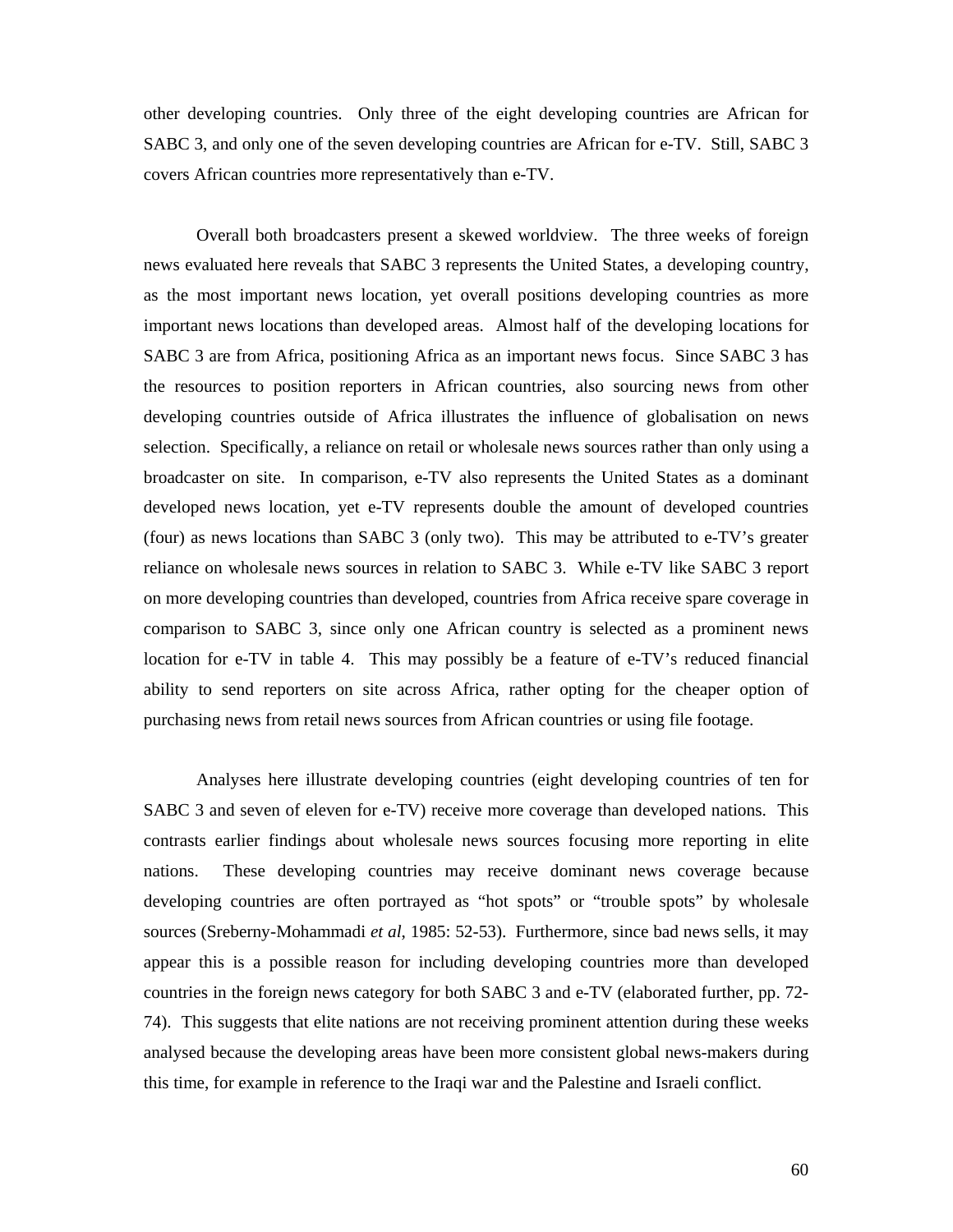other developing countries. Only three of the eight developing countries are African for SABC 3, and only one of the seven developing countries are African for e-TV. Still, SABC 3 covers African countries more representatively than e-TV.

Overall both broadcasters present a skewed worldview. The three weeks of foreign news evaluated here reveals that SABC 3 represents the United States, a developing country, as the most important news location, yet overall positions developing countries as more important news locations than developed areas. Almost half of the developing locations for SABC 3 are from Africa, positioning Africa as an important news focus. Since SABC 3 has the resources to position reporters in African countries, also sourcing news from other developing countries outside of Africa illustrates the influence of globalisation on news selection. Specifically, a reliance on retail or wholesale news sources rather than only using a broadcaster on site. In comparison, e-TV also represents the United States as a dominant developed news location, yet e-TV represents double the amount of developed countries (four) as news locations than SABC 3 (only two). This may be attributed to e-TV's greater reliance on wholesale news sources in relation to SABC 3. While e-TV like SABC 3 report on more developing countries than developed, countries from Africa receive spare coverage in comparison to SABC 3, since only one African country is selected as a prominent news location for e-TV in table 4. This may possibly be a feature of e-TV's reduced financial ability to send reporters on site across Africa, rather opting for the cheaper option of purchasing news from retail news sources from African countries or using file footage.

Analyses here illustrate developing countries (eight developing countries of ten for SABC 3 and seven of eleven for e-TV) receive more coverage than developed nations. This contrasts earlier findings about wholesale news sources focusing more reporting in elite nations. These developing countries may receive dominant news coverage because developing countries are often portrayed as "hot spots" or "trouble spots" by wholesale sources (Sreberny-Mohammadi *et al*, 1985: 52-53). Furthermore, since bad news sells, it may appear this is a possible reason for including developing countries more than developed countries in the foreign news category for both SABC 3 and e-TV (elaborated further, pp. 72-74). This suggests that elite nations are not receiving prominent attention during these weeks analysed because the developing areas have been more consistent global news-makers during this time, for example in reference to the Iraqi war and the Palestine and Israeli conflict.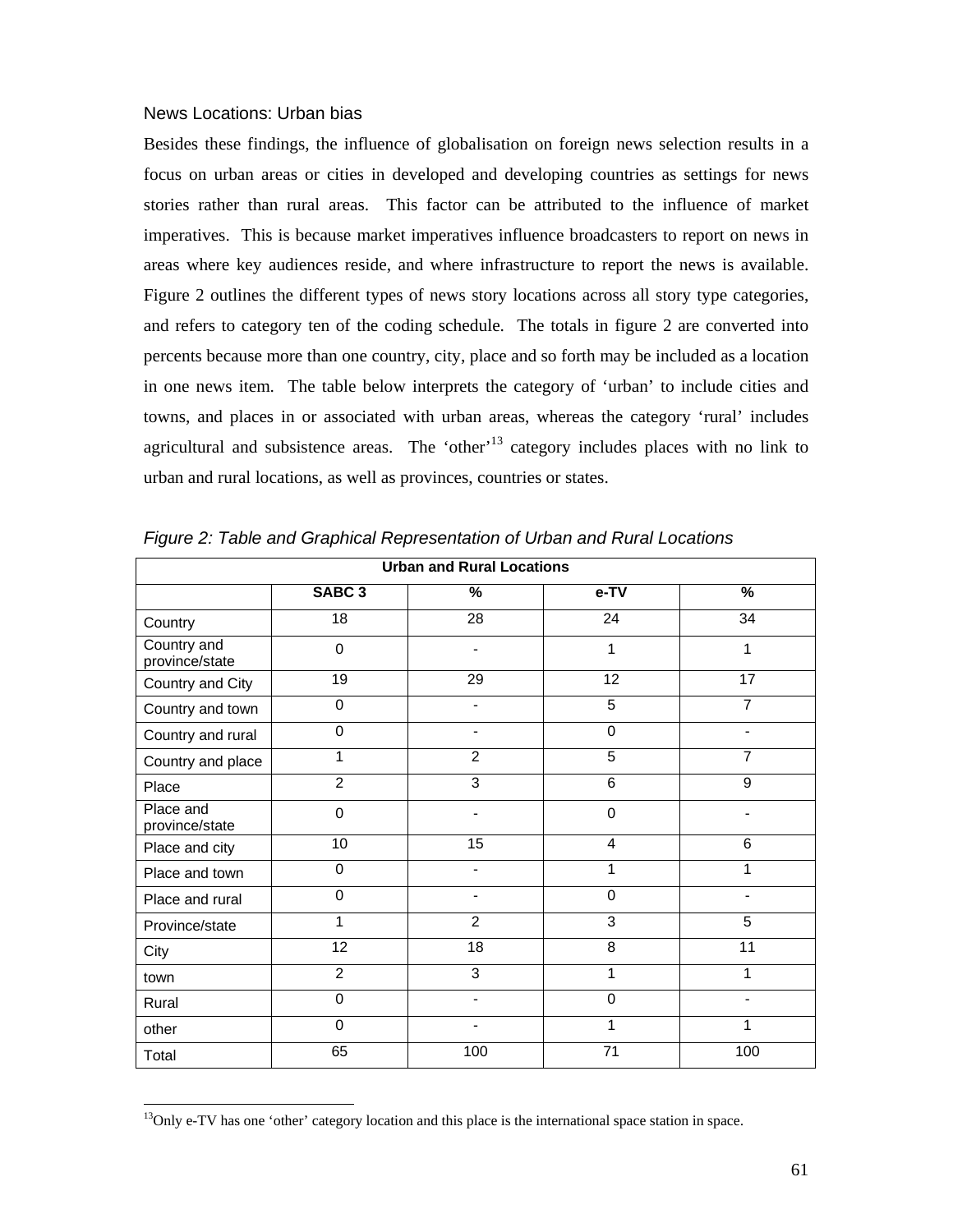News Locations: Urban bias

Besides these findings, the influence of globalisation on foreign news selection results in a focus on urban areas or cities in developed and developing countries as settings for news stories rather than rural areas. This factor can be attributed to the influence of market imperatives. This is because market imperatives influence broadcasters to report on news in areas where key audiences reside, and where infrastructure to report the news is available. Figure 2 outlines the different types of news story locations across all story type categories, and refers to category ten of the coding schedule. The totals in figure 2 are converted into percents because more than one country, city, place and so forth may be included as a location in one news item. The table below interprets the category of 'urban' to include cities and towns, and places in or associated with urban areas, whereas the category 'rural' includes agricultural and subsistence areas. The 'other'[13] category includes places with no link to urban and rural locations, as well as provinces, countries or states.

*Figure 2: Table and Graphical Representation of Urban and Rural Locations*

| Urban and Rural Locations | | | | |
|---|---|---|---|---|
| | **SABC 3** | **%** | **e-TV** | **%** |
| Country | 18 | 28 | 24 | 34 |
| Country and province/state | 0 | - | 1 | 1 |
| Country and City | 19 | 29 | 12 | 17 |
| Country and town | 0 | - | 5 | 7 |
| Country and rural | 0 | - | 0 | - |
| Country and place | 1 | 2 | 5 | 7 |
| Place | 2 | 3 | 6 | 9 |
| Place and province/state | 0 | - | 0 | - |
| Place and city | 10 | 15 | 4 | 6 |
| Place and town | 0 | - | 1 | 1 |
| Place and rural | 0 | - | 0 | - |
| Province/state | 1 | 2 | 3 | 5 |
| City | 12 | 18 | 8 | 11 |
| town | 2 | 3 | 1 | 1 |
| Rural | 0 | - | 0 | - |
| other | 0 | - | 1 | 1 |
| Total | 65 | 100 | 71 | 100 |

[13] Only e-TV has one 'other' category location and this place is the international space station in space.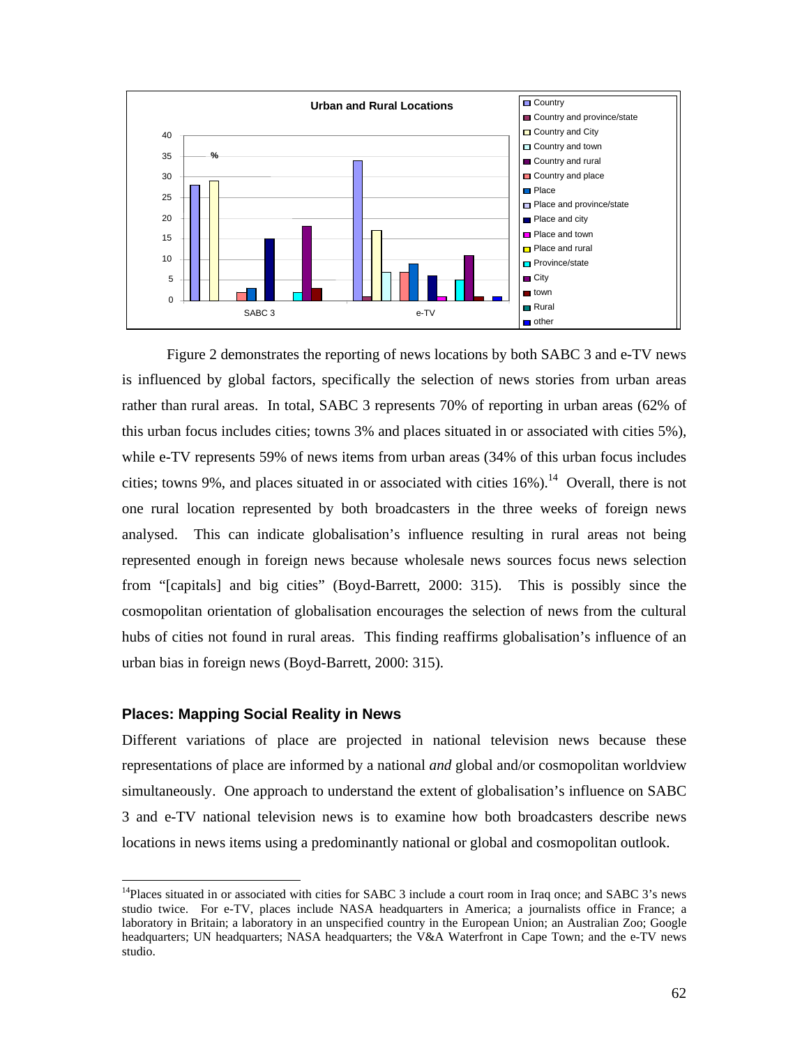Figure 2 demonstrates the reporting of news locations by both SABC 3 and e-TV news is influenced by global factors, specifically the selection of news stories from urban areas rather than rural areas. In total, SABC 3 represents 70% of reporting in urban areas (62% of this urban focus includes cities; towns 3% and places situated in or associated with cities 5%), while e-TV represents 59% of news items from urban areas (34% of this urban focus includes cities; towns 9%, and places situated in or associated with cities 16%).[14] Overall, there is not one rural location represented by both broadcasters in the three weeks of foreign news analysed. This can indicate globalisation's influence resulting in rural areas not being represented enough in foreign news because wholesale news sources focus news selection from "[capitals] and big cities" (Boyd-Barrett, 2000: 315). This is possibly since the cosmopolitan orientation of globalisation encourages the selection of news from the cultural hubs of cities not found in rural areas. This finding reaffirms globalisation's influence of an urban bias in foreign news (Boyd-Barrett, 2000: 315).

### Places: Mapping Social Reality in News

Different variations of place are projected in national television news because these representations of place are informed by a national *and* global and/or cosmopolitan worldview simultaneously. One approach to understand the extent of globalisation's influence on SABC 3 and e-TV national television news is to examine how both broadcasters describe news locations in news items using a predominantly national or global and cosmopolitan outlook.

---

[14] Places situated in or associated with cities for SABC 3 include a court room in Iraq once; and SABC 3's news studio twice. For e-TV, places include NASA headquarters in America; a journalists office in France; a laboratory in Britain; a laboratory in an unspecified country in the European Union; an Australian Zoo; Google headquarters; UN headquarters; NASA headquarters; the V&A Waterfront in Cape Town; and the e-TV news studio.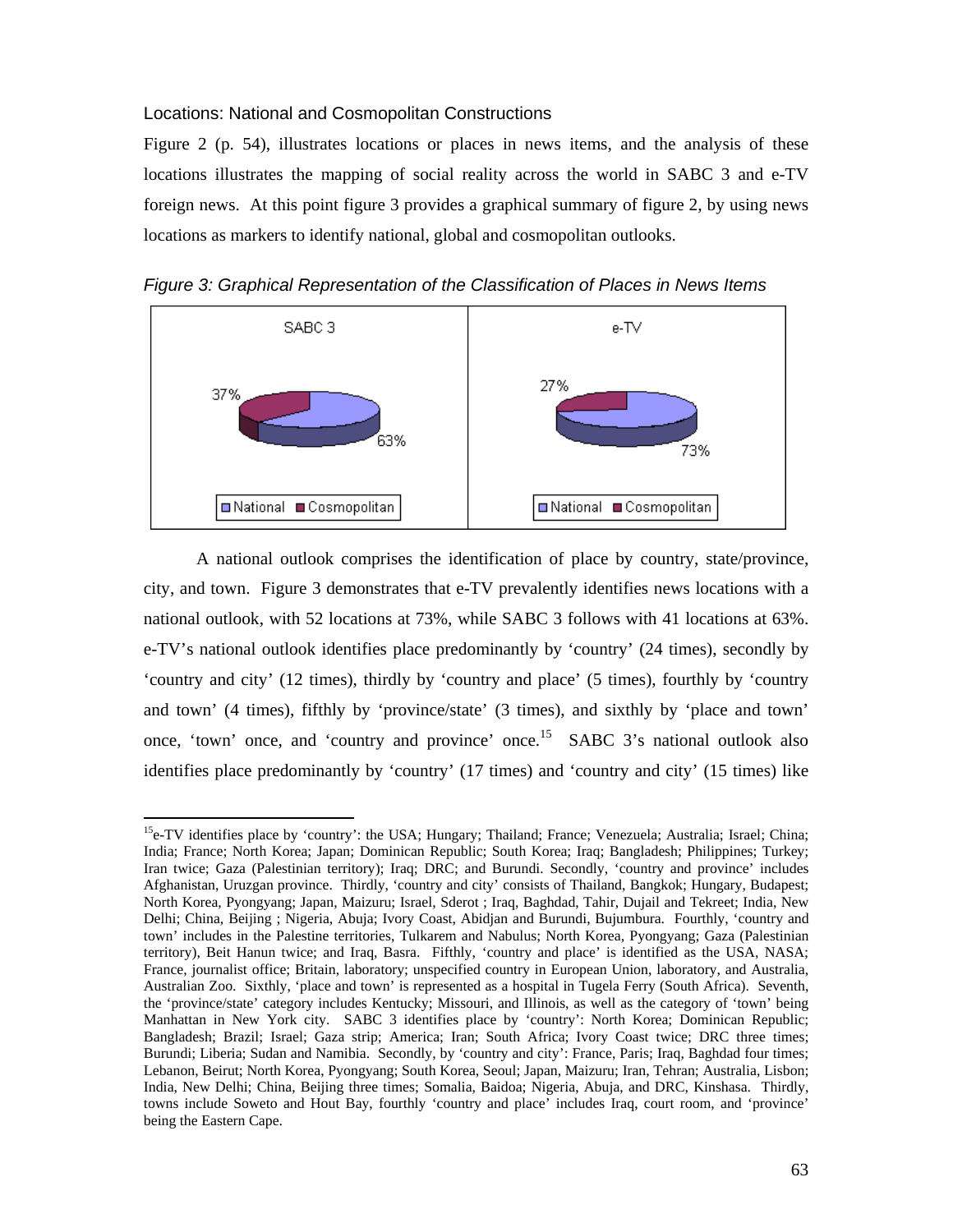Locations: National and Cosmopolitan Constructions

Figure 2 (p. 54), illustrates locations or places in news items, and the analysis of these locations illustrates the mapping of social reality across the world in SABC 3 and e-TV foreign news. At this point figure 3 provides a graphical summary of figure 2, by using news locations as markers to identify national, global and cosmopolitan outlooks.

*Figure 3: Graphical Representation of the Classification of Places in News Items*

| | SABC 3 | e-TV |
|---|---|---|
| National | 63% | 73% |
| Cosmopolitan | 37% | 27% |

A national outlook comprises the identification of place by country, state/province, city, and town. Figure 3 demonstrates that e-TV prevalently identifies news locations with a national outlook, with 52 locations at 73%, while SABC 3 follows with 41 locations at 63%. e-TV's national outlook identifies place predominantly by 'country' (24 times), secondly by 'country and city' (12 times), thirdly by 'country and place' (5 times), fourthly by 'country and town' (4 times), fifthly by 'province/state' (3 times), and sixthly by 'place and town' once, 'town' once, and 'country and province' once.[15] SABC 3's national outlook also identifies place predominantly by 'country' (17 times) and 'country and city' (15 times) like

---

[15] e-TV identifies place by 'country': the USA; Hungary; Thailand; France; Venezuela; Australia; Israel; China; India; France; North Korea; Japan; Dominican Republic; South Korea; Iraq; Bangladesh; Philippines; Turkey; Iran twice; Gaza (Palestinian territory); Iraq; DRC; and Burundi. Secondly, 'country and province' includes Afghanistan, Uruzgan province. Thirdly, 'country and city' consists of Thailand, Bangkok; Hungary, Budapest; North Korea, Pyongyang; Japan, Maizuru; Israel, Sderot ; Iraq, Baghdad, Tahir, Dujail and Tekreet; India, New Delhi; China, Beijing ; Nigeria, Abuja; Ivory Coast, Abidjan and Burundi, Bujumbura. Fourthly, 'country and town' includes in the Palestine territories, Tulkarem and Nabulus; North Korea, Pyongyang; Gaza (Palestinian territory), Beit Hanun twice; and Iraq, Basra. Fifthly, 'country and place' is identified as the USA, NASA; France, journalist office; Britain, laboratory; unspecified country in European Union, laboratory, and Australia, Australian Zoo. Sixthly, 'place and town' is represented as a hospital in Tugela Ferry (South Africa). Seventh, the 'province/state' category includes Kentucky; Missouri, and Illinois, as well as the category of 'town' being Manhattan in New York city. SABC 3 identifies place by 'country': North Korea; Dominican Republic; Bangladesh; Brazil; Israel; Gaza strip; America; Iran; South Africa; Ivory Coast twice; DRC three times; Burundi; Liberia; Sudan and Namibia. Secondly, by 'country and city': France, Paris; Iraq, Baghdad four times; Lebanon, Beirut; North Korea, Pyongyang; South Korea, Seoul; Japan, Maizuru; Iran, Tehran; Australia, Lisbon; India, New Delhi; China, Beijing three times; Somalia, Baidoa; Nigeria, Abuja, and DRC, Kinshasa. Thirdly, towns include Soweto and Hout Bay, fourthly 'country and place' includes Iraq, court room, and 'province' being the Eastern Cape.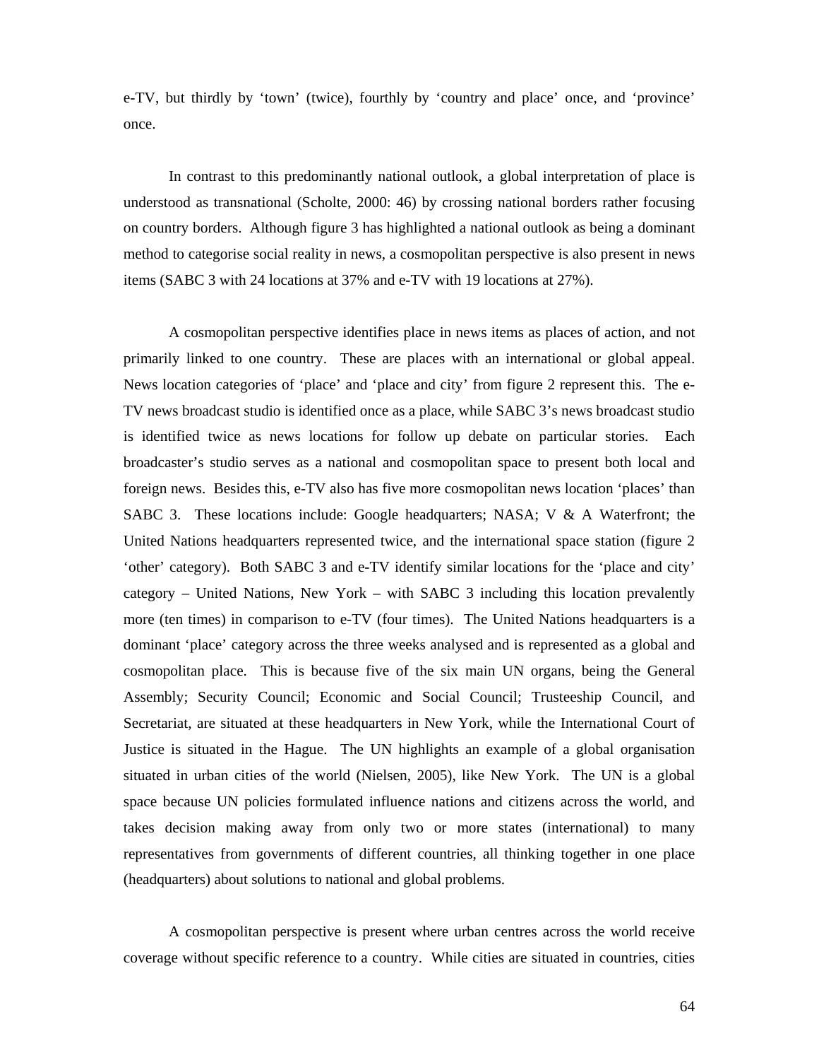e-TV, but thirdly by 'town' (twice), fourthly by 'country and place' once, and 'province' once.

In contrast to this predominantly national outlook, a global interpretation of place is understood as transnational (Scholte, 2000: 46) by crossing national borders rather focusing on country borders. Although figure 3 has highlighted a national outlook as being a dominant method to categorise social reality in news, a cosmopolitan perspective is also present in news items (SABC 3 with 24 locations at 37% and e-TV with 19 locations at 27%).

A cosmopolitan perspective identifies place in news items as places of action, and not primarily linked to one country. These are places with an international or global appeal. News location categories of 'place' and 'place and city' from figure 2 represent this. The e-TV news broadcast studio is identified once as a place, while SABC 3's news broadcast studio is identified twice as news locations for follow up debate on particular stories. Each broadcaster's studio serves as a national and cosmopolitan space to present both local and foreign news. Besides this, e-TV also has five more cosmopolitan news location 'places' than SABC 3. These locations include: Google headquarters; NASA; V & A Waterfront; the United Nations headquarters represented twice, and the international space station (figure 2 'other' category). Both SABC 3 and e-TV identify similar locations for the 'place and city' category – United Nations, New York – with SABC 3 including this location prevalently more (ten times) in comparison to e-TV (four times). The United Nations headquarters is a dominant 'place' category across the three weeks analysed and is represented as a global and cosmopolitan place. This is because five of the six main UN organs, being the General Assembly; Security Council; Economic and Social Council; Trusteeship Council, and Secretariat, are situated at these headquarters in New York, while the International Court of Justice is situated in the Hague. The UN highlights an example of a global organisation situated in urban cities of the world (Nielsen, 2005), like New York. The UN is a global space because UN policies formulated influence nations and citizens across the world, and takes decision making away from only two or more states (international) to many representatives from governments of different countries, all thinking together in one place (headquarters) about solutions to national and global problems.

A cosmopolitan perspective is present where urban centres across the world receive coverage without specific reference to a country. While cities are situated in countries, cities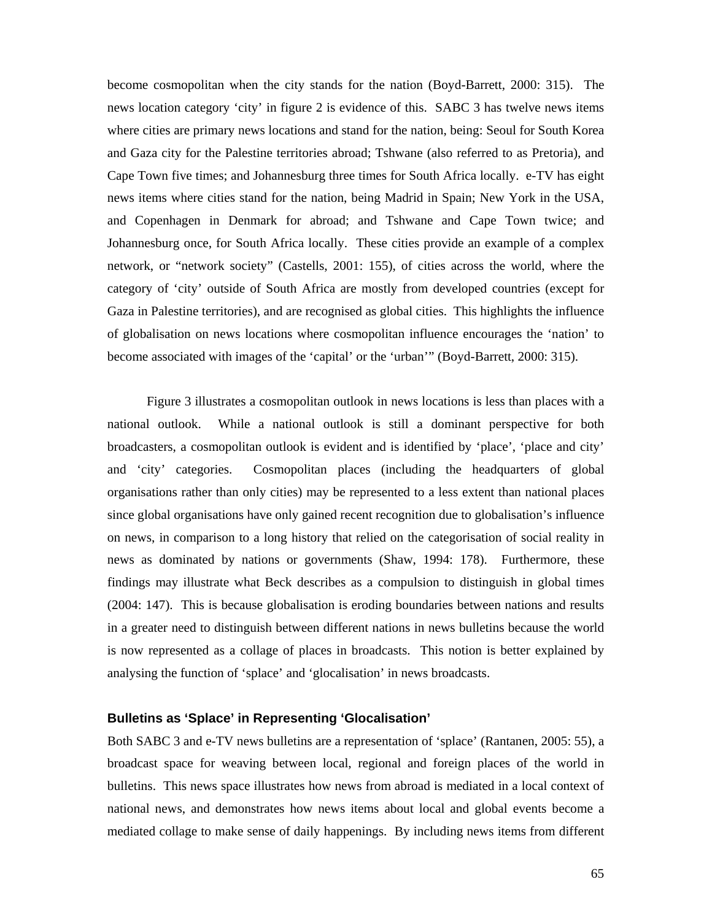become cosmopolitan when the city stands for the nation (Boyd-Barrett, 2000: 315). The news location category 'city' in figure 2 is evidence of this. SABC 3 has twelve news items where cities are primary news locations and stand for the nation, being: Seoul for South Korea and Gaza city for the Palestine territories abroad; Tshwane (also referred to as Pretoria), and Cape Town five times; and Johannesburg three times for South Africa locally. e-TV has eight news items where cities stand for the nation, being Madrid in Spain; New York in the USA, and Copenhagen in Denmark for abroad; and Tshwane and Cape Town twice; and Johannesburg once, for South Africa locally. These cities provide an example of a complex network, or "network society" (Castells, 2001: 155), of cities across the world, where the category of 'city' outside of South Africa are mostly from developed countries (except for Gaza in Palestine territories), and are recognised as global cities. This highlights the influence of globalisation on news locations where cosmopolitan influence encourages the 'nation' to become associated with images of the 'capital' or the 'urban'" (Boyd-Barrett, 2000: 315).

Figure 3 illustrates a cosmopolitan outlook in news locations is less than places with a national outlook. While a national outlook is still a dominant perspective for both broadcasters, a cosmopolitan outlook is evident and is identified by 'place', 'place and city' and 'city' categories. Cosmopolitan places (including the headquarters of global organisations rather than only cities) may be represented to a less extent than national places since global organisations have only gained recent recognition due to globalisation's influence on news, in comparison to a long history that relied on the categorisation of social reality in news as dominated by nations or governments (Shaw, 1994: 178). Furthermore, these findings may illustrate what Beck describes as a compulsion to distinguish in global times (2004: 147). This is because globalisation is eroding boundaries between nations and results in a greater need to distinguish between different nations in news bulletins because the world is now represented as a collage of places in broadcasts. This notion is better explained by analysing the function of 'splace' and 'glocalisation' in news broadcasts.

### Bulletins as 'Splace' in Representing 'Glocalisation'

Both SABC 3 and e-TV news bulletins are a representation of 'splace' (Rantanen, 2005: 55), a broadcast space for weaving between local, regional and foreign places of the world in bulletins. This news space illustrates how news from abroad is mediated in a local context of national news, and demonstrates how news items about local and global events become a mediated collage to make sense of daily happenings. By including news items from different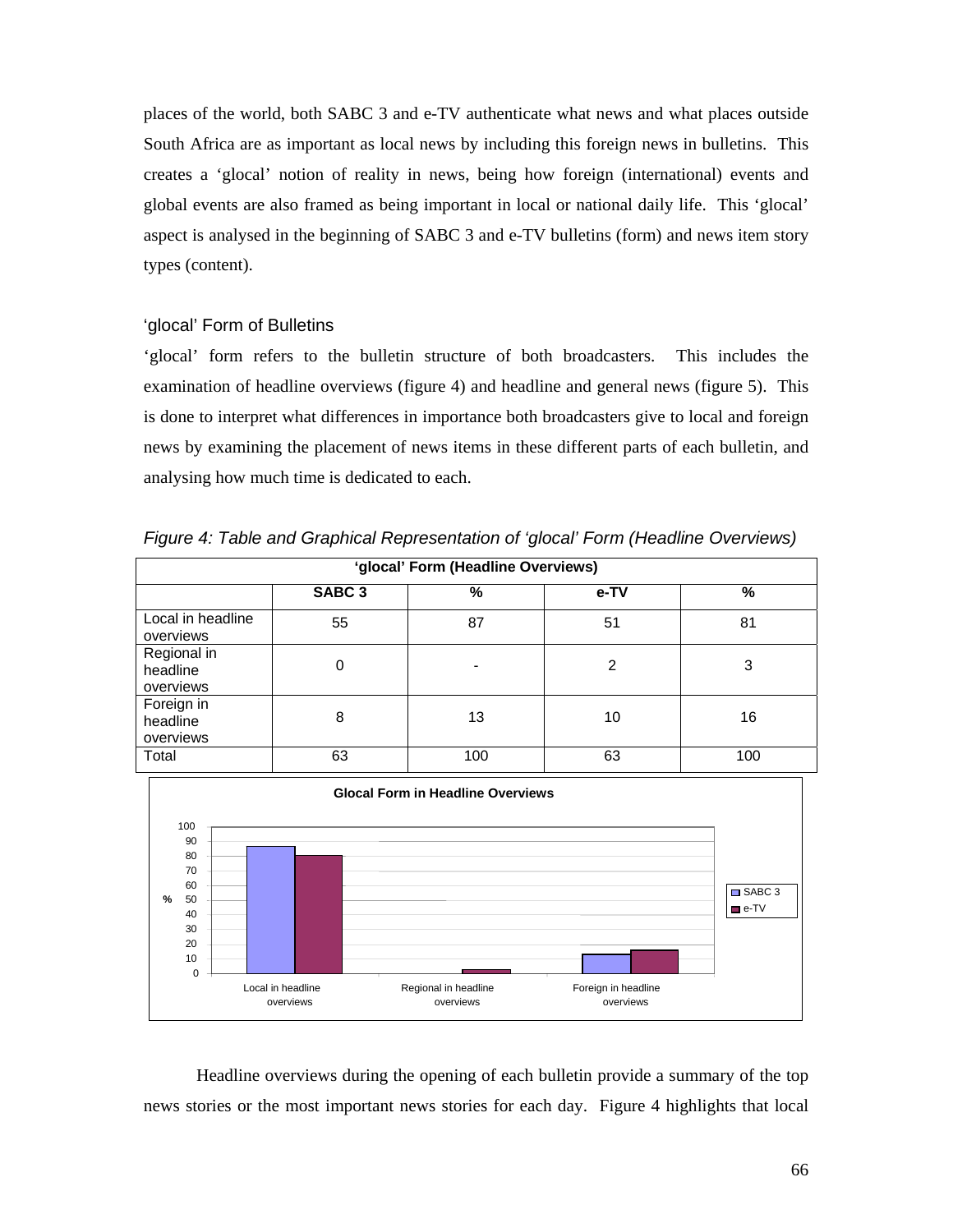places of the world, both SABC 3 and e-TV authenticate what news and what places outside South Africa are as important as local news by including this foreign news in bulletins. This creates a 'glocal' notion of reality in news, being how foreign (international) events and global events are also framed as being important in local or national daily life. This 'glocal' aspect is analysed in the beginning of SABC 3 and e-TV bulletins (form) and news item story types (content).

### 'glocal' Form of Bulletins

'glocal' form refers to the bulletin structure of both broadcasters. This includes the examination of headline overviews (figure 4) and headline and general news (figure 5). This is done to interpret what differences in importance both broadcasters give to local and foreign news by examining the placement of news items in these different parts of each bulletin, and analysing how much time is dedicated to each.

*Figure 4: Table and Graphical Representation of 'glocal' Form (Headline Overviews)*

| 'glocal' Form (Headline Overviews) | | | | |
|---|---|---|---|---|
| | **SABC 3** | **%** | **e-TV** | **%** |
| Local in headline overviews | 55 | 87 | 51 | 81 |
| Regional in headline overviews | 0 | - | 2 | 3 |
| Foreign in headline overviews | 8 | 13 | 10 | 16 |
| Total | 63 | 100 | 63 | 100 |

Headline overviews during the opening of each bulletin provide a summary of the top news stories or the most important news stories for each day. Figure 4 highlights that local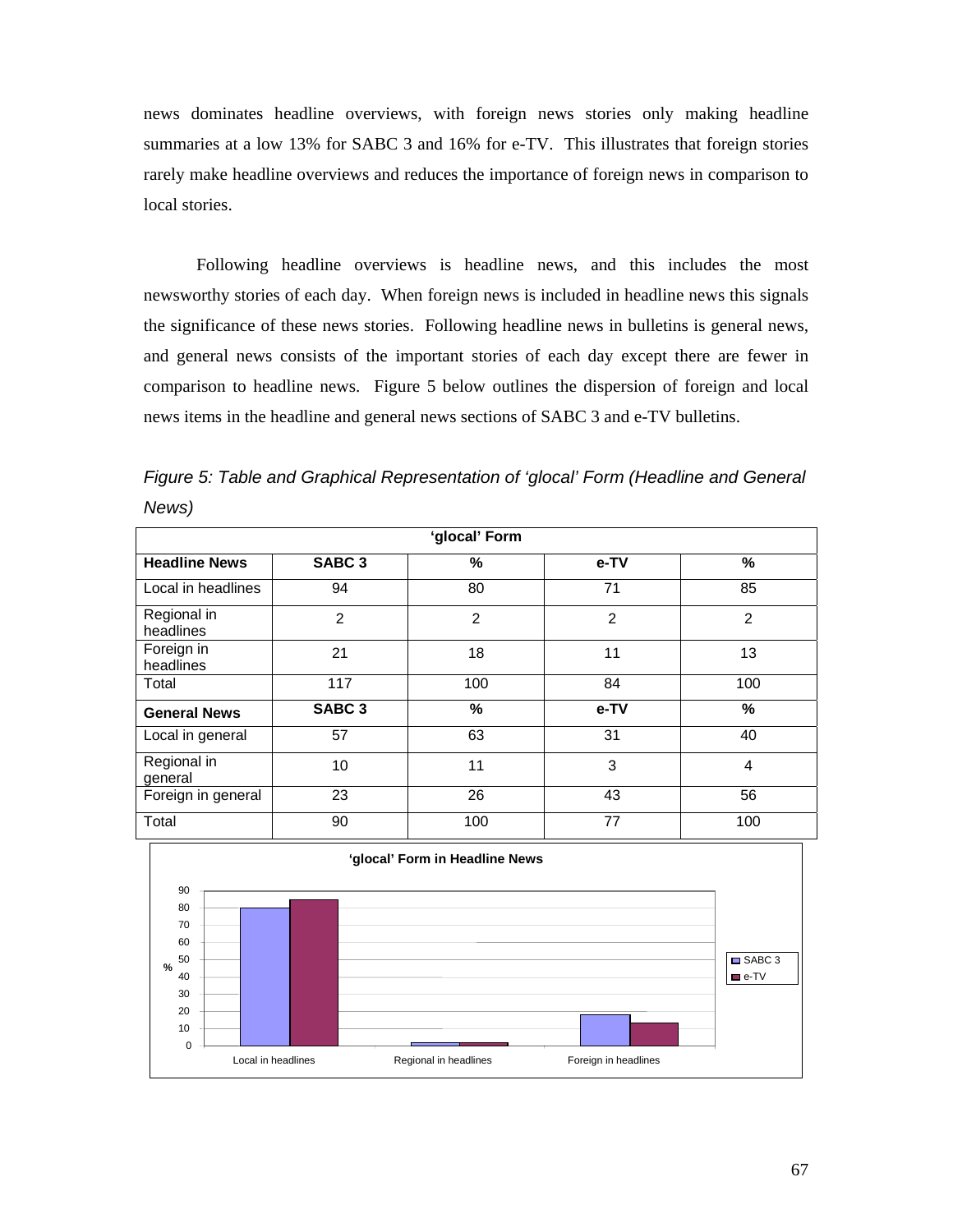news dominates headline overviews, with foreign news stories only making headline summaries at a low 13% for SABC 3 and 16% for e-TV. This illustrates that foreign stories rarely make headline overviews and reduces the importance of foreign news in comparison to local stories.

Following headline overviews is headline news, and this includes the most newsworthy stories of each day. When foreign news is included in headline news this signals the significance of these news stories. Following headline news in bulletins is general news, and general news consists of the important stories of each day except there are fewer in comparison to headline news. Figure 5 below outlines the dispersion of foreign and local news items in the headline and general news sections of SABC 3 and e-TV bulletins.

*Figure 5: Table and Graphical Representation of 'glocal' Form (Headline and General News)*

| 'glocal' Form | | | | |
|---|---|---|---|---|
| **Headline News** | **SABC 3** | **%** | **e-TV** | **%** |
| Local in headlines | 94 | 80 | 71 | 85 |
| Regional in headlines | 2 | 2 | 2 | 2 |
| Foreign in headlines | 21 | 18 | 11 | 13 |
| Total | 117 | 100 | 84 | 100 |
| **General News** | **SABC 3** | **%** | **e-TV** | **%** |
| Local in general | 57 | 63 | 31 | 40 |
| Regional in general | 10 | 11 | 3 | 4 |
| Foreign in general | 23 | 26 | 43 | 56 |
| Total | 90 | 100 | 77 | 100 |

**'glocal' Form in Headline News**

| % | SABC 3 | e-TV |
|---|---|---|
| Local in headlines | 80 | 85 |
| Regional in headlines | 2 | 2 |
| Foreign in headlines | 18 | 13 |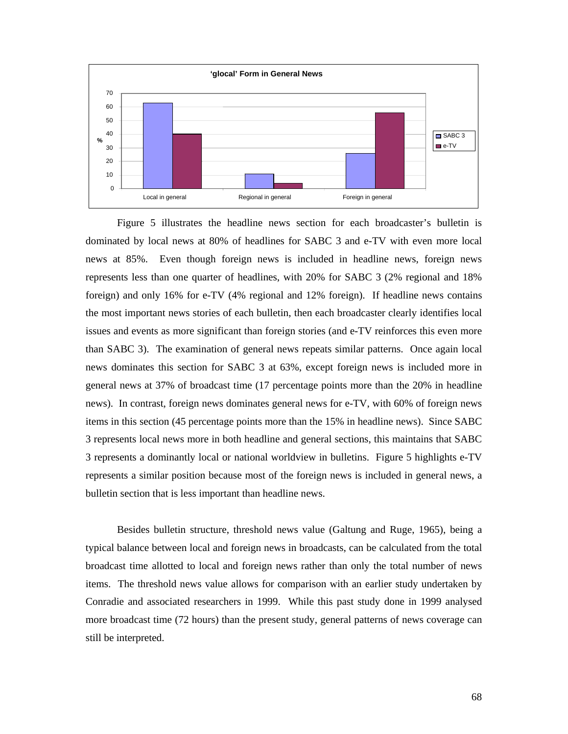Figure 5 illustrates the headline news section for each broadcaster's bulletin is dominated by local news at 80% of headlines for SABC 3 and e-TV with even more local news at 85%. Even though foreign news is included in headline news, foreign news represents less than one quarter of headlines, with 20% for SABC 3 (2% regional and 18% foreign) and only 16% for e-TV (4% regional and 12% foreign). If headline news contains the most important news stories of each bulletin, then each broadcaster clearly identifies local issues and events as more significant than foreign stories (and e-TV reinforces this even more than SABC 3). The examination of general news repeats similar patterns. Once again local news dominates this section for SABC 3 at 63%, except foreign news is included more in general news at 37% of broadcast time (17 percentage points more than the 20% in headline news). In contrast, foreign news dominates general news for e-TV, with 60% of foreign news items in this section (45 percentage points more than the 15% in headline news). Since SABC 3 represents local news more in both headline and general sections, this maintains that SABC 3 represents a dominantly local or national worldview in bulletins. Figure 5 highlights e-TV represents a similar position because most of the foreign news is included in general news, a bulletin section that is less important than headline news.

Besides bulletin structure, threshold news value (Galtung and Ruge, 1965), being a typical balance between local and foreign news in broadcasts, can be calculated from the total broadcast time allotted to local and foreign news rather than only the total number of news items. The threshold news value allows for comparison with an earlier study undertaken by Conradie and associated researchers in 1999. While this past study done in 1999 analysed more broadcast time (72 hours) than the present study, general patterns of news coverage can still be interpreted.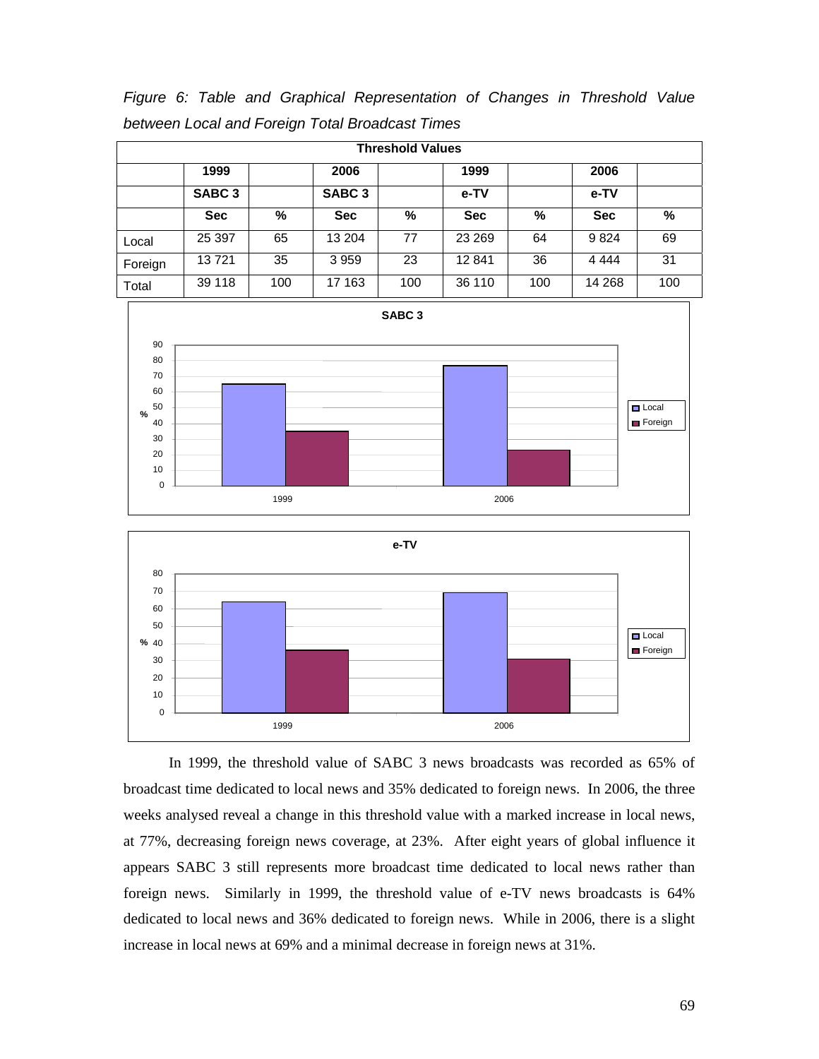*Figure 6: Table and Graphical Representation of Changes in Threshold Value between Local and Foreign Total Broadcast Times*

| Threshold Values | | | | | | | | |
|---|---|---|---|---|---|---|---|---|
| | **1999** | | **2006** | | **1999** | | **2006** | |
| | **SABC 3** | | **SABC 3** | | **e-TV** | | **e-TV** | |
| | **Sec** | **%** | **Sec** | **%** | **Sec** | **%** | **Sec** | **%** |
| Local | 25 397 | 65 | 13 204 | 77 | 23 269 | 64 | 9 824 | 69 |
| Foreign | 13 721 | 35 | 3 959 | 23 | 12 841 | 36 | 4 444 | 31 |
| Total | 39 118 | 100 | 17 163 | 100 | 36 110 | 100 | 14 268 | 100 |

In 1999, the threshold value of SABC 3 news broadcasts was recorded as 65% of broadcast time dedicated to local news and 35% dedicated to foreign news. In 2006, the three weeks analysed reveal a change in this threshold value with a marked increase in local news, at 77%, decreasing foreign news coverage, at 23%. After eight years of global influence it appears SABC 3 still represents more broadcast time dedicated to local news rather than foreign news. Similarly in 1999, the threshold value of e-TV news broadcasts is 64% dedicated to local news and 36% dedicated to foreign news. While in 2006, there is a slight increase in local news at 69% and a minimal decrease in foreign news at 31%.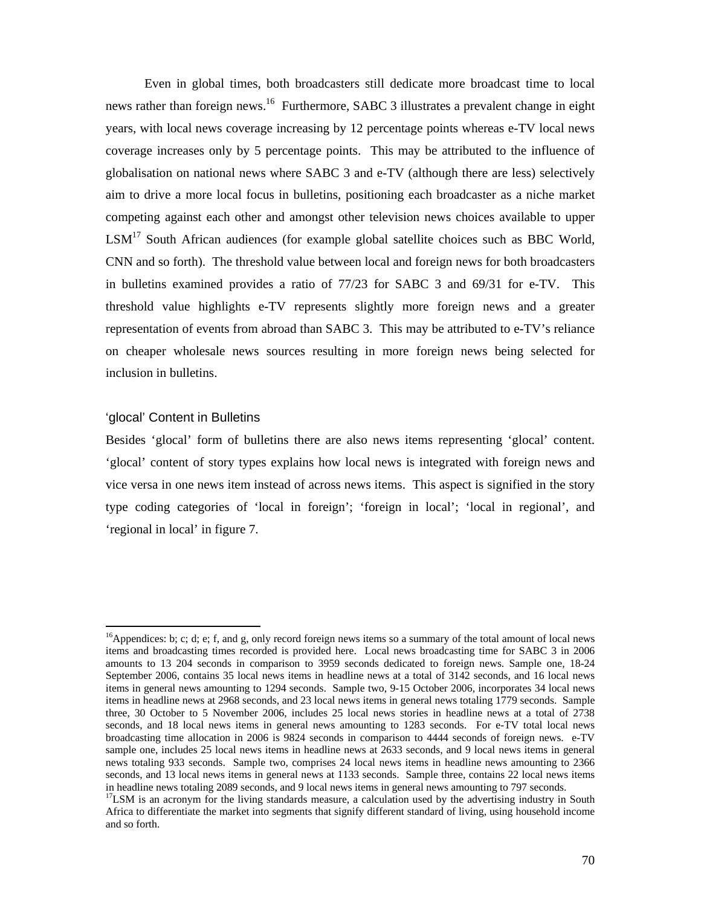Even in global times, both broadcasters still dedicate more broadcast time to local news rather than foreign news.[16] Furthermore, SABC 3 illustrates a prevalent change in eight years, with local news coverage increasing by 12 percentage points whereas e-TV local news coverage increases only by 5 percentage points. This may be attributed to the influence of globalisation on national news where SABC 3 and e-TV (although there are less) selectively aim to drive a more local focus in bulletins, positioning each broadcaster as a niche market competing against each other and amongst other television news choices available to upper LSM[17] South African audiences (for example global satellite choices such as BBC World, CNN and so forth). The threshold value between local and foreign news for both broadcasters in bulletins examined provides a ratio of 77/23 for SABC 3 and 69/31 for e-TV. This threshold value highlights e-TV represents slightly more foreign news and a greater representation of events from abroad than SABC 3. This may be attributed to e-TV's reliance on cheaper wholesale news sources resulting in more foreign news being selected for inclusion in bulletins.

### 'glocal' Content in Bulletins

Besides 'glocal' form of bulletins there are also news items representing 'glocal' content. 'glocal' content of story types explains how local news is integrated with foreign news and vice versa in one news item instead of across news items. This aspect is signified in the story type coding categories of 'local in foreign'; 'foreign in local'; 'local in regional', and 'regional in local' in figure 7.

---

[16]Appendices: b; c; d; e; f, and g, only record foreign news items so a summary of the total amount of local news items and broadcasting times recorded is provided here. Local news broadcasting time for SABC 3 in 2006 amounts to 13 204 seconds in comparison to 3959 seconds dedicated to foreign news. Sample one, 18-24 September 2006, contains 35 local news items in headline news at a total of 3142 seconds, and 16 local news items in general news amounting to 1294 seconds. Sample two, 9-15 October 2006, incorporates 34 local news items in headline news at 2968 seconds, and 23 local news items in general news totaling 1779 seconds. Sample three, 30 October to 5 November 2006, includes 25 local news stories in headline news at a total of 2738 seconds, and 18 local news items in general news amounting to 1283 seconds. For e-TV total local news broadcasting time allocation in 2006 is 9824 seconds in comparison to 4444 seconds of foreign news. e-TV sample one, includes 25 local news items in headline news at 2633 seconds, and 9 local news items in general news totaling 933 seconds. Sample two, comprises 24 local news items in headline news amounting to 2366 seconds, and 13 local news items in general news at 1133 seconds. Sample three, contains 22 local news items in headline news totaling 2089 seconds, and 9 local news items in general news amounting to 797 seconds.

[17]LSM is an acronym for the living standards measure, a calculation used by the advertising industry in South Africa to differentiate the market into segments that signify different standard of living, using household income and so forth.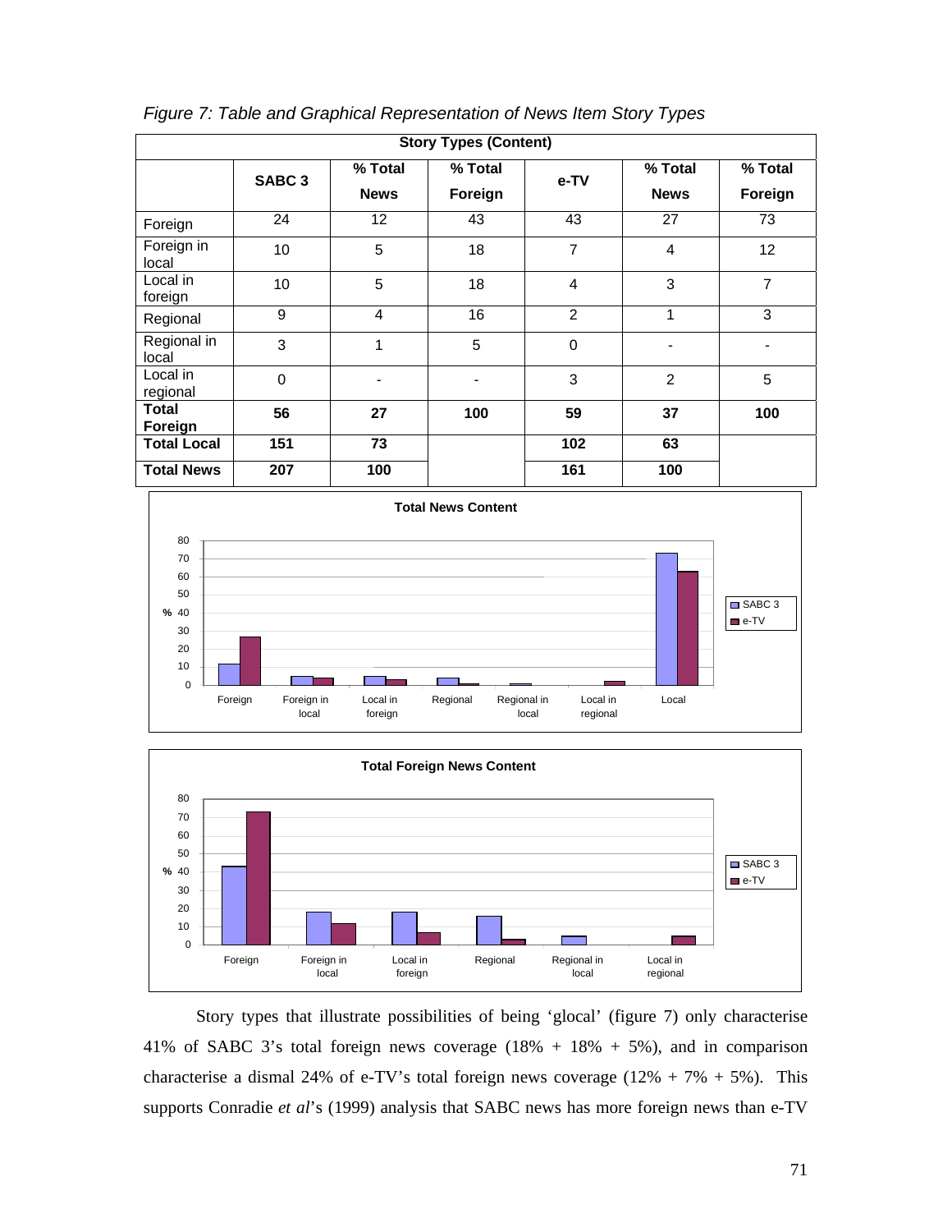*Figure 7: Table and Graphical Representation of News Item Story Types*

| Story Types (Content) | | | | | | |
|---|---|---|---|---|---|---|
| | SABC 3 | % Total News | % Total Foreign | e-TV | % Total News | % Total Foreign |
| Foreign | 24 | 12 | 43 | 43 | 27 | 73 |
| Foreign in local | 10 | 5 | 18 | 7 | 4 | 12 |
| Local in foreign | 10 | 5 | 18 | 4 | 3 | 7 |
| Regional | 9 | 4 | 16 | 2 | 1 | 3 |
| Regional in local | 3 | 1 | 5 | 0 | - | - |
| Local in regional | 0 | - | - | 3 | 2 | 5 |
| **Total Foreign** | **56** | **27** | **100** | **59** | **37** | **100** |
| **Total Local** | **151** | **73** | | **102** | **63** | |
| **Total News** | **207** | **100** | | **161** | **100** | |

Story types that illustrate possibilities of being 'glocal' (figure 7) only characterise 41% of SABC 3's total foreign news coverage (18% + 18% + 5%), and in comparison characterise a dismal 24% of e-TV's total foreign news coverage (12% + 7% + 5%). This supports Conradie *et al*'s (1999) analysis that SABC news has more foreign news than e-TV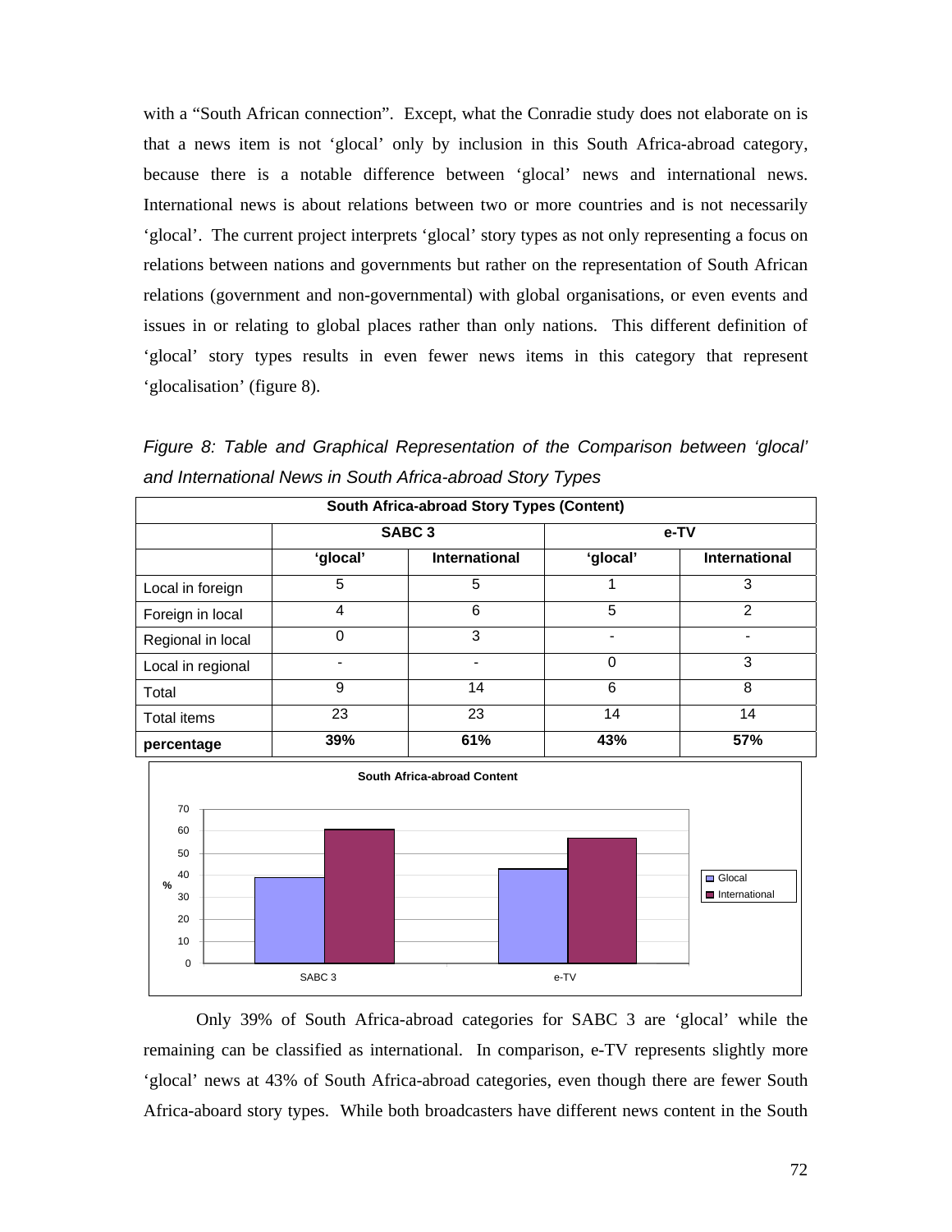with a "South African connection". Except, what the Conradie study does not elaborate on is that a news item is not 'glocal' only by inclusion in this South Africa-abroad category, because there is a notable difference between 'glocal' news and international news. International news is about relations between two or more countries and is not necessarily 'glocal'. The current project interprets 'glocal' story types as not only representing a focus on relations between nations and governments but rather on the representation of South African relations (government and non-governmental) with global organisations, or even events and issues in or relating to global places rather than only nations. This different definition of 'glocal' story types results in even fewer news items in this category that represent 'glocalisation' (figure 8).

*Figure 8: Table and Graphical Representation of the Comparison between 'glocal' and International News in South Africa-abroad Story Types*

| **South Africa-abroad Story Types (Content)** | | | | |
|---|---|---|---|---|
| | **SABC 3** | | **e-TV** | |
| | **'glocal'** | **International** | **'glocal'** | **International** |
| Local in foreign | 5 | 5 | 1 | 3 |
| Foreign in local | 4 | 6 | 5 | 2 |
| Regional in local | 0 | 3 | - | - |
| Local in regional | - | - | 0 | 3 |
| Total | 9 | 14 | 6 | 8 |
| Total items | 23 | 23 | 14 | 14 |
| **percentage** | **39%** | **61%** | **43%** | **57%** |

Only 39% of South Africa-abroad categories for SABC 3 are 'glocal' while the remaining can be classified as international. In comparison, e-TV represents slightly more 'glocal' news at 43% of South Africa-abroad categories, even though there are fewer South Africa-aboard story types. While both broadcasters have different news content in the South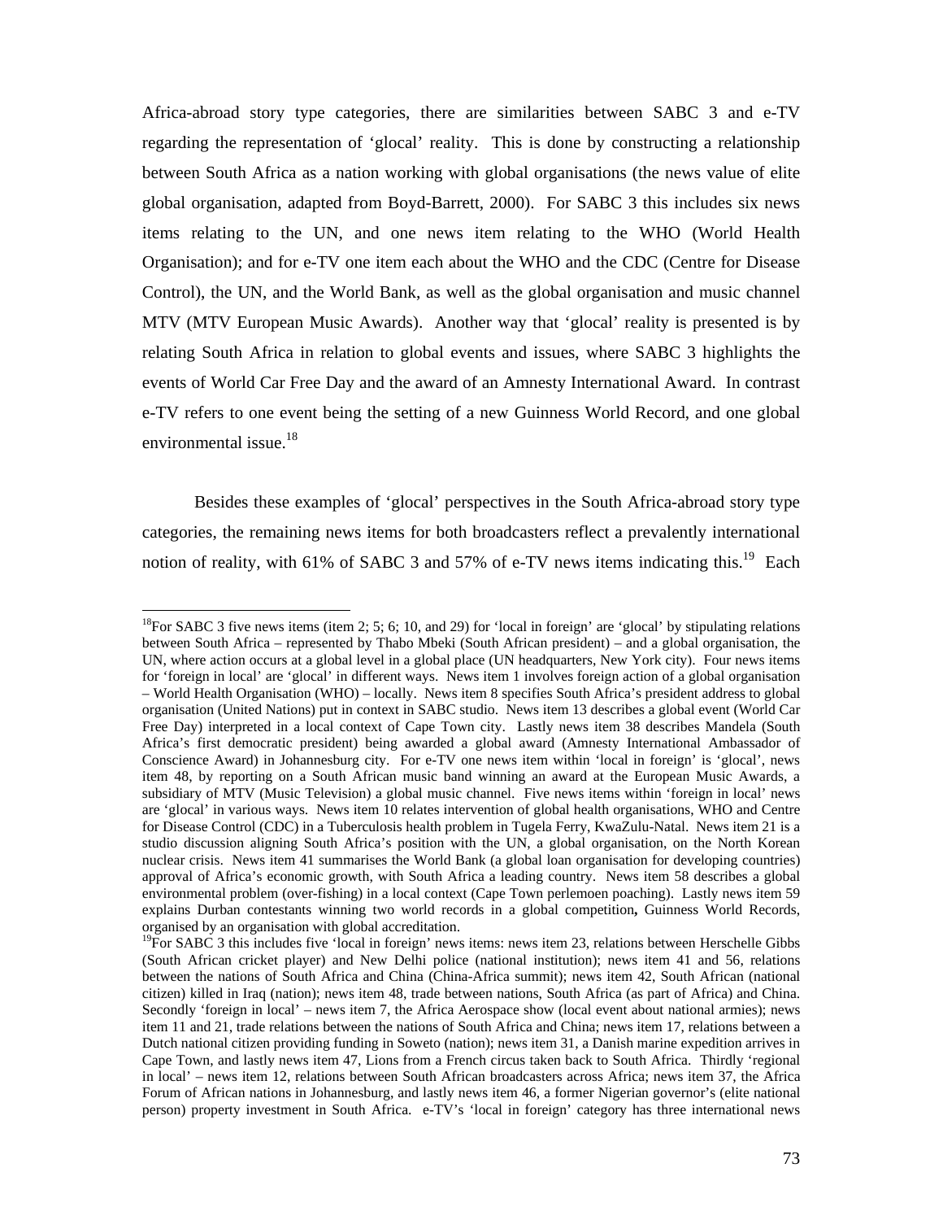Africa-abroad story type categories, there are similarities between SABC 3 and e-TV regarding the representation of 'glocal' reality. This is done by constructing a relationship between South Africa as a nation working with global organisations (the news value of elite global organisation, adapted from Boyd-Barrett, 2000). For SABC 3 this includes six news items relating to the UN, and one news item relating to the WHO (World Health Organisation); and for e-TV one item each about the WHO and the CDC (Centre for Disease Control), the UN, and the World Bank, as well as the global organisation and music channel MTV (MTV European Music Awards). Another way that 'glocal' reality is presented is by relating South Africa in relation to global events and issues, where SABC 3 highlights the events of World Car Free Day and the award of an Amnesty International Award. In contrast e-TV refers to one event being the setting of a new Guinness World Record, and one global environmental issue.[18]

Besides these examples of 'glocal' perspectives in the South Africa-abroad story type categories, the remaining news items for both broadcasters reflect a prevalently international notion of reality, with 61% of SABC 3 and 57% of e-TV news items indicating this.[19] Each

---

[18]For SABC 3 five news items (item 2; 5; 6; 10, and 29) for 'local in foreign' are 'glocal' by stipulating relations between South Africa – represented by Thabo Mbeki (South African president) – and a global organisation, the UN, where action occurs at a global level in a global place (UN headquarters, New York city). Four news items for 'foreign in local' are 'glocal' in different ways. News item 1 involves foreign action of a global organisation – World Health Organisation (WHO) – locally. News item 8 specifies South Africa's president address to global organisation (United Nations) put in context in SABC studio. News item 13 describes a global event (World Car Free Day) interpreted in a local context of Cape Town city. Lastly news item 38 describes Mandela (South Africa's first democratic president) being awarded a global award (Amnesty International Ambassador of Conscience Award) in Johannesburg city. For e-TV one news item within 'local in foreign' is 'glocal', news item 48, by reporting on a South African music band winning an award at the European Music Awards, a subsidiary of MTV (Music Television) a global music channel. Five news items within 'foreign in local' news are 'glocal' in various ways. News item 10 relates intervention of global health organisations, WHO and Centre for Disease Control (CDC) in a Tuberculosis health problem in Tugela Ferry, KwaZulu-Natal. News item 21 is a studio discussion aligning South Africa's position with the UN, a global organisation, on the North Korean nuclear crisis. News item 41 summarises the World Bank (a global loan organisation for developing countries) approval of Africa's economic growth, with South Africa a leading country. News item 58 describes a global environmental problem (over-fishing) in a local context (Cape Town perlemoen poaching). Lastly news item 59 explains Durban contestants winning two world records in a global competition**,** Guinness World Records, organised by an organisation with global accreditation.

[19]For SABC 3 this includes five 'local in foreign' news items: news item 23, relations between Herschelle Gibbs (South African cricket player) and New Delhi police (national institution); news item 41 and 56, relations between the nations of South Africa and China (China-Africa summit); news item 42, South African (national citizen) killed in Iraq (nation); news item 48, trade between nations, South Africa (as part of Africa) and China. Secondly 'foreign in local' – news item 7, the Africa Aerospace show (local event about national armies); news item 11 and 21, trade relations between the nations of South Africa and China; news item 17, relations between a Dutch national citizen providing funding in Soweto (nation); news item 31, a Danish marine expedition arrives in Cape Town, and lastly news item 47, Lions from a French circus taken back to South Africa. Thirdly 'regional in local' – news item 12, relations between South African broadcasters across Africa; news item 37, the Africa Forum of African nations in Johannesburg, and lastly news item 46, a former Nigerian governor's (elite national person) property investment in South Africa. e-TV's 'local in foreign' category has three international news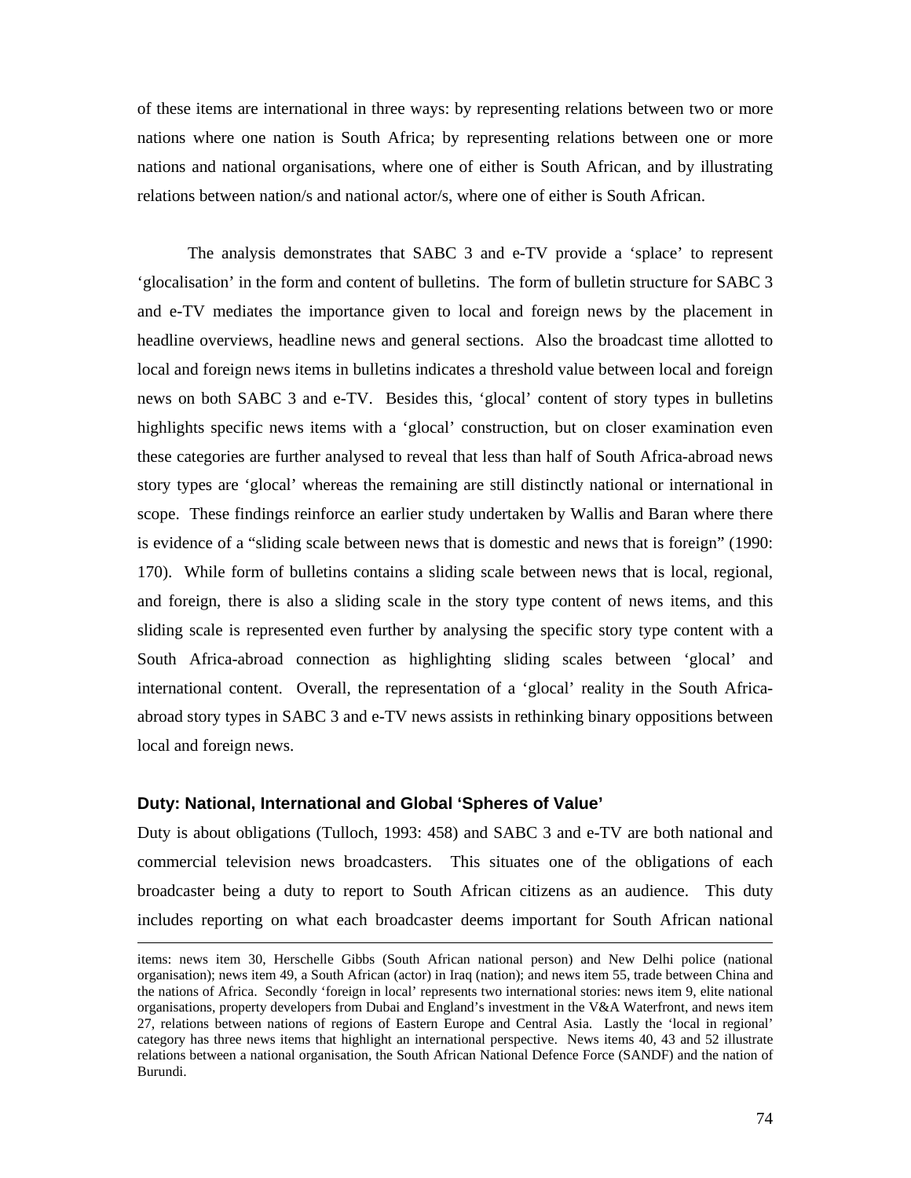of these items are international in three ways: by representing relations between two or more nations where one nation is South Africa; by representing relations between one or more nations and national organisations, where one of either is South African, and by illustrating relations between nation/s and national actor/s, where one of either is South African.

The analysis demonstrates that SABC 3 and e-TV provide a 'splace' to represent 'glocalisation' in the form and content of bulletins. The form of bulletin structure for SABC 3 and e-TV mediates the importance given to local and foreign news by the placement in headline overviews, headline news and general sections. Also the broadcast time allotted to local and foreign news items in bulletins indicates a threshold value between local and foreign news on both SABC 3 and e-TV. Besides this, 'glocal' content of story types in bulletins highlights specific news items with a 'glocal' construction, but on closer examination even these categories are further analysed to reveal that less than half of South Africa-abroad news story types are 'glocal' whereas the remaining are still distinctly national or international in scope. These findings reinforce an earlier study undertaken by Wallis and Baran where there is evidence of a "sliding scale between news that is domestic and news that is foreign" (1990: 170). While form of bulletins contains a sliding scale between news that is local, regional, and foreign, there is also a sliding scale in the story type content of news items, and this sliding scale is represented even further by analysing the specific story type content with a South Africa-abroad connection as highlighting sliding scales between 'glocal' and international content. Overall, the representation of a 'glocal' reality in the South Africa-abroad story types in SABC 3 and e-TV news assists in rethinking binary oppositions between local and foreign news.

### Duty: National, International and Global 'Spheres of Value'

Duty is about obligations (Tulloch, 1993: 458) and SABC 3 and e-TV are both national and commercial television news broadcasters. This situates one of the obligations of each broadcaster being a duty to report to South African citizens as an audience. This duty includes reporting on what each broadcaster deems important for South African national

---

items: news item 30, Herschelle Gibbs (South African national person) and New Delhi police (national organisation); news item 49, a South African (actor) in Iraq (nation); and news item 55, trade between China and the nations of Africa. Secondly 'foreign in local' represents two international stories: news item 9, elite national organisations, property developers from Dubai and England's investment in the V&A Waterfront, and news item 27, relations between nations of regions of Eastern Europe and Central Asia. Lastly the 'local in regional' category has three news items that highlight an international perspective. News items 40, 43 and 52 illustrate relations between a national organisation, the South African National Defence Force (SANDF) and the nation of Burundi.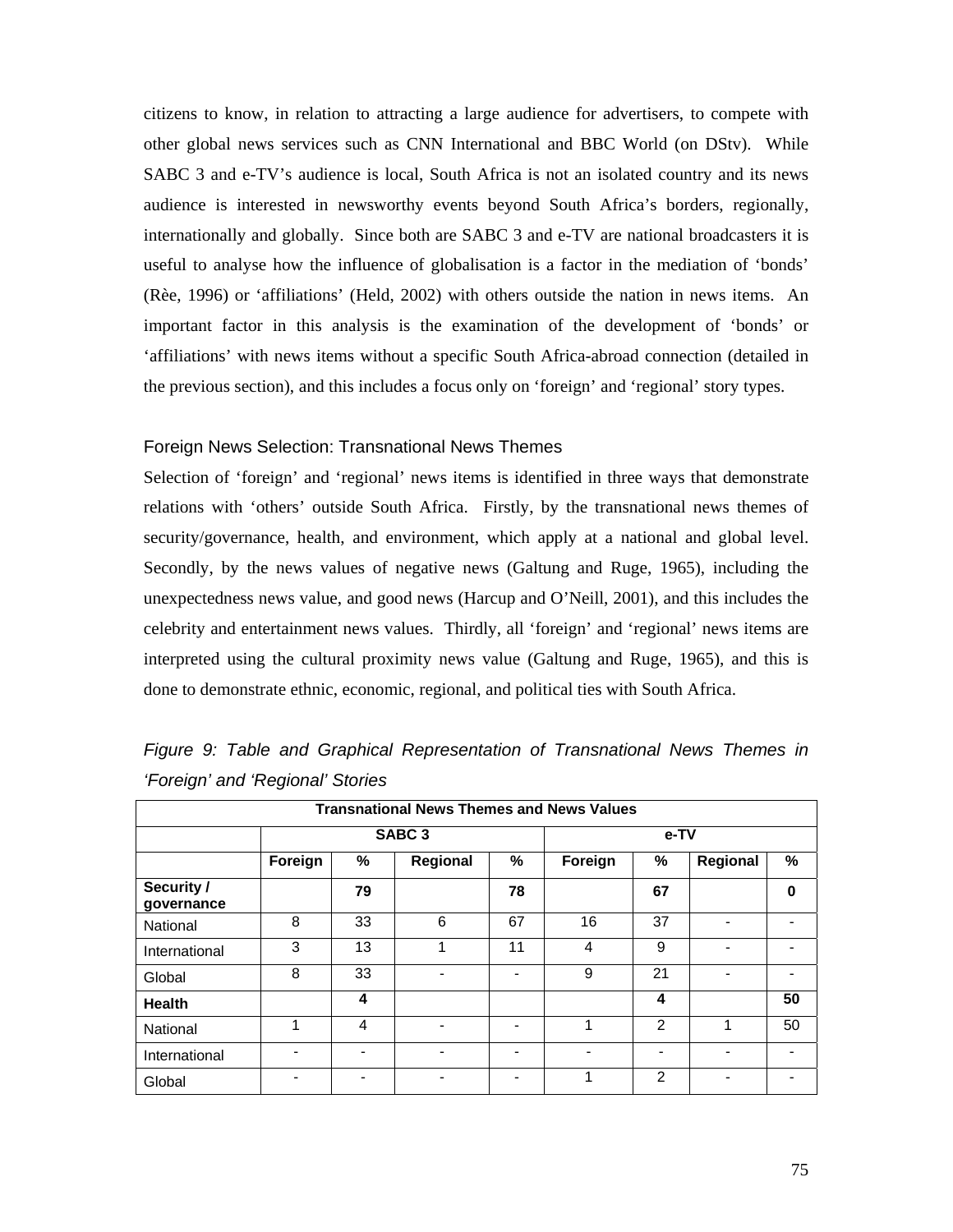citizens to know, in relation to attracting a large audience for advertisers, to compete with other global news services such as CNN International and BBC World (on DStv). While SABC 3 and e-TV's audience is local, South Africa is not an isolated country and its news audience is interested in newsworthy events beyond South Africa's borders, regionally, internationally and globally. Since both are SABC 3 and e-TV are national broadcasters it is useful to analyse how the influence of globalisation is a factor in the mediation of 'bonds' (Rèe, 1996) or 'affiliations' (Held, 2002) with others outside the nation in news items. An important factor in this analysis is the examination of the development of 'bonds' or 'affiliations' with news items without a specific South Africa-abroad connection (detailed in the previous section), and this includes a focus only on 'foreign' and 'regional' story types.

### Foreign News Selection: Transnational News Themes

Selection of 'foreign' and 'regional' news items is identified in three ways that demonstrate relations with 'others' outside South Africa. Firstly, by the transnational news themes of security/governance, health, and environment, which apply at a national and global level. Secondly, by the news values of negative news (Galtung and Ruge, 1965), including the unexpectedness news value, and good news (Harcup and O'Neill, 2001), and this includes the celebrity and entertainment news values. Thirdly, all 'foreign' and 'regional' news items are interpreted using the cultural proximity news value (Galtung and Ruge, 1965), and this is done to demonstrate ethnic, economic, regional, and political ties with South Africa.

*Figure 9: Table and Graphical Representation of Transnational News Themes in 'Foreign' and 'Regional' Stories*

| **Transnational News Themes and News Values** | | | | | | | | |
|---|---|---|---|---|---|---|---|---|
| | **SABC 3** | | | | **e-TV** | | | |
| | **Foreign** | **%** | **Regional** | **%** | **Foreign** | **%** | **Regional** | **%** |
| **Security / governance** | | **79** | | **78** | | **67** | | **0** |
| National | 8 | 33 | 6 | 67 | 16 | 37 | - | - |
| International | 3 | 13 | 1 | 11 | 4 | 9 | - | - |
| Global | 8 | 33 | - | - | 9 | 21 | - | - |
| **Health** | | **4** | | | | **4** | | **50** |
| National | 1 | 4 | - | - | 1 | 2 | 1 | 50 |
| International | - | - | - | - | - | - | - | - |
| Global | - | - | - | - | 1 | 2 | - | - |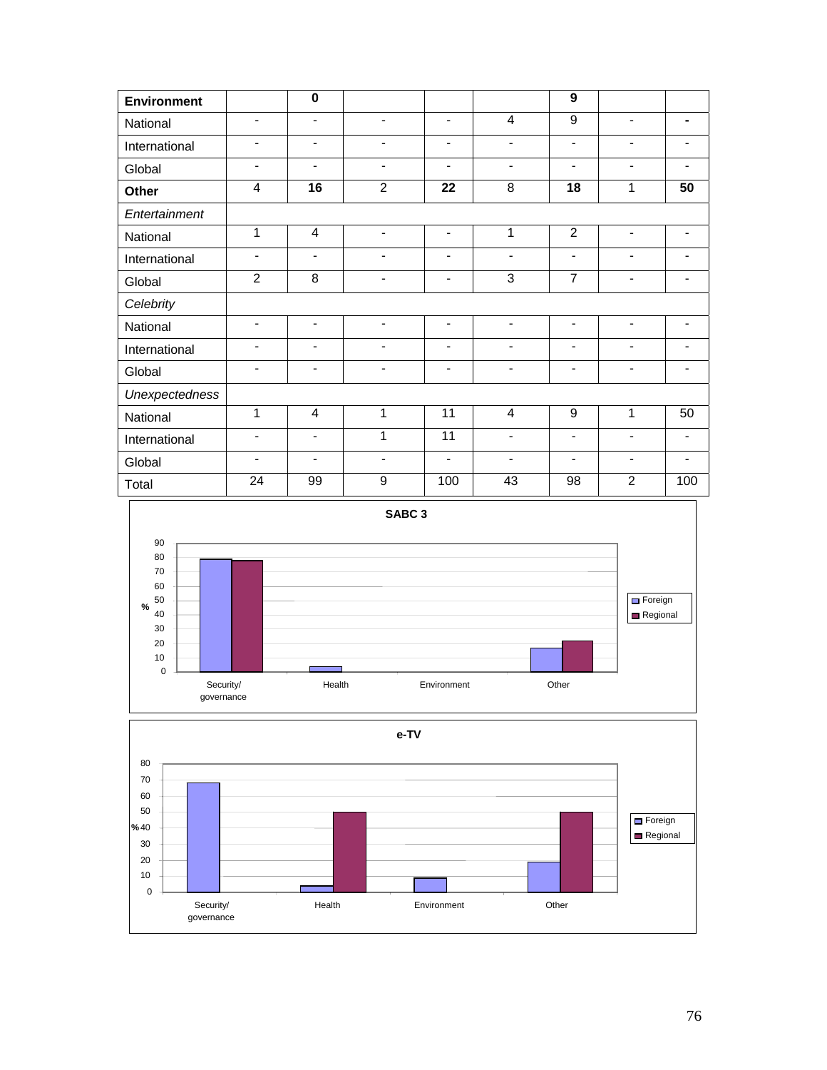| | | | | | | | | |
|---|---|---|---|---|---|---|---|---|
| **Environment** | | **0** | | | | **9** | | |
| National | - | - | - | - | 4 | 9 | - | **-** |
| International | - | - | - | - | - | - | - | - |
| Global | - | - | - | - | - | - | - | - |
| **Other** | 4 | **16** | 2 | **22** | 8 | **18** | 1 | **50** |
| *Entertainment* | | | | | | | | |
| National | 1 | 4 | - | - | 1 | 2 | - | - |
| International | - | - | - | - | - | - | - | - |
| Global | 2 | 8 | - | - | 3 | 7 | - | - |
| *Celebrity* | | | | | | | | |
| National | - | - | - | - | - | - | - | - |
| International | - | - | - | - | - | - | - | - |
| Global | - | - | - | - | - | - | - | - |
| *Unexpectedness* | | | | | | | | |
| National | 1 | 4 | 1 | 11 | 4 | 9 | 1 | 50 |
| International | - | - | 1 | 11 | - | - | - | - |
| Global | - | - | - | - | - | - | - | - |
| Total | 24 | 99 | 9 | 100 | 43 | 98 | 2 | 100 |

**SABC 3**

| % | Foreign | Regional |
|---|---|---|
| Security/ governance | 79 | 78 |
| Health | 4 | 0 |
| Environment | 0 | 0 |
| Other | 17 | 22 |

**e-TV**

| % | Foreign | Regional |
|---|---|---|
| Security/ governance | 68 | 0 |
| Health | 4 | 50 |
| Environment | 9 | 0 |
| Other | 19 | 50 |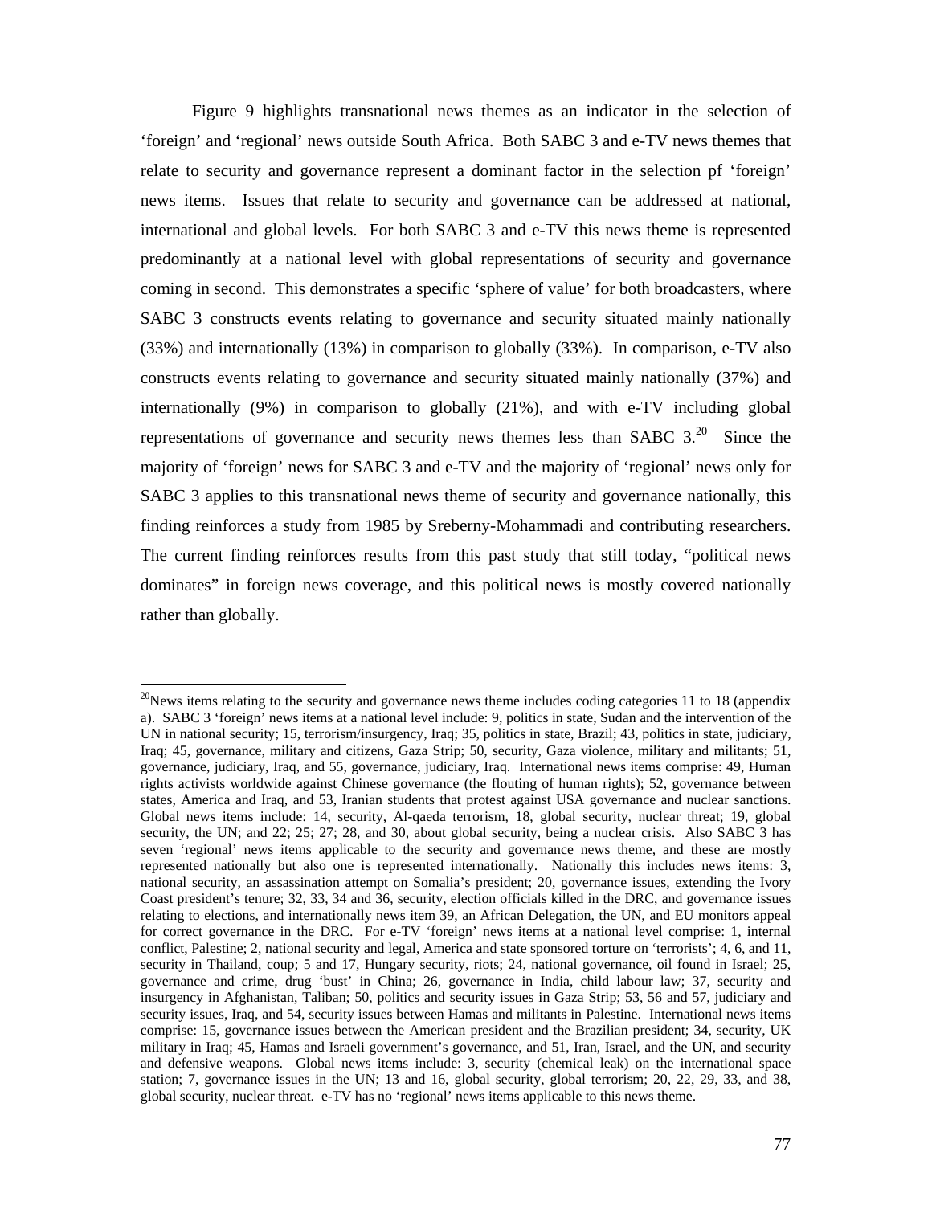Figure 9 highlights transnational news themes as an indicator in the selection of 'foreign' and 'regional' news outside South Africa. Both SABC 3 and e-TV news themes that relate to security and governance represent a dominant factor in the selection pf 'foreign' news items. Issues that relate to security and governance can be addressed at national, international and global levels. For both SABC 3 and e-TV this news theme is represented predominantly at a national level with global representations of security and governance coming in second. This demonstrates a specific 'sphere of value' for both broadcasters, where SABC 3 constructs events relating to governance and security situated mainly nationally (33%) and internationally (13%) in comparison to globally (33%). In comparison, e-TV also constructs events relating to governance and security situated mainly nationally (37%) and internationally (9%) in comparison to globally (21%), and with e-TV including global representations of governance and security news themes less than SABC 3.[20] Since the majority of 'foreign' news for SABC 3 and e-TV and the majority of 'regional' news only for SABC 3 applies to this transnational news theme of security and governance nationally, this finding reinforces a study from 1985 by Sreberny-Mohammadi and contributing researchers. The current finding reinforces results from this past study that still today, "political news dominates" in foreign news coverage, and this political news is mostly covered nationally rather than globally.

---

[20]News items relating to the security and governance news theme includes coding categories 11 to 18 (appendix a). SABC 3 'foreign' news items at a national level include: 9, politics in state, Sudan and the intervention of the UN in national security; 15, terrorism/insurgency, Iraq; 35, politics in state, Brazil; 43, politics in state, judiciary, Iraq; 45, governance, military and citizens, Gaza Strip; 50, security, Gaza violence, military and militants; 51, governance, judiciary, Iraq, and 55, governance, judiciary, Iraq. International news items comprise: 49, Human rights activists worldwide against Chinese governance (the flouting of human rights); 52, governance between states, America and Iraq, and 53, Iranian students that protest against USA governance and nuclear sanctions. Global news items include: 14, security, Al-qaeda terrorism, 18, global security, nuclear threat; 19, global security, the UN; and 22; 25; 27; 28, and 30, about global security, being a nuclear crisis. Also SABC 3 has seven 'regional' news items applicable to the security and governance news theme, and these are mostly represented nationally but also one is represented internationally. Nationally this includes news items: 3, national security, an assassination attempt on Somalia's president; 20, governance issues, extending the Ivory Coast president's tenure; 32, 33, 34 and 36, security, election officials killed in the DRC, and governance issues relating to elections, and internationally news item 39, an African Delegation, the UN, and EU monitors appeal for correct governance in the DRC. For e-TV 'foreign' news items at a national level comprise: 1, internal conflict, Palestine; 2, national security and legal, America and state sponsored torture on 'terrorists'; 4, 6, and 11, security in Thailand, coup; 5 and 17, Hungary security, riots; 24, national governance, oil found in Israel; 25, governance and crime, drug 'bust' in China; 26, governance in India, child labour law; 37, security and insurgency in Afghanistan, Taliban; 50, politics and security issues in Gaza Strip; 53, 56 and 57, judiciary and security issues, Iraq, and 54, security issues between Hamas and militants in Palestine. International news items comprise: 15, governance issues between the American president and the Brazilian president; 34, security, UK military in Iraq; 45, Hamas and Israeli government's governance, and 51, Iran, Israel, and the UN, and security and defensive weapons. Global news items include: 3, security (chemical leak) on the international space station; 7, governance issues in the UN; 13 and 16, global security, global terrorism; 20, 22, 29, 33, and 38, global security, nuclear threat. e-TV has no 'regional' news items applicable to this news theme.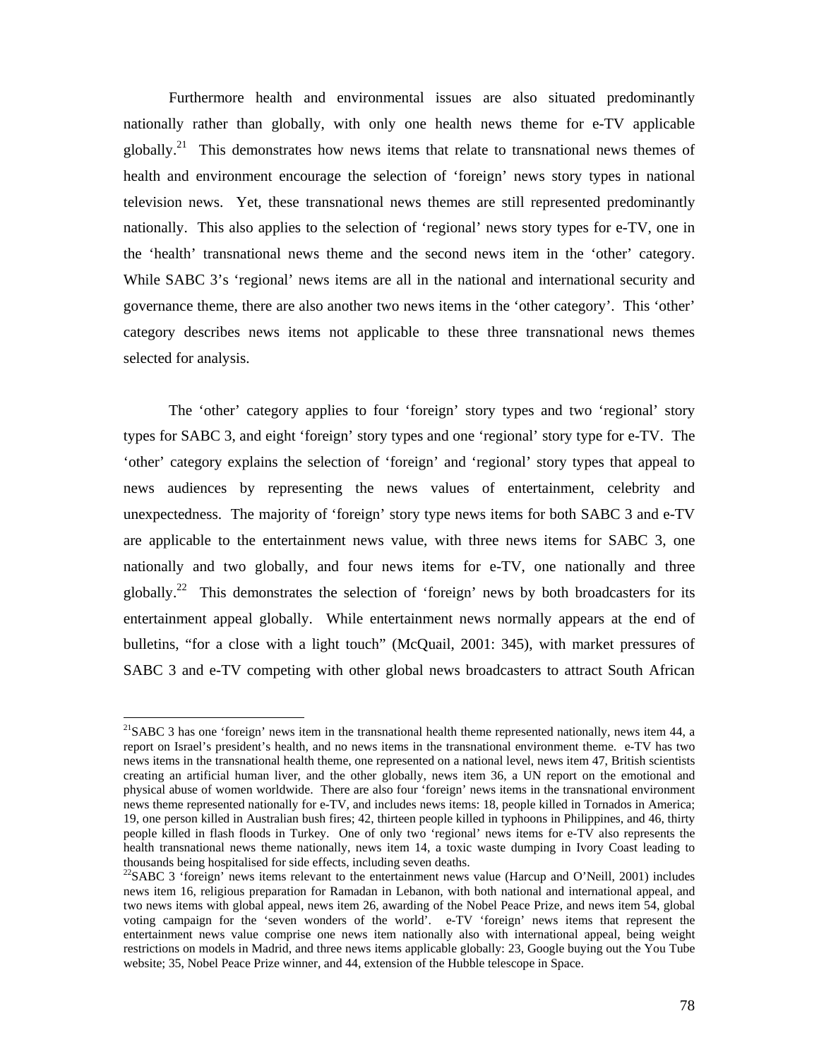Furthermore health and environmental issues are also situated predominantly nationally rather than globally, with only one health news theme for e-TV applicable globally.[21] This demonstrates how news items that relate to transnational news themes of health and environment encourage the selection of 'foreign' news story types in national television news. Yet, these transnational news themes are still represented predominantly nationally. This also applies to the selection of 'regional' news story types for e-TV, one in the 'health' transnational news theme and the second news item in the 'other' category. While SABC 3's 'regional' news items are all in the national and international security and governance theme, there are also another two news items in the 'other category'. This 'other' category describes news items not applicable to these three transnational news themes selected for analysis.

The 'other' category applies to four 'foreign' story types and two 'regional' story types for SABC 3, and eight 'foreign' story types and one 'regional' story type for e-TV. The 'other' category explains the selection of 'foreign' and 'regional' story types that appeal to news audiences by representing the news values of entertainment, celebrity and unexpectedness. The majority of 'foreign' story type news items for both SABC 3 and e-TV are applicable to the entertainment news value, with three news items for SABC 3, one nationally and two globally, and four news items for e-TV, one nationally and three globally.[22] This demonstrates the selection of 'foreign' news by both broadcasters for its entertainment appeal globally. While entertainment news normally appears at the end of bulletins, "for a close with a light touch" (McQuail, 2001: 345), with market pressures of SABC 3 and e-TV competing with other global news broadcasters to attract South African

---

[21] SABC 3 has one 'foreign' news item in the transnational health theme represented nationally, news item 44, a report on Israel's president's health, and no news items in the transnational environment theme. e-TV has two news items in the transnational health theme, one represented on a national level, news item 47, British scientists creating an artificial human liver, and the other globally, news item 36, a UN report on the emotional and physical abuse of women worldwide. There are also four 'foreign' news items in the transnational environment news theme represented nationally for e-TV, and includes news items: 18, people killed in Tornados in America; 19, one person killed in Australian bush fires; 42, thirteen people killed in typhoons in Philippines, and 46, thirty people killed in flash floods in Turkey. One of only two 'regional' news items for e-TV also represents the health transnational news theme nationally, news item 14, a toxic waste dumping in Ivory Coast leading to thousands being hospitalised for side effects, including seven deaths.

[22] SABC 3 'foreign' news items relevant to the entertainment news value (Harcup and O'Neill, 2001) includes news item 16, religious preparation for Ramadan in Lebanon, with both national and international appeal, and two news items with global appeal, news item 26, awarding of the Nobel Peace Prize, and news item 54, global voting campaign for the 'seven wonders of the world'. e-TV 'foreign' news items that represent the entertainment news value comprise one news item nationally also with international appeal, being weight restrictions on models in Madrid, and three news items applicable globally: 23, Google buying out the You Tube website; 35, Nobel Peace Prize winner, and 44, extension of the Hubble telescope in Space.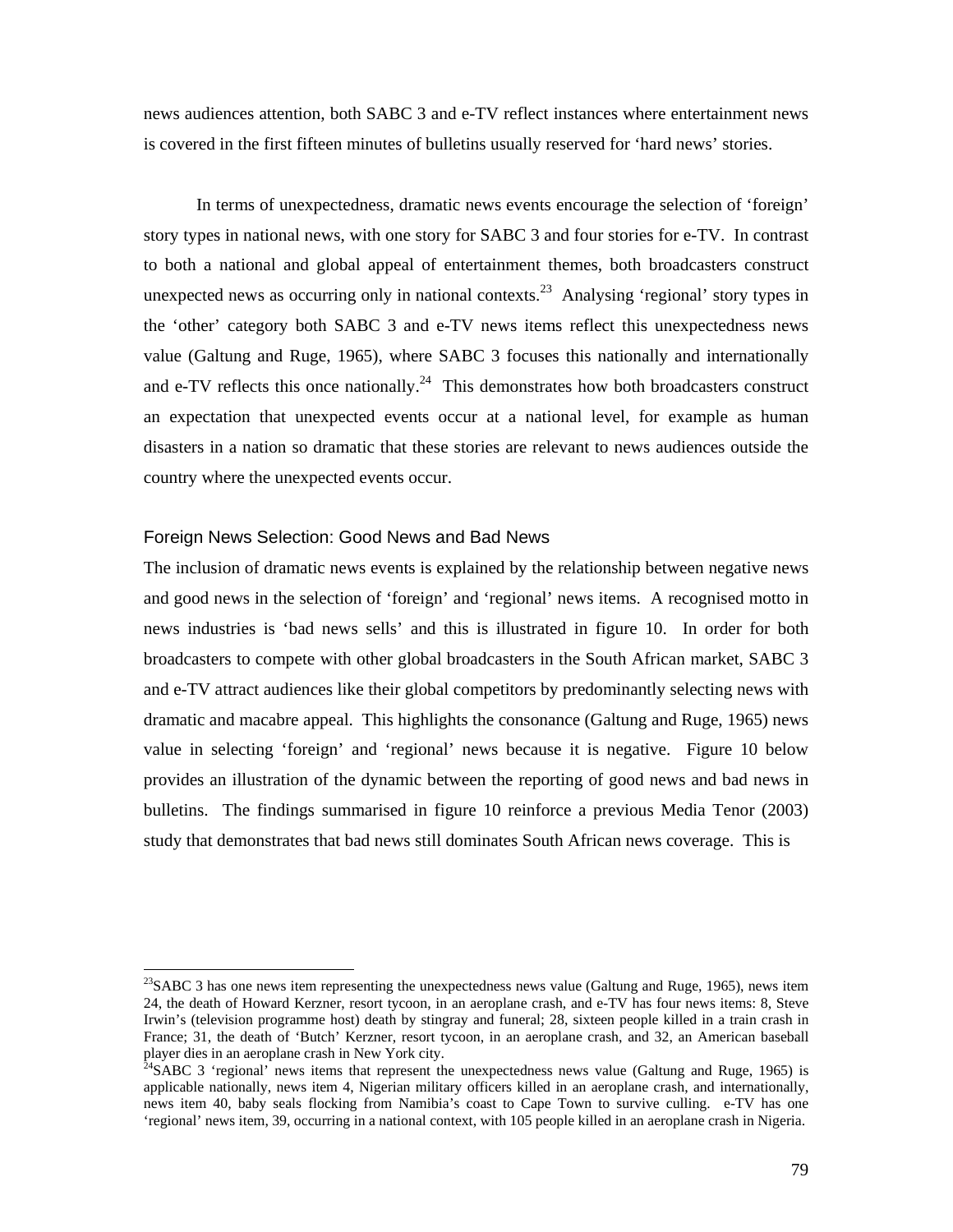news audiences attention, both SABC 3 and e-TV reflect instances where entertainment news is covered in the first fifteen minutes of bulletins usually reserved for 'hard news' stories.

In terms of unexpectedness, dramatic news events encourage the selection of 'foreign' story types in national news, with one story for SABC 3 and four stories for e-TV. In contrast to both a national and global appeal of entertainment themes, both broadcasters construct unexpected news as occurring only in national contexts.[23] Analysing 'regional' story types in the 'other' category both SABC 3 and e-TV news items reflect this unexpectedness news value (Galtung and Ruge, 1965), where SABC 3 focuses this nationally and internationally and e-TV reflects this once nationally.[24] This demonstrates how both broadcasters construct an expectation that unexpected events occur at a national level, for example as human disasters in a nation so dramatic that these stories are relevant to news audiences outside the country where the unexpected events occur.

### Foreign News Selection: Good News and Bad News

The inclusion of dramatic news events is explained by the relationship between negative news and good news in the selection of 'foreign' and 'regional' news items. A recognised motto in news industries is 'bad news sells' and this is illustrated in figure 10. In order for both broadcasters to compete with other global broadcasters in the South African market, SABC 3 and e-TV attract audiences like their global competitors by predominantly selecting news with dramatic and macabre appeal. This highlights the consonance (Galtung and Ruge, 1965) news value in selecting 'foreign' and 'regional' news because it is negative. Figure 10 below provides an illustration of the dynamic between the reporting of good news and bad news in bulletins. The findings summarised in figure 10 reinforce a previous Media Tenor (2003) study that demonstrates that bad news still dominates South African news coverage. This is

---

[23] SABC 3 has one news item representing the unexpectedness news value (Galtung and Ruge, 1965), news item 24, the death of Howard Kerzner, resort tycoon, in an aeroplane crash, and e-TV has four news items: 8, Steve Irwin's (television programme host) death by stingray and funeral; 28, sixteen people killed in a train crash in France; 31, the death of 'Butch' Kerzner, resort tycoon, in an aeroplane crash, and 32, an American baseball player dies in an aeroplane crash in New York city.

[24] SABC 3 'regional' news items that represent the unexpectedness news value (Galtung and Ruge, 1965) is applicable nationally, news item 4, Nigerian military officers killed in an aeroplane crash, and internationally, news item 40, baby seals flocking from Namibia's coast to Cape Town to survive culling. e-TV has one 'regional' news item, 39, occurring in a national context, with 105 people killed in an aeroplane crash in Nigeria.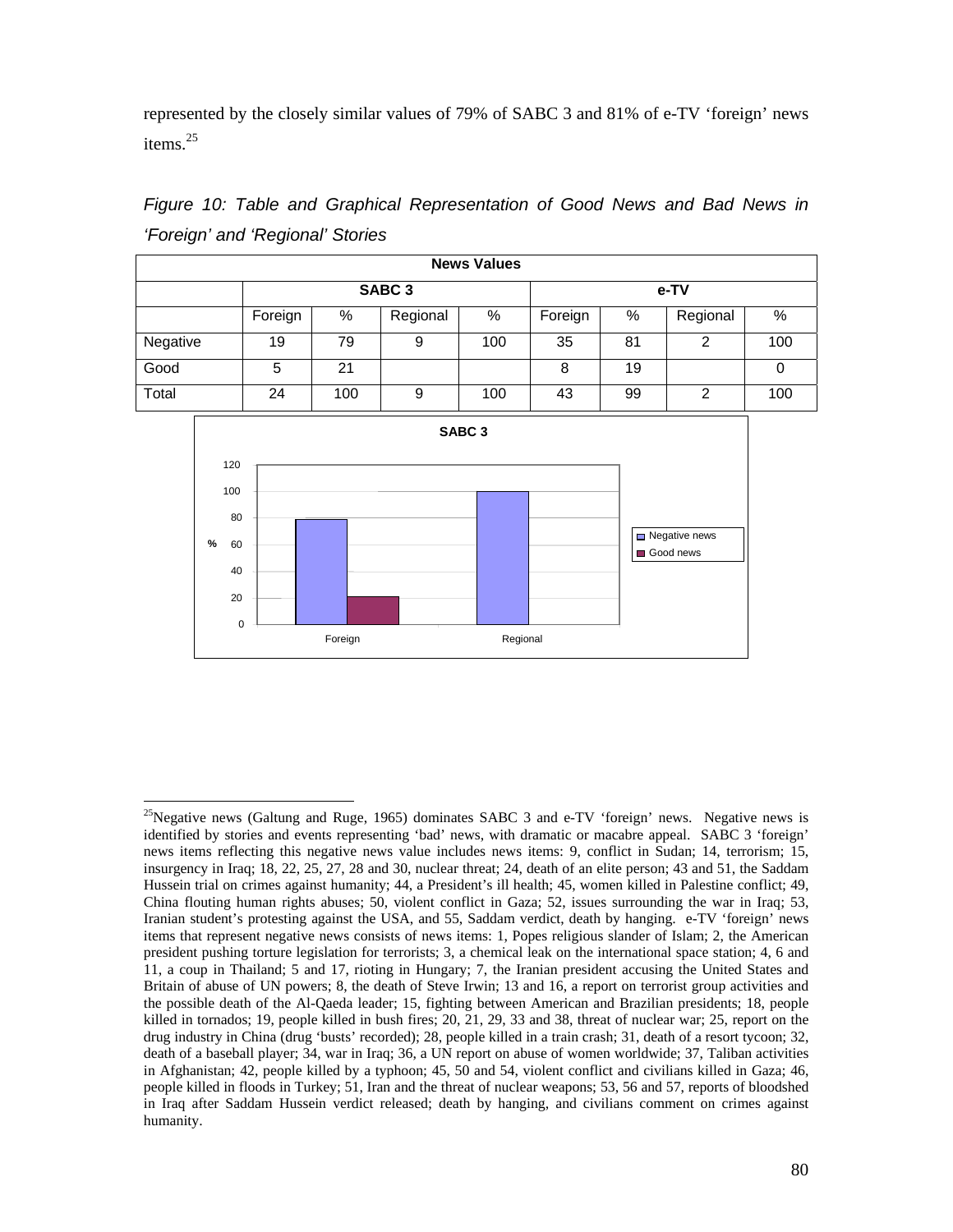represented by the closely similar values of 79% of SABC 3 and 81% of e-TV 'foreign' news items.[25]

*Figure 10: Table and Graphical Representation of Good News and Bad News in 'Foreign' and 'Regional' Stories*

| News Values | | | | | | | | |
|---|---|---|---|---|---|---|---|---|
| | SABC 3 | | | | e-TV | | | |
| | Foreign | % | Regional | % | Foreign | % | Regional | % |
| Negative | 19 | 79 | 9 | 100 | 35 | 81 | 2 | 100 |
| Good | 5 | 21 | | | 8 | 19 | | 0 |
| Total | 24 | 100 | 9 | 100 | 43 | 99 | 2 | 100 |

**SABC 3**

| % | Foreign | Regional |
|---|---|---|
| Negative news | 79 | 100 |
| Good news | 21 | |

---

[25]Negative news (Galtung and Ruge, 1965) dominates SABC 3 and e-TV 'foreign' news. Negative news is identified by stories and events representing 'bad' news, with dramatic or macabre appeal. SABC 3 'foreign' news items reflecting this negative news value includes news items: 9, conflict in Sudan; 14, terrorism; 15, insurgency in Iraq; 18, 22, 25, 27, 28 and 30, nuclear threat; 24, death of an elite person; 43 and 51, the Saddam Hussein trial on crimes against humanity; 44, a President's ill health; 45, women killed in Palestine conflict; 49, China flouting human rights abuses; 50, violent conflict in Gaza; 52, issues surrounding the war in Iraq; 53, Iranian student's protesting against the USA, and 55, Saddam verdict, death by hanging. e-TV 'foreign' news items that represent negative news consists of news items: 1, Popes religious slander of Islam; 2, the American president pushing torture legislation for terrorists; 3, a chemical leak on the international space station; 4, 6 and 11, a coup in Thailand; 5 and 17, rioting in Hungary; 7, the Iranian president accusing the United States and Britain of abuse of UN powers; 8, the death of Steve Irwin; 13 and 16, a report on terrorist group activities and the possible death of the Al-Qaeda leader; 15, fighting between American and Brazilian presidents; 18, people killed in tornados; 19, people killed in bush fires; 20, 21, 29, 33 and 38, threat of nuclear war; 25, report on the drug industry in China (drug 'busts' recorded); 28, people killed in a train crash; 31, death of a resort tycoon; 32, death of a baseball player; 34, war in Iraq; 36, a UN report on abuse of women worldwide; 37, Taliban activities in Afghanistan; 42, people killed by a typhoon; 45, 50 and 54, violent conflict and civilians killed in Gaza; 46, people killed in floods in Turkey; 51, Iran and the threat of nuclear weapons; 53, 56 and 57, reports of bloodshed in Iraq after Saddam Hussein verdict released; death by hanging, and civilians comment on crimes against humanity.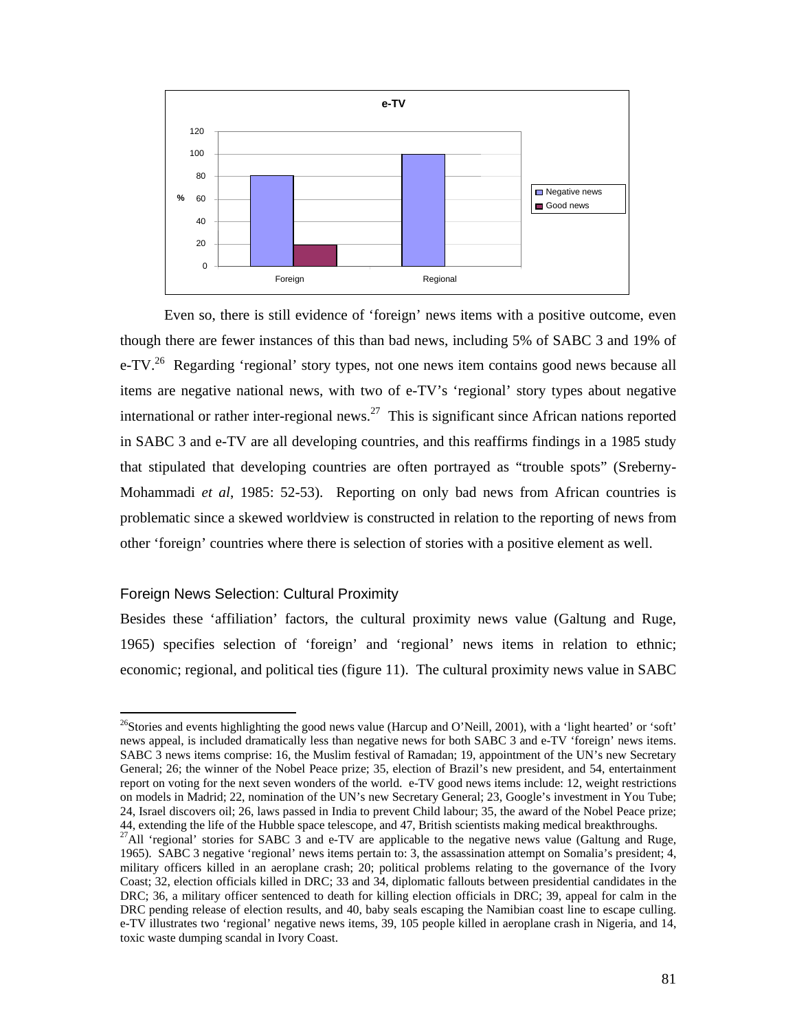Even so, there is still evidence of 'foreign' news items with a positive outcome, even though there are fewer instances of this than bad news, including 5% of SABC 3 and 19% of e-TV.[26] Regarding 'regional' story types, not one news item contains good news because all items are negative national news, with two of e-TV's 'regional' story types about negative international or rather inter-regional news.[27] This is significant since African nations reported in SABC 3 and e-TV are all developing countries, and this reaffirms findings in a 1985 study that stipulated that developing countries are often portrayed as "trouble spots" (Sreberny-Mohammadi *et al*, 1985: 52-53). Reporting on only bad news from African countries is problematic since a skewed worldview is constructed in relation to the reporting of news from other 'foreign' countries where there is selection of stories with a positive element as well.

## Foreign News Selection: Cultural Proximity

Besides these 'affiliation' factors, the cultural proximity news value (Galtung and Ruge, 1965) specifies selection of 'foreign' and 'regional' news items in relation to ethnic; economic; regional, and political ties (figure 11). The cultural proximity news value in SABC

---

[26]Stories and events highlighting the good news value (Harcup and O'Neill, 2001), with a 'light hearted' or 'soft' news appeal, is included dramatically less than negative news for both SABC 3 and e-TV 'foreign' news items. SABC 3 news items comprise: 16, the Muslim festival of Ramadan; 19, appointment of the UN's new Secretary General; 26; the winner of the Nobel Peace prize; 35, election of Brazil's new president, and 54, entertainment report on voting for the next seven wonders of the world. e-TV good news items include: 12, weight restrictions on models in Madrid; 22, nomination of the UN's new Secretary General; 23, Google's investment in You Tube; 24, Israel discovers oil; 26, laws passed in India to prevent Child labour; 35, the award of the Nobel Peace prize; 44, extending the life of the Hubble space telescope, and 47, British scientists making medical breakthroughs.

[27]All 'regional' stories for SABC 3 and e-TV are applicable to the negative news value (Galtung and Ruge, 1965). SABC 3 negative 'regional' news items pertain to: 3, the assassination attempt on Somalia's president; 4, military officers killed in an aeroplane crash; 20; political problems relating to the governance of the Ivory Coast; 32, election officials killed in DRC; 33 and 34, diplomatic fallouts between presidential candidates in the DRC; 36, a military officer sentenced to death for killing election officials in DRC; 39, appeal for calm in the DRC pending release of election results, and 40, baby seals escaping the Namibian coast line to escape culling. e-TV illustrates two 'regional' negative news items, 39, 105 people killed in aeroplane crash in Nigeria, and 14, toxic waste dumping scandal in Ivory Coast.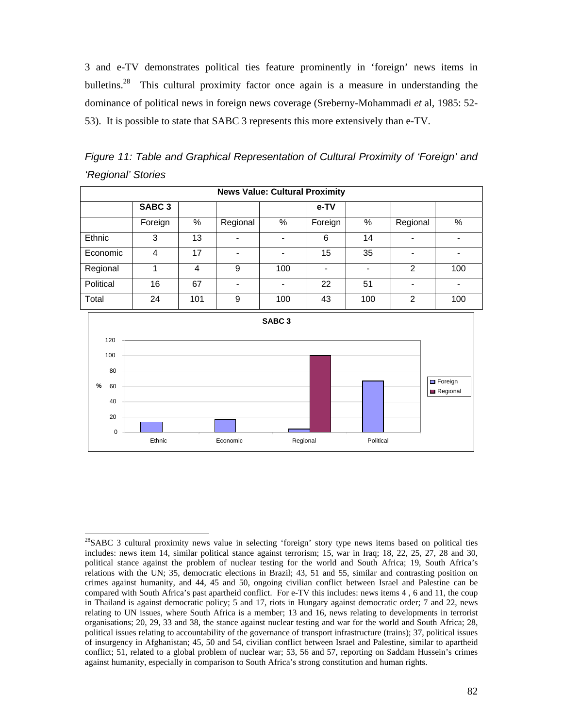3 and e-TV demonstrates political ties feature prominently in 'foreign' news items in bulletins.[28] This cultural proximity factor once again is a measure in understanding the dominance of political news in foreign news coverage (Sreberny-Mohammadi *et* al, 1985: 52-53). It is possible to state that SABC 3 represents this more extensively than e-TV.

*Figure 11: Table and Graphical Representation of Cultural Proximity of 'Foreign' and 'Regional' Stories*

| News Value: Cultural Proximity | | | | | | | | |
|---|---|---|---|---|---|---|---|---|
| | **SABC 3** | | | | **e-TV** | | | |
| | Foreign | % | Regional | % | Foreign | % | Regional | % |
| Ethnic | 3 | 13 | - | - | 6 | 14 | - | - |
| Economic | 4 | 17 | - | - | 15 | 35 | - | - |
| Regional | 1 | 4 | 9 | 100 | - | - | 2 | 100 |
| Political | 16 | 67 | - | - | 22 | 51 | - | - |
| Total | 24 | 101 | 9 | 100 | 43 | 100 | 2 | 100 |

**SABC 3**

| | Foreign (%) | Regional (%) |
|---|---|---|
| Ethnic | 13 | |
| Economic | 17 | |
| Regional | 4 | 100 |
| Political | 67 | |

[28] SABC 3 cultural proximity news value in selecting 'foreign' story type news items based on political ties includes: news item 14, similar political stance against terrorism; 15, war in Iraq; 18, 22, 25, 27, 28 and 30, political stance against the problem of nuclear testing for the world and South Africa; 19, South Africa's relations with the UN; 35, democratic elections in Brazil; 43, 51 and 55, similar and contrasting position on crimes against humanity, and 44, 45 and 50, ongoing civilian conflict between Israel and Palestine can be compared with South Africa's past apartheid conflict. For e-TV this includes: news items 4 , 6 and 11, the coup in Thailand is against democratic policy; 5 and 17, riots in Hungary against democratic order; 7 and 22, news relating to UN issues, where South Africa is a member; 13 and 16, news relating to developments in terrorist organisations; 20, 29, 33 and 38, the stance against nuclear testing and war for the world and South Africa; 28, political issues relating to accountability of the governance of transport infrastructure (trains); 37, political issues of insurgency in Afghanistan; 45, 50 and 54, civilian conflict between Israel and Palestine, similar to apartheid conflict; 51, related to a global problem of nuclear war; 53, 56 and 57, reporting on Saddam Hussein's crimes against humanity, especially in comparison to South Africa's strong constitution and human rights.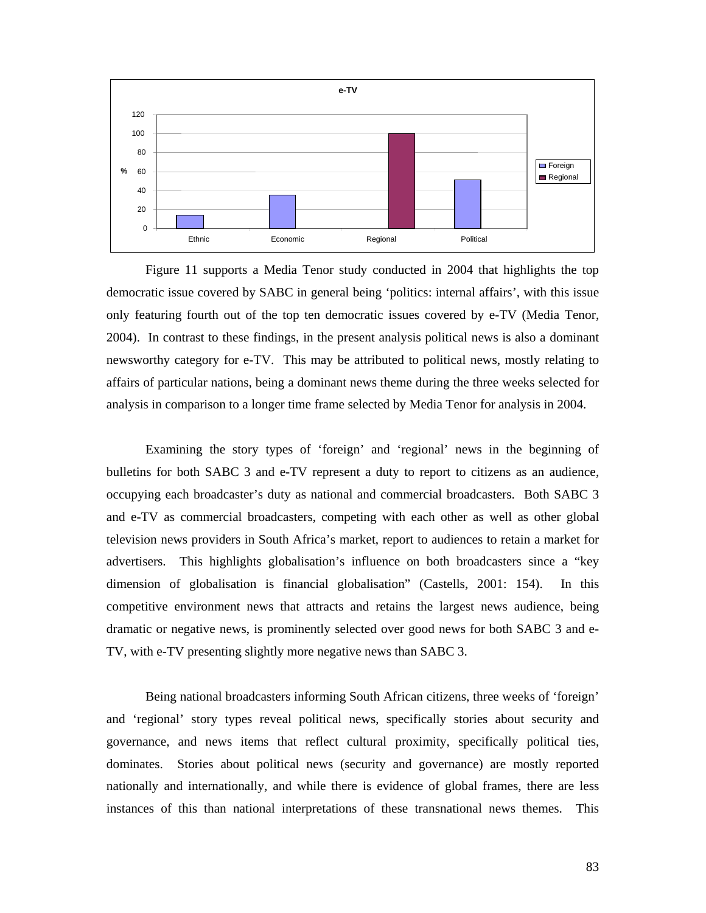Figure 11 supports a Media Tenor study conducted in 2004 that highlights the top democratic issue covered by SABC in general being 'politics: internal affairs', with this issue only featuring fourth out of the top ten democratic issues covered by e-TV (Media Tenor, 2004). In contrast to these findings, in the present analysis political news is also a dominant newsworthy category for e-TV. This may be attributed to political news, mostly relating to affairs of particular nations, being a dominant news theme during the three weeks selected for analysis in comparison to a longer time frame selected by Media Tenor for analysis in 2004.

Examining the story types of 'foreign' and 'regional' news in the beginning of bulletins for both SABC 3 and e-TV represent a duty to report to citizens as an audience, occupying each broadcaster's duty as national and commercial broadcasters. Both SABC 3 and e-TV as commercial broadcasters, competing with each other as well as other global television news providers in South Africa's market, report to audiences to retain a market for advertisers. This highlights globalisation's influence on both broadcasters since a "key dimension of globalisation is financial globalisation" (Castells, 2001: 154). In this competitive environment news that attracts and retains the largest news audience, being dramatic or negative news, is prominently selected over good news for both SABC 3 and e-TV, with e-TV presenting slightly more negative news than SABC 3.

Being national broadcasters informing South African citizens, three weeks of 'foreign' and 'regional' story types reveal political news, specifically stories about security and governance, and news items that reflect cultural proximity, specifically political ties, dominates. Stories about political news (security and governance) are mostly reported nationally and internationally, and while there is evidence of global frames, there are less instances of this than national interpretations of these transnational news themes. This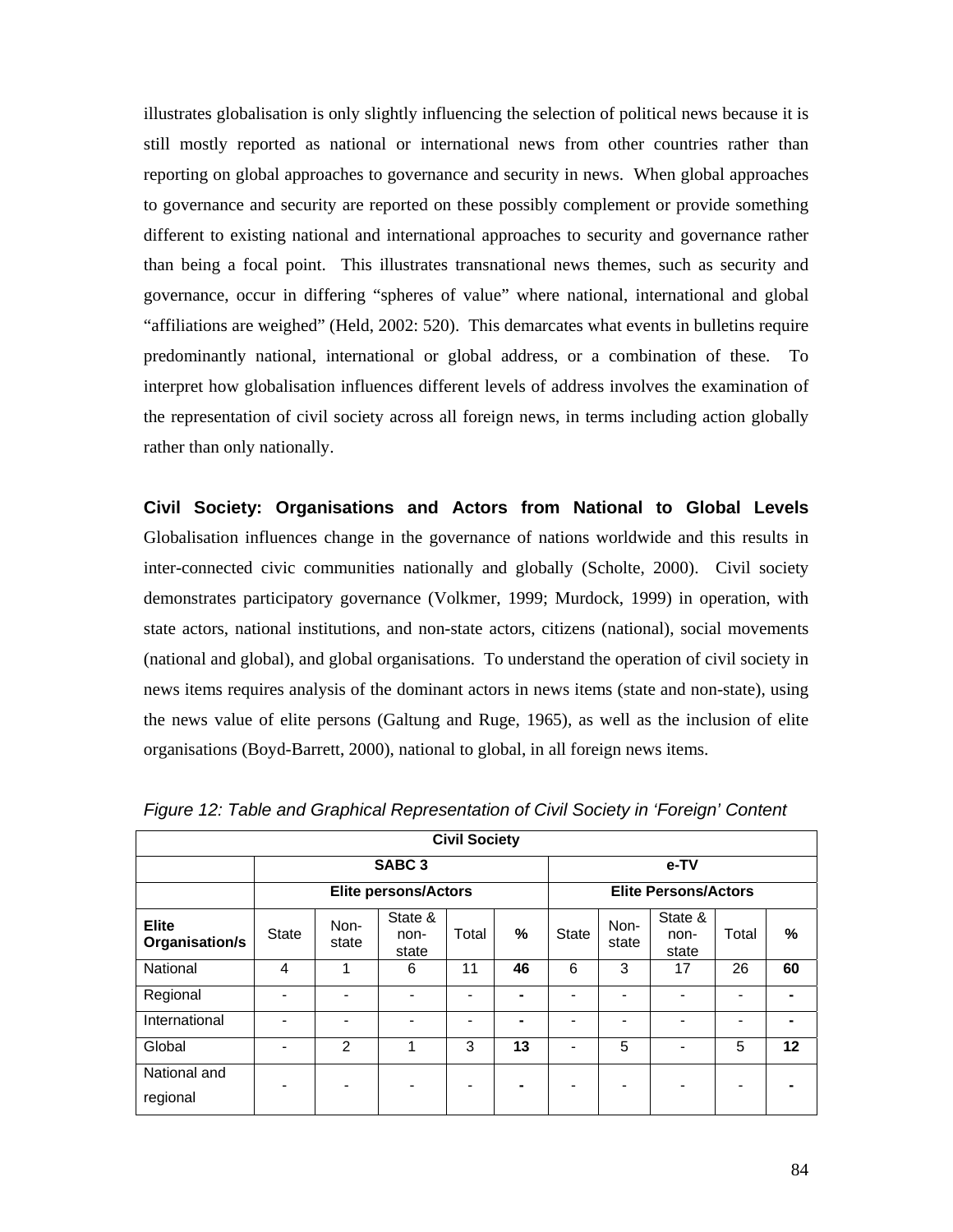illustrates globalisation is only slightly influencing the selection of political news because it is still mostly reported as national or international news from other countries rather than reporting on global approaches to governance and security in news. When global approaches to governance and security are reported on these possibly complement or provide something different to existing national and international approaches to security and governance rather than being a focal point. This illustrates transnational news themes, such as security and governance, occur in differing "spheres of value" where national, international and global "affiliations are weighed" (Held, 2002: 520). This demarcates what events in bulletins require predominantly national, international or global address, or a combination of these. To interpret how globalisation influences different levels of address involves the examination of the representation of civil society across all foreign news, in terms including action globally rather than only nationally.

**Civil Society: Organisations and Actors from National to Global Levels**
Globalisation influences change in the governance of nations worldwide and this results in inter-connected civic communities nationally and globally (Scholte, 2000). Civil society demonstrates participatory governance (Volkmer, 1999; Murdock, 1999) in operation, with state actors, national institutions, and non-state actors, citizens (national), social movements (national and global), and global organisations. To understand the operation of civil society in news items requires analysis of the dominant actors in news items (state and non-state), using the news value of elite persons (Galtung and Ruge, 1965), as well as the inclusion of elite organisations (Boyd-Barrett, 2000), national to global, in all foreign news items.

*Figure 12: Table and Graphical Representation of Civil Society in 'Foreign' Content*

| **Civil Society** | | | | | | | | | | |
|---|---|---|---|---|---|---|---|---|---|---|
| | **SABC 3** | | | | | **e-TV** | | | | |
| | **Elite persons/Actors** | | | | | **Elite Persons/Actors** | | | | |
| **Elite Organisation/s** | State | Non-state | State & non-state | Total | **%** | State | Non-state | State & non-state | Total | **%** |
| National | 4 | 1 | 6 | 11 | **46** | 6 | 3 | 17 | 26 | **60** |
| Regional | - | - | - | - | **-** | - | - | - | - | **-** |
| International | - | - | - | - | **-** | - | - | - | - | **-** |
| Global | - | 2 | 1 | 3 | **13** | - | 5 | - | 5 | **12** |
| National and regional | - | - | - | - | **-** | - | - | - | - | **-** |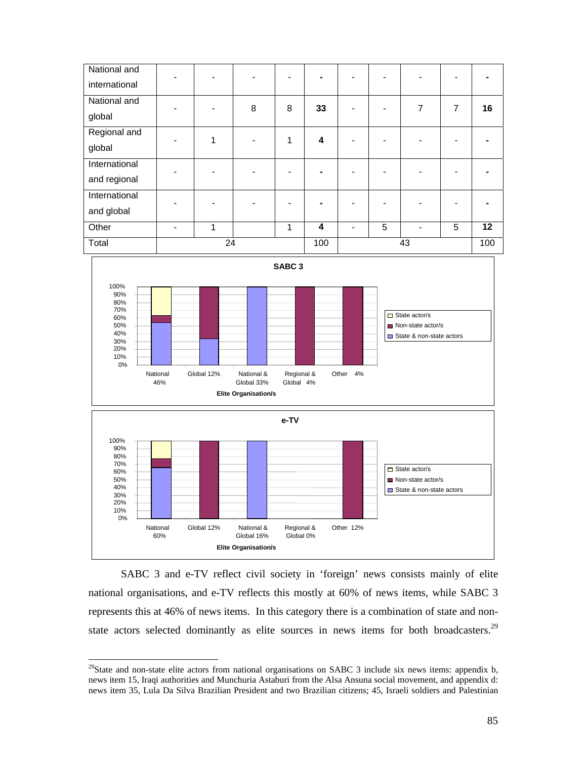| | | | | | | | | | | |
|---|---|---|---|---|---|---|---|---|---|---|
| National and international | - | - | - | - | **-** | - | - | - | - | **-** |
| National and global | - | - | 8 | 8 | **33** | - | - | 7 | 7 | **16** |
| Regional and global | - | 1 | - | 1 | **4** | - | - | - | - | **-** |
| International and regional | - | - | - | - | **-** | - | - | - | - | **-** |
| International and global | - | - | - | - | **-** | - | - | - | - | **-** |
| Other | - | 1 | | 1 | **4** | - | 5 | - | 5 | **12** |
| Total | 24 | | | | 100 | 43 | | | | 100 |

**SABC 3**

Elite Organisation/s: National 46%, Global 12%, National & Global 33%, Regional & Global 4%, Other 4%

Legend: State actor/s; Non-state actor/s; State & non-state actors

**e-TV**

Elite Organisation/s: National 60%, Global 12%, National & Global 16%, Regional & Global 0%, Other 12%

Legend: State actor/s; Non-state actor/s; State & non-state actors

SABC 3 and e-TV reflect civil society in 'foreign' news consists mainly of elite national organisations, and e-TV reflects this mostly at 60% of news items, while SABC 3 represents this at 46% of news items. In this category there is a combination of state and non-state actors selected dominantly as elite sources in news items for both broadcasters.[29]

[29] State and non-state elite actors from national organisations on SABC 3 include six news items: appendix b, news item 15, Iraqi authorities and Munchuria Astaburi from the Alsa Ansuna social movement, and appendix d: news item 35, Lula Da Silva Brazilian President and two Brazilian citizens; 45, Israeli soldiers and Palestinian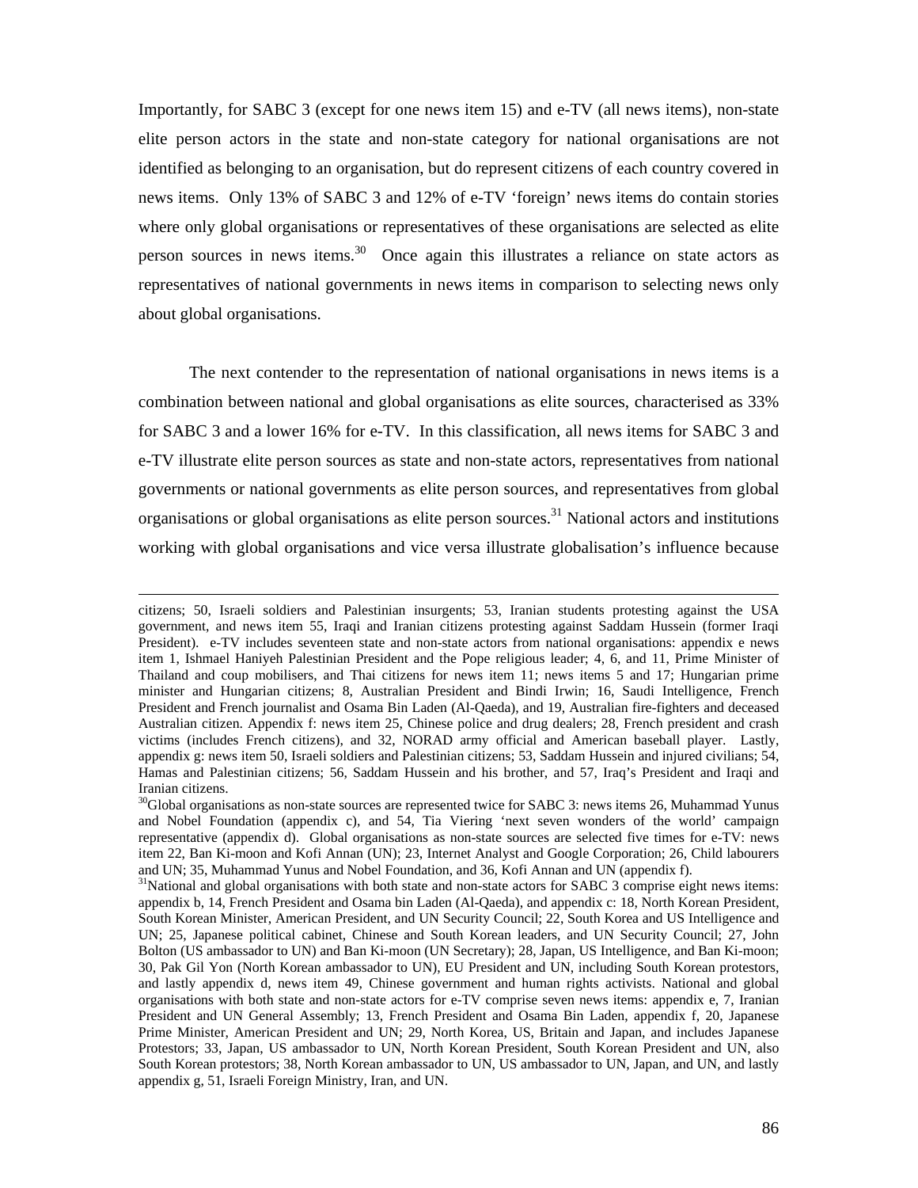Importantly, for SABC 3 (except for one news item 15) and e-TV (all news items), non-state elite person actors in the state and non-state category for national organisations are not identified as belonging to an organisation, but do represent citizens of each country covered in news items. Only 13% of SABC 3 and 12% of e-TV 'foreign' news items do contain stories where only global organisations or representatives of these organisations are selected as elite person sources in news items.[30] Once again this illustrates a reliance on state actors as representatives of national governments in news items in comparison to selecting news only about global organisations.

The next contender to the representation of national organisations in news items is a combination between national and global organisations as elite sources, characterised as 33% for SABC 3 and a lower 16% for e-TV. In this classification, all news items for SABC 3 and e-TV illustrate elite person sources as state and non-state actors, representatives from national governments or national governments as elite person sources, and representatives from global organisations or global organisations as elite person sources.[31] National actors and institutions working with global organisations and vice versa illustrate globalisation's influence because

---

citizens; 50, Israeli soldiers and Palestinian insurgents; 53, Iranian students protesting against the USA government, and news item 55, Iraqi and Iranian citizens protesting against Saddam Hussein (former Iraqi President). e-TV includes seventeen state and non-state actors from national organisations: appendix e news item 1, Ishmael Haniyeh Palestinian President and the Pope religious leader; 4, 6, and 11, Prime Minister of Thailand and coup mobilisers, and Thai citizens for news item 11; news items 5 and 17; Hungarian prime minister and Hungarian citizens; 8, Australian President and Bindi Irwin; 16, Saudi Intelligence, French President and French journalist and Osama Bin Laden (Al-Qaeda), and 19, Australian fire-fighters and deceased Australian citizen. Appendix f: news item 25, Chinese police and drug dealers; 28, French president and crash victims (includes French citizens), and 32, NORAD army official and American baseball player. Lastly, appendix g: news item 50, Israeli soldiers and Palestinian citizens; 53, Saddam Hussein and injured civilians; 54, Hamas and Palestinian citizens; 56, Saddam Hussein and his brother, and 57, Iraq's President and Iraqi and Iranian citizens.

[30]Global organisations as non-state sources are represented twice for SABC 3: news items 26, Muhammad Yunus and Nobel Foundation (appendix c), and 54, Tia Viering 'next seven wonders of the world' campaign representative (appendix d). Global organisations as non-state sources are selected five times for e-TV: news item 22, Ban Ki-moon and Kofi Annan (UN); 23, Internet Analyst and Google Corporation; 26, Child labourers and UN; 35, Muhammad Yunus and Nobel Foundation, and 36, Kofi Annan and UN (appendix f).

[31]National and global organisations with both state and non-state actors for SABC 3 comprise eight news items: appendix b, 14, French President and Osama bin Laden (Al-Qaeda), and appendix c: 18, North Korean President, South Korean Minister, American President, and UN Security Council; 22, South Korea and US Intelligence and UN; 25, Japanese political cabinet, Chinese and South Korean leaders, and UN Security Council; 27, John Bolton (US ambassador to UN) and Ban Ki-moon (UN Secretary); 28, Japan, US Intelligence, and Ban Ki-moon; 30, Pak Gil Yon (North Korean ambassador to UN), EU President and UN, including South Korean protestors, and lastly appendix d, news item 49, Chinese government and human rights activists. National and global organisations with both state and non-state actors for e-TV comprise seven news items: appendix e, 7, Iranian President and UN General Assembly; 13, French President and Osama Bin Laden, appendix f, 20, Japanese Prime Minister, American President and UN; 29, North Korea, US, Britain and Japan, and includes Japanese Protestors; 33, Japan, US ambassador to UN, North Korean President, South Korean President and UN, also South Korean protestors; 38, North Korean ambassador to UN, US ambassador to UN, Japan, and UN, and lastly appendix g, 51, Israeli Foreign Ministry, Iran, and UN.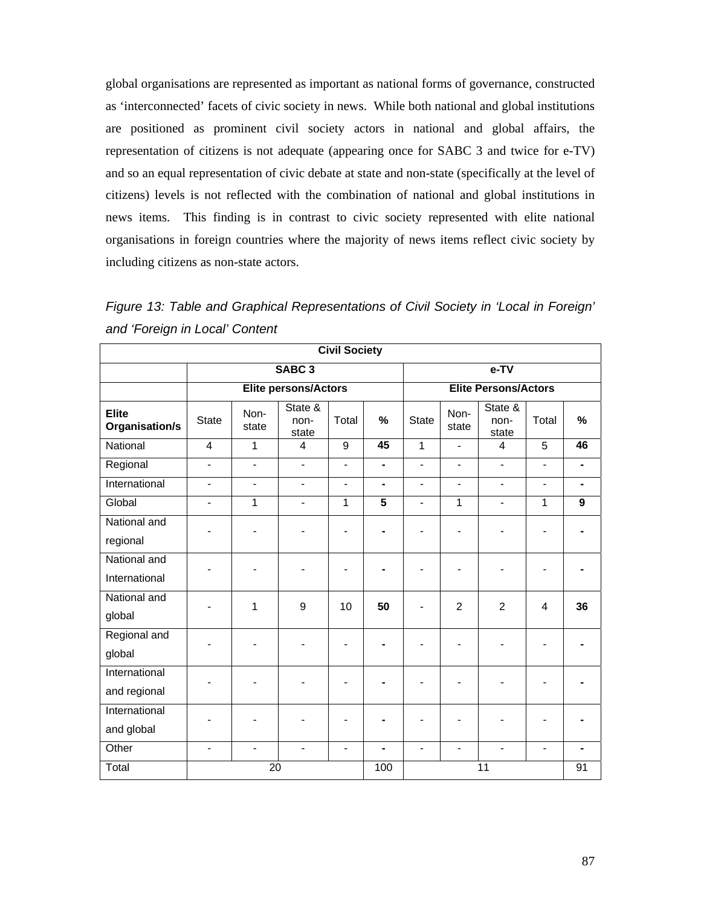global organisations are represented as important as national forms of governance, constructed as 'interconnected' facets of civic society in news. While both national and global institutions are positioned as prominent civil society actors in national and global affairs, the representation of citizens is not adequate (appearing once for SABC 3 and twice for e-TV) and so an equal representation of civic debate at state and non-state (specifically at the level of citizens) levels is not reflected with the combination of national and global institutions in news items. This finding is in contrast to civic society represented with elite national organisations in foreign countries where the majority of news items reflect civic society by including citizens as non-state actors.

*Figure 13: Table and Graphical Representations of Civil Society in 'Local in Foreign' and 'Foreign in Local' Content*

| **Civil Society** | | | | | | | | | | |
|---|---|---|---|---|---|---|---|---|---|---|
| | **SABC 3** | | | | | **e-TV** | | | | |
| | **Elite persons/Actors** | | | | | **Elite Persons/Actors** | | | | |
| **Elite Organisation/s** | State | Non-state | State & non-state | Total | **%** | State | Non-state | State & non-state | Total | **%** |
| National | 4 | 1 | 4 | 9 | **45** | 1 | - | 4 | 5 | **46** |
| Regional | - | - | - | - | **-** | - | - | - | - | **-** |
| International | - | - | - | - | **-** | - | - | - | - | **-** |
| Global | - | 1 | - | 1 | **5** | - | 1 | - | 1 | **9** |
| National and regional | - | - | - | - | **-** | - | - | - | - | **-** |
| National and International | - | - | - | - | **-** | - | - | - | - | **-** |
| National and global | - | 1 | 9 | 10 | **50** | - | 2 | 2 | 4 | **36** |
| Regional and global | - | - | - | - | **-** | - | - | - | - | **-** |
| International and regional | - | - | - | - | **-** | - | - | - | - | **-** |
| International and global | - | - | - | - | **-** | - | - | - | - | **-** |
| Other | - | - | - | - | **-** | - | - | - | - | **-** |
| Total | 20 | | | | 100 | 11 | | | | 91 |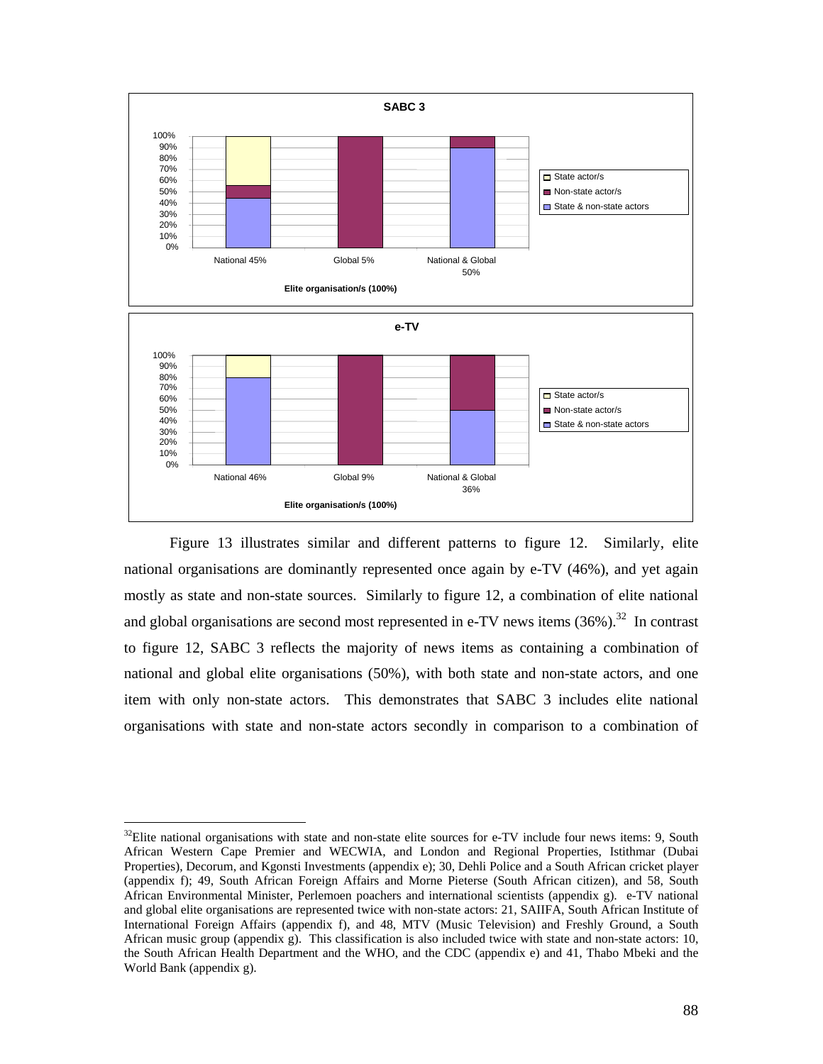Figure 13 illustrates similar and different patterns to figure 12. Similarly, elite national organisations are dominantly represented once again by e-TV (46%), and yet again mostly as state and non-state sources. Similarly to figure 12, a combination of elite national and global organisations are second most represented in e-TV news items (36%).[32] In contrast to figure 12, SABC 3 reflects the majority of news items as containing a combination of national and global elite organisations (50%), with both state and non-state actors, and one item with only non-state actors. This demonstrates that SABC 3 includes elite national organisations with state and non-state actors secondly in comparison to a combination of

[32]Elite national organisations with state and non-state elite sources for e-TV include four news items: 9, South African Western Cape Premier and WECWIA, and London and Regional Properties, Istithmar (Dubai Properties), Decorum, and Kgonsti Investments (appendix e); 30, Dehli Police and a South African cricket player (appendix f); 49, South African Foreign Affairs and Morne Pieterse (South African citizen), and 58, South African Environmental Minister, Perlemoen poachers and international scientists (appendix g). e-TV national and global elite organisations are represented twice with non-state actors: 21, SAIIFA, South African Institute of International Foreign Affairs (appendix f), and 48, MTV (Music Television) and Freshly Ground, a South African music group (appendix g). This classification is also included twice with state and non-state actors: 10, the South African Health Department and the WHO, and the CDC (appendix e) and 41, Thabo Mbeki and the World Bank (appendix g).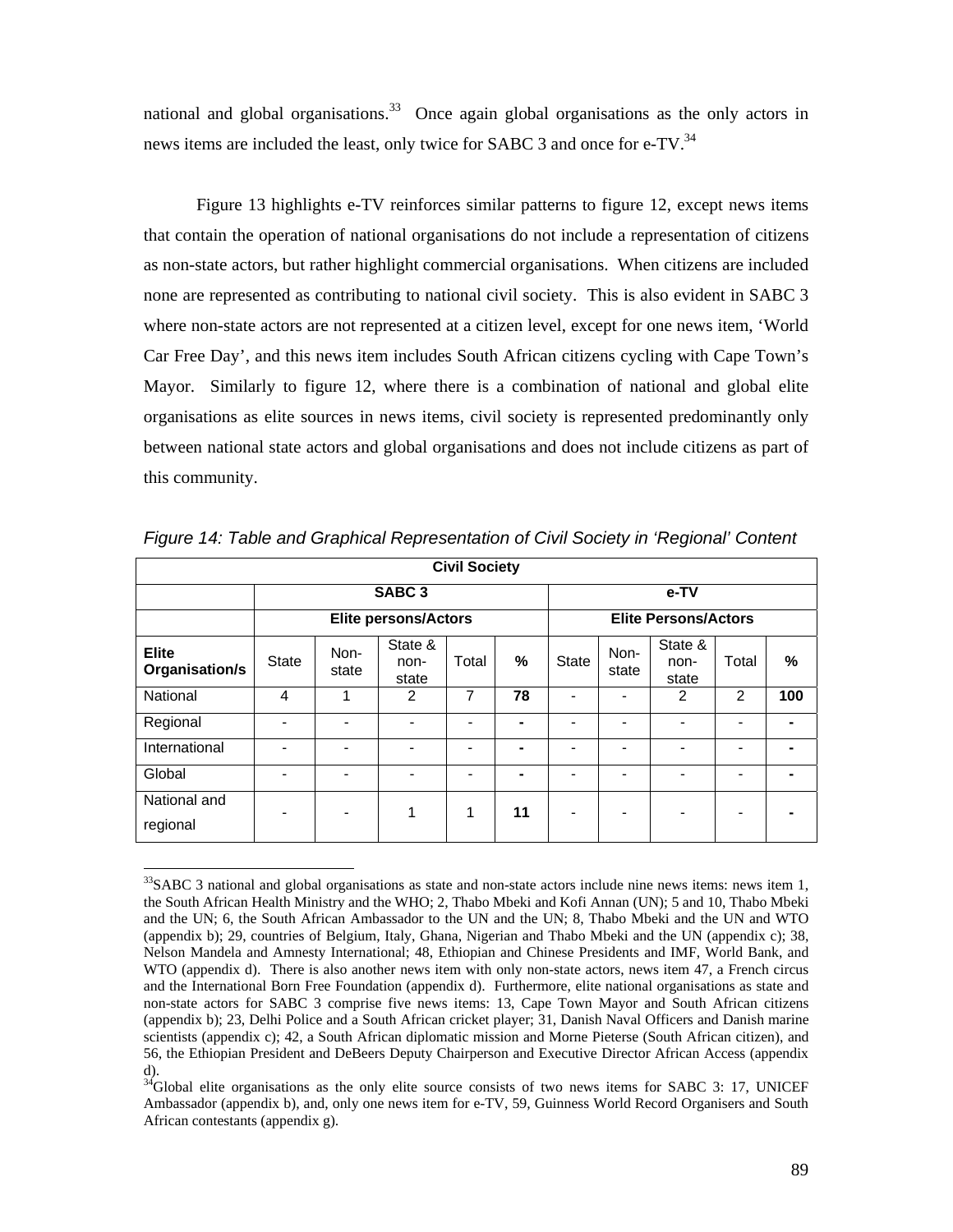national and global organisations.[33] Once again global organisations as the only actors in news items are included the least, only twice for SABC 3 and once for e-TV.[34]

Figure 13 highlights e-TV reinforces similar patterns to figure 12, except news items that contain the operation of national organisations do not include a representation of citizens as non-state actors, but rather highlight commercial organisations. When citizens are included none are represented as contributing to national civil society. This is also evident in SABC 3 where non-state actors are not represented at a citizen level, except for one news item, 'World Car Free Day', and this news item includes South African citizens cycling with Cape Town's Mayor. Similarly to figure 12, where there is a combination of national and global elite organisations as elite sources in news items, civil society is represented predominantly only between national state actors and global organisations and does not include citizens as part of this community.

*Figure 14: Table and Graphical Representation of Civil Society in 'Regional' Content*

| **Civil Society** | | | | | | | | | | |
|---|---|---|---|---|---|---|---|---|---|---|
| | **SABC 3** | | | | | **e-TV** | | | | |
| | **Elite persons/Actors** | | | | | **Elite Persons/Actors** | | | | |
| **Elite Organisation/s** | State | Non-state | State & non-state | Total | **%** | State | Non-state | State & non-state | Total | **%** |
| National | 4 | 1 | 2 | 7 | **78** | - | - | 2 | 2 | **100** |
| Regional | - | - | - | - | **-** | - | - | - | - | **-** |
| International | - | - | - | - | **-** | - | - | - | - | **-** |
| Global | - | - | - | - | **-** | - | - | - | - | **-** |
| National and regional | - | - | 1 | 1 | **11** | - | - | - | - | **-** |

---

[33] SABC 3 national and global organisations as state and non-state actors include nine news items: news item 1, the South African Health Ministry and the WHO; 2, Thabo Mbeki and Kofi Annan (UN); 5 and 10, Thabo Mbeki and the UN; 6, the South African Ambassador to the UN and the UN; 8, Thabo Mbeki and the UN and WTO (appendix b); 29, countries of Belgium, Italy, Ghana, Nigerian and Thabo Mbeki and the UN (appendix c); 38, Nelson Mandela and Amnesty International; 48, Ethiopian and Chinese Presidents and IMF, World Bank, and WTO (appendix d). There is also another news item with only non-state actors, news item 47, a French circus and the International Born Free Foundation (appendix d). Furthermore, elite national organisations as state and non-state actors for SABC 3 comprise five news items: 13, Cape Town Mayor and South African citizens (appendix b); 23, Delhi Police and a South African cricket player; 31, Danish Naval Officers and Danish marine scientists (appendix c); 42, a South African diplomatic mission and Morne Pieterse (South African citizen), and 56, the Ethiopian President and DeBeers Deputy Chairperson and Executive Director African Access (appendix d).

[34] Global elite organisations as the only elite source consists of two news items for SABC 3: 17, UNICEF Ambassador (appendix b), and, only one news item for e-TV, 59, Guinness World Record Organisers and South African contestants (appendix g).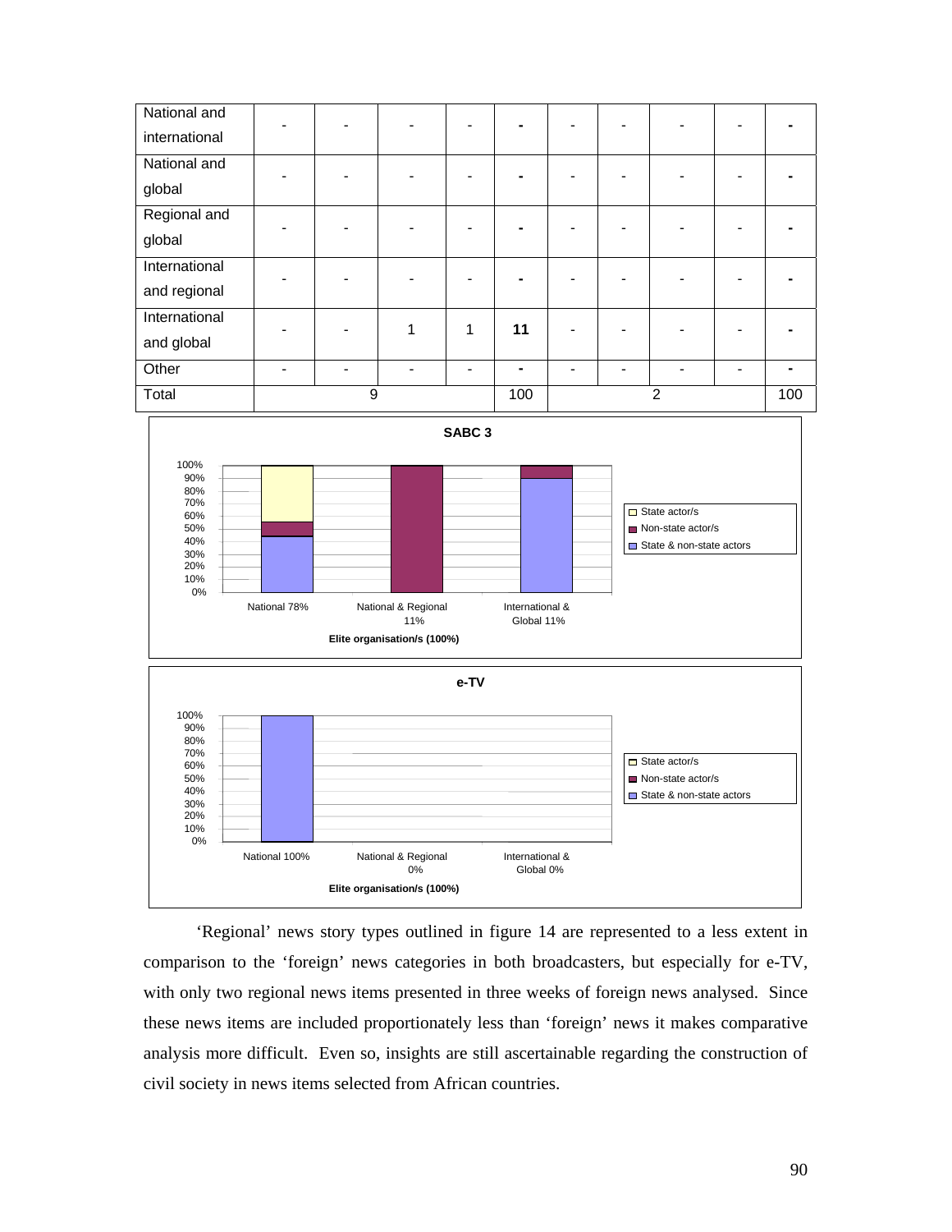| | | | | | | | | | | |
|---|---|---|---|---|---|---|---|---|---|---|
| National and international | - | - | - | - | - | - | - | - | - | - |
| National and global | - | - | - | - | - | - | - | - | - | - |
| Regional and global | - | - | - | - | - | - | - | - | - | - |
| International and regional | - | - | - | - | - | - | - | - | - | - |
| International and global | - | - | 1 | 1 | **11** | - | - | - | - | - |
| Other | - | - | - | - | - | - | - | - | - | - |
| Total | 9 | | | | 100 | 2 | | | | 100 |

**SABC 3**

| Elite organisation/s (100%) | National 78% | National & Regional 11% | International & Global 11% |
|---|---|---|---|

Legend: State actor/s; Non-state actor/s; State & non-state actors

**e-TV**

| Elite organisation/s (100%) | National 100% | National & Regional 0% | International & Global 0% |
|---|---|---|---|

Legend: State actor/s; Non-state actor/s; State & non-state actors

'Regional' news story types outlined in figure 14 are represented to a less extent in comparison to the 'foreign' news categories in both broadcasters, but especially for e-TV, with only two regional news items presented in three weeks of foreign news analysed. Since these news items are included proportionately less than 'foreign' news it makes comparative analysis more difficult. Even so, insights are still ascertainable regarding the construction of civil society in news items selected from African countries.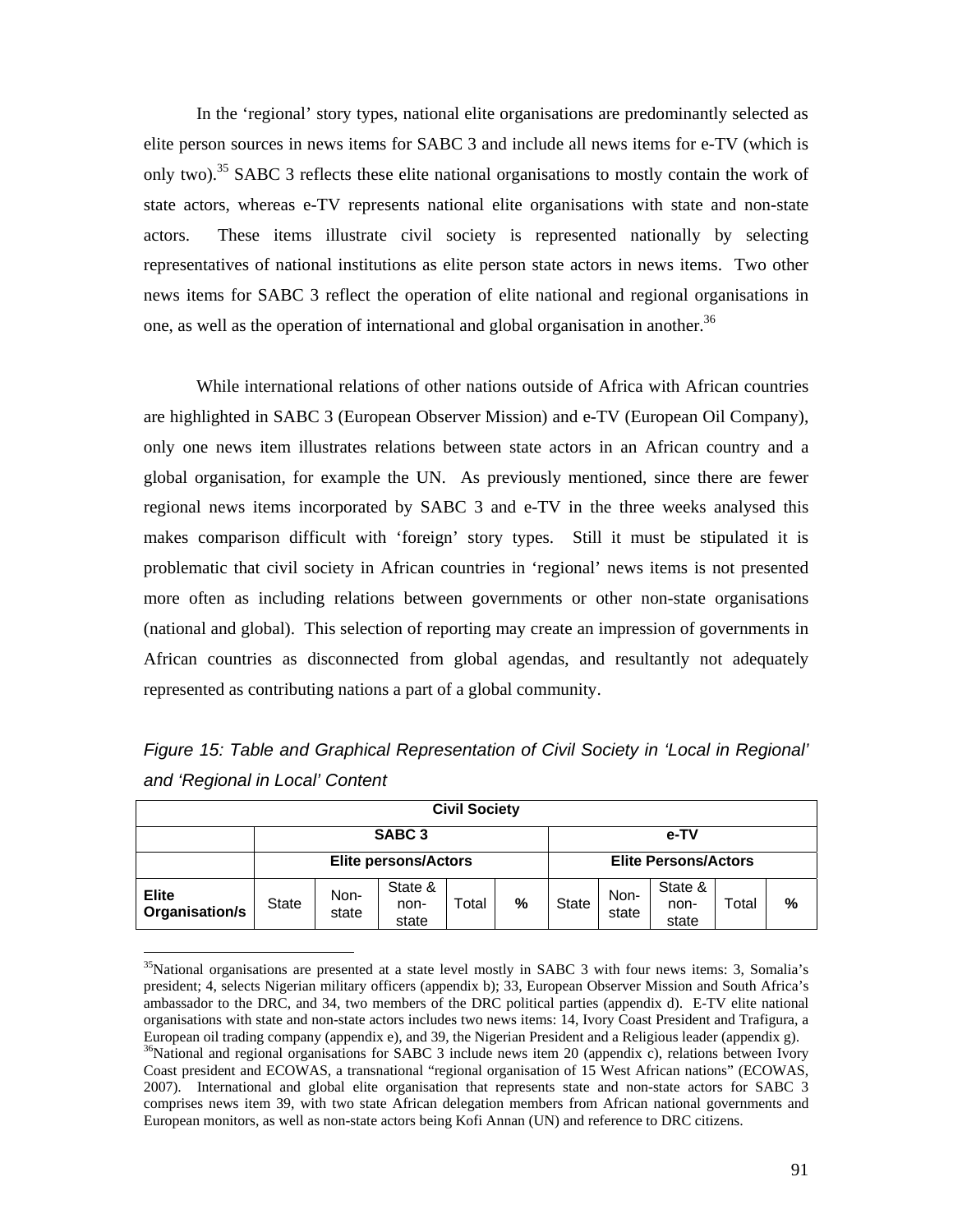In the 'regional' story types, national elite organisations are predominantly selected as elite person sources in news items for SABC 3 and include all news items for e-TV (which is only two).[35] SABC 3 reflects these elite national organisations to mostly contain the work of state actors, whereas e-TV represents national elite organisations with state and non-state actors. These items illustrate civil society is represented nationally by selecting representatives of national institutions as elite person state actors in news items. Two other news items for SABC 3 reflect the operation of elite national and regional organisations in one, as well as the operation of international and global organisation in another.[36]

While international relations of other nations outside of Africa with African countries are highlighted in SABC 3 (European Observer Mission) and e-TV (European Oil Company), only one news item illustrates relations between state actors in an African country and a global organisation, for example the UN. As previously mentioned, since there are fewer regional news items incorporated by SABC 3 and e-TV in the three weeks analysed this makes comparison difficult with 'foreign' story types. Still it must be stipulated it is problematic that civil society in African countries in 'regional' news items is not presented more often as including relations between governments or other non-state organisations (national and global). This selection of reporting may create an impression of governments in African countries as disconnected from global agendas, and resultantly not adequately represented as contributing nations a part of a global community.

*Figure 15: Table and Graphical Representation of Civil Society in 'Local in Regional' and 'Regional in Local' Content*

| Civil Society | | | | | | | | | | |
|---|---|---|---|---|---|---|---|---|---|---|
| | SABC 3 | | | | | e-TV | | | | |
| | Elite persons/Actors | | | | | Elite Persons/Actors | | | | |
| **Elite Organisation/s** | State | Non-state | State & non-state | Total | **%** | State | Non-state | State & non-state | Total | **%** |

[35]National organisations are presented at a state level mostly in SABC 3 with four news items: 3, Somalia's president; 4, selects Nigerian military officers (appendix b); 33, European Observer Mission and South Africa's ambassador to the DRC, and 34, two members of the DRC political parties (appendix d). E-TV elite national organisations with state and non-state actors includes two news items: 14, Ivory Coast President and Trafigura, a European oil trading company (appendix e), and 39, the Nigerian President and a Religious leader (appendix g).

[36]National and regional organisations for SABC 3 include news item 20 (appendix c), relations between Ivory Coast president and ECOWAS, a transnational "regional organisation of 15 West African nations" (ECOWAS, 2007). International and global elite organisation that represents state and non-state actors for SABC 3 comprises news item 39, with two state African delegation members from African national governments and European monitors, as well as non-state actors being Kofi Annan (UN) and reference to DRC citizens.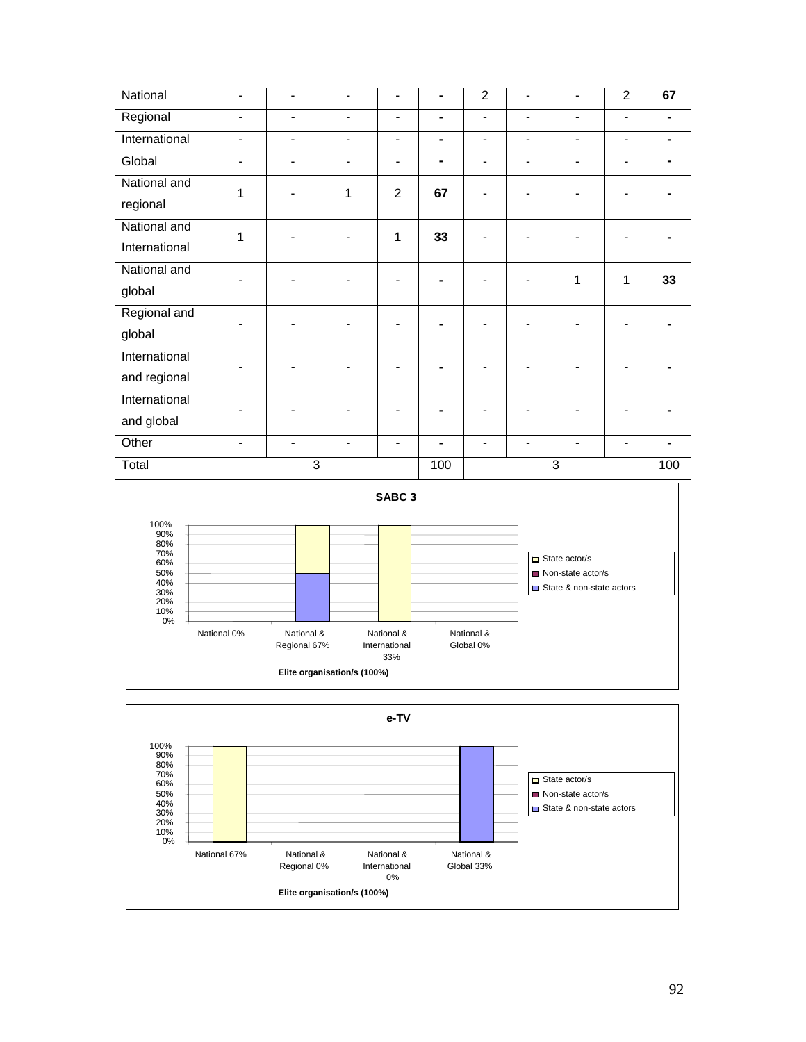| National | - | - | - | - | - | 2 | - | - | 2 | **67** |
|---|---|---|---|---|---|---|---|---|---|---|
| Regional | - | - | - | - | - | - | - | - | - | - |
| International | - | - | - | - | - | - | - | - | - | - |
| Global | - | - | - | - | - | - | - | - | - | - |
| National and regional | 1 | - | 1 | 2 | **67** | - | - | - | - | - |
| National and International | 1 | - | - | 1 | **33** | - | - | - | - | - |
| National and global | - | - | - | - | - | - | - | 1 | 1 | **33** |
| Regional and global | - | - | - | - | - | - | - | - | - | - |
| International and regional | - | - | - | - | - | - | - | - | - | - |
| International and global | - | - | - | - | - | - | - | - | - | - |
| Other | - | - | - | - | - | - | - | - | - | - |
| Total | 3 | | | | 100 | 3 | | | | 100 |

**SABC 3**

Legend: State actor/s; Non-state actor/s; State & non-state actors

National 0% | National & Regional 67% | National & International 33% | National & Global 0%

**Elite organisation/s (100%)**

**e-TV**

Legend: State actor/s; Non-state actor/s; State & non-state actors

National 67% | National & Regional 0% | National & International 0% | National & Global 33%

**Elite organisation/s (100%)**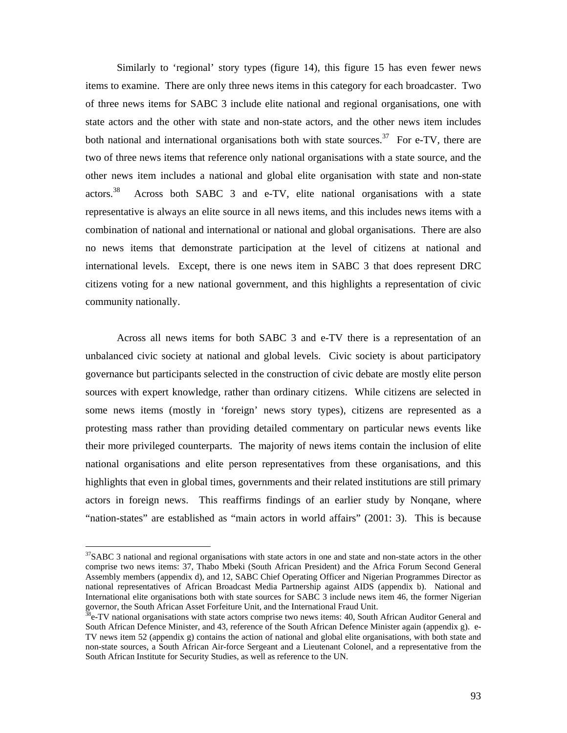Similarly to 'regional' story types (figure 14), this figure 15 has even fewer news items to examine. There are only three news items in this category for each broadcaster. Two of three news items for SABC 3 include elite national and regional organisations, one with state actors and the other with state and non-state actors, and the other news item includes both national and international organisations both with state sources.[37] For e-TV, there are two of three news items that reference only national organisations with a state source, and the other news item includes a national and global elite organisation with state and non-state actors.[38] Across both SABC 3 and e-TV, elite national organisations with a state representative is always an elite source in all news items, and this includes news items with a combination of national and international or national and global organisations. There are also no news items that demonstrate participation at the level of citizens at national and international levels. Except, there is one news item in SABC 3 that does represent DRC citizens voting for a new national government, and this highlights a representation of civic community nationally.

Across all news items for both SABC 3 and e-TV there is a representation of an unbalanced civic society at national and global levels. Civic society is about participatory governance but participants selected in the construction of civic debate are mostly elite person sources with expert knowledge, rather than ordinary citizens. While citizens are selected in some news items (mostly in 'foreign' news story types), citizens are represented as a protesting mass rather than providing detailed commentary on particular news events like their more privileged counterparts. The majority of news items contain the inclusion of elite national organisations and elite person representatives from these organisations, and this highlights that even in global times, governments and their related institutions are still primary actors in foreign news. This reaffirms findings of an earlier study by Nonqane, where "nation-states" are established as "main actors in world affairs" (2001: 3). This is because

---

[37] SABC 3 national and regional organisations with state actors in one and state and non-state actors in the other comprise two news items: 37, Thabo Mbeki (South African President) and the Africa Forum Second General Assembly members (appendix d), and 12, SABC Chief Operating Officer and Nigerian Programmes Director as national representatives of African Broadcast Media Partnership against AIDS (appendix b). National and International elite organisations both with state sources for SABC 3 include news item 46, the former Nigerian governor, the South African Asset Forfeiture Unit, and the International Fraud Unit.

[38] e-TV national organisations with state actors comprise two news items: 40, South African Auditor General and South African Defence Minister, and 43, reference of the South African Defence Minister again (appendix g). e-TV news item 52 (appendix g) contains the action of national and global elite organisations, with both state and non-state sources, a South African Air-force Sergeant and a Lieutenant Colonel, and a representative from the South African Institute for Security Studies, as well as reference to the UN.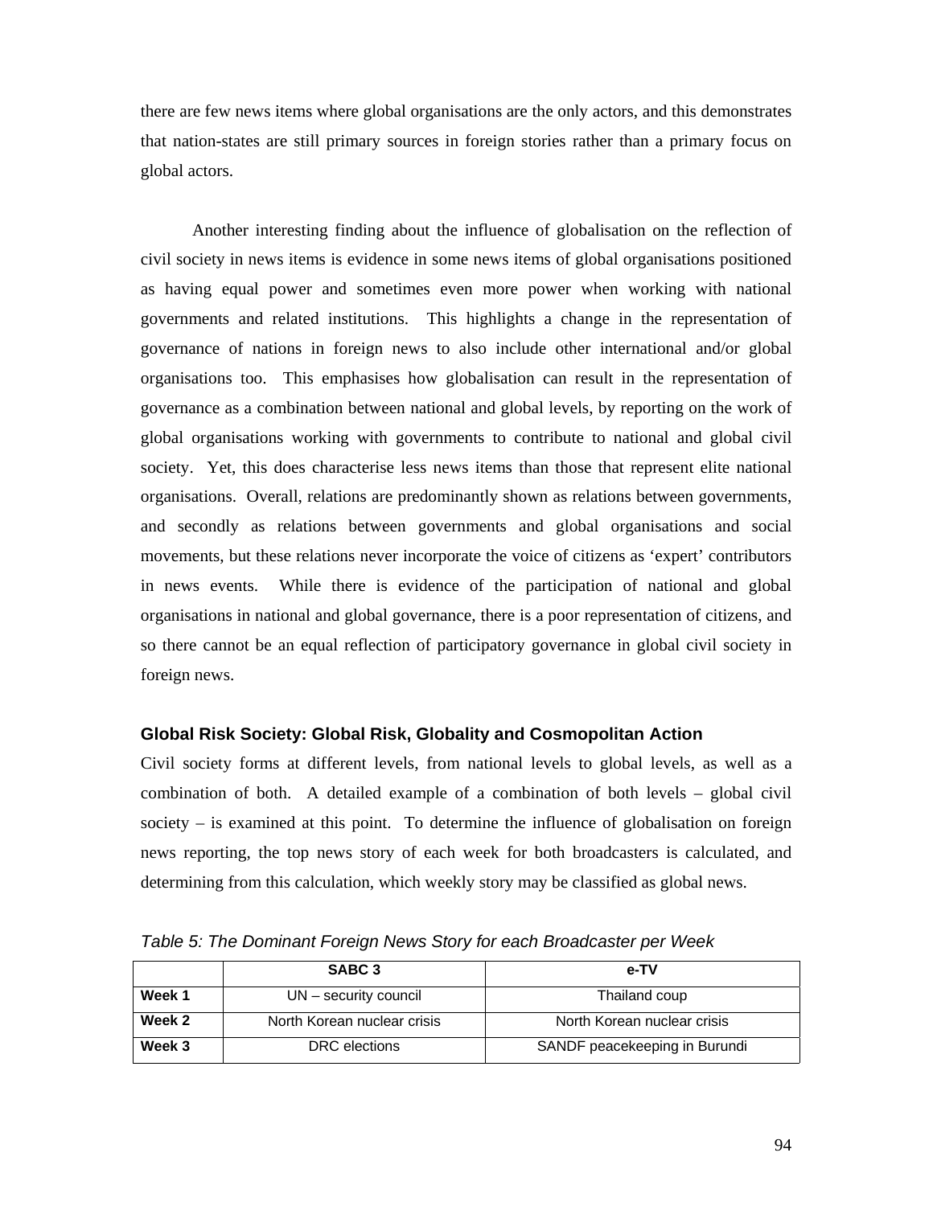there are few news items where global organisations are the only actors, and this demonstrates that nation-states are still primary sources in foreign stories rather than a primary focus on global actors.

Another interesting finding about the influence of globalisation on the reflection of civil society in news items is evidence in some news items of global organisations positioned as having equal power and sometimes even more power when working with national governments and related institutions. This highlights a change in the representation of governance of nations in foreign news to also include other international and/or global organisations too. This emphasises how globalisation can result in the representation of governance as a combination between national and global levels, by reporting on the work of global organisations working with governments to contribute to national and global civil society. Yet, this does characterise less news items than those that represent elite national organisations. Overall, relations are predominantly shown as relations between governments, and secondly as relations between governments and global organisations and social movements, but these relations never incorporate the voice of citizens as 'expert' contributors in news events. While there is evidence of the participation of national and global organisations in national and global governance, there is a poor representation of citizens, and so there cannot be an equal reflection of participatory governance in global civil society in foreign news.

### Global Risk Society: Global Risk, Globality and Cosmopolitan Action

Civil society forms at different levels, from national levels to global levels, as well as a combination of both. A detailed example of a combination of both levels – global civil society – is examined at this point. To determine the influence of globalisation on foreign news reporting, the top news story of each week for both broadcasters is calculated, and determining from this calculation, which weekly story may be classified as global news.

*Table 5: The Dominant Foreign News Story for each Broadcaster per Week*

| | SABC 3 | e-TV |
|---|---|---|
| **Week 1** | UN – security council | Thailand coup |
| **Week 2** | North Korean nuclear crisis | North Korean nuclear crisis |
| **Week 3** | DRC elections | SANDF peacekeeping in Burundi |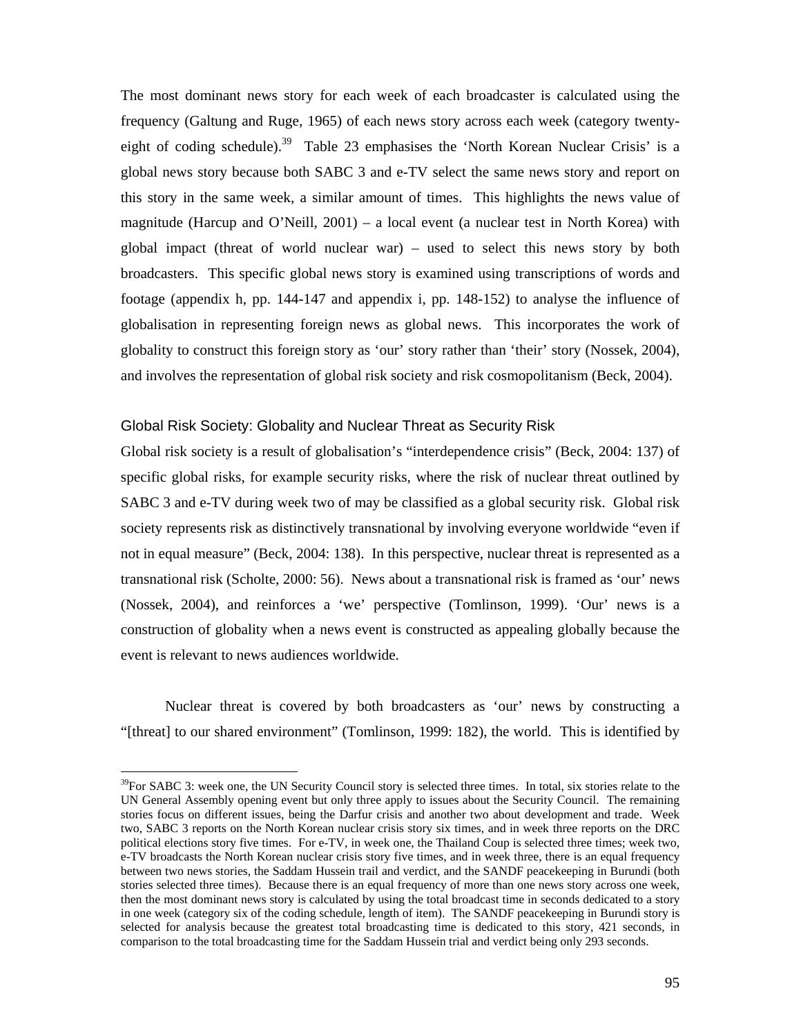The most dominant news story for each week of each broadcaster is calculated using the frequency (Galtung and Ruge, 1965) of each news story across each week (category twenty-eight of coding schedule).[39] Table 23 emphasises the 'North Korean Nuclear Crisis' is a global news story because both SABC 3 and e-TV select the same news story and report on this story in the same week, a similar amount of times. This highlights the news value of magnitude (Harcup and O'Neill, 2001) – a local event (a nuclear test in North Korea) with global impact (threat of world nuclear war) – used to select this news story by both broadcasters. This specific global news story is examined using transcriptions of words and footage (appendix h, pp. 144-147 and appendix i, pp. 148-152) to analyse the influence of globalisation in representing foreign news as global news. This incorporates the work of globality to construct this foreign story as 'our' story rather than 'their' story (Nossek, 2004), and involves the representation of global risk society and risk cosmopolitanism (Beck, 2004).

## Global Risk Society: Globality and Nuclear Threat as Security Risk

Global risk society is a result of globalisation's "interdependence crisis" (Beck, 2004: 137) of specific global risks, for example security risks, where the risk of nuclear threat outlined by SABC 3 and e-TV during week two of may be classified as a global security risk. Global risk society represents risk as distinctively transnational by involving everyone worldwide "even if not in equal measure" (Beck, 2004: 138). In this perspective, nuclear threat is represented as a transnational risk (Scholte, 2000: 56). News about a transnational risk is framed as 'our' news (Nossek, 2004), and reinforces a 'we' perspective (Tomlinson, 1999). 'Our' news is a construction of globality when a news event is constructed as appealing globally because the event is relevant to news audiences worldwide.

Nuclear threat is covered by both broadcasters as 'our' news by constructing a "[threat] to our shared environment" (Tomlinson, 1999: 182), the world. This is identified by

---

[39] For SABC 3: week one, the UN Security Council story is selected three times. In total, six stories relate to the UN General Assembly opening event but only three apply to issues about the Security Council. The remaining stories focus on different issues, being the Darfur crisis and another two about development and trade. Week two, SABC 3 reports on the North Korean nuclear crisis story six times, and in week three reports on the DRC political elections story five times. For e-TV, in week one, the Thailand Coup is selected three times; week two, e-TV broadcasts the North Korean nuclear crisis story five times, and in week three, there is an equal frequency between two news stories, the Saddam Hussein trail and verdict, and the SANDF peacekeeping in Burundi (both stories selected three times). Because there is an equal frequency of more than one news story across one week, then the most dominant news story is calculated by using the total broadcast time in seconds dedicated to a story in one week (category six of the coding schedule, length of item). The SANDF peacekeeping in Burundi story is selected for analysis because the greatest total broadcasting time is dedicated to this story, 421 seconds, in comparison to the total broadcasting time for the Saddam Hussein trial and verdict being only 293 seconds.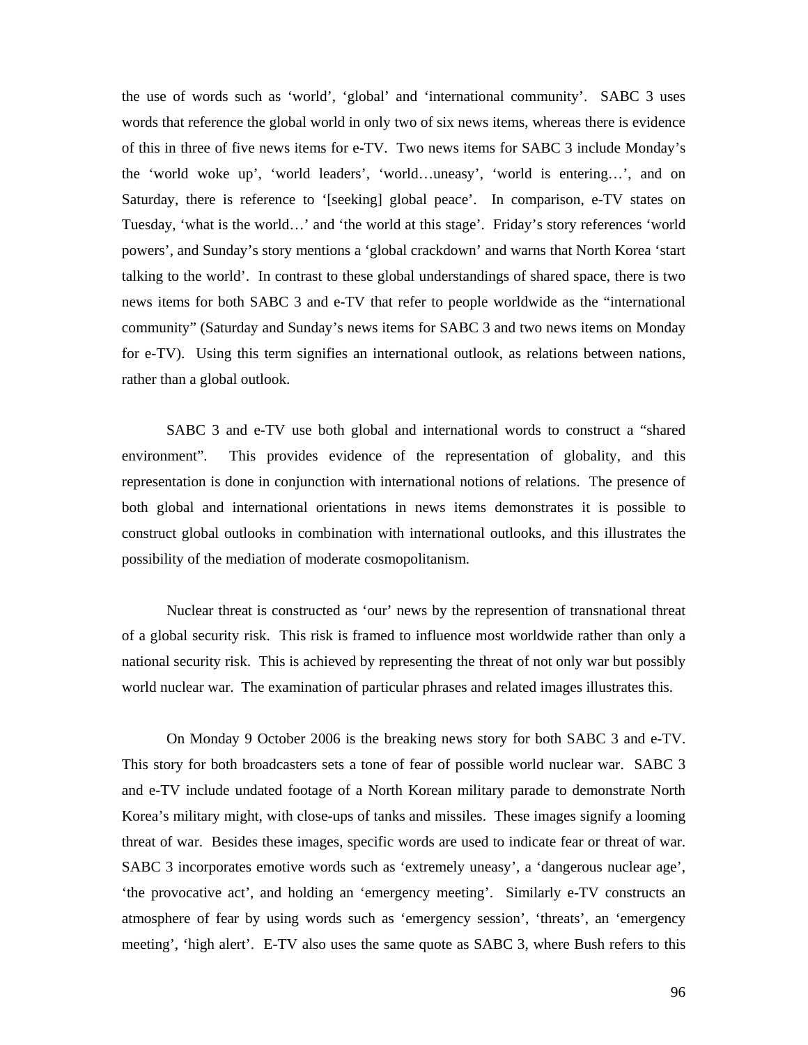the use of words such as 'world', 'global' and 'international community'. SABC 3 uses words that reference the global world in only two of six news items, whereas there is evidence of this in three of five news items for e-TV. Two news items for SABC 3 include Monday's the 'world woke up', 'world leaders', 'world…uneasy', 'world is entering…', and on Saturday, there is reference to '[seeking] global peace'. In comparison, e-TV states on Tuesday, 'what is the world…' and 'the world at this stage'. Friday's story references 'world powers', and Sunday's story mentions a 'global crackdown' and warns that North Korea 'start talking to the world'. In contrast to these global understandings of shared space, there is two news items for both SABC 3 and e-TV that refer to people worldwide as the "international community" (Saturday and Sunday's news items for SABC 3 and two news items on Monday for e-TV). Using this term signifies an international outlook, as relations between nations, rather than a global outlook.

SABC 3 and e-TV use both global and international words to construct a "shared environment". This provides evidence of the representation of globality, and this representation is done in conjunction with international notions of relations. The presence of both global and international orientations in news items demonstrates it is possible to construct global outlooks in combination with international outlooks, and this illustrates the possibility of the mediation of moderate cosmopolitanism.

Nuclear threat is constructed as 'our' news by the represention of transnational threat of a global security risk. This risk is framed to influence most worldwide rather than only a national security risk. This is achieved by representing the threat of not only war but possibly world nuclear war. The examination of particular phrases and related images illustrates this.

On Monday 9 October 2006 is the breaking news story for both SABC 3 and e-TV. This story for both broadcasters sets a tone of fear of possible world nuclear war. SABC 3 and e-TV include undated footage of a North Korean military parade to demonstrate North Korea's military might, with close-ups of tanks and missiles. These images signify a looming threat of war. Besides these images, specific words are used to indicate fear or threat of war. SABC 3 incorporates emotive words such as 'extremely uneasy', a 'dangerous nuclear age', 'the provocative act', and holding an 'emergency meeting'. Similarly e-TV constructs an atmosphere of fear by using words such as 'emergency session', 'threats', an 'emergency meeting', 'high alert'. E-TV also uses the same quote as SABC 3, where Bush refers to this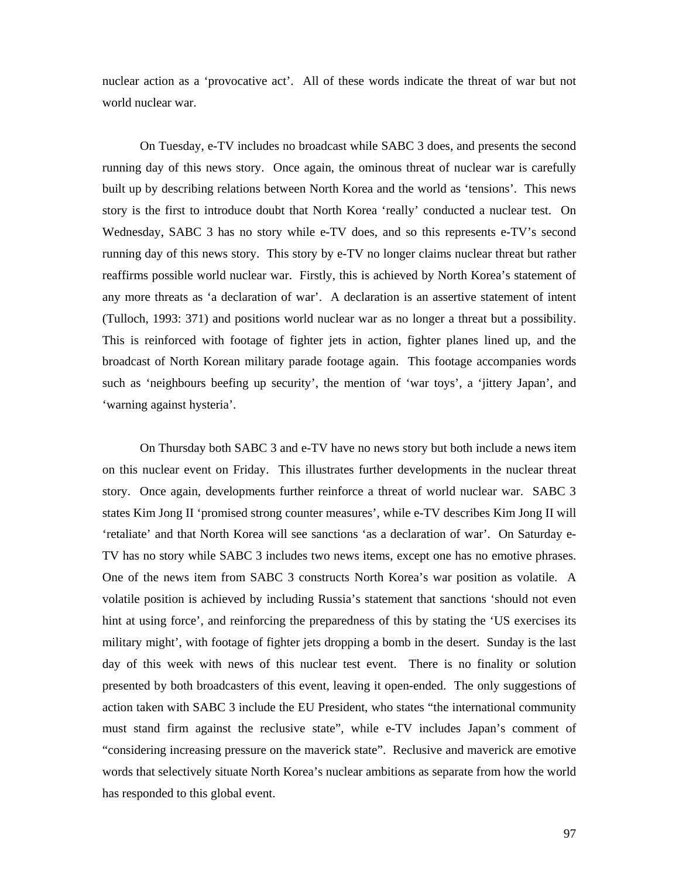nuclear action as a 'provocative act'. All of these words indicate the threat of war but not world nuclear war.

On Tuesday, e-TV includes no broadcast while SABC 3 does, and presents the second running day of this news story. Once again, the ominous threat of nuclear war is carefully built up by describing relations between North Korea and the world as 'tensions'. This news story is the first to introduce doubt that North Korea 'really' conducted a nuclear test. On Wednesday, SABC 3 has no story while e-TV does, and so this represents e-TV's second running day of this news story. This story by e-TV no longer claims nuclear threat but rather reaffirms possible world nuclear war. Firstly, this is achieved by North Korea's statement of any more threats as 'a declaration of war'. A declaration is an assertive statement of intent (Tulloch, 1993: 371) and positions world nuclear war as no longer a threat but a possibility. This is reinforced with footage of fighter jets in action, fighter planes lined up, and the broadcast of North Korean military parade footage again. This footage accompanies words such as 'neighbours beefing up security', the mention of 'war toys', a 'jittery Japan', and 'warning against hysteria'.

On Thursday both SABC 3 and e-TV have no news story but both include a news item on this nuclear event on Friday. This illustrates further developments in the nuclear threat story. Once again, developments further reinforce a threat of world nuclear war. SABC 3 states Kim Jong II 'promised strong counter measures', while e-TV describes Kim Jong II will 'retaliate' and that North Korea will see sanctions 'as a declaration of war'. On Saturday e-TV has no story while SABC 3 includes two news items, except one has no emotive phrases. One of the news item from SABC 3 constructs North Korea's war position as volatile. A volatile position is achieved by including Russia's statement that sanctions 'should not even hint at using force', and reinforcing the preparedness of this by stating the 'US exercises its military might', with footage of fighter jets dropping a bomb in the desert. Sunday is the last day of this week with news of this nuclear test event. There is no finality or solution presented by both broadcasters of this event, leaving it open-ended. The only suggestions of action taken with SABC 3 include the EU President, who states "the international community must stand firm against the reclusive state", while e-TV includes Japan's comment of "considering increasing pressure on the maverick state". Reclusive and maverick are emotive words that selectively situate North Korea's nuclear ambitions as separate from how the world has responded to this global event.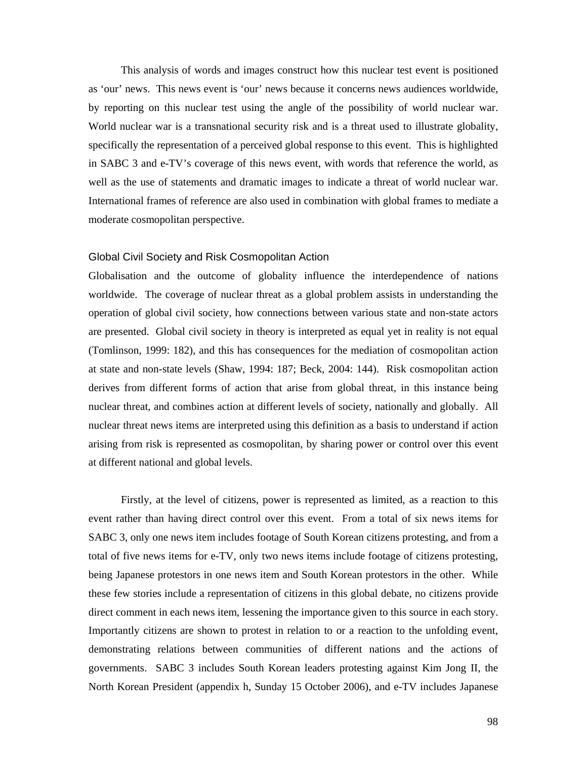This analysis of words and images construct how this nuclear test event is positioned as 'our' news. This news event is 'our' news because it concerns news audiences worldwide, by reporting on this nuclear test using the angle of the possibility of world nuclear war. World nuclear war is a transnational security risk and is a threat used to illustrate globality, specifically the representation of a perceived global response to this event. This is highlighted in SABC 3 and e-TV's coverage of this news event, with words that reference the world, as well as the use of statements and dramatic images to indicate a threat of world nuclear war. International frames of reference are also used in combination with global frames to mediate a moderate cosmopolitan perspective.

### Global Civil Society and Risk Cosmopolitan Action

Globalisation and the outcome of globality influence the interdependence of nations worldwide. The coverage of nuclear threat as a global problem assists in understanding the operation of global civil society, how connections between various state and non-state actors are presented. Global civil society in theory is interpreted as equal yet in reality is not equal (Tomlinson, 1999: 182), and this has consequences for the mediation of cosmopolitan action at state and non-state levels (Shaw, 1994: 187; Beck, 2004: 144). Risk cosmopolitan action derives from different forms of action that arise from global threat, in this instance being nuclear threat, and combines action at different levels of society, nationally and globally. All nuclear threat news items are interpreted using this definition as a basis to understand if action arising from risk is represented as cosmopolitan, by sharing power or control over this event at different national and global levels.

Firstly, at the level of citizens, power is represented as limited, as a reaction to this event rather than having direct control over this event. From a total of six news items for SABC 3, only one news item includes footage of South Korean citizens protesting, and from a total of five news items for e-TV, only two news items include footage of citizens protesting, being Japanese protestors in one news item and South Korean protestors in the other. While these few stories include a representation of citizens in this global debate, no citizens provide direct comment in each news item, lessening the importance given to this source in each story. Importantly citizens are shown to protest in relation to or a reaction to the unfolding event, demonstrating relations between communities of different nations and the actions of governments. SABC 3 includes South Korean leaders protesting against Kim Jong Il, the North Korean President (appendix h, Sunday 15 October 2006), and e-TV includes Japanese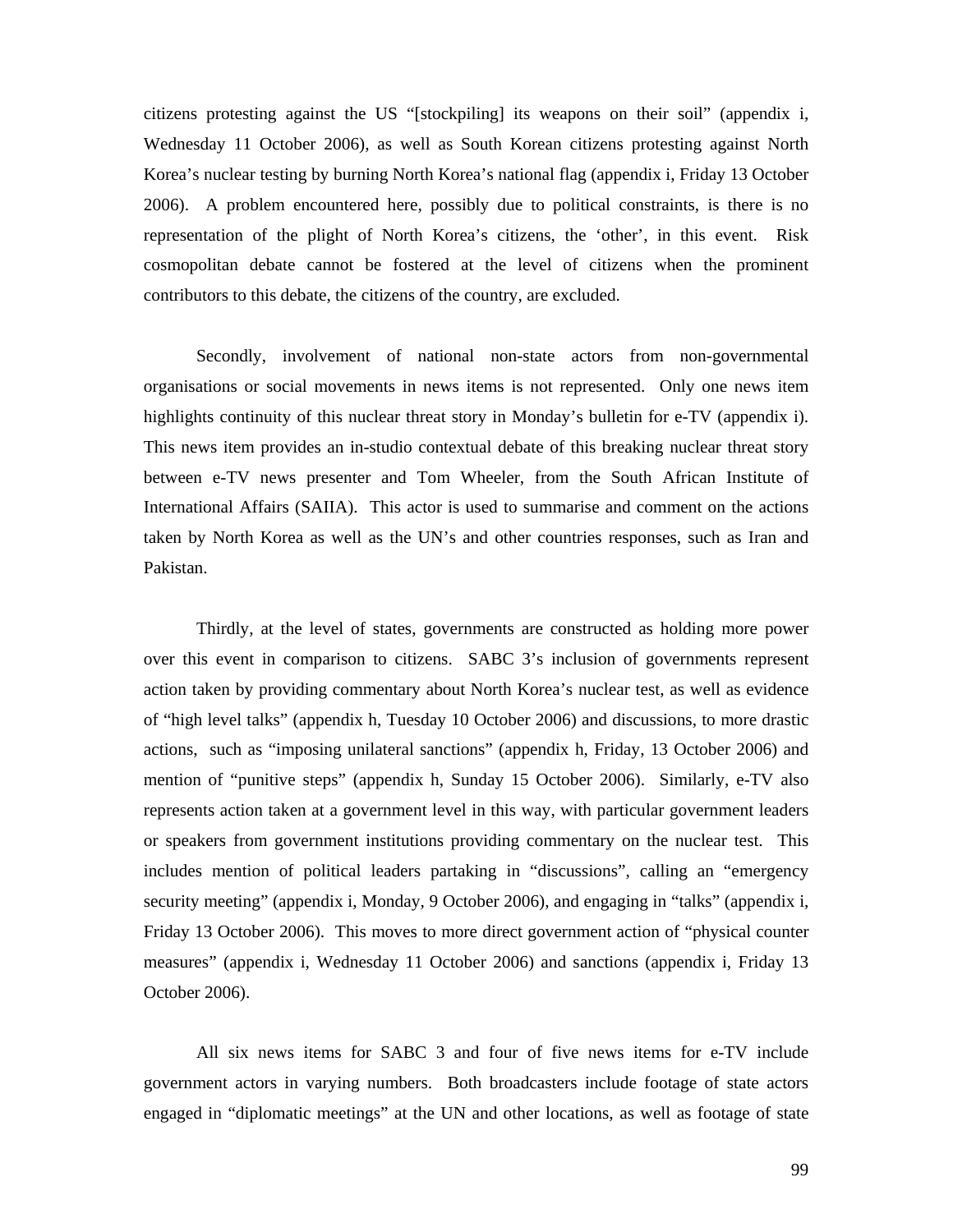citizens protesting against the US "[stockpiling] its weapons on their soil" (appendix i, Wednesday 11 October 2006), as well as South Korean citizens protesting against North Korea's nuclear testing by burning North Korea's national flag (appendix i, Friday 13 October 2006). A problem encountered here, possibly due to political constraints, is there is no representation of the plight of North Korea's citizens, the 'other', in this event. Risk cosmopolitan debate cannot be fostered at the level of citizens when the prominent contributors to this debate, the citizens of the country, are excluded.

Secondly, involvement of national non-state actors from non-governmental organisations or social movements in news items is not represented. Only one news item highlights continuity of this nuclear threat story in Monday's bulletin for e-TV (appendix i). This news item provides an in-studio contextual debate of this breaking nuclear threat story between e-TV news presenter and Tom Wheeler, from the South African Institute of International Affairs (SAIIA). This actor is used to summarise and comment on the actions taken by North Korea as well as the UN's and other countries responses, such as Iran and Pakistan.

Thirdly, at the level of states, governments are constructed as holding more power over this event in comparison to citizens. SABC 3's inclusion of governments represent action taken by providing commentary about North Korea's nuclear test, as well as evidence of "high level talks" (appendix h, Tuesday 10 October 2006) and discussions, to more drastic actions, such as "imposing unilateral sanctions" (appendix h, Friday, 13 October 2006) and mention of "punitive steps" (appendix h, Sunday 15 October 2006). Similarly, e-TV also represents action taken at a government level in this way, with particular government leaders or speakers from government institutions providing commentary on the nuclear test. This includes mention of political leaders partaking in "discussions", calling an "emergency security meeting" (appendix i, Monday, 9 October 2006), and engaging in "talks" (appendix i, Friday 13 October 2006). This moves to more direct government action of "physical counter measures" (appendix i, Wednesday 11 October 2006) and sanctions (appendix i, Friday 13 October 2006).

All six news items for SABC 3 and four of five news items for e-TV include government actors in varying numbers. Both broadcasters include footage of state actors engaged in "diplomatic meetings" at the UN and other locations, as well as footage of state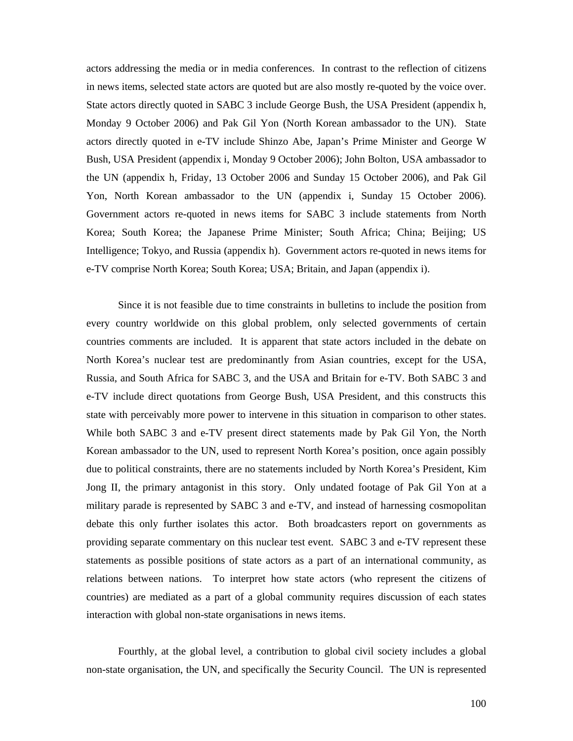actors addressing the media or in media conferences. In contrast to the reflection of citizens in news items, selected state actors are quoted but are also mostly re-quoted by the voice over. State actors directly quoted in SABC 3 include George Bush, the USA President (appendix h, Monday 9 October 2006) and Pak Gil Yon (North Korean ambassador to the UN). State actors directly quoted in e-TV include Shinzo Abe, Japan's Prime Minister and George W Bush, USA President (appendix i, Monday 9 October 2006); John Bolton, USA ambassador to the UN (appendix h, Friday, 13 October 2006 and Sunday 15 October 2006), and Pak Gil Yon, North Korean ambassador to the UN (appendix i, Sunday 15 October 2006). Government actors re-quoted in news items for SABC 3 include statements from North Korea; South Korea; the Japanese Prime Minister; South Africa; China; Beijing; US Intelligence; Tokyo, and Russia (appendix h). Government actors re-quoted in news items for e-TV comprise North Korea; South Korea; USA; Britain, and Japan (appendix i).

Since it is not feasible due to time constraints in bulletins to include the position from every country worldwide on this global problem, only selected governments of certain countries comments are included. It is apparent that state actors included in the debate on North Korea's nuclear test are predominantly from Asian countries, except for the USA, Russia, and South Africa for SABC 3, and the USA and Britain for e-TV. Both SABC 3 and e-TV include direct quotations from George Bush, USA President, and this constructs this state with perceivably more power to intervene in this situation in comparison to other states. While both SABC 3 and e-TV present direct statements made by Pak Gil Yon, the North Korean ambassador to the UN, used to represent North Korea's position, once again possibly due to political constraints, there are no statements included by North Korea's President, Kim Jong Il, the primary antagonist in this story. Only undated footage of Pak Gil Yon at a military parade is represented by SABC 3 and e-TV, and instead of harnessing cosmopolitan debate this only further isolates this actor. Both broadcasters report on governments as providing separate commentary on this nuclear test event. SABC 3 and e-TV represent these statements as possible positions of state actors as a part of an international community, as relations between nations. To interpret how state actors (who represent the citizens of countries) are mediated as a part of a global community requires discussion of each states interaction with global non-state organisations in news items.

Fourthly, at the global level, a contribution to global civil society includes a global non-state organisation, the UN, and specifically the Security Council. The UN is represented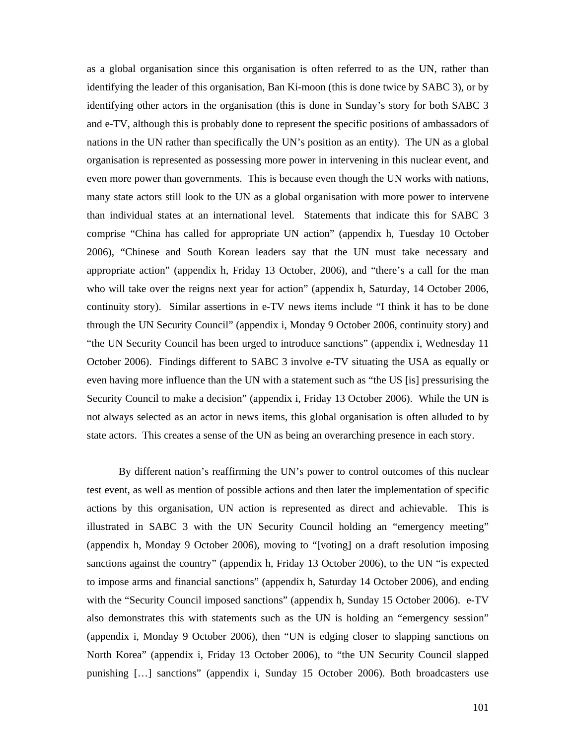as a global organisation since this organisation is often referred to as the UN, rather than identifying the leader of this organisation, Ban Ki-moon (this is done twice by SABC 3), or by identifying other actors in the organisation (this is done in Sunday's story for both SABC 3 and e-TV, although this is probably done to represent the specific positions of ambassadors of nations in the UN rather than specifically the UN's position as an entity). The UN as a global organisation is represented as possessing more power in intervening in this nuclear event, and even more power than governments. This is because even though the UN works with nations, many state actors still look to the UN as a global organisation with more power to intervene than individual states at an international level. Statements that indicate this for SABC 3 comprise "China has called for appropriate UN action" (appendix h, Tuesday 10 October 2006), "Chinese and South Korean leaders say that the UN must take necessary and appropriate action" (appendix h, Friday 13 October, 2006), and "there's a call for the man who will take over the reigns next year for action" (appendix h, Saturday, 14 October 2006, continuity story). Similar assertions in e-TV news items include "I think it has to be done through the UN Security Council" (appendix i, Monday 9 October 2006, continuity story) and "the UN Security Council has been urged to introduce sanctions" (appendix i, Wednesday 11 October 2006). Findings different to SABC 3 involve e-TV situating the USA as equally or even having more influence than the UN with a statement such as "the US [is] pressurising the Security Council to make a decision" (appendix i, Friday 13 October 2006). While the UN is not always selected as an actor in news items, this global organisation is often alluded to by state actors. This creates a sense of the UN as being an overarching presence in each story.

By different nation's reaffirming the UN's power to control outcomes of this nuclear test event, as well as mention of possible actions and then later the implementation of specific actions by this organisation, UN action is represented as direct and achievable. This is illustrated in SABC 3 with the UN Security Council holding an "emergency meeting" (appendix h, Monday 9 October 2006), moving to "[voting] on a draft resolution imposing sanctions against the country" (appendix h, Friday 13 October 2006), to the UN "is expected to impose arms and financial sanctions" (appendix h, Saturday 14 October 2006), and ending with the "Security Council imposed sanctions" (appendix h, Sunday 15 October 2006). e-TV also demonstrates this with statements such as the UN is holding an "emergency session" (appendix i, Monday 9 October 2006), then "UN is edging closer to slapping sanctions on North Korea" (appendix i, Friday 13 October 2006), to "the UN Security Council slapped punishing […] sanctions" (appendix i, Sunday 15 October 2006). Both broadcasters use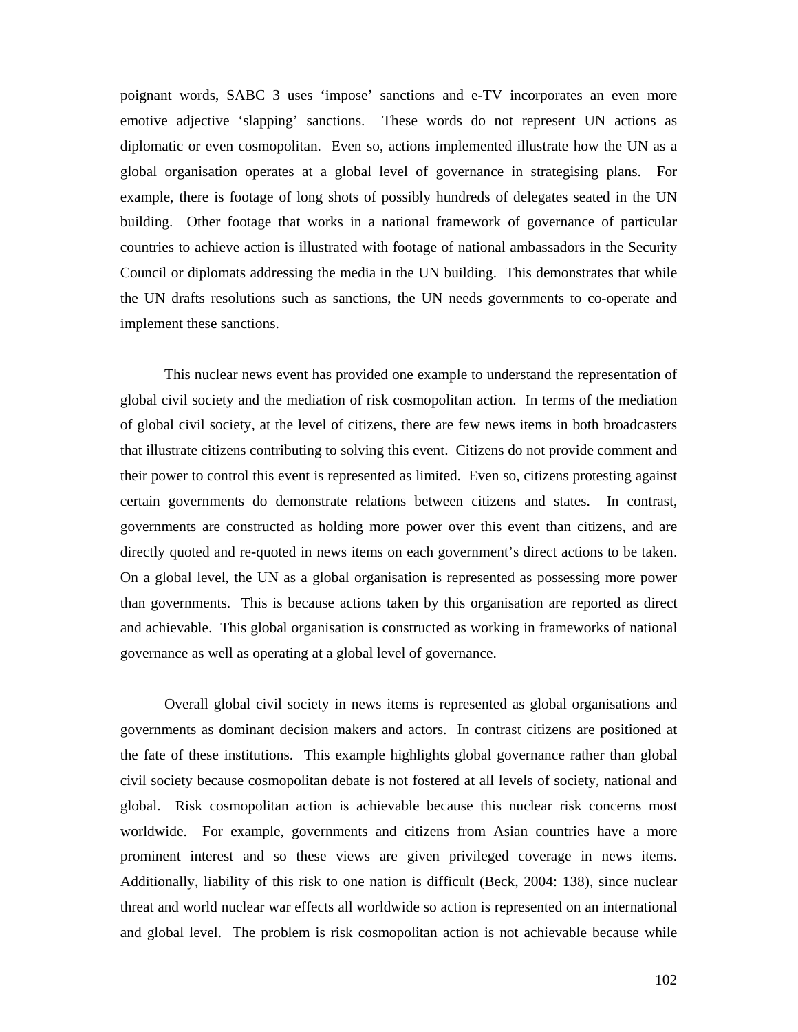poignant words, SABC 3 uses 'impose' sanctions and e-TV incorporates an even more emotive adjective 'slapping' sanctions. These words do not represent UN actions as diplomatic or even cosmopolitan. Even so, actions implemented illustrate how the UN as a global organisation operates at a global level of governance in strategising plans. For example, there is footage of long shots of possibly hundreds of delegates seated in the UN building. Other footage that works in a national framework of governance of particular countries to achieve action is illustrated with footage of national ambassadors in the Security Council or diplomats addressing the media in the UN building. This demonstrates that while the UN drafts resolutions such as sanctions, the UN needs governments to co-operate and implement these sanctions.

This nuclear news event has provided one example to understand the representation of global civil society and the mediation of risk cosmopolitan action. In terms of the mediation of global civil society, at the level of citizens, there are few news items in both broadcasters that illustrate citizens contributing to solving this event. Citizens do not provide comment and their power to control this event is represented as limited. Even so, citizens protesting against certain governments do demonstrate relations between citizens and states. In contrast, governments are constructed as holding more power over this event than citizens, and are directly quoted and re-quoted in news items on each government's direct actions to be taken. On a global level, the UN as a global organisation is represented as possessing more power than governments. This is because actions taken by this organisation are reported as direct and achievable. This global organisation is constructed as working in frameworks of national governance as well as operating at a global level of governance.

Overall global civil society in news items is represented as global organisations and governments as dominant decision makers and actors. In contrast citizens are positioned at the fate of these institutions. This example highlights global governance rather than global civil society because cosmopolitan debate is not fostered at all levels of society, national and global. Risk cosmopolitan action is achievable because this nuclear risk concerns most worldwide. For example, governments and citizens from Asian countries have a more prominent interest and so these views are given privileged coverage in news items. Additionally, liability of this risk to one nation is difficult (Beck, 2004: 138), since nuclear threat and world nuclear war effects all worldwide so action is represented on an international and global level. The problem is risk cosmopolitan action is not achievable because while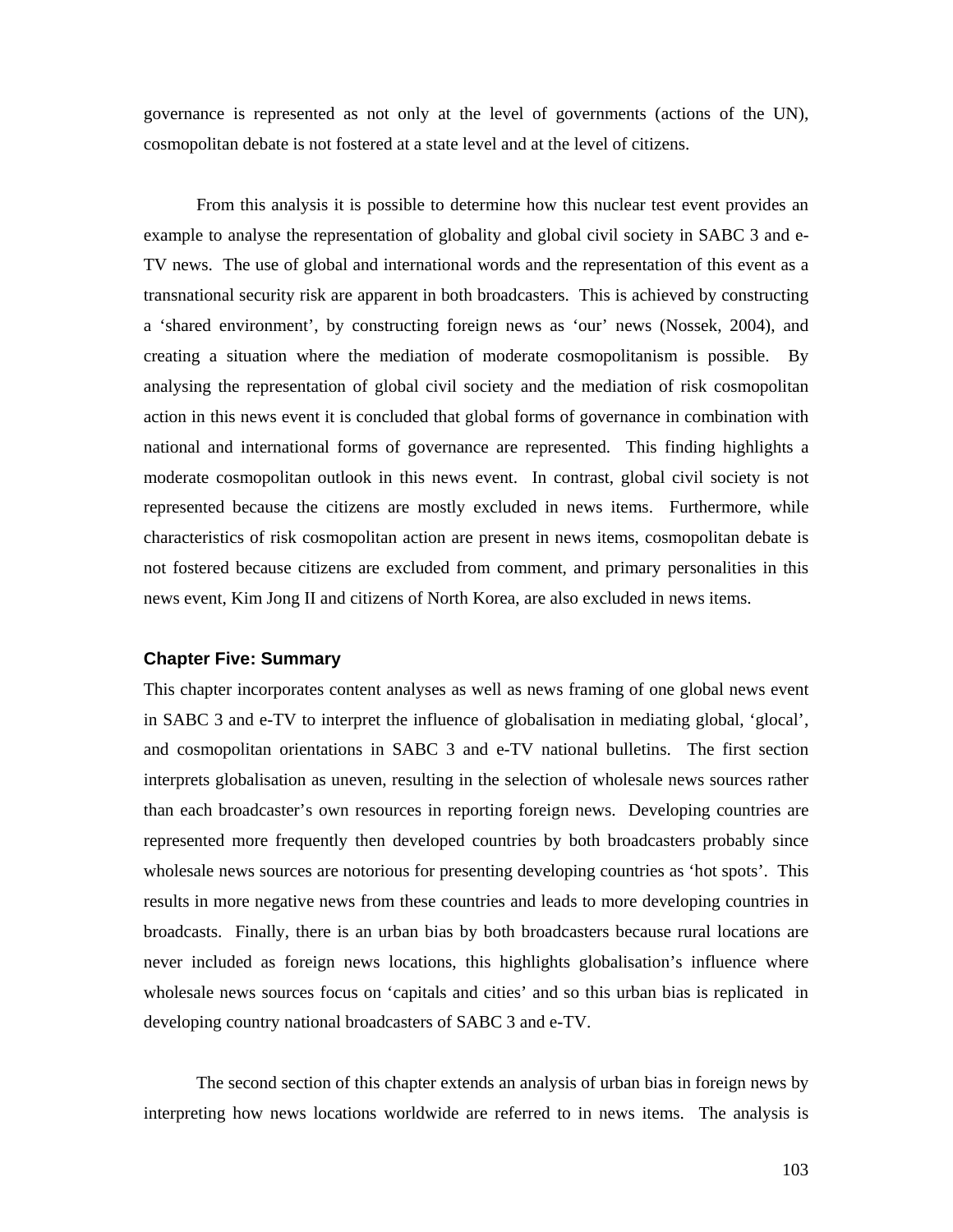governance is represented as not only at the level of governments (actions of the UN), cosmopolitan debate is not fostered at a state level and at the level of citizens.

From this analysis it is possible to determine how this nuclear test event provides an example to analyse the representation of globality and global civil society in SABC 3 and e-TV news. The use of global and international words and the representation of this event as a transnational security risk are apparent in both broadcasters. This is achieved by constructing a 'shared environment', by constructing foreign news as 'our' news (Nossek, 2004), and creating a situation where the mediation of moderate cosmopolitanism is possible. By analysing the representation of global civil society and the mediation of risk cosmopolitan action in this news event it is concluded that global forms of governance in combination with national and international forms of governance are represented. This finding highlights a moderate cosmopolitan outlook in this news event. In contrast, global civil society is not represented because the citizens are mostly excluded in news items. Furthermore, while characteristics of risk cosmopolitan action are present in news items, cosmopolitan debate is not fostered because citizens are excluded from comment, and primary personalities in this news event, Kim Jong II and citizens of North Korea, are also excluded in news items.

### Chapter Five: Summary

This chapter incorporates content analyses as well as news framing of one global news event in SABC 3 and e-TV to interpret the influence of globalisation in mediating global, 'glocal', and cosmopolitan orientations in SABC 3 and e-TV national bulletins. The first section interprets globalisation as uneven, resulting in the selection of wholesale news sources rather than each broadcaster's own resources in reporting foreign news. Developing countries are represented more frequently then developed countries by both broadcasters probably since wholesale news sources are notorious for presenting developing countries as 'hot spots'. This results in more negative news from these countries and leads to more developing countries in broadcasts. Finally, there is an urban bias by both broadcasters because rural locations are never included as foreign news locations, this highlights globalisation's influence where wholesale news sources focus on 'capitals and cities' and so this urban bias is replicated in developing country national broadcasters of SABC 3 and e-TV.

The second section of this chapter extends an analysis of urban bias in foreign news by interpreting how news locations worldwide are referred to in news items. The analysis is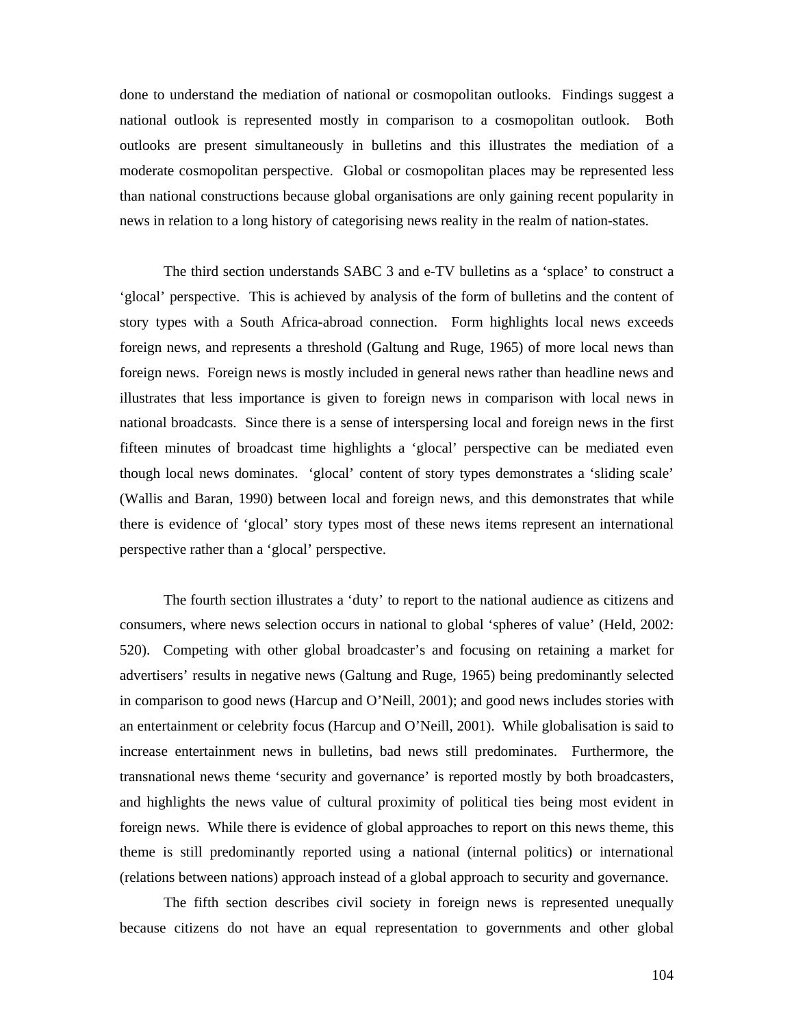done to understand the mediation of national or cosmopolitan outlooks. Findings suggest a national outlook is represented mostly in comparison to a cosmopolitan outlook. Both outlooks are present simultaneously in bulletins and this illustrates the mediation of a moderate cosmopolitan perspective. Global or cosmopolitan places may be represented less than national constructions because global organisations are only gaining recent popularity in news in relation to a long history of categorising news reality in the realm of nation-states.

The third section understands SABC 3 and e-TV bulletins as a 'splace' to construct a 'glocal' perspective. This is achieved by analysis of the form of bulletins and the content of story types with a South Africa-abroad connection. Form highlights local news exceeds foreign news, and represents a threshold (Galtung and Ruge, 1965) of more local news than foreign news. Foreign news is mostly included in general news rather than headline news and illustrates that less importance is given to foreign news in comparison with local news in national broadcasts. Since there is a sense of interspersing local and foreign news in the first fifteen minutes of broadcast time highlights a 'glocal' perspective can be mediated even though local news dominates. 'glocal' content of story types demonstrates a 'sliding scale' (Wallis and Baran, 1990) between local and foreign news, and this demonstrates that while there is evidence of 'glocal' story types most of these news items represent an international perspective rather than a 'glocal' perspective.

The fourth section illustrates a 'duty' to report to the national audience as citizens and consumers, where news selection occurs in national to global 'spheres of value' (Held, 2002: 520). Competing with other global broadcaster's and focusing on retaining a market for advertisers' results in negative news (Galtung and Ruge, 1965) being predominantly selected in comparison to good news (Harcup and O'Neill, 2001); and good news includes stories with an entertainment or celebrity focus (Harcup and O'Neill, 2001). While globalisation is said to increase entertainment news in bulletins, bad news still predominates. Furthermore, the transnational news theme 'security and governance' is reported mostly by both broadcasters, and highlights the news value of cultural proximity of political ties being most evident in foreign news. While there is evidence of global approaches to report on this news theme, this theme is still predominantly reported using a national (internal politics) or international (relations between nations) approach instead of a global approach to security and governance.

The fifth section describes civil society in foreign news is represented unequally because citizens do not have an equal representation to governments and other global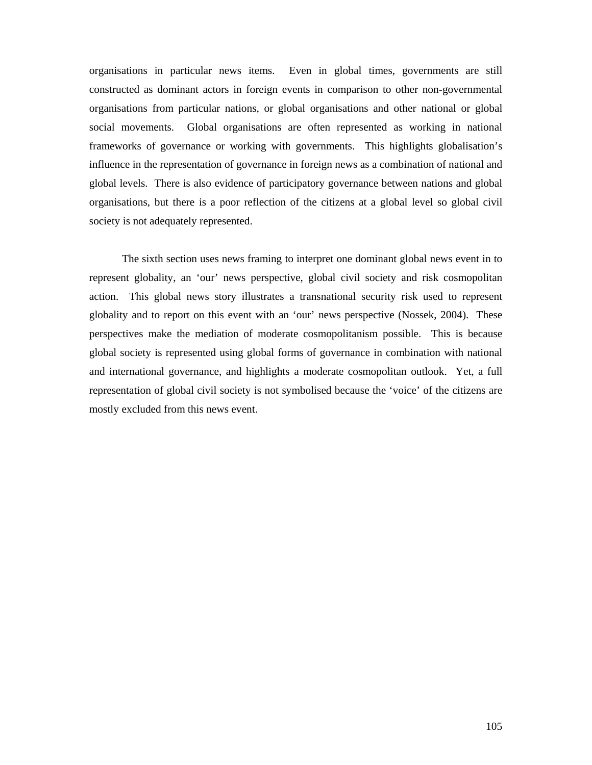organisations in particular news items. Even in global times, governments are still constructed as dominant actors in foreign events in comparison to other non-governmental organisations from particular nations, or global organisations and other national or global social movements. Global organisations are often represented as working in national frameworks of governance or working with governments. This highlights globalisation's influence in the representation of governance in foreign news as a combination of national and global levels. There is also evidence of participatory governance between nations and global organisations, but there is a poor reflection of the citizens at a global level so global civil society is not adequately represented.

The sixth section uses news framing to interpret one dominant global news event in to represent globality, an 'our' news perspective, global civil society and risk cosmopolitan action. This global news story illustrates a transnational security risk used to represent globality and to report on this event with an 'our' news perspective (Nossek, 2004). These perspectives make the mediation of moderate cosmopolitanism possible. This is because global society is represented using global forms of governance in combination with national and international governance, and highlights a moderate cosmopolitan outlook. Yet, a full representation of global civil society is not symbolised because the 'voice' of the citizens are mostly excluded from this news event.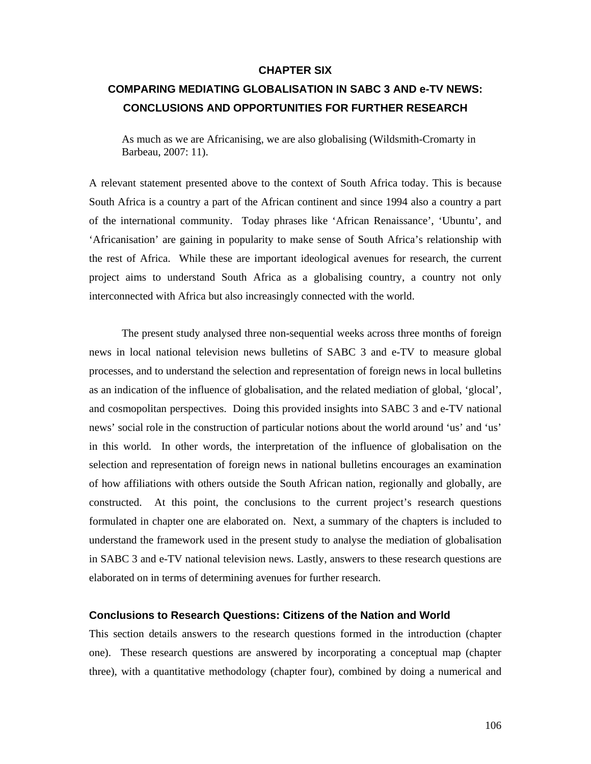# CHAPTER SIX

# COMPARING MEDIATING GLOBALISATION IN SABC 3 AND e-TV NEWS: CONCLUSIONS AND OPPORTUNITIES FOR FURTHER RESEARCH

> As much as we are Africanising, we are also globalising (Wildsmith-Cromarty in Barbeau, 2007: 11).

A relevant statement presented above to the context of South Africa today. This is because South Africa is a country a part of the African continent and since 1994 also a country a part of the international community. Today phrases like 'African Renaissance', 'Ubuntu', and 'Africanisation' are gaining in popularity to make sense of South Africa's relationship with the rest of Africa. While these are important ideological avenues for research, the current project aims to understand South Africa as a globalising country, a country not only interconnected with Africa but also increasingly connected with the world.

The present study analysed three non-sequential weeks across three months of foreign news in local national television news bulletins of SABC 3 and e-TV to measure global processes, and to understand the selection and representation of foreign news in local bulletins as an indication of the influence of globalisation, and the related mediation of global, 'glocal', and cosmopolitan perspectives. Doing this provided insights into SABC 3 and e-TV national news' social role in the construction of particular notions about the world around 'us' and 'us' in this world. In other words, the interpretation of the influence of globalisation on the selection and representation of foreign news in national bulletins encourages an examination of how affiliations with others outside the South African nation, regionally and globally, are constructed. At this point, the conclusions to the current project's research questions formulated in chapter one are elaborated on. Next, a summary of the chapters is included to understand the framework used in the present study to analyse the mediation of globalisation in SABC 3 and e-TV national television news. Lastly, answers to these research questions are elaborated on in terms of determining avenues for further research.

## Conclusions to Research Questions: Citizens of the Nation and World

This section details answers to the research questions formed in the introduction (chapter one). These research questions are answered by incorporating a conceptual map (chapter three), with a quantitative methodology (chapter four), combined by doing a numerical and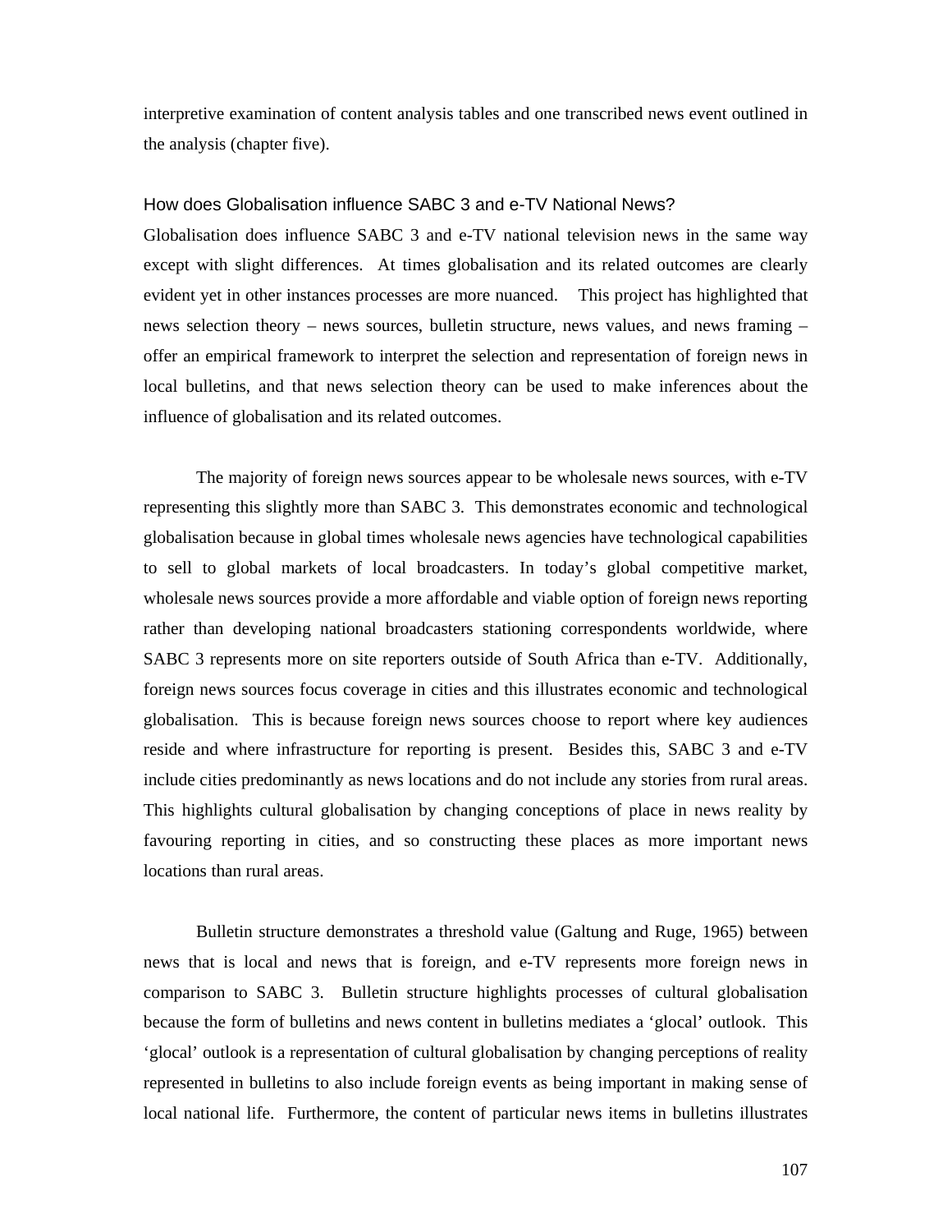interpretive examination of content analysis tables and one transcribed news event outlined in the analysis (chapter five).

### How does Globalisation influence SABC 3 and e-TV National News?

Globalisation does influence SABC 3 and e-TV national television news in the same way except with slight differences. At times globalisation and its related outcomes are clearly evident yet in other instances processes are more nuanced. This project has highlighted that news selection theory – news sources, bulletin structure, news values, and news framing – offer an empirical framework to interpret the selection and representation of foreign news in local bulletins, and that news selection theory can be used to make inferences about the influence of globalisation and its related outcomes.

The majority of foreign news sources appear to be wholesale news sources, with e-TV representing this slightly more than SABC 3. This demonstrates economic and technological globalisation because in global times wholesale news agencies have technological capabilities to sell to global markets of local broadcasters. In today's global competitive market, wholesale news sources provide a more affordable and viable option of foreign news reporting rather than developing national broadcasters stationing correspondents worldwide, where SABC 3 represents more on site reporters outside of South Africa than e-TV. Additionally, foreign news sources focus coverage in cities and this illustrates economic and technological globalisation. This is because foreign news sources choose to report where key audiences reside and where infrastructure for reporting is present. Besides this, SABC 3 and e-TV include cities predominantly as news locations and do not include any stories from rural areas. This highlights cultural globalisation by changing conceptions of place in news reality by favouring reporting in cities, and so constructing these places as more important news locations than rural areas.

Bulletin structure demonstrates a threshold value (Galtung and Ruge, 1965) between news that is local and news that is foreign, and e-TV represents more foreign news in comparison to SABC 3. Bulletin structure highlights processes of cultural globalisation because the form of bulletins and news content in bulletins mediates a 'glocal' outlook. This 'glocal' outlook is a representation of cultural globalisation by changing perceptions of reality represented in bulletins to also include foreign events as being important in making sense of local national life. Furthermore, the content of particular news items in bulletins illustrates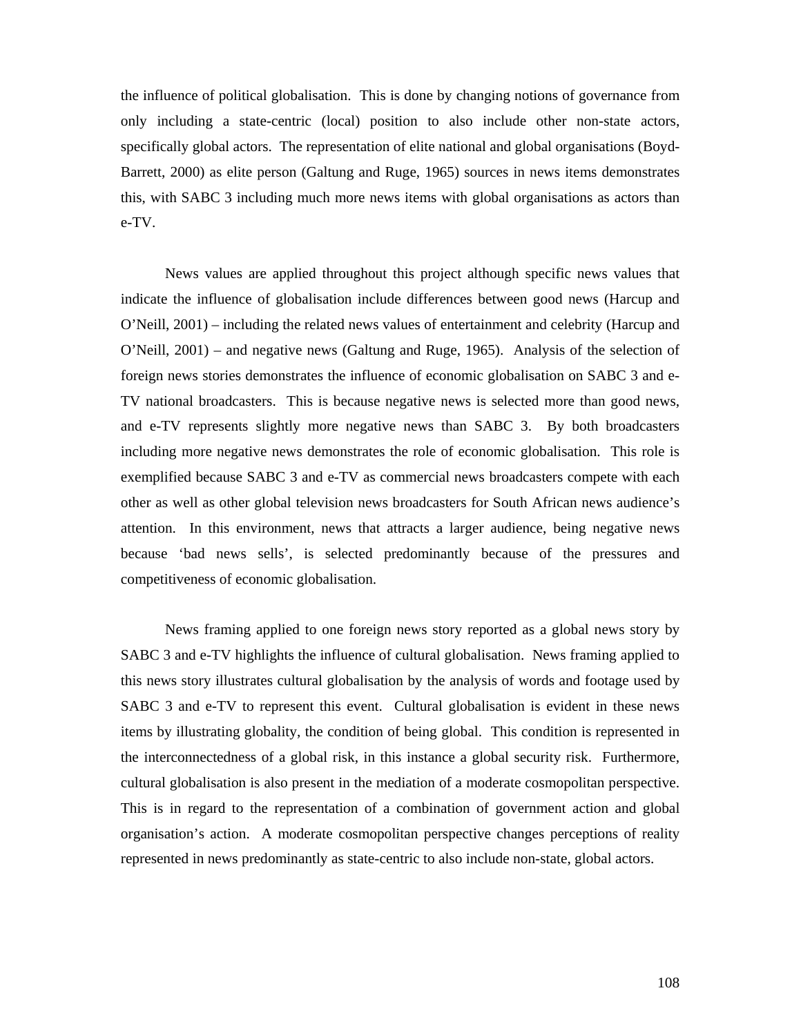the influence of political globalisation. This is done by changing notions of governance from only including a state-centric (local) position to also include other non-state actors, specifically global actors. The representation of elite national and global organisations (Boyd-Barrett, 2000) as elite person (Galtung and Ruge, 1965) sources in news items demonstrates this, with SABC 3 including much more news items with global organisations as actors than e-TV.

News values are applied throughout this project although specific news values that indicate the influence of globalisation include differences between good news (Harcup and O'Neill, 2001) – including the related news values of entertainment and celebrity (Harcup and O'Neill, 2001) – and negative news (Galtung and Ruge, 1965). Analysis of the selection of foreign news stories demonstrates the influence of economic globalisation on SABC 3 and e-TV national broadcasters. This is because negative news is selected more than good news, and e-TV represents slightly more negative news than SABC 3. By both broadcasters including more negative news demonstrates the role of economic globalisation. This role is exemplified because SABC 3 and e-TV as commercial news broadcasters compete with each other as well as other global television news broadcasters for South African news audience's attention. In this environment, news that attracts a larger audience, being negative news because 'bad news sells', is selected predominantly because of the pressures and competitiveness of economic globalisation.

News framing applied to one foreign news story reported as a global news story by SABC 3 and e-TV highlights the influence of cultural globalisation. News framing applied to this news story illustrates cultural globalisation by the analysis of words and footage used by SABC 3 and e-TV to represent this event. Cultural globalisation is evident in these news items by illustrating globality, the condition of being global. This condition is represented in the interconnectedness of a global risk, in this instance a global security risk. Furthermore, cultural globalisation is also present in the mediation of a moderate cosmopolitan perspective. This is in regard to the representation of a combination of government action and global organisation's action. A moderate cosmopolitan perspective changes perceptions of reality represented in news predominantly as state-centric to also include non-state, global actors.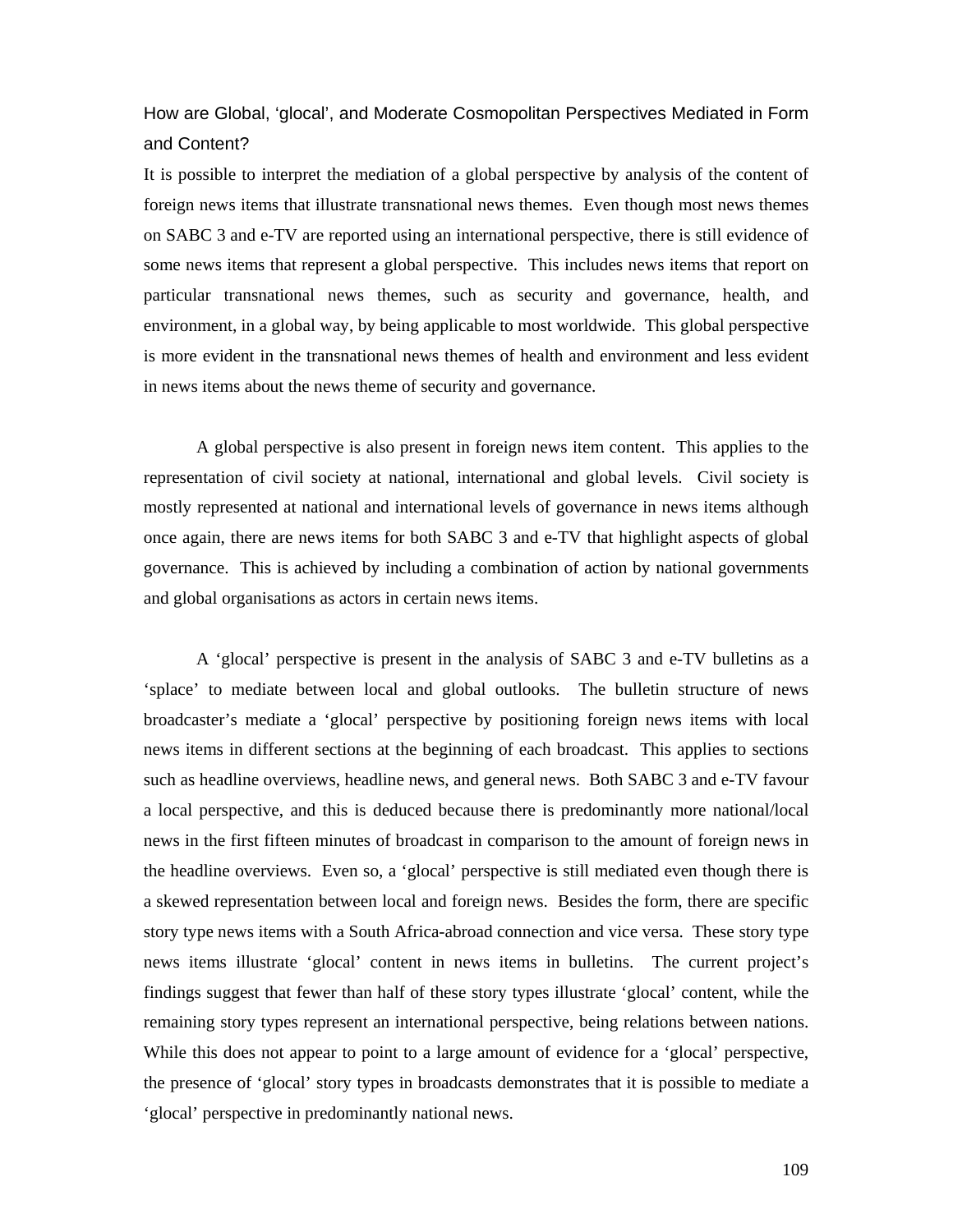### How are Global, 'glocal', and Moderate Cosmopolitan Perspectives Mediated in Form and Content?

It is possible to interpret the mediation of a global perspective by analysis of the content of foreign news items that illustrate transnational news themes. Even though most news themes on SABC 3 and e-TV are reported using an international perspective, there is still evidence of some news items that represent a global perspective. This includes news items that report on particular transnational news themes, such as security and governance, health, and environment, in a global way, by being applicable to most worldwide. This global perspective is more evident in the transnational news themes of health and environment and less evident in news items about the news theme of security and governance.

A global perspective is also present in foreign news item content. This applies to the representation of civil society at national, international and global levels. Civil society is mostly represented at national and international levels of governance in news items although once again, there are news items for both SABC 3 and e-TV that highlight aspects of global governance. This is achieved by including a combination of action by national governments and global organisations as actors in certain news items.

A 'glocal' perspective is present in the analysis of SABC 3 and e-TV bulletins as a 'splace' to mediate between local and global outlooks. The bulletin structure of news broadcaster's mediate a 'glocal' perspective by positioning foreign news items with local news items in different sections at the beginning of each broadcast. This applies to sections such as headline overviews, headline news, and general news. Both SABC 3 and e-TV favour a local perspective, and this is deduced because there is predominantly more national/local news in the first fifteen minutes of broadcast in comparison to the amount of foreign news in the headline overviews. Even so, a 'glocal' perspective is still mediated even though there is a skewed representation between local and foreign news. Besides the form, there are specific story type news items with a South Africa-abroad connection and vice versa. These story type news items illustrate 'glocal' content in news items in bulletins. The current project's findings suggest that fewer than half of these story types illustrate 'glocal' content, while the remaining story types represent an international perspective, being relations between nations. While this does not appear to point to a large amount of evidence for a 'glocal' perspective, the presence of 'glocal' story types in broadcasts demonstrates that it is possible to mediate a 'glocal' perspective in predominantly national news.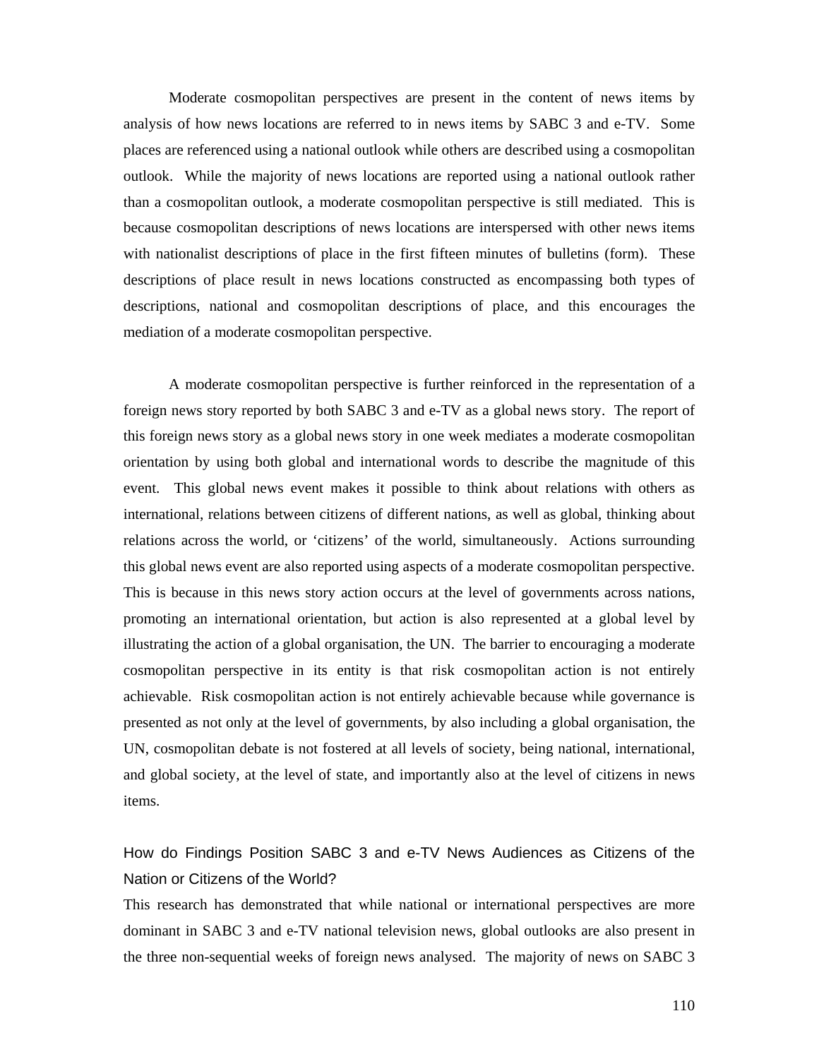Moderate cosmopolitan perspectives are present in the content of news items by analysis of how news locations are referred to in news items by SABC 3 and e-TV. Some places are referenced using a national outlook while others are described using a cosmopolitan outlook. While the majority of news locations are reported using a national outlook rather than a cosmopolitan outlook, a moderate cosmopolitan perspective is still mediated. This is because cosmopolitan descriptions of news locations are interspersed with other news items with nationalist descriptions of place in the first fifteen minutes of bulletins (form). These descriptions of place result in news locations constructed as encompassing both types of descriptions, national and cosmopolitan descriptions of place, and this encourages the mediation of a moderate cosmopolitan perspective.

A moderate cosmopolitan perspective is further reinforced in the representation of a foreign news story reported by both SABC 3 and e-TV as a global news story. The report of this foreign news story as a global news story in one week mediates a moderate cosmopolitan orientation by using both global and international words to describe the magnitude of this event. This global news event makes it possible to think about relations with others as international, relations between citizens of different nations, as well as global, thinking about relations across the world, or 'citizens' of the world, simultaneously. Actions surrounding this global news event are also reported using aspects of a moderate cosmopolitan perspective. This is because in this news story action occurs at the level of governments across nations, promoting an international orientation, but action is also represented at a global level by illustrating the action of a global organisation, the UN. The barrier to encouraging a moderate cosmopolitan perspective in its entity is that risk cosmopolitan action is not entirely achievable. Risk cosmopolitan action is not entirely achievable because while governance is presented as not only at the level of governments, by also including a global organisation, the UN, cosmopolitan debate is not fostered at all levels of society, being national, international, and global society, at the level of state, and importantly also at the level of citizens in news items.

## How do Findings Position SABC 3 and e-TV News Audiences as Citizens of the Nation or Citizens of the World?

This research has demonstrated that while national or international perspectives are more dominant in SABC 3 and e-TV national television news, global outlooks are also present in the three non-sequential weeks of foreign news analysed. The majority of news on SABC 3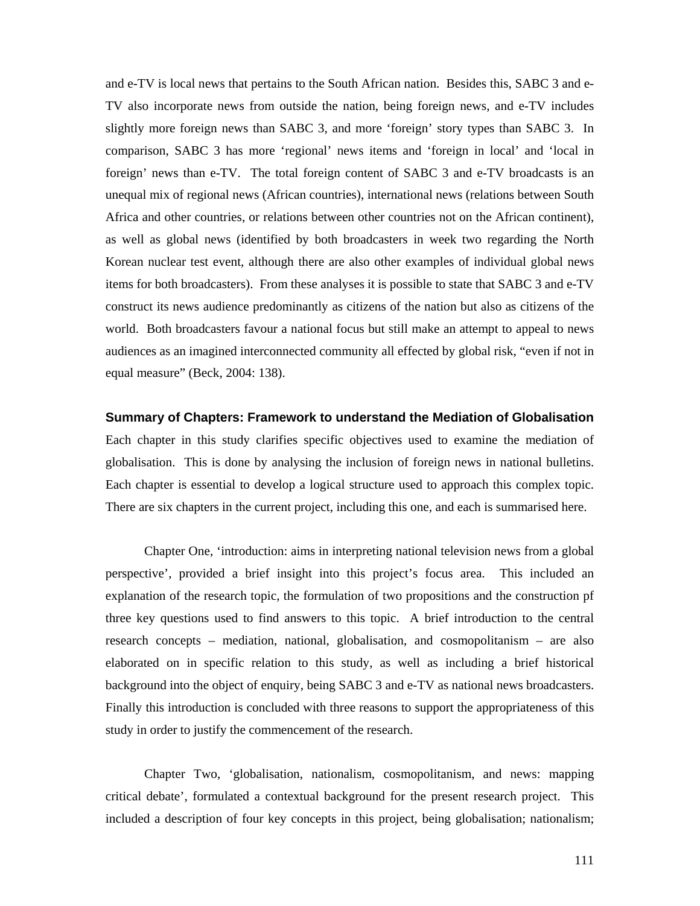and e-TV is local news that pertains to the South African nation. Besides this, SABC 3 and e-TV also incorporate news from outside the nation, being foreign news, and e-TV includes slightly more foreign news than SABC 3, and more 'foreign' story types than SABC 3. In comparison, SABC 3 has more 'regional' news items and 'foreign in local' and 'local in foreign' news than e-TV. The total foreign content of SABC 3 and e-TV broadcasts is an unequal mix of regional news (African countries), international news (relations between South Africa and other countries, or relations between other countries not on the African continent), as well as global news (identified by both broadcasters in week two regarding the North Korean nuclear test event, although there are also other examples of individual global news items for both broadcasters). From these analyses it is possible to state that SABC 3 and e-TV construct its news audience predominantly as citizens of the nation but also as citizens of the world. Both broadcasters favour a national focus but still make an attempt to appeal to news audiences as an imagined interconnected community all effected by global risk, "even if not in equal measure" (Beck, 2004: 138).

### Summary of Chapters: Framework to understand the Mediation of Globalisation

Each chapter in this study clarifies specific objectives used to examine the mediation of globalisation. This is done by analysing the inclusion of foreign news in national bulletins. Each chapter is essential to develop a logical structure used to approach this complex topic. There are six chapters in the current project, including this one, and each is summarised here.

Chapter One, 'introduction: aims in interpreting national television news from a global perspective', provided a brief insight into this project's focus area. This included an explanation of the research topic, the formulation of two propositions and the construction pf three key questions used to find answers to this topic. A brief introduction to the central research concepts – mediation, national, globalisation, and cosmopolitanism – are also elaborated on in specific relation to this study, as well as including a brief historical background into the object of enquiry, being SABC 3 and e-TV as national news broadcasters. Finally this introduction is concluded with three reasons to support the appropriateness of this study in order to justify the commencement of the research.

Chapter Two, 'globalisation, nationalism, cosmopolitanism, and news: mapping critical debate', formulated a contextual background for the present research project. This included a description of four key concepts in this project, being globalisation; nationalism;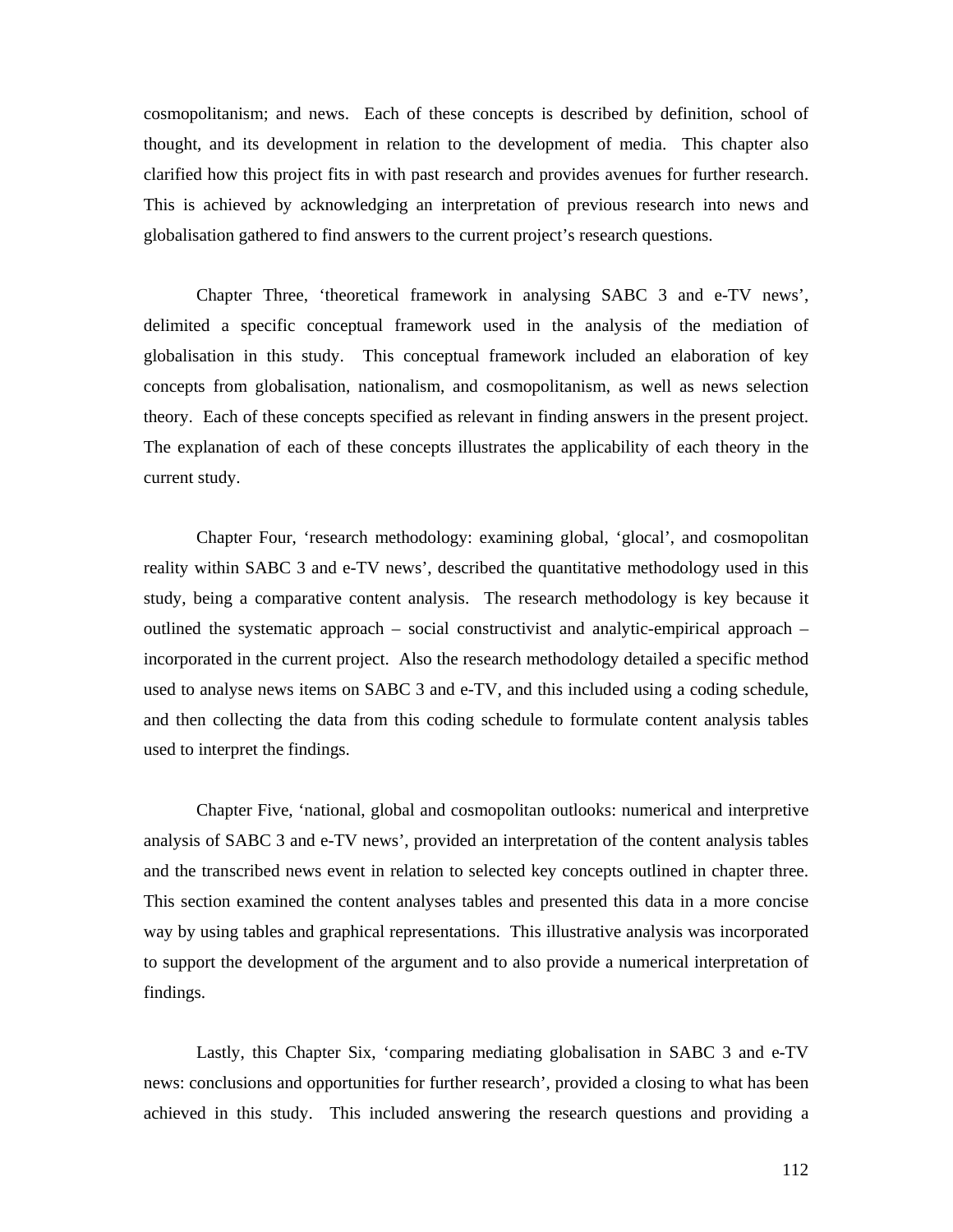cosmopolitanism; and news. Each of these concepts is described by definition, school of thought, and its development in relation to the development of media. This chapter also clarified how this project fits in with past research and provides avenues for further research. This is achieved by acknowledging an interpretation of previous research into news and globalisation gathered to find answers to the current project's research questions.

Chapter Three, 'theoretical framework in analysing SABC 3 and e-TV news', delimited a specific conceptual framework used in the analysis of the mediation of globalisation in this study. This conceptual framework included an elaboration of key concepts from globalisation, nationalism, and cosmopolitanism, as well as news selection theory. Each of these concepts specified as relevant in finding answers in the present project. The explanation of each of these concepts illustrates the applicability of each theory in the current study.

Chapter Four, 'research methodology: examining global, 'glocal', and cosmopolitan reality within SABC 3 and e-TV news', described the quantitative methodology used in this study, being a comparative content analysis. The research methodology is key because it outlined the systematic approach – social constructivist and analytic-empirical approach – incorporated in the current project. Also the research methodology detailed a specific method used to analyse news items on SABC 3 and e-TV, and this included using a coding schedule, and then collecting the data from this coding schedule to formulate content analysis tables used to interpret the findings.

Chapter Five, 'national, global and cosmopolitan outlooks: numerical and interpretive analysis of SABC 3 and e-TV news', provided an interpretation of the content analysis tables and the transcribed news event in relation to selected key concepts outlined in chapter three. This section examined the content analyses tables and presented this data in a more concise way by using tables and graphical representations. This illustrative analysis was incorporated to support the development of the argument and to also provide a numerical interpretation of findings.

Lastly, this Chapter Six, 'comparing mediating globalisation in SABC 3 and e-TV news: conclusions and opportunities for further research', provided a closing to what has been achieved in this study. This included answering the research questions and providing a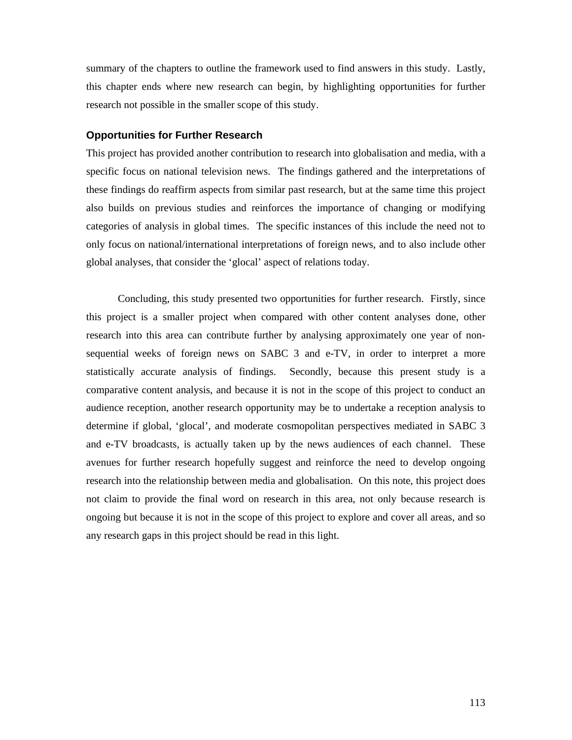summary of the chapters to outline the framework used to find answers in this study. Lastly, this chapter ends where new research can begin, by highlighting opportunities for further research not possible in the smaller scope of this study.

### Opportunities for Further Research

This project has provided another contribution to research into globalisation and media, with a specific focus on national television news. The findings gathered and the interpretations of these findings do reaffirm aspects from similar past research, but at the same time this project also builds on previous studies and reinforces the importance of changing or modifying categories of analysis in global times. The specific instances of this include the need not to only focus on national/international interpretations of foreign news, and to also include other global analyses, that consider the 'glocal' aspect of relations today.

Concluding, this study presented two opportunities for further research. Firstly, since this project is a smaller project when compared with other content analyses done, other research into this area can contribute further by analysing approximately one year of non-sequential weeks of foreign news on SABC 3 and e-TV, in order to interpret a more statistically accurate analysis of findings. Secondly, because this present study is a comparative content analysis, and because it is not in the scope of this project to conduct an audience reception, another research opportunity may be to undertake a reception analysis to determine if global, 'glocal', and moderate cosmopolitan perspectives mediated in SABC 3 and e-TV broadcasts, is actually taken up by the news audiences of each channel. These avenues for further research hopefully suggest and reinforce the need to develop ongoing research into the relationship between media and globalisation. On this note, this project does not claim to provide the final word on research in this area, not only because research is ongoing but because it is not in the scope of this project to explore and cover all areas, and so any research gaps in this project should be read in this light.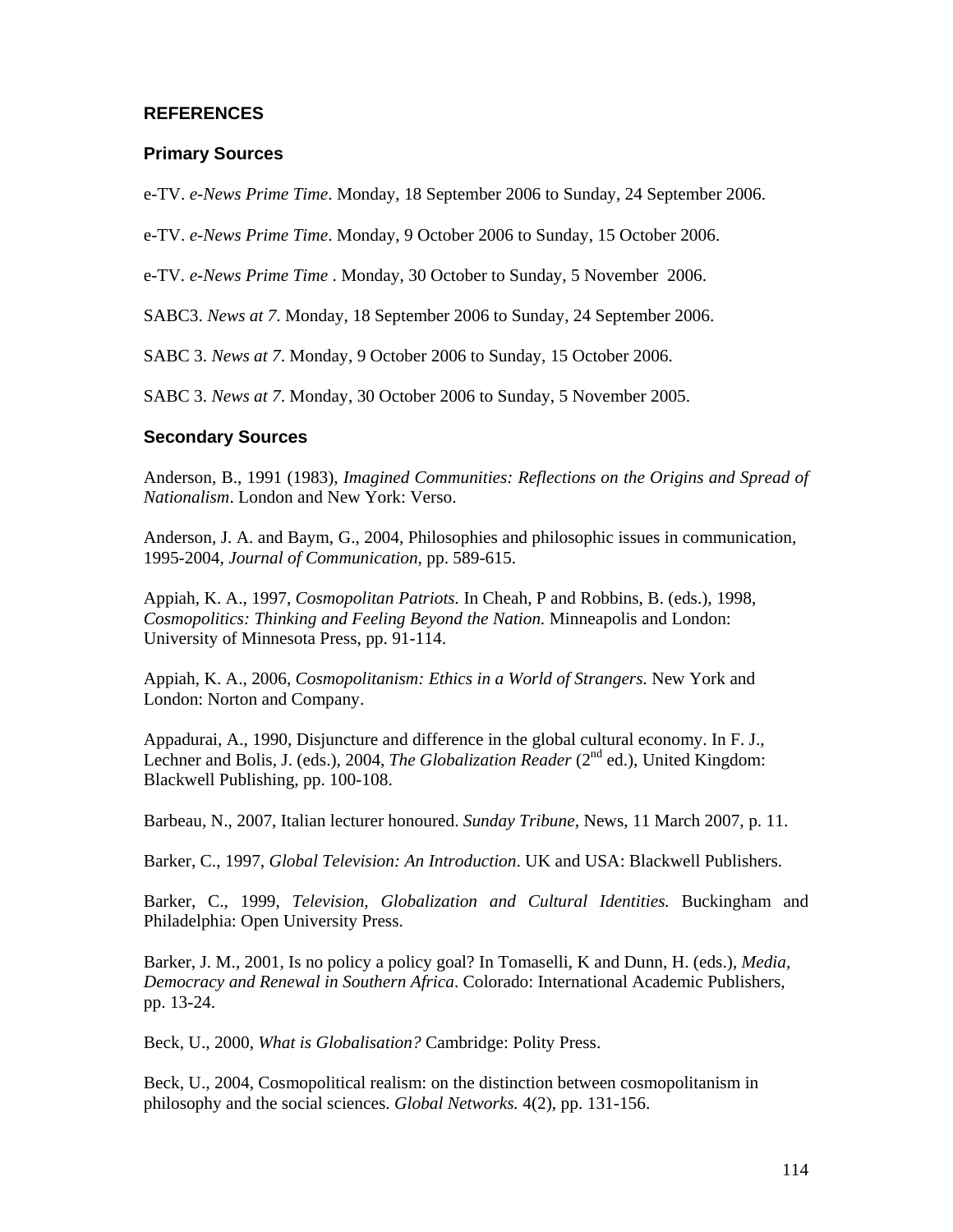## REFERENCES

### Primary Sources

e-TV. *e-News Prime Time*. Monday, 18 September 2006 to Sunday, 24 September 2006.

e-TV. *e-News Prime Time*. Monday, 9 October 2006 to Sunday, 15 October 2006.

e-TV. *e-News Prime Time* . Monday, 30 October to Sunday, 5 November 2006.

SABC3. *News at 7*. Monday, 18 September 2006 to Sunday, 24 September 2006.

SABC 3. *News at 7*. Monday, 9 October 2006 to Sunday, 15 October 2006.

SABC 3. *News at 7*. Monday, 30 October 2006 to Sunday, 5 November 2005.

### Secondary Sources

Anderson, B., 1991 (1983), *Imagined Communities: Reflections on the Origins and Spread of Nationalism*. London and New York: Verso.

Anderson, J. A. and Baym, G., 2004, Philosophies and philosophic issues in communication, 1995-2004, *Journal of Communication*, pp. 589-615.

Appiah, K. A., 1997, *Cosmopolitan Patriots*. In Cheah, P and Robbins, B. (eds.), 1998, *Cosmopolitics: Thinking and Feeling Beyond the Nation.* Minneapolis and London: University of Minnesota Press, pp. 91-114.

Appiah, K. A., 2006, *Cosmopolitanism: Ethics in a World of Strangers.* New York and London: Norton and Company.

Appadurai, A., 1990, Disjuncture and difference in the global cultural economy. In F. J., Lechner and Bolis, J. (eds.), 2004, *The Globalization Reader* (2nd ed.), United Kingdom: Blackwell Publishing, pp. 100-108.

Barbeau, N., 2007, Italian lecturer honoured. *Sunday Tribune*, News, 11 March 2007, p. 11.

Barker, C., 1997, *Global Television: An Introduction*. UK and USA: Blackwell Publishers.

Barker, C., 1999, *Television, Globalization and Cultural Identities.* Buckingham and Philadelphia: Open University Press.

Barker, J. M., 2001, Is no policy a policy goal? In Tomaselli, K and Dunn, H. (eds.), *Media, Democracy and Renewal in Southern Africa*. Colorado: International Academic Publishers, pp. 13-24.

Beck, U., 2000, *What is Globalisation?* Cambridge: Polity Press.

Beck, U., 2004, Cosmopolitical realism: on the distinction between cosmopolitanism in philosophy and the social sciences. *Global Networks.* 4(2), pp. 131-156.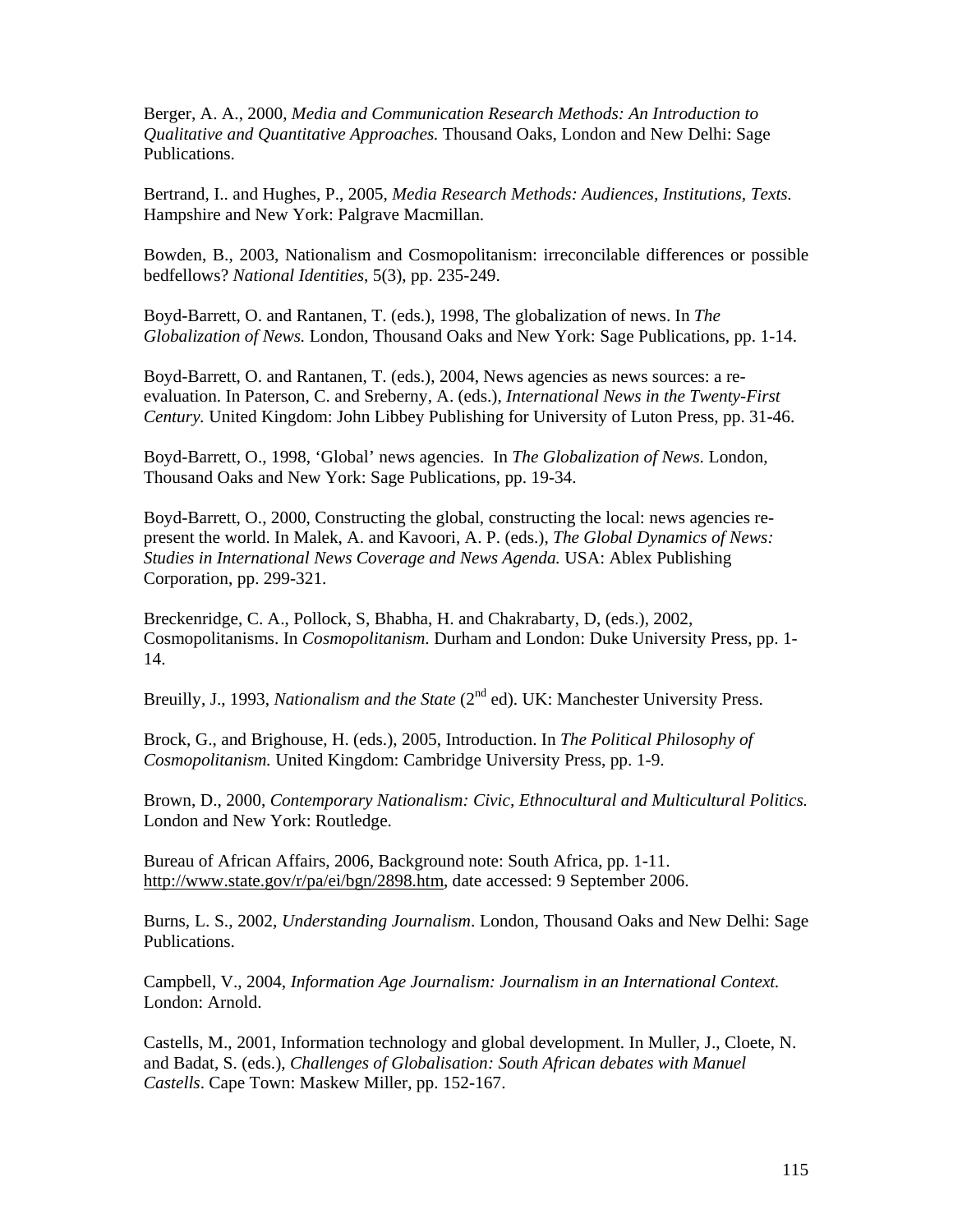Berger, A. A., 2000, *Media and Communication Research Methods: An Introduction to Qualitative and Quantitative Approaches.* Thousand Oaks, London and New Delhi: Sage Publications.

Bertrand, I.. and Hughes, P., 2005, *Media Research Methods: Audiences, Institutions, Texts.* Hampshire and New York: Palgrave Macmillan.

Bowden, B., 2003, Nationalism and Cosmopolitanism: irreconcilable differences or possible bedfellows? *National Identities*, 5(3), pp. 235-249.

Boyd-Barrett, O. and Rantanen, T. (eds.), 1998, The globalization of news. In *The Globalization of News.* London, Thousand Oaks and New York: Sage Publications, pp. 1-14.

Boyd-Barrett, O. and Rantanen, T. (eds.), 2004, News agencies as news sources: a re-evaluation. In Paterson, C. and Sreberny, A. (eds.), *International News in the Twenty-First Century.* United Kingdom: John Libbey Publishing for University of Luton Press, pp. 31-46.

Boyd-Barrett, O., 1998, 'Global' news agencies. In *The Globalization of News.* London, Thousand Oaks and New York: Sage Publications, pp. 19-34.

Boyd-Barrett, O., 2000, Constructing the global, constructing the local: news agencies re-present the world. In Malek, A. and Kavoori, A. P. (eds.), *The Global Dynamics of News: Studies in International News Coverage and News Agenda.* USA: Ablex Publishing Corporation, pp. 299-321.

Breckenridge, C. A., Pollock, S, Bhabha, H. and Chakrabarty, D, (eds.), 2002, Cosmopolitanisms. In *Cosmopolitanism.* Durham and London: Duke University Press, pp. 1-14.

Breuilly, J., 1993, *Nationalism and the State* (2nd ed). UK: Manchester University Press.

Brock, G., and Brighouse, H. (eds.), 2005, Introduction. In *The Political Philosophy of Cosmopolitanism.* United Kingdom: Cambridge University Press, pp. 1-9.

Brown, D., 2000, *Contemporary Nationalism: Civic, Ethnocultural and Multicultural Politics.* London and New York: Routledge.

Bureau of African Affairs, 2006, Background note: South Africa, pp. 1-11. http://www.state.gov/r/pa/ei/bgn/2898.htm, date accessed: 9 September 2006.

Burns, L. S., 2002, *Understanding Journalism*. London, Thousand Oaks and New Delhi: Sage Publications.

Campbell, V., 2004, *Information Age Journalism: Journalism in an International Context.* London: Arnold.

Castells, M., 2001, Information technology and global development. In Muller, J., Cloete, N. and Badat, S. (eds.), *Challenges of Globalisation: South African debates with Manuel Castells*. Cape Town: Maskew Miller, pp. 152-167.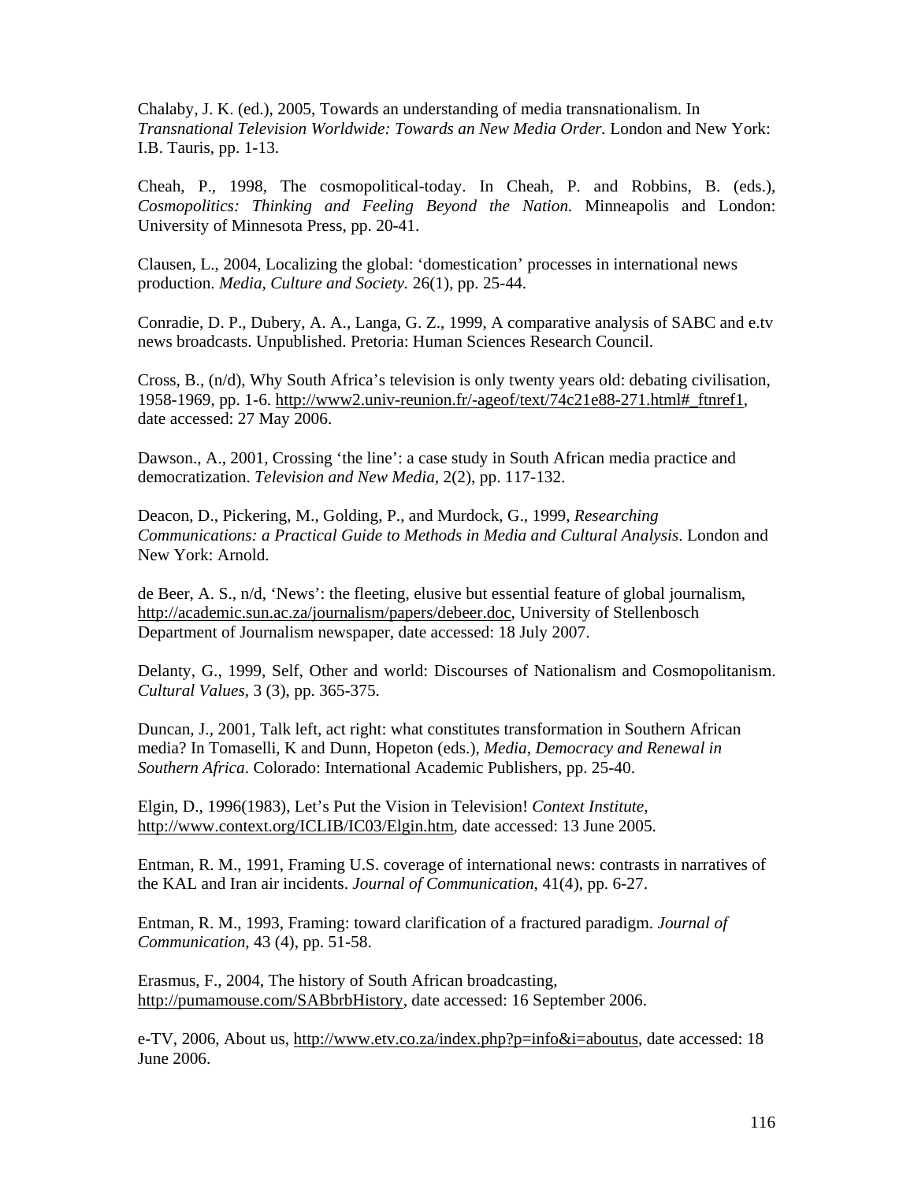Chalaby, J. K. (ed.), 2005, Towards an understanding of media transnationalism. In *Transnational Television Worldwide: Towards an New Media Order.* London and New York: I.B. Tauris, pp. 1-13.

Cheah, P., 1998, The cosmopolitical-today. In Cheah, P. and Robbins, B. (eds.), *Cosmopolitics: Thinking and Feeling Beyond the Nation.* Minneapolis and London: University of Minnesota Press, pp. 20-41.

Clausen, L., 2004, Localizing the global: 'domestication' processes in international news production. *Media, Culture and Society.* 26(1), pp. 25-44.

Conradie, D. P., Dubery, A. A., Langa, G. Z., 1999, A comparative analysis of SABC and e.tv news broadcasts. Unpublished. Pretoria: Human Sciences Research Council.

Cross, B., (n/d), Why South Africa's television is only twenty years old: debating civilisation, 1958-1969, pp. 1-6. http://www2.univ-reunion.fr/-ageof/text/74c21e88-271.html#_ftnref1, date accessed: 27 May 2006.

Dawson., A., 2001, Crossing 'the line': a case study in South African media practice and democratization. *Television and New Media*, 2(2), pp. 117-132.

Deacon, D., Pickering, M., Golding, P., and Murdock, G., 1999, *Researching Communications: a Practical Guide to Methods in Media and Cultural Analysis*. London and New York: Arnold.

de Beer, A. S., n/d, 'News': the fleeting, elusive but essential feature of global journalism, http://academic.sun.ac.za/journalism/papers/debeer.doc, University of Stellenbosch Department of Journalism newspaper, date accessed: 18 July 2007.

Delanty, G., 1999, Self, Other and world: Discourses of Nationalism and Cosmopolitanism. *Cultural Values*, 3 (3), pp. 365-375.

Duncan, J., 2001, Talk left, act right: what constitutes transformation in Southern African media? In Tomaselli, K and Dunn, Hopeton (eds.), *Media, Democracy and Renewal in Southern Africa*. Colorado: International Academic Publishers, pp. 25-40.

Elgin, D., 1996(1983), Let's Put the Vision in Television! *Context Institute*, http://www.context.org/ICLIB/IC03/Elgin.htm, date accessed: 13 June 2005.

Entman, R. M., 1991, Framing U.S. coverage of international news: contrasts in narratives of the KAL and Iran air incidents. *Journal of Communication*, 41(4), pp. 6-27.

Entman, R. M., 1993, Framing: toward clarification of a fractured paradigm. *Journal of Communication*, 43 (4), pp. 51-58.

Erasmus, F., 2004, The history of South African broadcasting, http://pumamouse.com/SABbrbHistory, date accessed: 16 September 2006.

e-TV, 2006, About us, http://www.etv.co.za/index.php?p=info&i=aboutus, date accessed: 18 June 2006.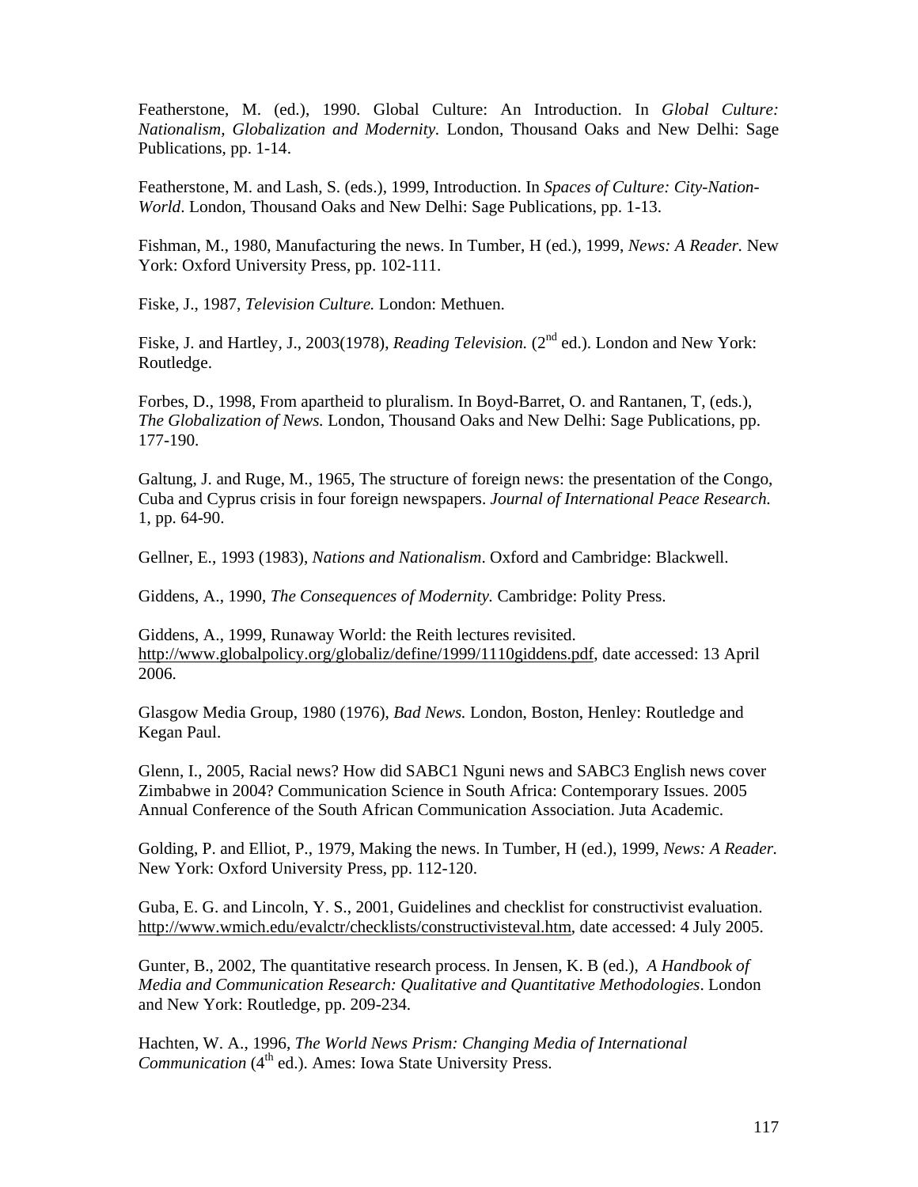Featherstone, M. (ed.), 1990. Global Culture: An Introduction. In *Global Culture: Nationalism, Globalization and Modernity.* London, Thousand Oaks and New Delhi: Sage Publications, pp. 1-14.

Featherstone, M. and Lash, S. (eds.), 1999, Introduction. In *Spaces of Culture: City-Nation-World*. London, Thousand Oaks and New Delhi: Sage Publications, pp. 1-13.

Fishman, M., 1980, Manufacturing the news. In Tumber, H (ed.), 1999, *News: A Reader.* New York: Oxford University Press, pp. 102-111.

Fiske, J., 1987, *Television Culture.* London: Methuen.

Fiske, J. and Hartley, J., 2003(1978), *Reading Television.* (2nd ed.). London and New York: Routledge.

Forbes, D., 1998, From apartheid to pluralism. In Boyd-Barret, O. and Rantanen, T, (eds.), *The Globalization of News.* London, Thousand Oaks and New Delhi: Sage Publications, pp. 177-190.

Galtung, J. and Ruge, M., 1965, The structure of foreign news: the presentation of the Congo, Cuba and Cyprus crisis in four foreign newspapers. *Journal of International Peace Research.* 1, pp. 64-90.

Gellner, E., 1993 (1983), *Nations and Nationalism*. Oxford and Cambridge: Blackwell.

Giddens, A., 1990, *The Consequences of Modernity.* Cambridge: Polity Press.

Giddens, A., 1999, Runaway World: the Reith lectures revisited. http://www.globalpolicy.org/globaliz/define/1999/1110giddens.pdf, date accessed: 13 April 2006.

Glasgow Media Group, 1980 (1976), *Bad News.* London, Boston, Henley: Routledge and Kegan Paul.

Glenn, I., 2005, Racial news? How did SABC1 Nguni news and SABC3 English news cover Zimbabwe in 2004? Communication Science in South Africa: Contemporary Issues. 2005 Annual Conference of the South African Communication Association. Juta Academic.

Golding, P. and Elliot, P., 1979, Making the news. In Tumber, H (ed.), 1999, *News: A Reader.* New York: Oxford University Press, pp. 112-120.

Guba, E. G. and Lincoln, Y. S., 2001, Guidelines and checklist for constructivist evaluation. http://www.wmich.edu/evalctr/checklists/constructivisteval.htm, date accessed: 4 July 2005.

Gunter, B., 2002, The quantitative research process. In Jensen, K. B (ed.), *A Handbook of Media and Communication Research: Qualitative and Quantitative Methodologies*. London and New York: Routledge, pp. 209-234.

Hachten, W. A., 1996, *The World News Prism: Changing Media of International Communication* (4th ed.). Ames: Iowa State University Press.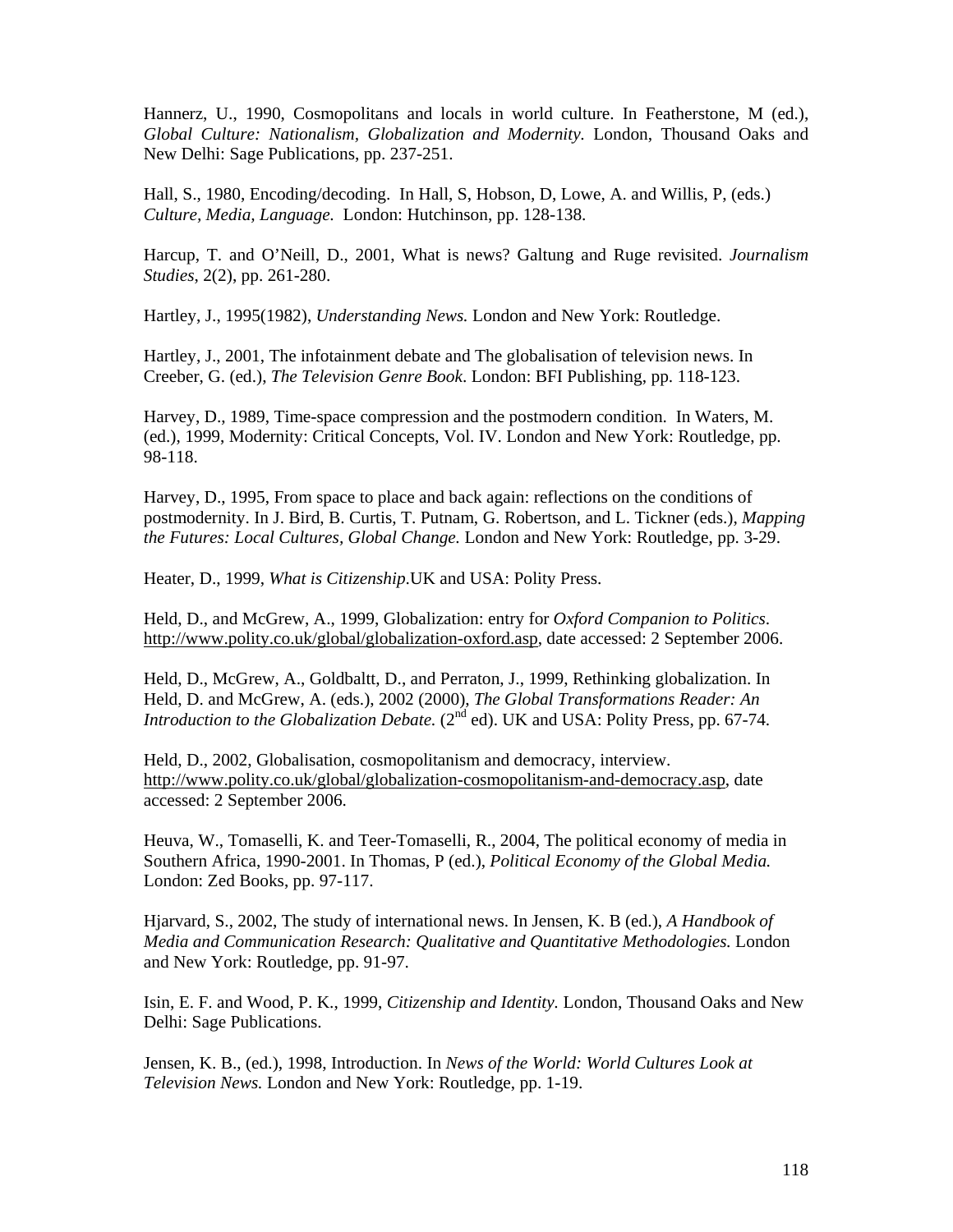Hannerz, U., 1990, Cosmopolitans and locals in world culture. In Featherstone, M (ed.), *Global Culture: Nationalism, Globalization and Modernity.* London, Thousand Oaks and New Delhi: Sage Publications, pp. 237-251.

Hall, S., 1980, Encoding/decoding. In Hall, S, Hobson, D, Lowe, A. and Willis, P, (eds.) *Culture, Media, Language.* London: Hutchinson, pp. 128-138.

Harcup, T. and O'Neill, D., 2001, What is news? Galtung and Ruge revisited. *Journalism Studies*, 2(2), pp. 261-280.

Hartley, J., 1995(1982), *Understanding News.* London and New York: Routledge.

Hartley, J., 2001, The infotainment debate and The globalisation of television news. In Creeber, G. (ed.), *The Television Genre Book*. London: BFI Publishing, pp. 118-123.

Harvey, D., 1989, Time-space compression and the postmodern condition. In Waters, M. (ed.), 1999, Modernity: Critical Concepts, Vol. IV. London and New York: Routledge, pp. 98-118.

Harvey, D., 1995, From space to place and back again: reflections on the conditions of postmodernity. In J. Bird, B. Curtis, T. Putnam, G. Robertson, and L. Tickner (eds.), *Mapping the Futures: Local Cultures, Global Change.* London and New York: Routledge, pp. 3-29.

Heater, D., 1999, *What is Citizenship*.UK and USA: Polity Press.

Held, D., and McGrew, A., 1999, Globalization: entry for *Oxford Companion to Politics*. http://www.polity.co.uk/global/globalization-oxford.asp, date accessed: 2 September 2006.

Held, D., McGrew, A., Goldbaltt, D., and Perraton, J., 1999, Rethinking globalization. In Held, D. and McGrew, A. (eds.), 2002 (2000), *The Global Transformations Reader: An Introduction to the Globalization Debate.* (2nd ed). UK and USA: Polity Press, pp. 67-74.

Held, D., 2002, Globalisation, cosmopolitanism and democracy, interview. http://www.polity.co.uk/global/globalization-cosmopolitanism-and-democracy.asp, date accessed: 2 September 2006.

Heuva, W., Tomaselli, K. and Teer-Tomaselli, R., 2004, The political economy of media in Southern Africa, 1990-2001. In Thomas, P (ed.), *Political Economy of the Global Media.* London: Zed Books, pp. 97-117.

Hjarvard, S., 2002, The study of international news. In Jensen, K. B (ed.), *A Handbook of Media and Communication Research: Qualitative and Quantitative Methodologies.* London and New York: Routledge, pp. 91-97.

Isin, E. F. and Wood, P. K., 1999, *Citizenship and Identity.* London, Thousand Oaks and New Delhi: Sage Publications.

Jensen, K. B., (ed.), 1998, Introduction. In *News of the World: World Cultures Look at Television News.* London and New York: Routledge, pp. 1-19.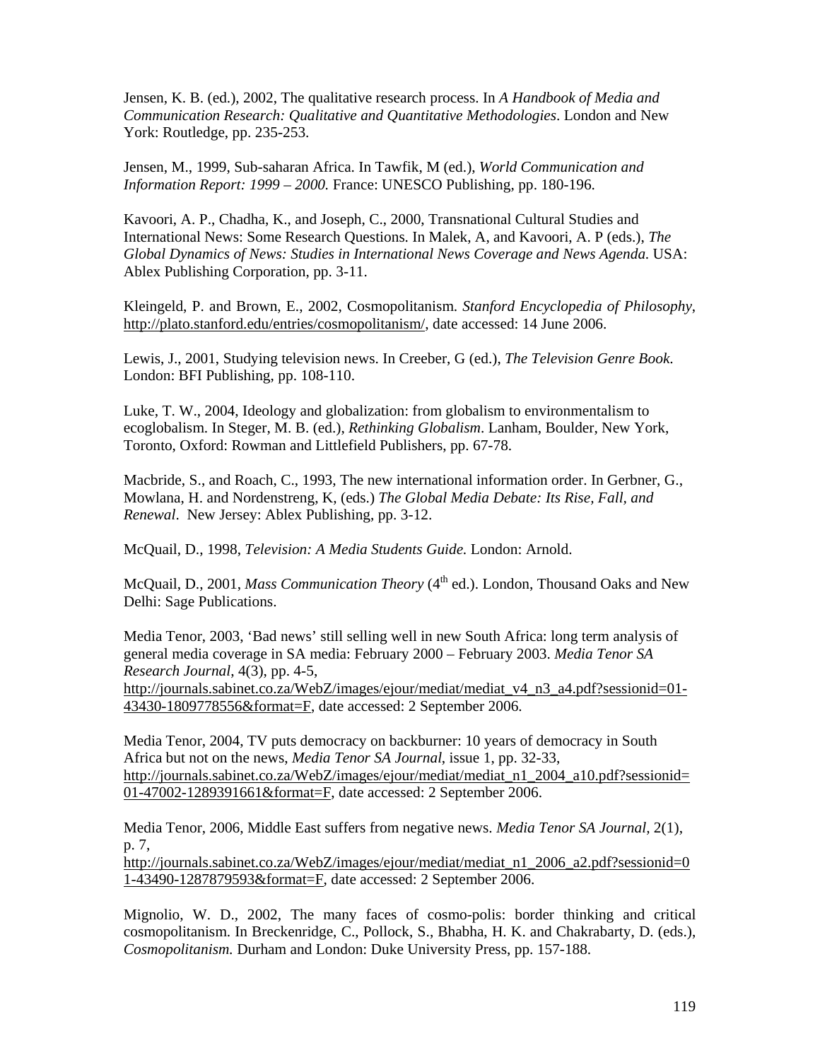Jensen, K. B. (ed.), 2002, The qualitative research process. In *A Handbook of Media and Communication Research: Qualitative and Quantitative Methodologies*. London and New York: Routledge, pp. 235-253.

Jensen, M., 1999, Sub-saharan Africa. In Tawfik, M (ed.), *World Communication and Information Report: 1999 – 2000.* France: UNESCO Publishing, pp. 180-196.

Kavoori, A. P., Chadha, K., and Joseph, C., 2000, Transnational Cultural Studies and International News: Some Research Questions. In Malek, A, and Kavoori, A. P (eds.), *The Global Dynamics of News: Studies in International News Coverage and News Agenda.* USA: Ablex Publishing Corporation, pp. 3-11.

Kleingeld, P. and Brown, E., 2002, Cosmopolitanism. *Stanford Encyclopedia of Philosophy*, http://plato.stanford.edu/entries/cosmopolitanism/, date accessed: 14 June 2006.

Lewis, J., 2001, Studying television news. In Creeber, G (ed.), *The Television Genre Book*. London: BFI Publishing, pp. 108-110.

Luke, T. W., 2004, Ideology and globalization: from globalism to environmentalism to ecoglobalism. In Steger, M. B. (ed.), *Rethinking Globalism*. Lanham, Boulder, New York, Toronto, Oxford: Rowman and Littlefield Publishers, pp. 67-78.

Macbride, S., and Roach, C., 1993, The new international information order. In Gerbner, G., Mowlana, H. and Nordenstreng, K, (eds.) *The Global Media Debate: Its Rise, Fall, and Renewal*. New Jersey: Ablex Publishing, pp. 3-12.

McQuail, D., 1998, *Television: A Media Students Guide.* London: Arnold.

McQuail, D., 2001, *Mass Communication Theory* (4th ed.). London, Thousand Oaks and New Delhi: Sage Publications.

Media Tenor, 2003, 'Bad news' still selling well in new South Africa: long term analysis of general media coverage in SA media: February 2000 – February 2003. *Media Tenor SA Research Journal*, 4(3), pp. 4-5, http://journals.sabinet.co.za/WebZ/images/ejour/mediat/mediat_v4_n3_a4.pdf?sessionid=01-43430-1809778556&format=F, date accessed: 2 September 2006.

Media Tenor, 2004, TV puts democracy on backburner: 10 years of democracy in South Africa but not on the news, *Media Tenor SA Journal*, issue 1, pp. 32-33, http://journals.sabinet.co.za/WebZ/images/ejour/mediat/mediat_n1_2004_a10.pdf?sessionid=01-47002-1289391661&format=F, date accessed: 2 September 2006.

Media Tenor, 2006, Middle East suffers from negative news. *Media Tenor SA Journal,* 2(1), p. 7, http://journals.sabinet.co.za/WebZ/images/ejour/mediat/mediat_n1_2006_a2.pdf?sessionid=01-43490-1287879593&format=F, date accessed: 2 September 2006.

Mignolio, W. D., 2002, The many faces of cosmo-polis: border thinking and critical cosmopolitanism. In Breckenridge, C., Pollock, S., Bhabha, H. K. and Chakrabarty, D. (eds.), *Cosmopolitanism.* Durham and London: Duke University Press, pp. 157-188.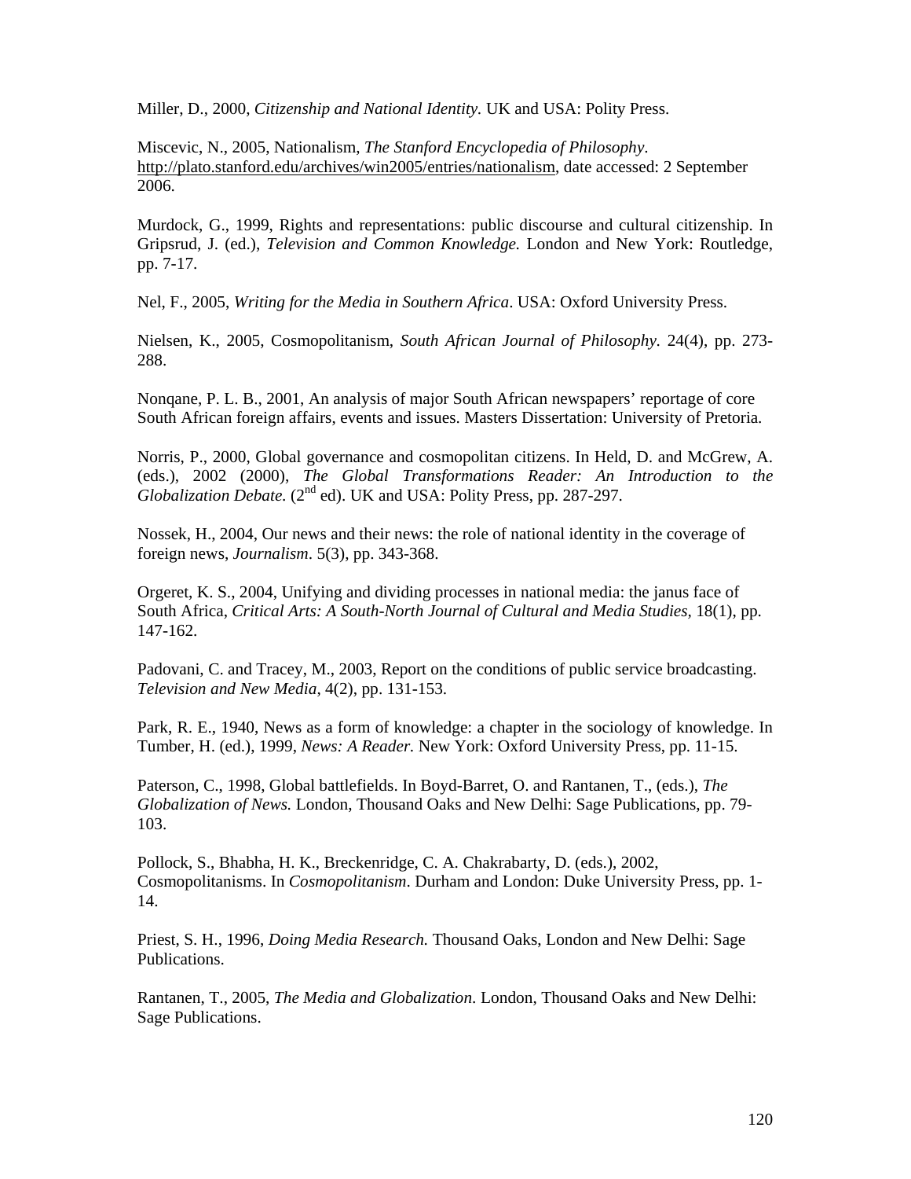Miller, D., 2000, *Citizenship and National Identity*. UK and USA: Polity Press.

Miscevic, N., 2005, Nationalism, *The Stanford Encyclopedia of Philosophy*. http://plato.stanford.edu/archives/win2005/entries/nationalism, date accessed: 2 September 2006.

Murdock, G., 1999, Rights and representations: public discourse and cultural citizenship. In Gripsrud, J. (ed.), *Television and Common Knowledge.* London and New York: Routledge, pp. 7-17.

Nel, F., 2005, *Writing for the Media in Southern Africa*. USA: Oxford University Press.

Nielsen, K., 2005, Cosmopolitanism, *South African Journal of Philosophy.* 24(4), pp. 273-288.

Nonqane, P. L. B., 2001, An analysis of major South African newspapers' reportage of core South African foreign affairs, events and issues. Masters Dissertation: University of Pretoria.

Norris, P., 2000, Global governance and cosmopolitan citizens. In Held, D. and McGrew, A. (eds.), 2002 (2000), *The Global Transformations Reader: An Introduction to the Globalization Debate.* (2nd ed). UK and USA: Polity Press, pp. 287-297.

Nossek, H., 2004, Our news and their news: the role of national identity in the coverage of foreign news, *Journalism*. 5(3), pp. 343-368.

Orgeret, K. S., 2004, Unifying and dividing processes in national media: the janus face of South Africa, *Critical Arts: A South-North Journal of Cultural and Media Studies,* 18(1), pp. 147-162.

Padovani, C. and Tracey, M., 2003, Report on the conditions of public service broadcasting. *Television and New Media*, 4(2), pp. 131-153.

Park, R. E., 1940, News as a form of knowledge: a chapter in the sociology of knowledge. In Tumber, H. (ed.), 1999, *News: A Reader.* New York: Oxford University Press, pp. 11-15.

Paterson, C., 1998, Global battlefields. In Boyd-Barret, O. and Rantanen, T., (eds.), *The Globalization of News.* London, Thousand Oaks and New Delhi: Sage Publications, pp. 79-103.

Pollock, S., Bhabha, H. K., Breckenridge, C. A. Chakrabarty, D. (eds.), 2002, Cosmopolitanisms. In *Cosmopolitanism*. Durham and London: Duke University Press, pp. 1-14.

Priest, S. H., 1996, *Doing Media Research.* Thousand Oaks, London and New Delhi: Sage Publications.

Rantanen, T., 2005, *The Media and Globalization.* London, Thousand Oaks and New Delhi: Sage Publications.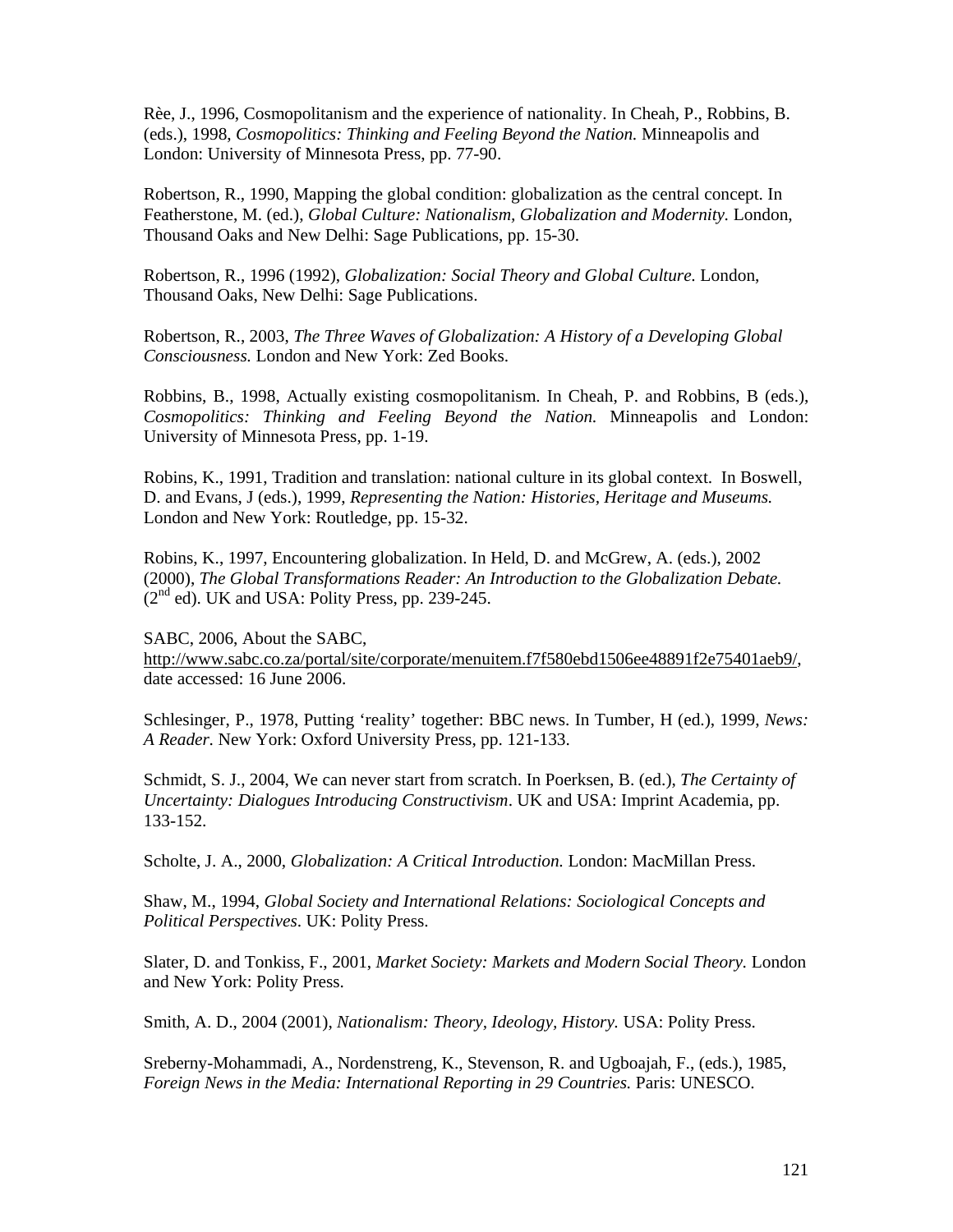Rèe, J., 1996, Cosmopolitanism and the experience of nationality. In Cheah, P., Robbins, B. (eds.), 1998, *Cosmopolitics: Thinking and Feeling Beyond the Nation.* Minneapolis and London: University of Minnesota Press, pp. 77-90.

Robertson, R., 1990, Mapping the global condition: globalization as the central concept. In Featherstone, M. (ed.), *Global Culture: Nationalism, Globalization and Modernity.* London, Thousand Oaks and New Delhi: Sage Publications, pp. 15-30.

Robertson, R., 1996 (1992), *Globalization: Social Theory and Global Culture.* London, Thousand Oaks, New Delhi: Sage Publications.

Robertson, R., 2003, *The Three Waves of Globalization: A History of a Developing Global Consciousness.* London and New York: Zed Books.

Robbins, B., 1998, Actually existing cosmopolitanism. In Cheah, P. and Robbins, B (eds.), *Cosmopolitics: Thinking and Feeling Beyond the Nation.* Minneapolis and London: University of Minnesota Press, pp. 1-19.

Robins, K., 1991, Tradition and translation: national culture in its global context. In Boswell, D. and Evans, J (eds.), 1999, *Representing the Nation: Histories, Heritage and Museums.* London and New York: Routledge, pp. 15-32.

Robins, K., 1997, Encountering globalization. In Held, D. and McGrew, A. (eds.), 2002 (2000), *The Global Transformations Reader: An Introduction to the Globalization Debate.* (2nd ed). UK and USA: Polity Press, pp. 239-245.

SABC, 2006, About the SABC, http://www.sabc.co.za/portal/site/corporate/menuitem.f7f580ebd1506ee48891f2e75401aeb9/, date accessed: 16 June 2006.

Schlesinger, P., 1978, Putting 'reality' together: BBC news. In Tumber, H (ed.), 1999, *News: A Reader.* New York: Oxford University Press, pp. 121-133.

Schmidt, S. J., 2004, We can never start from scratch. In Poerksen, B. (ed.), *The Certainty of Uncertainty: Dialogues Introducing Constructivism*. UK and USA: Imprint Academia, pp. 133-152.

Scholte, J. A., 2000, *Globalization: A Critical Introduction.* London: MacMillan Press.

Shaw, M., 1994, *Global Society and International Relations: Sociological Concepts and Political Perspectives*. UK: Polity Press.

Slater, D. and Tonkiss, F., 2001, *Market Society: Markets and Modern Social Theory.* London and New York: Polity Press.

Smith, A. D., 2004 (2001), *Nationalism: Theory, Ideology, History.* USA: Polity Press.

Sreberny-Mohammadi, A., Nordenstreng, K., Stevenson, R. and Ugboajah, F., (eds.), 1985, *Foreign News in the Media: International Reporting in 29 Countries.* Paris: UNESCO.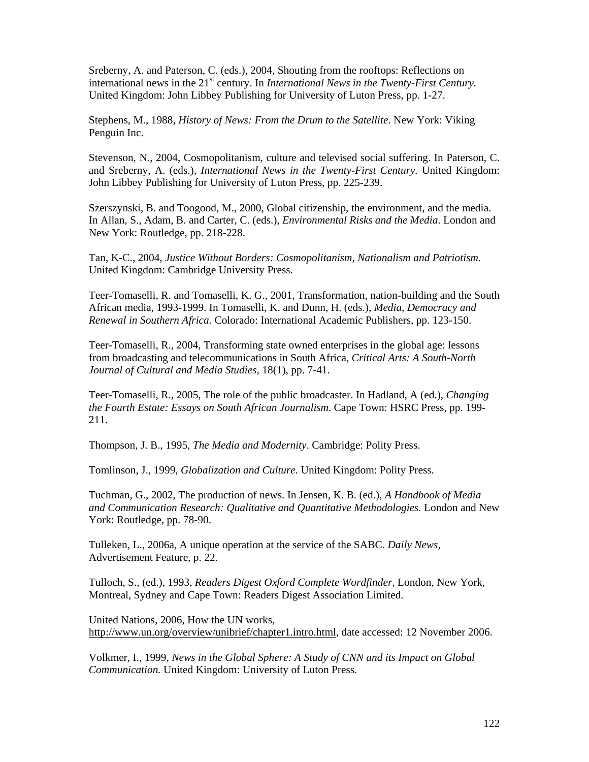Sreberny, A. and Paterson, C. (eds.), 2004, Shouting from the rooftops: Reflections on international news in the 21st century. In *International News in the Twenty-First Century*. United Kingdom: John Libbey Publishing for University of Luton Press, pp. 1-27.

Stephens, M., 1988, *History of News: From the Drum to the Satellite*. New York: Viking Penguin Inc.

Stevenson, N., 2004, Cosmopolitanism, culture and televised social suffering. In Paterson, C. and Sreberny, A. (eds.), *International News in the Twenty-First Century*. United Kingdom: John Libbey Publishing for University of Luton Press, pp. 225-239.

Szerszynski, B. and Toogood, M., 2000, Global citizenship, the environment, and the media. In Allan, S., Adam, B. and Carter, C. (eds.), *Environmental Risks and the Media*. London and New York: Routledge, pp. 218-228.

Tan, K-C., 2004, *Justice Without Borders: Cosmopolitanism, Nationalism and Patriotism.* United Kingdom: Cambridge University Press.

Teer-Tomaselli, R. and Tomaselli, K. G., 2001, Transformation, nation-building and the South African media, 1993-1999. In Tomaselli, K. and Dunn, H. (eds.), *Media, Democracy and Renewal in Southern Africa*. Colorado: International Academic Publishers, pp. 123-150.

Teer-Tomaselli, R., 2004, Transforming state owned enterprises in the global age: lessons from broadcasting and telecommunications in South Africa, *Critical Arts: A South-North Journal of Cultural and Media Studies,* 18(1), pp. 7-41.

Teer-Tomaselli, R., 2005, The role of the public broadcaster. In Hadland, A (ed.), *Changing the Fourth Estate: Essays on South African Journalism*. Cape Town: HSRC Press, pp. 199-211.

Thompson, J. B., 1995, *The Media and Modernity*. Cambridge: Polity Press.

Tomlinson, J., 1999, *Globalization and Culture.* United Kingdom: Polity Press.

Tuchman, G., 2002, The production of news. In Jensen, K. B. (ed.), *A Handbook of Media and Communication Research: Qualitative and Quantitative Methodologies*. London and New York: Routledge, pp. 78-90.

Tulleken, L., 2006a, A unique operation at the service of the SABC. *Daily News*, Advertisement Feature, p. 22.

Tulloch, S., (ed.), 1993, *Readers Digest Oxford Complete Wordfinder,* London, New York, Montreal, Sydney and Cape Town: Readers Digest Association Limited.

United Nations, 2006, How the UN works, http://www.un.org/overview/unibrief/chapter1.intro.html, date accessed: 12 November 2006.

Volkmer, I., 1999, *News in the Global Sphere: A Study of CNN and its Impact on Global Communication.* United Kingdom: University of Luton Press.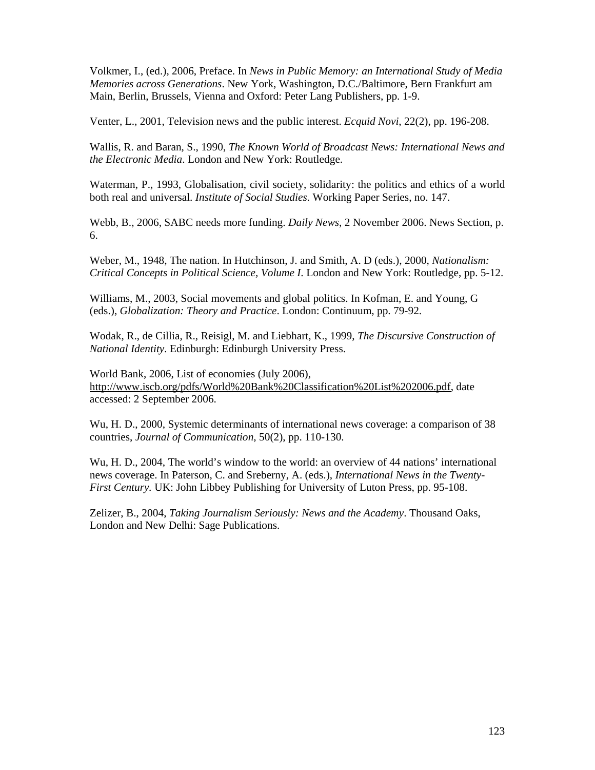Volkmer, I., (ed.), 2006, Preface. In *News in Public Memory: an International Study of Media Memories across Generations*. New York, Washington, D.C./Baltimore, Bern Frankfurt am Main, Berlin, Brussels, Vienna and Oxford: Peter Lang Publishers, pp. 1-9.

Venter, L., 2001, Television news and the public interest. *Ecquid Novi*, 22(2), pp. 196-208.

Wallis, R. and Baran, S., 1990, *The Known World of Broadcast News: International News and the Electronic Media*. London and New York: Routledge.

Waterman, P., 1993, Globalisation, civil society, solidarity: the politics and ethics of a world both real and universal. *Institute of Social Studies*. Working Paper Series, no. 147.

Webb, B., 2006, SABC needs more funding. *Daily News*, 2 November 2006. News Section, p. 6.

Weber, M., 1948, The nation. In Hutchinson, J. and Smith, A. D (eds.), 2000, *Nationalism: Critical Concepts in Political Science, Volume I*. London and New York: Routledge, pp. 5-12.

Williams, M., 2003, Social movements and global politics. In Kofman, E. and Young, G (eds.), *Globalization: Theory and Practice*. London: Continuum, pp. 79-92.

Wodak, R., de Cillia, R., Reisigl, M. and Liebhart, K., 1999, *The Discursive Construction of National Identity*. Edinburgh: Edinburgh University Press.

World Bank, 2006, List of economies (July 2006), http://www.iscb.org/pdfs/World%20Bank%20Classification%20List%202006.pdf, date accessed: 2 September 2006.

Wu, H. D., 2000, Systemic determinants of international news coverage: a comparison of 38 countries, *Journal of Communication*, 50(2), pp. 110-130.

Wu, H. D., 2004, The world's window to the world: an overview of 44 nations' international news coverage. In Paterson, C. and Sreberny, A. (eds.), *International News in the Twenty-First Century.* UK: John Libbey Publishing for University of Luton Press, pp. 95-108.

Zelizer, B., 2004, *Taking Journalism Seriously: News and the Academy*. Thousand Oaks, London and New Delhi: Sage Publications.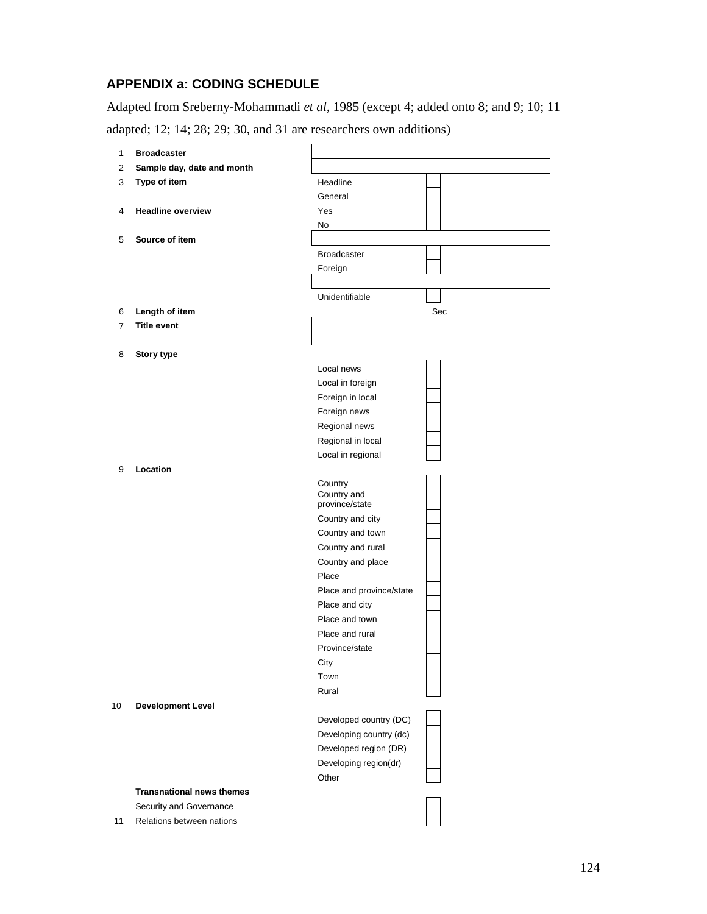## APPENDIX a: CODING SCHEDULE

Adapted from Sreberny-Mohammadi *et al*, 1985 (except 4; added onto 8; and 9; 10; 11 adapted; 12; 14; 28; 29; 30, and 31 are researchers own additions)

| No. | Item | Category | Code |
|---|---|---|---|
| 1 | **Broadcaster** | | |
| 2 | **Sample day, date and month** | | |
| 3 | **Type of item** | Headline | |
| | | General | |
| 4 | **Headline overview** | Yes | |
| | | No | |
| 5 | **Source of item** | | |
| | | Broadcaster | |
| | | Foreign | |
| | | | |
| | | Unidentifiable | |
| 6 | **Length of item** | Sec | |
| 7 | **Title event** | | |
| 8 | **Story type** | Local news | |
| | | Local in foreign | |
| | | Foreign in local | |
| | | Foreign news | |
| | | Regional news | |
| | | Regional in local | |
| | | Local in regional | |
| 9 | **Location** | Country | |
| | | Country and province/state | |
| | | Country and city | |
| | | Country and town | |
| | | Country and rural | |
| | | Country and place | |
| | | Place | |
| | | Place and province/state | |
| | | Place and city | |
| | | Place and town | |
| | | Place and rural | |
| | | Province/state | |
| | | City | |
| | | Town | |
| | | Rural | |
| 10 | **Development Level** | Developed country (DC) | |
| | | Developing country (dc) | |
| | | Developed region (DR) | |
| | | Developing region(dr) | |
| | | Other | |
| | **Transnational news themes** | | |
| | Security and Governance | | |
| 11 | Relations between nations | | |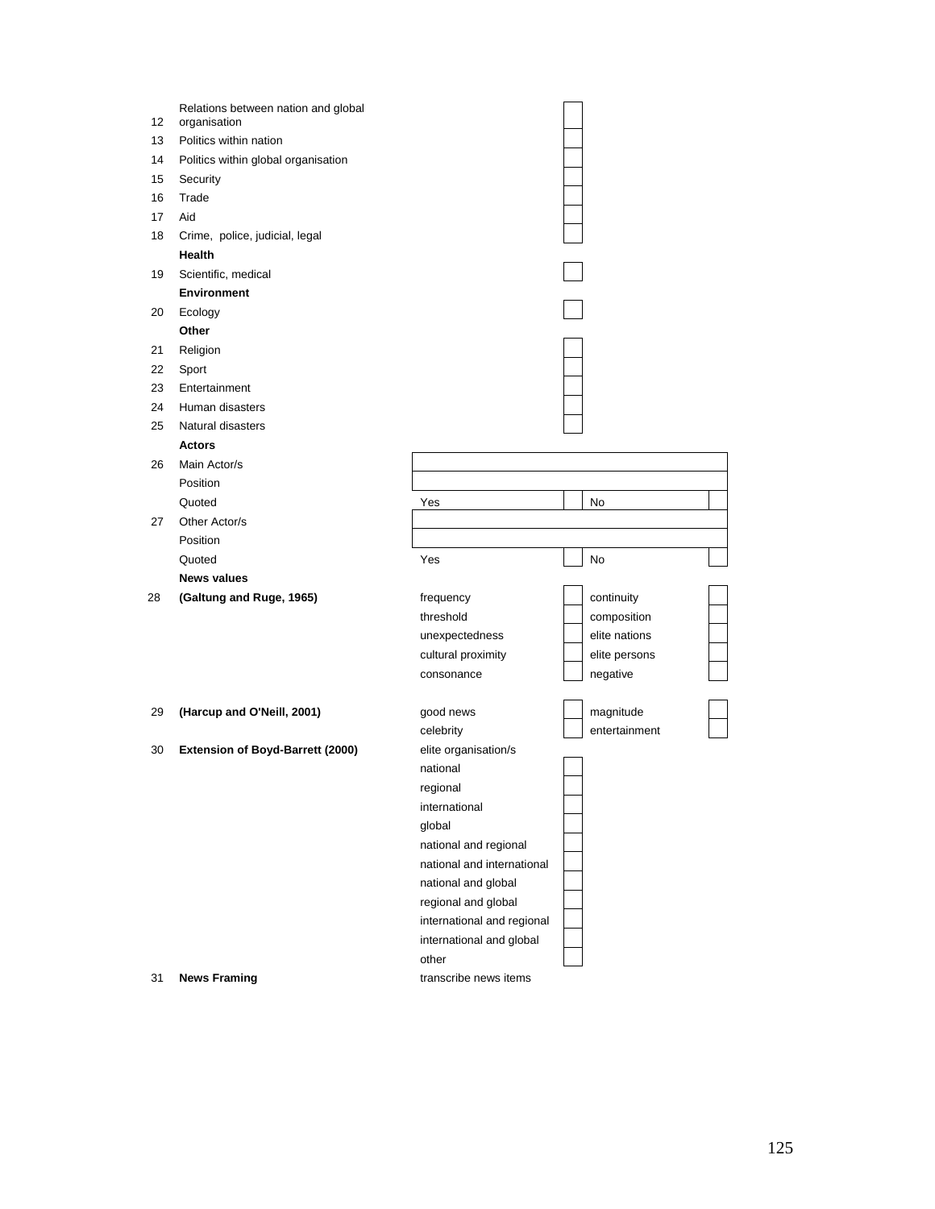| No. | Item | | | | |
|---|---|---|---|---|---|
| 12 | Relations between nation and global organisation | | | | |
| 13 | Politics within nation | | | | |
| 14 | Politics within global organisation | | | | |
| 15 | Security | | | | |
| 16 | Trade | | | | |
| 17 | Aid | | | | |
| 18 | Crime, police, judicial, legal | | | | |
| | **Health** | | | | |
| 19 | Scientific, medical | | | | |
| | **Environment** | | | | |
| 20 | Ecology | | | | |
| | **Other** | | | | |
| 21 | Religion | | | | |
| 22 | Sport | | | | |
| 23 | Entertainment | | | | |
| 24 | Human disasters | | | | |
| 25 | Natural disasters | | | | |
| | **Actors** | | | | |
| 26 | Main Actor/s | | | | |
| | Position | | | | |
| | Quoted | Yes | | No | |
| 27 | Other Actor/s | | | | |
| | Position | | | | |
| | Quoted | Yes | | No | |
| | **News values** | | | | |
| 28 | **(Galtung and Ruge, 1965)** | frequency | | continuity | |
| | | threshold | | composition | |
| | | unexpectedness | | elite nations | |
| | | cultural proximity | | elite persons | |
| | | consonance | | negative | |
| 29 | **(Harcup and O'Neill, 2001)** | good news | | magnitude | |
| | | celebrity | | entertainment | |
| 30 | **Extension of Boyd-Barrett (2000)** | elite organisation/s | | | |
| | | national | | | |
| | | regional | | | |
| | | international | | | |
| | | global | | | |
| | | national and regional | | | |
| | | national and international | | | |
| | | national and global | | | |
| | | regional and global | | | |
| | | international and regional | | | |
| | | international and global | | | |
| | | other | | | |
| 31 | **News Framing** | transcribe news items | | | |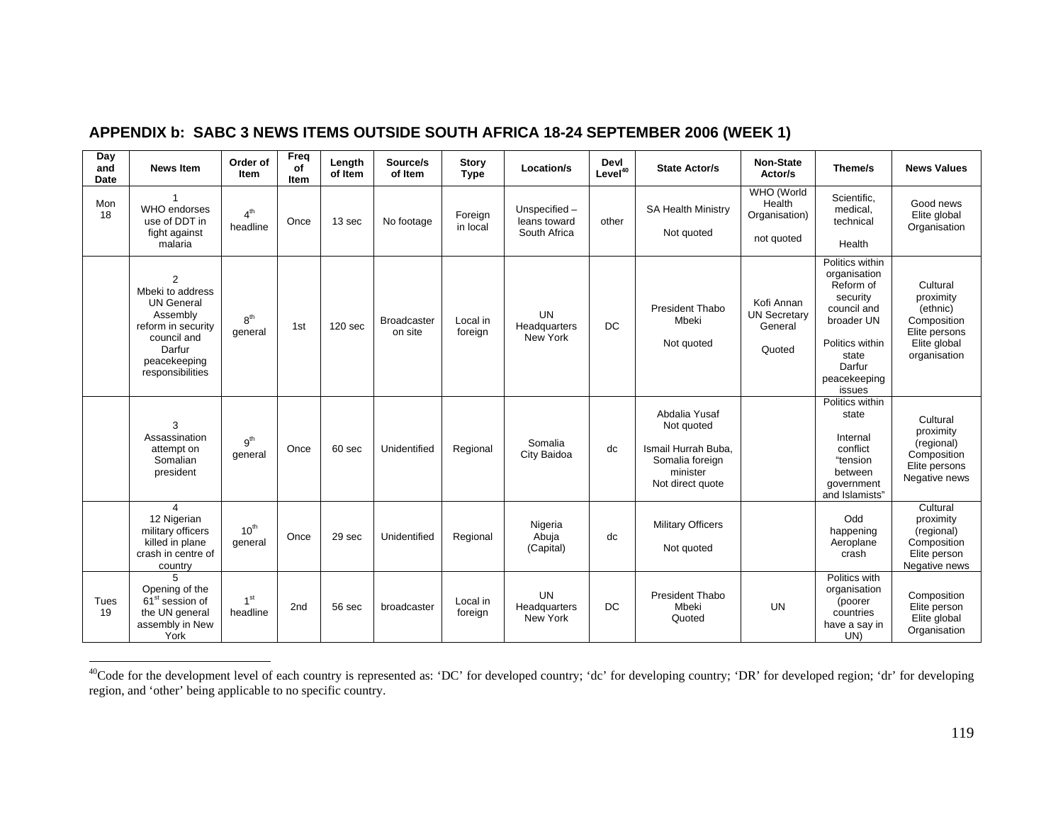## APPENDIX b: SABC 3 NEWS ITEMS OUTSIDE SOUTH AFRICA 18-24 SEPTEMBER 2006 (WEEK 1)

| Day and Date | News Item | Order of Item | Freq of Item | Length of Item | Source/s of Item | Story Type | Location/s | Devl Level[40] | State Actor/s | Non-State Actor/s | Theme/s | News Values |
|---|---|---|---|---|---|---|---|---|---|---|---|---|
| Mon 18 | 1 WHO endorses use of DDT in fight against malaria | 4th headline | Once | 13 sec | No footage | Foreign in local | Unspecified – leans toward South Africa | other | SA Health Ministry Not quoted | WHO (World Health Organisation) not quoted | Scientific, medical, technical Health | Good news Elite global Organisation |
| | 2 Mbeki to address UN General Assembly reform in security council and Darfur peacekeeping responsibilities | 8th general | 1st | 120 sec | Broadcaster on site | Local in foreign | UN Headquarters New York | DC | President Thabo Mbeki Not quoted | Kofi Annan UN Secretary General Quoted | Politics within organisation Reform of security council and broader UN Politics within state Darfur peacekeeping issues | Cultural proximity (ethnic) Composition Elite persons Elite global organisation |
| | 3 Assassination attempt on Somalian president | 9th general | Once | 60 sec | Unidentified | Regional | Somalia City Baidoa | dc | Abdalia Yusaf Not quoted Ismail Hurrah Buba, Somalia foreign minister Not direct quote | | Politics within state Internal conflict "tension between government and Islamists" | Cultural proximity (regional) Composition Elite persons Negative news |
| | 4 12 Nigerian military officers killed in plane crash in centre of country | 10th general | Once | 29 sec | Unidentified | Regional | Nigeria Abuja (Capital) | dc | Military Officers Not quoted | | Odd happening Aeroplane crash | Cultural proximity (regional) Composition Elite person Negative news |
| Tues 19 | 5 Opening of the 61st session of the UN general assembly in New York | 1st headline | 2nd | 56 sec | broadcaster | Local in foreign | UN Headquarters New York | DC | President Thabo Mbeki Quoted | UN | Politics with organisation (poorer countries have a say in UN) | Composition Elite person Elite global Organisation |

[40] Code for the development level of each country is represented as: 'DC' for developed country; 'dc' for developing country; 'DR' for developed region; 'dr' for developing region, and 'other' being applicable to no specific country.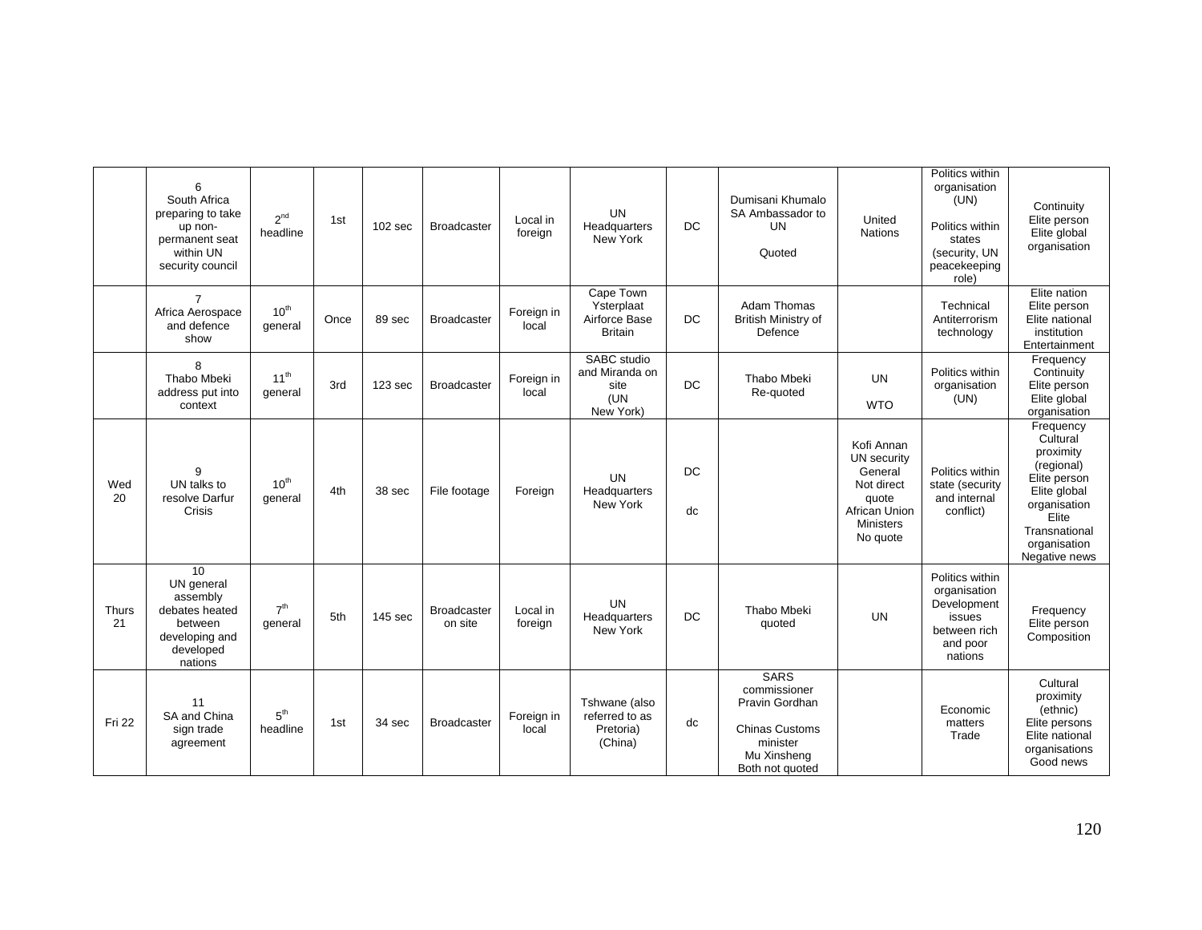|  |  |  |  |  |  |  |  |  |  |  |  |  |
|---|---|---|---|---|---|---|---|---|---|---|---|---|
|  | 6<br>South Africa preparing to take up non-permanent seat within UN security council | 2nd headline | 1st | 102 sec | Broadcaster | Local in foreign | UN Headquarters New York | DC | Dumisani Khumalo SA Ambassador to UN<br><br>Quoted | United Nations | Politics within organisation (UN)<br><br>Politics within states (security, UN peacekeeping role) | Continuity<br>Elite person<br>Elite global organisation |
|  | 7<br>Africa Aerospace and defence show | 10th general | Once | 89 sec | Broadcaster | Foreign in local | Cape Town Ysterplaat Airforce Base Britain | DC | Adam Thomas British Ministry of Defence |  | Technical Antiterrorism technology | Elite nation<br>Elite person<br>Elite national institution<br>Entertainment |
|  | 8<br>Thabo Mbeki address put into context | 11th general | 3rd | 123 sec | Broadcaster | Foreign in local | SABC studio and Miranda on site (UN New York) | DC | Thabo Mbeki Re-quoted | UN<br><br>WTO | Politics within organisation (UN) | Frequency<br>Continuity<br>Elite person<br>Elite global organisation |
| Wed 20 | 9<br>UN talks to resolve Darfur Crisis | 10th general | 4th | 38 sec | File footage | Foreign | UN Headquarters New York | DC<br><br>dc |  | Kofi Annan UN security General Not direct quote African Union Ministers No quote | Politics within state (security and internal conflict) | Frequency<br>Cultural proximity (regional)<br>Elite person<br>Elite global organisation<br>Elite Transnational organisation<br>Negative news |
| Thurs 21 | 10<br>UN general assembly debates heated between developing and developed nations | 7th general | 5th | 145 sec | Broadcaster on site | Local in foreign | UN Headquarters New York | DC | Thabo Mbeki quoted | UN | Politics within organisation<br>Development issues between rich and poor nations | Frequency<br>Elite person<br>Composition |
| Fri 22 | 11<br>SA and China sign trade agreement | 5th headline | 1st | 34 sec | Broadcaster | Foreign in local | Tshwane (also referred to as Pretoria) (China) | dc | SARS commissioner Pravin Gordhan<br><br>Chinas Customs minister Mu Xinsheng<br>Both not quoted |  | Economic matters Trade | Cultural proximity (ethnic)<br>Elite persons<br>Elite national organisations<br>Good news |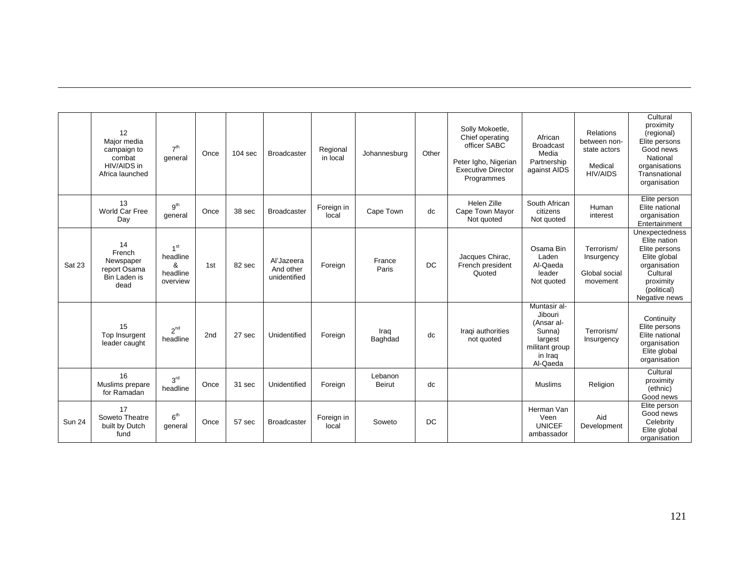| | | | | | | | | | | | | |
|---|---|---|---|---|---|---|---|---|---|---|---|---|
| | 12 Major media campaign to combat HIV/AIDS in Africa launched | 7th general | Once | 104 sec | Broadcaster | Regional in local | Johannesburg | Other | Solly Mokoetle, Chief operating officer SABC<br><br>Peter Igho, Nigerian Executive Director Programmes | African Broadcast Media Partnership against AIDS | Relations between non-state actors<br><br>Medical HIV/AIDS | Cultural proximity (regional) Elite persons Good news National organisations Transnational organisation |
| | 13 World Car Free Day | 9th general | Once | 38 sec | Broadcaster | Foreign in local | Cape Town | dc | Helen Zille Cape Town Mayor Not quoted | South African citizens Not quoted | Human interest | Elite person Elite national organisation Entertainment |
| Sat 23 | 14 French Newspaper report Osama Bin Laden is dead | 1st headline & headline overview | 1st | 82 sec | Al'Jazeera And other unidentified | Foreign | France Paris | DC | Jacques Chirac, French president Quoted | Osama Bin Laden Al-Qaeda leader Not quoted | Terrorism/ Insurgency<br><br>Global social movement | Unexpectedness Elite nation Elite persons Elite global organisation Cultural proximity (political) Negative news |
| | 15 Top Insurgent leader caught | 2nd headline | 2nd | 27 sec | Unidentified | Foreign | Iraq Baghdad | dc | Iraqi authorities not quoted | Muntasir al-Jibouri (Ansar al-Sunna) largest militant group in Iraq Al-Qaeda | Terrorism/ Insurgency | Continuity Elite persons Elite national organisation Elite global organisation |
| | 16 Muslims prepare for Ramadan | 3rd headline | Once | 31 sec | Unidentified | Foreign | Lebanon Beirut | dc | | Muslims | Religion | Cultural proximity (ethnic) Good news |
| Sun 24 | 17 Soweto Theatre built by Dutch fund | 6th general | Once | 57 sec | Broadcaster | Foreign in local | Soweto | DC | | Herman Van Veen UNICEF ambassador | Aid Development | Elite person Good news Celebrity Elite global organisation |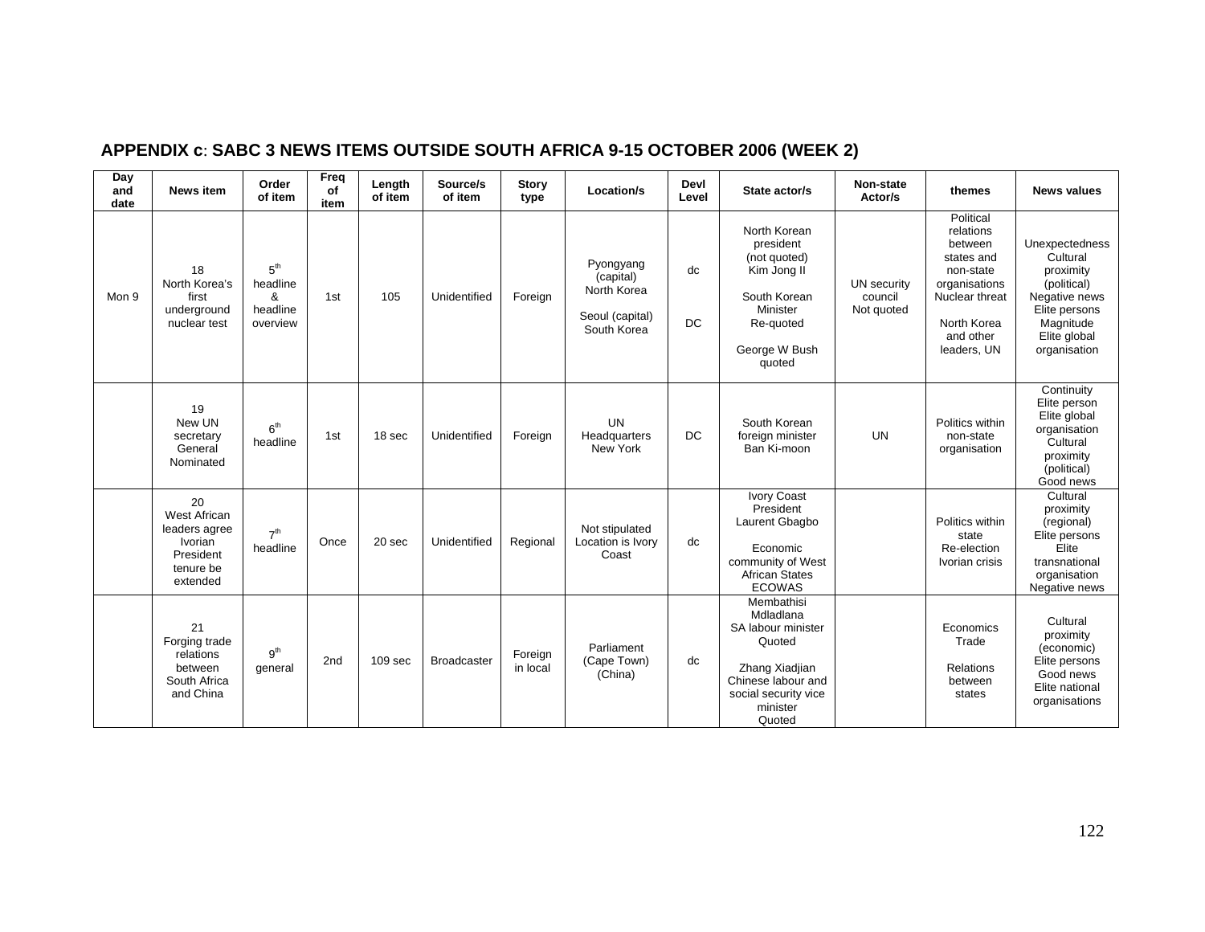## APPENDIX c: SABC 3 NEWS ITEMS OUTSIDE SOUTH AFRICA 9-15 OCTOBER 2006 (WEEK 2)

| Day and date | News item | Order of item | Freq of item | Length of item | Source/s of item | Story type | Location/s | Devl Level | State actor/s | Non-state Actor/s | themes | News values |
|---|---|---|---|---|---|---|---|---|---|---|---|---|
| Mon 9 | 18 North Korea's first underground nuclear test | 5th headline & headline overview | 1st | 105 | Unidentified | Foreign | Pyongyang (capital) North Korea<br><br>Seoul (capital) South Korea | dc<br><br>DC | North Korean president (not quoted) Kim Jong Il<br><br>South Korean Minister Re-quoted<br><br>George W Bush quoted | UN security council Not quoted | Political relations between states and non-state organisations Nuclear threat<br><br>North Korea and other leaders, UN | Unexpectedness Cultural proximity (political) Negative news Elite persons Magnitude Elite global organisation |
| | 19 New UN secretary General Nominated | 6th headline | 1st | 18 sec | Unidentified | Foreign | UN Headquarters New York | DC | South Korean foreign minister Ban Ki-moon | UN | Politics within non-state organisation | Continuity Elite person Elite global organisation Cultural proximity (political) Good news |
| | 20 West African leaders agree Ivorian President tenure be extended | 7th headline | Once | 20 sec | Unidentified | Regional | Not stipulated Location is Ivory Coast | dc | Ivory Coast President Laurent Gbagbo<br><br>Economic community of West African States ECOWAS | | Politics within state Re-election Ivorian crisis | Cultural proximity (regional) Elite persons Elite transnational organisation Negative news |
| | 21 Forging trade relations between South Africa and China | 9th general | 2nd | 109 sec | Broadcaster | Foreign in local | Parliament (Cape Town) (China) | dc | Membathisi Mdladlana SA labour minister Quoted<br><br>Zhang Xiadjian Chinese labour and social security vice minister Quoted | | Economics Trade<br><br>Relations between states | Cultural proximity (economic) Elite persons Good news Elite national organisations |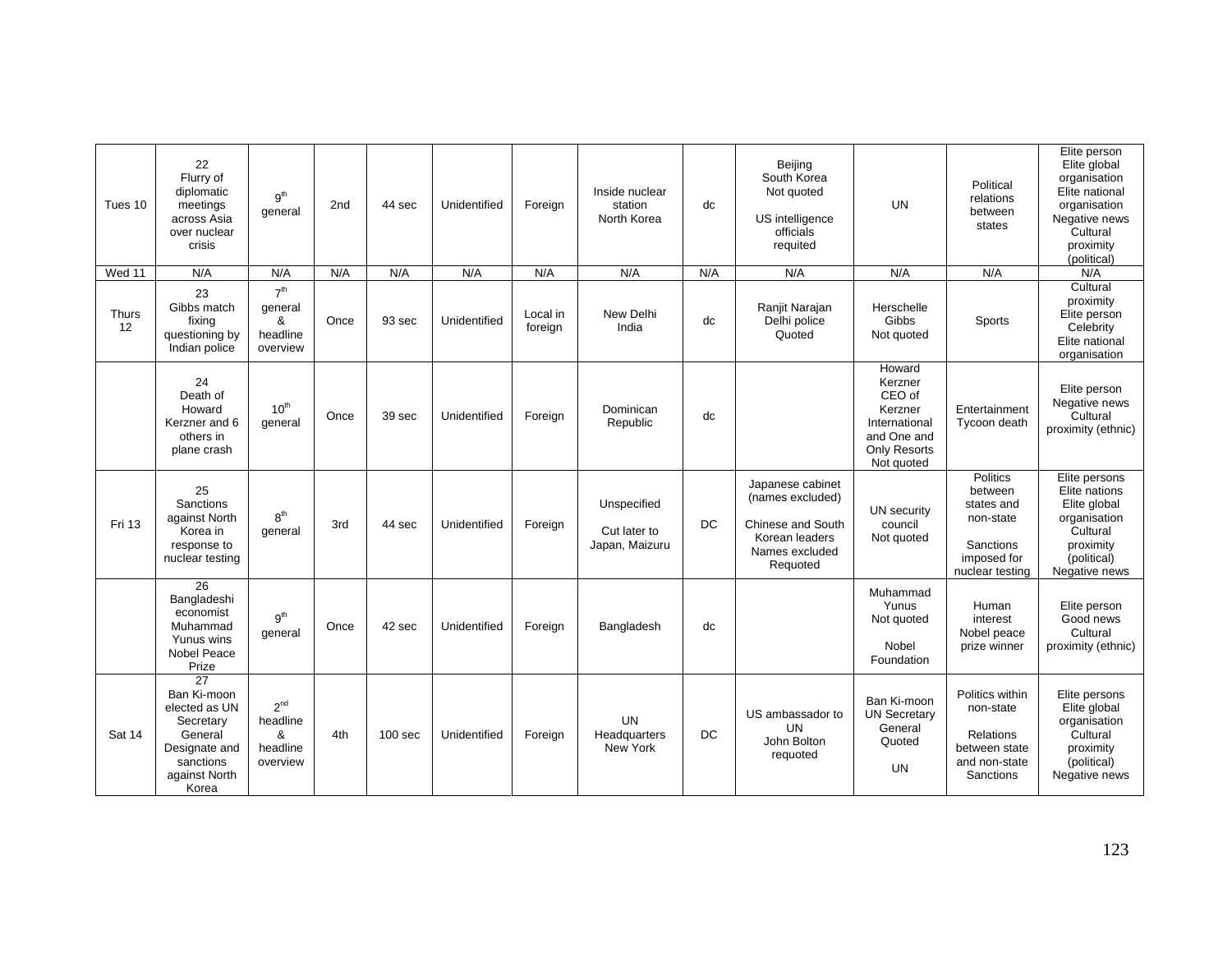| Tues 10 | 22 Flurry of diplomatic meetings across Asia over nuclear crisis | 9th general | 2nd | 44 sec | Unidentified | Foreign | Inside nuclear station North Korea | dc | Beijing South Korea Not quoted US intelligence officials requited | UN | Political relations between states | Elite person Elite global organisation Elite national organisation Negative news Cultural proximity (political) |
|---|---|---|---|---|---|---|---|---|---|---|---|---|
| Wed 11 | N/A | N/A | N/A | N/A | N/A | N/A | N/A | N/A | N/A | N/A | N/A | N/A |
| Thurs 12 | 23 Gibbs match fixing questioning by Indian police | 7th general & headline overview | Once | 93 sec | Unidentified | Local in foreign | New Delhi India | dc | Ranjit Narajan Delhi police Quoted | Herschelle Gibbs Not quoted | Sports | Cultural proximity Elite person Celebrity Elite national organisation |
| | 24 Death of Howard Kerzner and 6 others in plane crash | 10th general | Once | 39 sec | Unidentified | Foreign | Dominican Republic | dc | | Howard Kerzner CEO of Kerzner International and One and Only Resorts Not quoted | Entertainment Tycoon death | Elite person Negative news Cultural proximity (ethnic) |
| Fri 13 | 25 Sanctions against North Korea in response to nuclear testing | 8th general | 3rd | 44 sec | Unidentified | Foreign | Unspecified Cut later to Japan, Maizuru | DC | Japanese cabinet (names excluded) Chinese and South Korean leaders Names excluded Requoted | UN security council Not quoted | Politics between states and non-state Sanctions imposed for nuclear testing | Elite persons Elite nations Elite global organisation Cultural proximity (political) Negative news |
| | 26 Bangladeshi economist Muhammad Yunus wins Nobel Peace Prize | 9th general | Once | 42 sec | Unidentified | Foreign | Bangladesh | dc | | Muhammad Yunus Not quoted Nobel Foundation | Human interest Nobel peace prize winner | Elite person Good news Cultural proximity (ethnic) |
| Sat 14 | 27 Ban Ki-moon elected as UN Secretary General Designate and sanctions against North Korea | 2nd headline & headline overview | 4th | 100 sec | Unidentified | Foreign | UN Headquarters New York | DC | US ambassador to UN John Bolton requoted | Ban Ki-moon UN Secretary General Quoted UN | Politics within non-state Relations between state and non-state Sanctions | Elite persons Elite global organisation Cultural proximity (political) Negative news |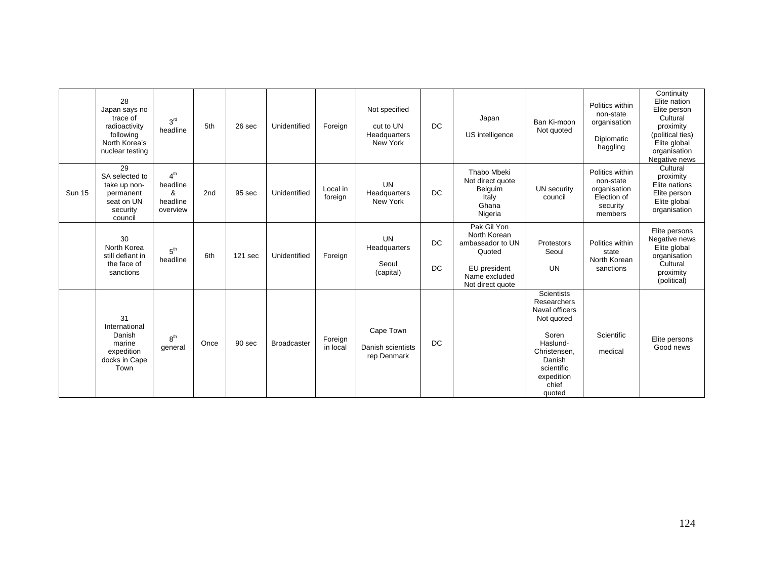|  |  |  |  |  |  |  |  |  |  |  |  |  |
|---|---|---|---|---|---|---|---|---|---|---|---|---|
|  | 28 Japan says no trace of radioactivity following North Korea's nuclear testing | 3rd headline | 5th | 26 sec | Unidentified | Foreign | Not specified cut to UN Headquarters New York | DC | Japan US intelligence | Ban Ki-moon Not quoted | Politics within non-state organisation Diplomatic haggling | Continuity Elite nation Elite person Cultural proximity (political ties) Elite global organisation Negative news |
| Sun 15 | 29 SA selected to take up non-permanent seat on UN security council | 4th headline & headline overview | 2nd | 95 sec | Unidentified | Local in foreign | UN Headquarters New York | DC | Thabo Mbeki Not direct quote Belguim Italy Ghana Nigeria | UN security council | Politics within non-state organisation Election of security members | Cultural proximity Elite nations Elite person Elite global organisation |
|  | 30 North Korea still defiant in the face of sanctions | 5th headline | 6th | 121 sec | Unidentified | Foreign | UN Headquarters Seoul (capital) | DC DC | Pak Gil Yon North Korean ambassador to UN Quoted EU president Name excluded Not direct quote | Protestors Seoul UN | Politics within state North Korean sanctions | Elite persons Negative news Elite global organisation Cultural proximity (political) |
|  | 31 International Danish marine expedition docks in Cape Town | 8th general | Once | 90 sec | Broadcaster | Foreign in local | Cape Town Danish scientists rep Denmark | DC |  | Scientists Researchers Naval officers Not quoted Soren Haslund-Christensen, Danish scientific expedition chief quoted | Scientific medical | Elite persons Good news |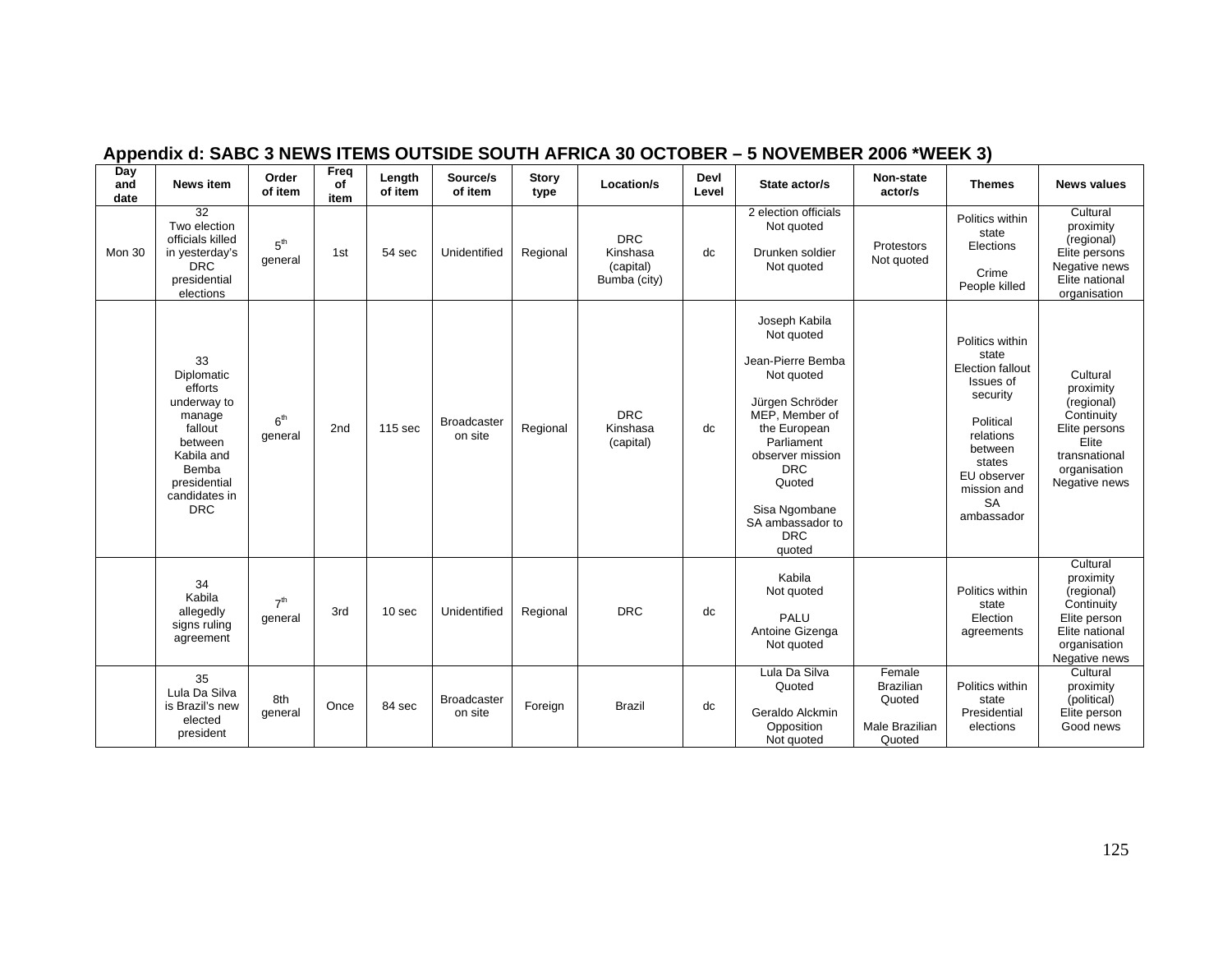**Appendix d: SABC 3 NEWS ITEMS OUTSIDE SOUTH AFRICA 30 OCTOBER – 5 NOVEMBER 2006 *WEEK 3)**

| Day and date | News item | Order of item | Freq of item | Length of item | Source/s of item | Story type | Location/s | Devl Level | State actor/s | Non-state actor/s | Themes | News values |
|---|---|---|---|---|---|---|---|---|---|---|---|---|
| Mon 30 | 32<br>Two election officials killed in yesterday's DRC presidential elections | 5th general | 1st | 54 sec | Unidentified | Regional | DRC<br>Kinshasa (capital)<br>Bumba (city) | dc | 2 election officials<br>Not quoted<br><br>Drunken soldier<br>Not quoted | Protestors<br>Not quoted | Politics within state<br>Elections<br><br>Crime<br>People killed | Cultural proximity (regional)<br>Elite persons<br>Negative news<br>Elite national organisation |
| | 33<br>Diplomatic efforts underway to manage fallout between Kabila and Bemba presidential candidates in DRC | 6th general | 2nd | 115 sec | Broadcaster on site | Regional | DRC<br>Kinshasa (capital) | dc | Joseph Kabila<br>Not quoted<br><br>Jean-Pierre Bemba<br>Not quoted<br><br>Jürgen Schröder MEP, Member of the European Parliament observer mission DRC<br>Quoted<br><br>Sisa Ngombane SA ambassador to DRC<br>quoted | | Politics within state<br>Election fallout<br>Issues of security<br><br>Political relations between states<br>EU observer mission and SA ambassador | Cultural proximity (regional)<br>Continuity<br>Elite persons<br>Elite transnational organisation<br>Negative news |
| | 34<br>Kabila allegedly signs ruling agreement | 7th general | 3rd | 10 sec | Unidentified | Regional | DRC | dc | Kabila<br>Not quoted<br><br>PALU<br>Antoine Gizenga<br>Not quoted | | Politics within state<br>Election agreements | Cultural proximity (regional)<br>Continuity<br>Elite person<br>Elite national organisation<br>Negative news |
| | 35<br>Lula Da Silva is Brazil's new elected president | 8th general | Once | 84 sec | Broadcaster on site | Foreign | Brazil | dc | Lula Da Silva<br>Quoted<br><br>Geraldo Alckmin<br>Opposition<br>Not quoted | Female Brazilian<br>Quoted<br><br>Male Brazilian<br>Quoted | Politics within state<br>Presidential elections | Cultural proximity (political)<br>Elite person<br>Good news |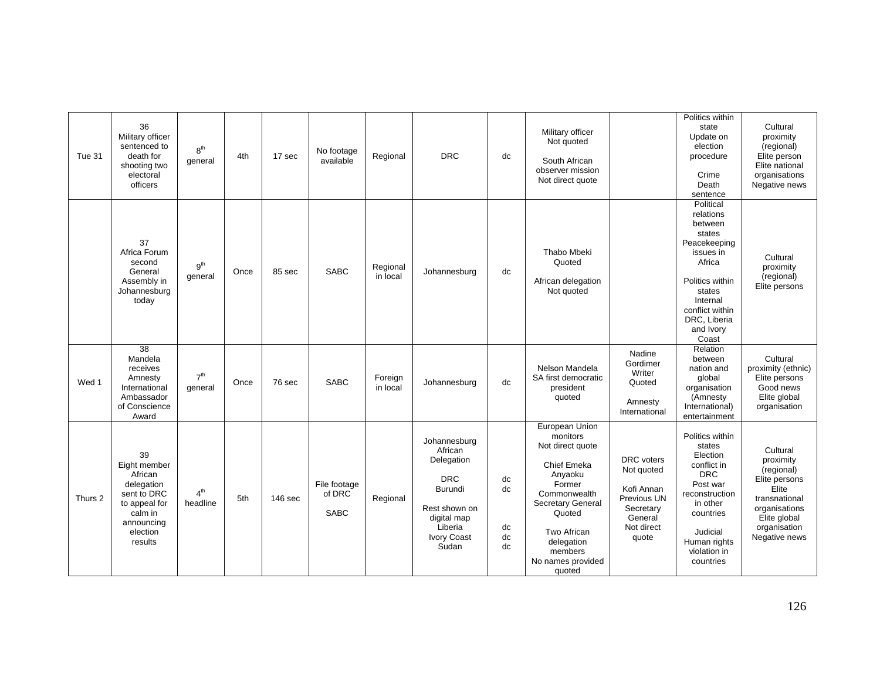| Tue 31 | 36 Military officer sentenced to death for shooting two electoral officers | 8th general | 4th | 17 sec | No footage available | Regional | DRC | dc | Military officer Not quoted<br><br>South African observer mission Not direct quote | | Politics within state Update on election procedure<br><br>Crime Death sentence | Cultural proximity (regional) Elite person Elite national organisations Negative news |
|---|---|---|---|---|---|---|---|---|---|---|---|---|
| | 37 Africa Forum second General Assembly in Johannesburg today | 9th general | Once | 85 sec | SABC | Regional in local | Johannesburg | dc | Thabo Mbeki Quoted<br><br>African delegation Not quoted | | Political relations between states Peacekeeping issues in Africa<br><br>Politics within states Internal conflict within DRC, Liberia and Ivory Coast | Cultural proximity (regional) Elite persons |
| Wed 1 | 38 Mandela receives Amnesty International Ambassador of Conscience Award | 7th general | Once | 76 sec | SABC | Foreign in local | Johannesburg | dc | Nelson Mandela SA first democratic president quoted | Nadine Gordimer Writer Quoted<br><br>Amnesty International | Relation between nation and global organisation (Amnesty International) entertainment | Cultural proximity (ethnic) Elite persons Good news Elite global organisation |
| Thurs 2 | 39 Eight member African delegation sent to DRC to appeal for calm in announcing election results | 4th headline | 5th | 146 sec | File footage of DRC<br><br>SABC | Regional | Johannesburg African Delegation<br><br>DRC<br>Burundi<br><br>Rest shown on digital map<br>Liberia<br>Ivory Coast<br>Sudan | dc<br>dc<br><br>dc<br>dc<br>dc | European Union monitors Not direct quote<br><br>Chief Emeka Anyaoku Former Commonwealth Secretary General Quoted<br><br>Two African delegation members No names provided quoted | DRC voters Not quoted<br><br>Kofi Annan Previous UN Secretary General Not direct quote | Politics within states Election conflict in DRC Post war reconstruction in other countries<br><br>Judicial Human rights violation in countries | Cultural proximity (regional) Elite persons Elite transnational organisations Elite global organisation Negative news |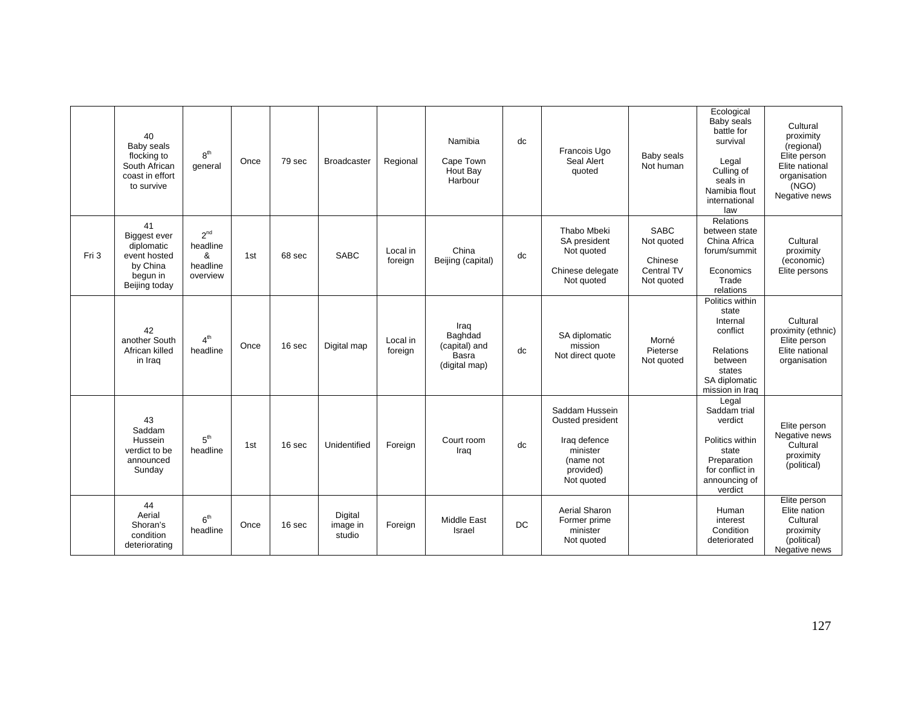|  |  |  |  |  |  |  |  |  |  |  |  |  |
|---|---|---|---|---|---|---|---|---|---|---|---|---|
|  | 40 Baby seals flocking to South African coast in effort to survive | 8th general | Once | 79 sec | Broadcaster | Regional | Namibia Cape Town Hout Bay Harbour | dc | Francois Ugo Seal Alert quoted | Baby seals Not human | Ecological Baby seals battle for survival Legal Culling of seals in Namibia flout international law | Cultural proximity (regional) Elite person Elite national organisation (NGO) Negative news |
| Fri 3 | 41 Biggest ever diplomatic event hosted by China begun in Beijing today | 2nd headline & headline overview | 1st | 68 sec | SABC | Local in foreign | China Beijing (capital) | dc | Thabo Mbeki SA president Not quoted Chinese delegate Not quoted | SABC Not quoted Chinese Central TV Not quoted | Relations between state China Africa forum/summit Economics Trade relations | Cultural proximity (economic) Elite persons |
|  | 42 another South African killed in Iraq | 4th headline | Once | 16 sec | Digital map | Local in foreign | Iraq Baghdad (capital) and Basra (digital map) | dc | SA diplomatic mission Not direct quote | Morné Pieterse Not quoted | Politics within state Internal conflict Relations between states SA diplomatic mission in Iraq | Cultural proximity (ethnic) Elite person Elite national organisation |
|  | 43 Saddam Hussein verdict to be announced Sunday | 5th headline | 1st | 16 sec | Unidentified | Foreign | Court room Iraq | dc | Saddam Hussein Ousted president Iraq defence minister (name not provided) Not quoted |  | Legal Saddam trial verdict Politics within state Preparation for conflict in announcing of verdict | Elite person Negative news Cultural proximity (political) |
|  | 44 Aerial Shoran's condition deteriorating | 6th headline | Once | 16 sec | Digital image in studio | Foreign | Middle East Israel | DC | Aerial Sharon Former prime minister Not quoted |  | Human interest Condition deteriorated | Elite person Elite nation Cultural proximity (political) Negative news |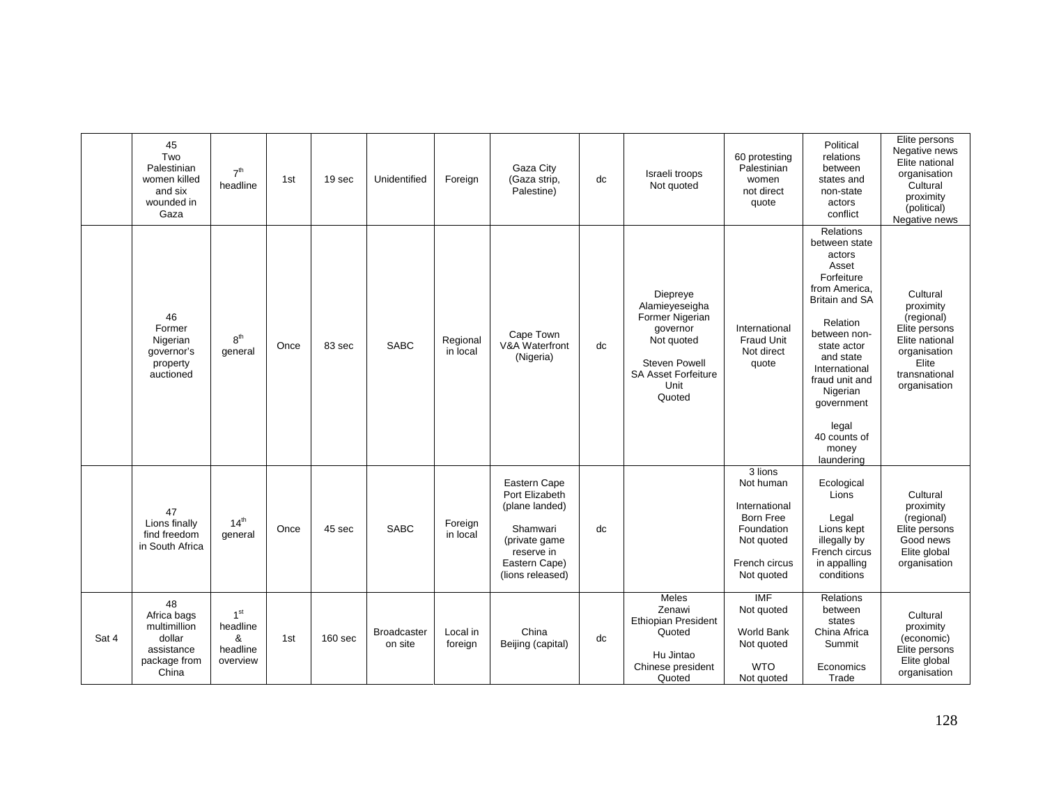| | | | | | | | | | | | | |
|---|---|---|---|---|---|---|---|---|---|---|---|---|
| | 45 Two Palestinian women killed and six wounded in Gaza | $7^{th}$ headline | 1st | 19 sec | Unidentified | Foreign | Gaza City (Gaza strip, Palestine) | dc | Israeli troops Not quoted | 60 protesting Palestinian women not direct quote | Political relations between states and non-state actors conflict | Elite persons Negative news Elite national organisation Cultural proximity (political) Negative news |
| | 46 Former Nigerian governor's property auctioned | $8^{th}$ general | Once | 83 sec | SABC | Regional in local | Cape Town V&A Waterfront (Nigeria) | dc | Diepreye Alamieyeseigha Former Nigerian governor Not quoted<br><br>Steven Powell SA Asset Forfeiture Unit Quoted | International Fraud Unit Not direct quote | Relations between state actors Asset Forfeiture from America, Britain and SA<br><br>Relation between non-state actor and state International fraud unit and Nigerian government<br><br>legal 40 counts of money laundering | Cultural proximity (regional) Elite persons Elite national organisation Elite transnational organisation |
| | 47 Lions finally find freedom in South Africa | $14^{th}$ general | Once | 45 sec | SABC | Foreign in local | Eastern Cape Port Elizabeth (plane landed)<br><br>Shamwari (private game reserve in Eastern Cape) (lions released) | dc | | 3 lions Not human<br><br>International Born Free Foundation Not quoted<br><br>French circus Not quoted | Ecological Lions<br><br>Legal Lions kept illegally by French circus in appalling conditions | Cultural proximity (regional) Elite persons Good news Elite global organisation |
| Sat 4 | 48 Africa bags multimillion dollar assistance package from China | $1^{st}$ headline & headline overview | 1st | 160 sec | Broadcaster on site | Local in foreign | China Beijing (capital) | dc | Meles Zenawi Ethiopian President Quoted<br><br>Hu Jintao Chinese president Quoted | IMF Not quoted<br><br>World Bank Not quoted<br><br>WTO Not quoted | Relations between states China Africa Summit<br><br>Economics Trade | Cultural proximity (economic) Elite persons Elite global organisation |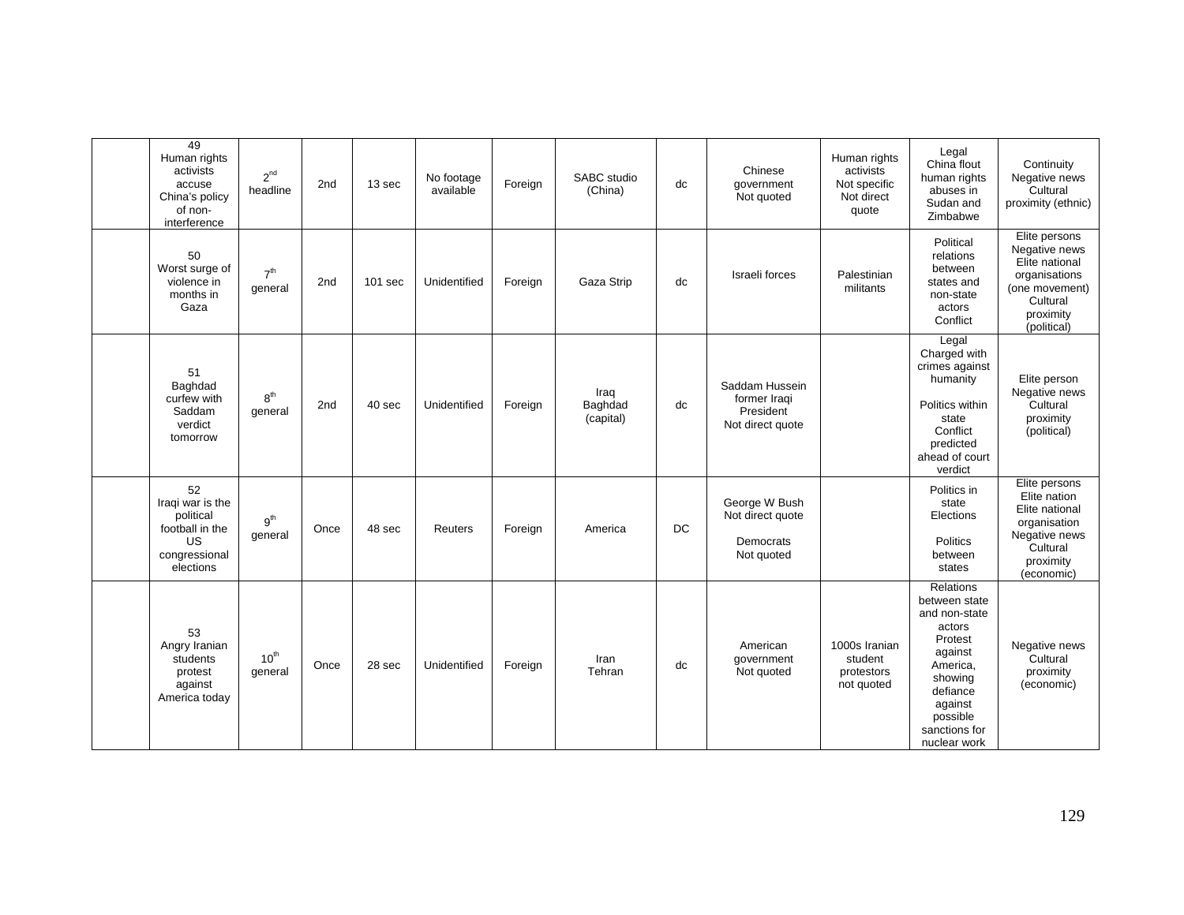| | | | | | | | | | | | | |
|---|---|---|---|---|---|---|---|---|---|---|---|---|
| | 49 Human rights activists accuse China's policy of non-interference | 2nd headline | 2nd | 13 sec | No footage available | Foreign | SABC studio (China) | dc | Chinese government Not quoted | Human rights activists Not specific Not direct quote | Legal China flout human rights abuses in Sudan and Zimbabwe | Continuity Negative news Cultural proximity (ethnic) |
| | 50 Worst surge of violence in months in Gaza | 7th general | 2nd | 101 sec | Unidentified | Foreign | Gaza Strip | dc | Israeli forces | Palestinian militants | Political relations between states and non-state actors Conflict | Elite persons Negative news Elite national organisations (one movement) Cultural proximity (political) |
| | 51 Baghdad curfew with Saddam verdict tomorrow | 8th general | 2nd | 40 sec | Unidentified | Foreign | Iraq Baghdad (capital) | dc | Saddam Hussein former Iraqi President Not direct quote | | Legal Charged with crimes against humanity Politics within state Conflict predicted ahead of court verdict | Elite person Negative news Cultural proximity (political) |
| | 52 Iraqi war is the political football in the US congressional elections | 9th general | Once | 48 sec | Reuters | Foreign | America | DC | George W Bush Not direct quote Democrats Not quoted | | Politics in state Elections Politics between states | Elite persons Elite nation Elite national organisation Negative news Cultural proximity (economic) |
| | 53 Angry Iranian students protest against America today | 10th general | Once | 28 sec | Unidentified | Foreign | Iran Tehran | dc | American government Not quoted | 1000s Iranian student protestors not quoted | Relations between state and non-state actors Protest against America, showing defiance against possible sanctions for nuclear work | Negative news Cultural proximity (economic) |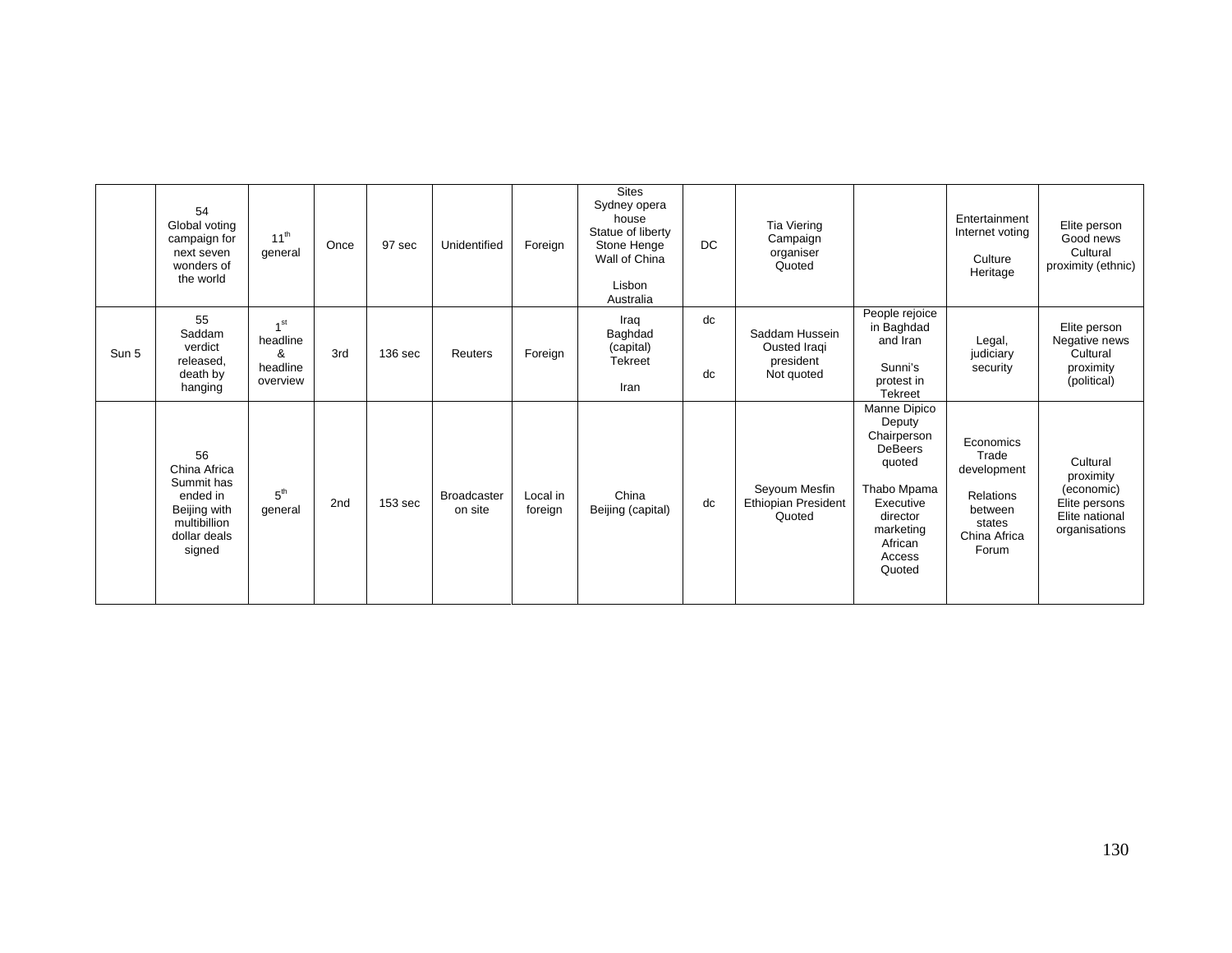|  |  |  |  |  |  |  |  |  |  |  |  |  |
|---|---|---|---|---|---|---|---|---|---|---|---|---|
|  | 54 Global voting campaign for next seven wonders of the world | 11th general | Once | 97 sec | Unidentified | Foreign | Sites Sydney opera house Statue of liberty Stone Henge Wall of China Lisbon Australia | DC | Tia Viering Campaign organiser Quoted |  | Entertainment Internet voting Culture Heritage | Elite person Good news Cultural proximity (ethnic) |
| Sun 5 | 55 Saddam verdict released, death by hanging | 1st headline & headline overview | 3rd | 136 sec | Reuters | Foreign | Iraq Baghdad (capital) Tekreet Iran | dc dc | Saddam Hussein Ousted Iraqi president Not quoted | People rejoice in Baghdad and Iran Sunni's protest in Tekreet | Legal, judiciary security | Elite person Negative news Cultural proximity (political) |
|  | 56 China Africa Summit has ended in Beijing with multibillion dollar deals signed | 5th general | 2nd | 153 sec | Broadcaster on site | Local in foreign | China Beijing (capital) | dc | Seyoum Mesfin Ethiopian President Quoted | Manne Dipico Deputy Chairperson DeBeers quoted Thabo Mpama Executive director marketing African Access Quoted | Economics Trade development Relations between states China Africa Forum | Cultural proximity (economic) Elite persons Elite national organisations |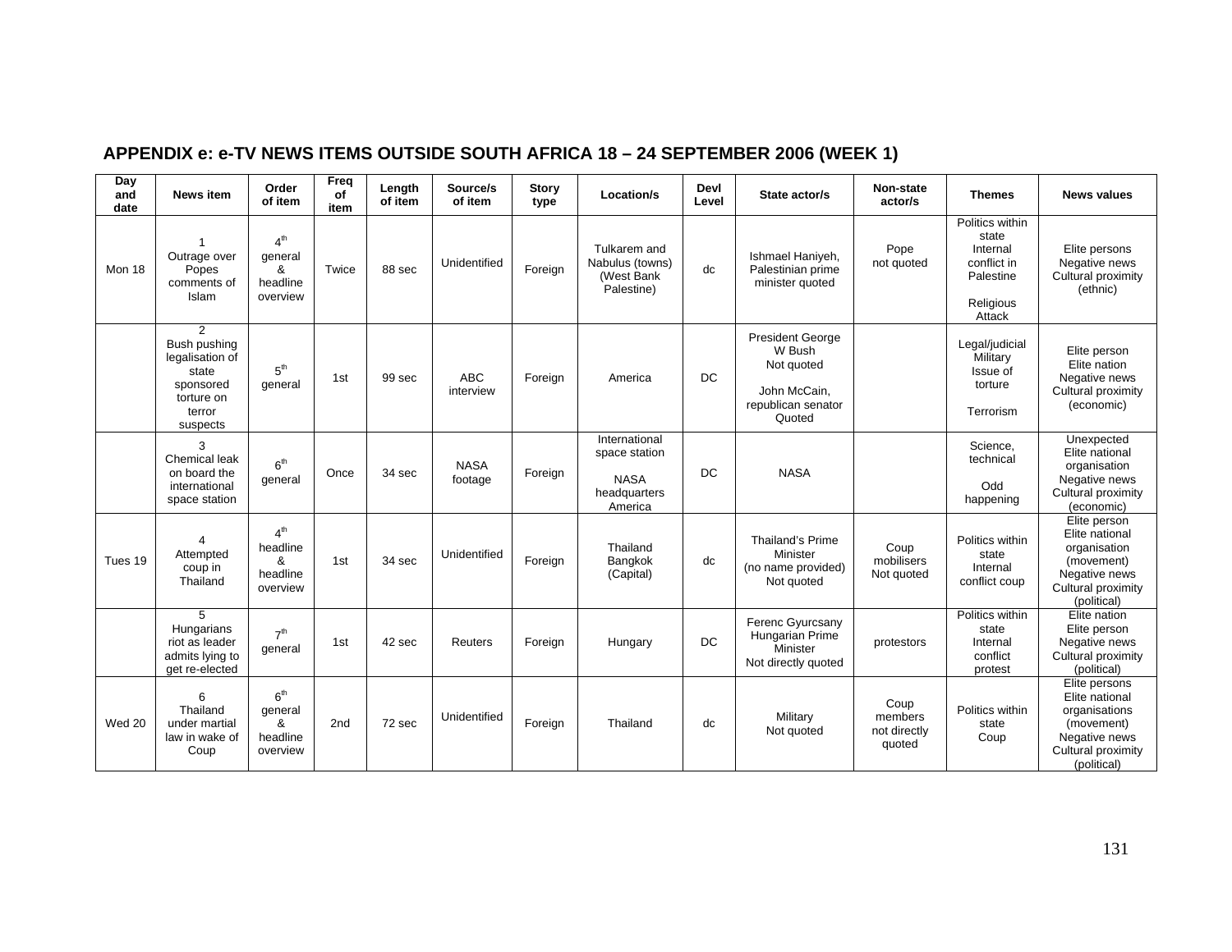## APPENDIX e: e-TV NEWS ITEMS OUTSIDE SOUTH AFRICA 18 – 24 SEPTEMBER 2006 (WEEK 1)

| Day and date | News item | Order of item | Freq of item | Length of item | Source/s of item | Story type | Location/s | Devl Level | State actor/s | Non-state actor/s | Themes | News values |
|---|---|---|---|---|---|---|---|---|---|---|---|---|
| Mon 18 | 1 Outrage over Popes comments of Islam | 4th general & headline overview | Twice | 88 sec | Unidentified | Foreign | Tulkarem and Nabulus (towns) (West Bank Palestine) | dc | Ishmael Haniyeh, Palestinian prime minister quoted | Pope not quoted | Politics within state Internal conflict in Palestine Religious Attack | Elite persons Negative news Cultural proximity (ethnic) |
| | 2 Bush pushing legalisation of state sponsored torture on terror suspects | 5th general | 1st | 99 sec | ABC interview | Foreign | America | DC | President George W Bush Not quoted John McCain, republican senator Quoted | | Legal/judicial Military Issue of torture Terrorism | Elite person Elite nation Negative news Cultural proximity (economic) |
| | 3 Chemical leak on board the international space station | 6th general | Once | 34 sec | NASA footage | Foreign | International space station NASA headquarters America | DC | NASA | | Science, technical Odd happening | Unexpected Elite national organisation Negative news Cultural proximity (economic) |
| Tues 19 | 4 Attempted coup in Thailand | 4th headline & headline overview | 1st | 34 sec | Unidentified | Foreign | Thailand Bangkok (Capital) | dc | Thailand's Prime Minister (no name provided) Not quoted | Coup mobilisers Not quoted | Politics within state Internal conflict coup | Elite person Elite national organisation (movement) Negative news Cultural proximity (political) |
| | 5 Hungarians riot as leader admits lying to get re-elected | 7th general | 1st | 42 sec | Reuters | Foreign | Hungary | DC | Ferenc Gyurcsany Hungarian Prime Minister Not directly quoted | protestors | Politics within state Internal conflict protest | Elite nation Elite person Negative news Cultural proximity (political) |
| Wed 20 | 6 Thailand under martial law in wake of Coup | 6th general & headline overview | 2nd | 72 sec | Unidentified | Foreign | Thailand | dc | Military Not quoted | Coup members not directly quoted | Politics within state Coup | Elite persons Elite national organisations (movement) Negative news Cultural proximity (political) |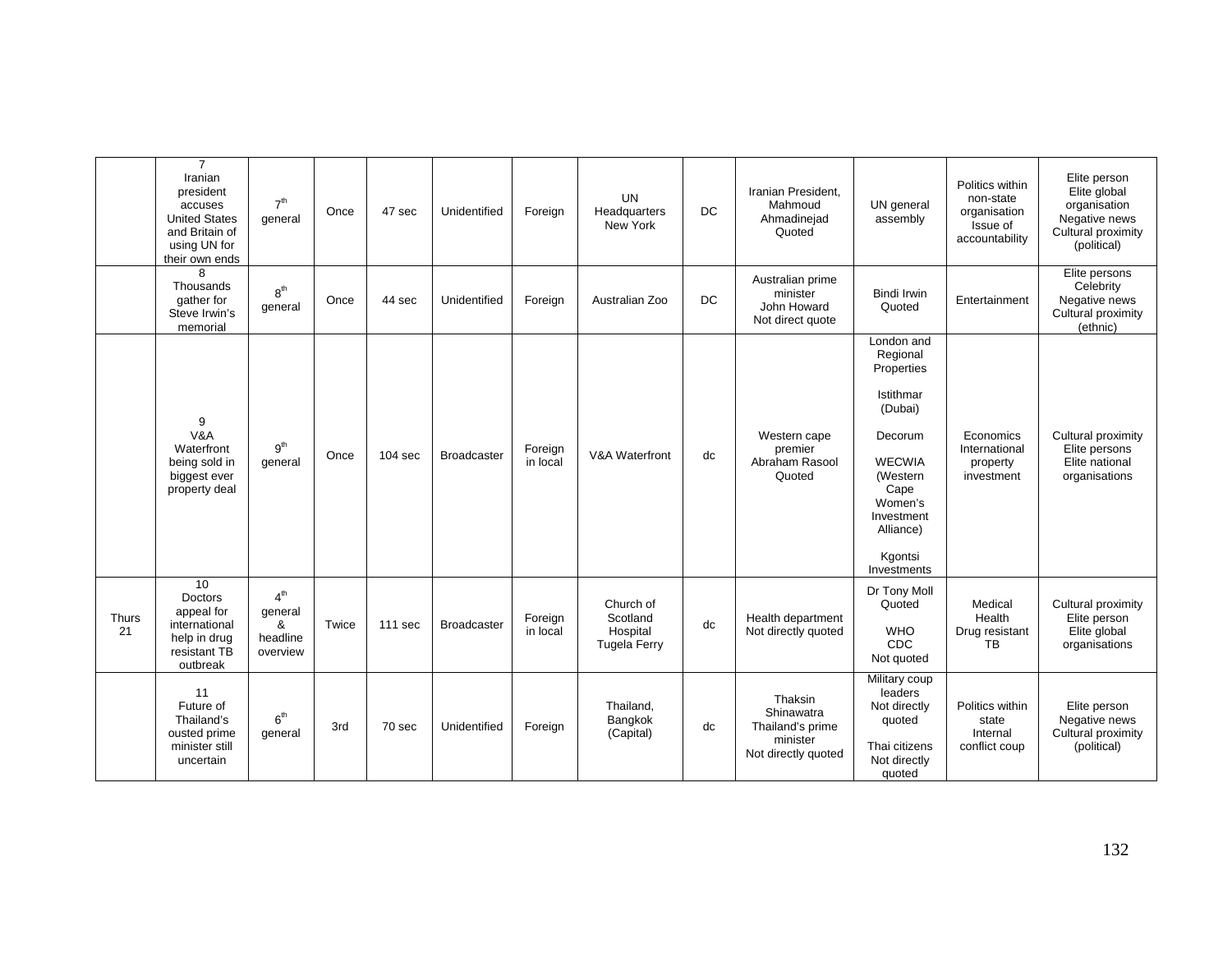| | | | | | | | | | | | | |
|---|---|---|---|---|---|---|---|---|---|---|---|---|
| | 7 Iranian president accuses United States and Britain of using UN for their own ends | 7th general | Once | 47 sec | Unidentified | Foreign | UN Headquarters New York | DC | Iranian President, Mahmoud Ahmadinejad Quoted | UN general assembly | Politics within non-state organisation Issue of accountability | Elite person Elite global organisation Negative news Cultural proximity (political) |
| | 8 Thousands gather for Steve Irwin's memorial | 8th general | Once | 44 sec | Unidentified | Foreign | Australian Zoo | DC | Australian prime minister John Howard Not direct quote | Bindi Irwin Quoted | Entertainment | Elite persons Celebrity Negative news Cultural proximity (ethnic) |
| | 9 V&A Waterfront being sold in biggest ever property deal | 9th general | Once | 104 sec | Broadcaster | Foreign in local | V&A Waterfront | dc | Western cape premier Abraham Rasool Quoted | London and Regional Properties<br><br>Istithmar (Dubai)<br><br>Decorum<br><br>WECWIA (Western Cape Women's Investment Alliance)<br><br>Kgontsi Investments | Economics International property investment | Cultural proximity Elite persons Elite national organisations |
| Thurs 21 | 10 Doctors appeal for international help in drug resistant TB outbreak | 4th general & headline overview | Twice | 111 sec | Broadcaster | Foreign in local | Church of Scotland Hospital Tugela Ferry | dc | Health department Not directly quoted | Dr Tony Moll Quoted<br><br>WHO CDC Not quoted | Medical Health Drug resistant TB | Cultural proximity Elite person Elite global organisations |
| | 11 Future of Thailand's ousted prime minister still uncertain | 6th general | 3rd | 70 sec | Unidentified | Foreign | Thailand, Bangkok (Capital) | dc | Thaksin Shinawatra Thailand's prime minister Not directly quoted | Military coup leaders Not directly quoted<br><br>Thai citizens Not directly quoted | Politics within state Internal conflict coup | Elite person Negative news Cultural proximity (political) |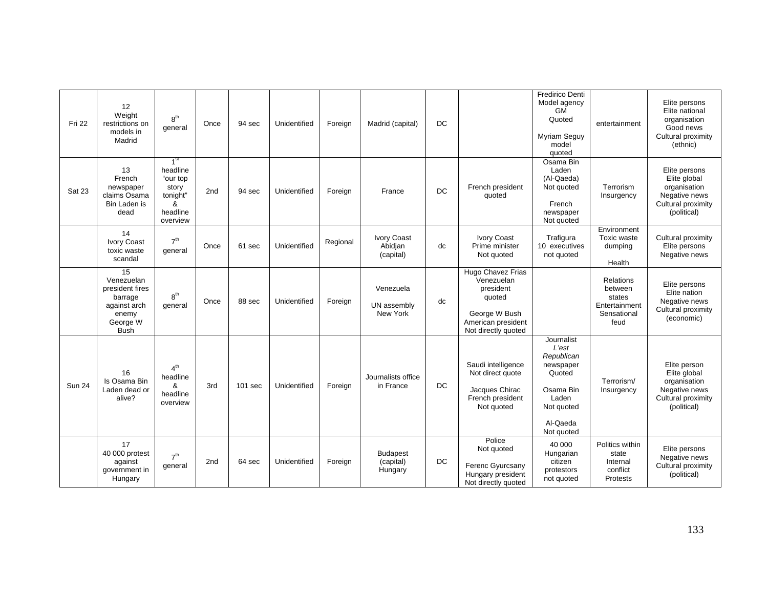| | | | | | | | | | | | | |
|---|---|---|---|---|---|---|---|---|---|---|---|---|
| Fri 22 | 12 Weight restrictions on models in Madrid | 8th general | Once | 94 sec | Unidentified | Foreign | Madrid (capital) | DC | | Fredirico Denti Model agency GM Quoted<br><br>Myriam Seguy model quoted | entertainment | Elite persons Elite national organisation Good news Cultural proximity (ethnic) |
| Sat 23 | 13 French newspaper claims Osama Bin Laden is dead | 1st headline "our top story tonight" & headline overview | 2nd | 94 sec | Unidentified | Foreign | France | DC | French president quoted | Osama Bin Laden (Al-Qaeda) Not quoted<br><br>French newspaper Not quoted | Terrorism Insurgency | Elite persons Elite global organisation Negative news Cultural proximity (political) |
| | 14 Ivory Coast toxic waste scandal | 7th general | Once | 61 sec | Unidentified | Regional | Ivory Coast Abidjan (capital) | dc | Ivory Coast Prime minister Not quoted | Trafigura 10 executives not quoted | Environment Toxic waste dumping<br><br>Health | Cultural proximity Elite persons Negative news |
| | 15 Venezuelan president fires barrage against arch enemy George W Bush | 8th general | Once | 88 sec | Unidentified | Foreign | Venezuela<br><br>UN assembly New York | dc | Hugo Chavez Frias Venezuelan president quoted<br><br>George W Bush American president Not directly quoted | | Relations between states Entertainment Sensational feud | Elite persons Elite nation Negative news Cultural proximity (economic) |
| Sun 24 | 16 Is Osama Bin Laden dead or alive? | 4th headline & headline overview | 3rd | 101 sec | Unidentified | Foreign | Journalists office in France | DC | Saudi intelligence Not direct quote<br><br>Jacques Chirac French president Not quoted | Journalist *L'est Republican* newspaper Quoted<br><br>Osama Bin Laden Not quoted<br><br>Al-Qaeda Not quoted | Terrorism/ Insurgency | Elite person Elite global organisation Negative news Cultural proximity (political) |
| | 17 40 000 protest against government in Hungary | 7th general | 2nd | 64 sec | Unidentified | Foreign | Budapest (capital) Hungary | DC | Police Not quoted<br><br>Ferenc Gyurcsany Hungary president Not directly quoted | 40 000 Hungarian citizen protestors not quoted | Politics within state Internal conflict Protests | Elite persons Negative news Cultural proximity (political) |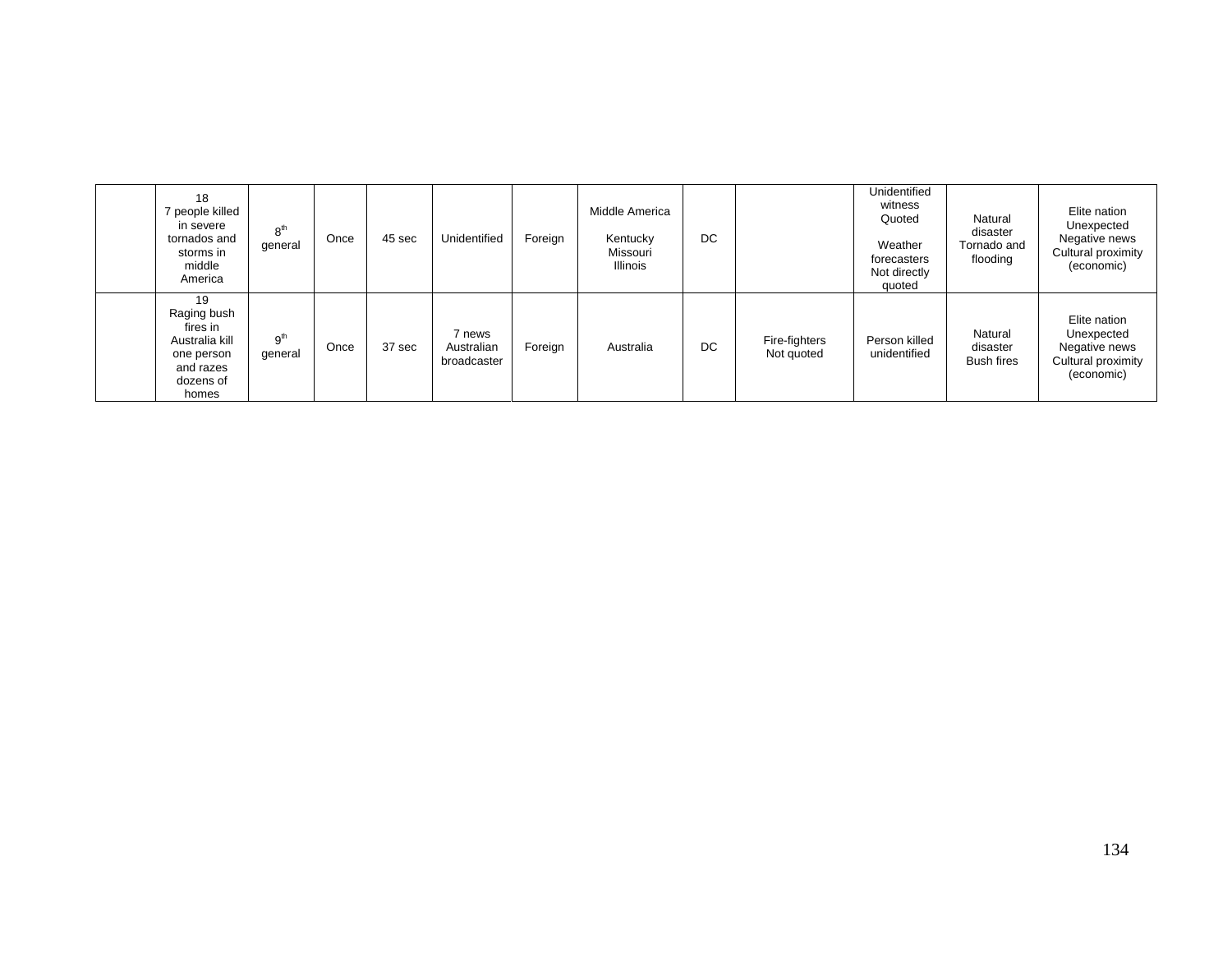| | | | | | | | | | | | | |
|---|---|---|---|---|---|---|---|---|---|---|---|---|
| | 18<br>7 people killed in severe tornados and storms in middle America | 8th general | Once | 45 sec | Unidentified | Foreign | Middle America<br><br>Kentucky<br>Missouri<br>Illinois | DC | | Unidentified witness Quoted<br><br>Weather forecasters Not directly quoted | Natural disaster Tornado and flooding | Elite nation<br>Unexpected<br>Negative news<br>Cultural proximity (economic) |
| | 19<br>Raging bush fires in Australia kill one person and razes dozens of homes | 9th general | Once | 37 sec | 7 news Australian broadcaster | Foreign | Australia | DC | Fire-fighters Not quoted | Person killed unidentified | Natural disaster Bush fires | Elite nation<br>Unexpected<br>Negative news<br>Cultural proximity (economic) |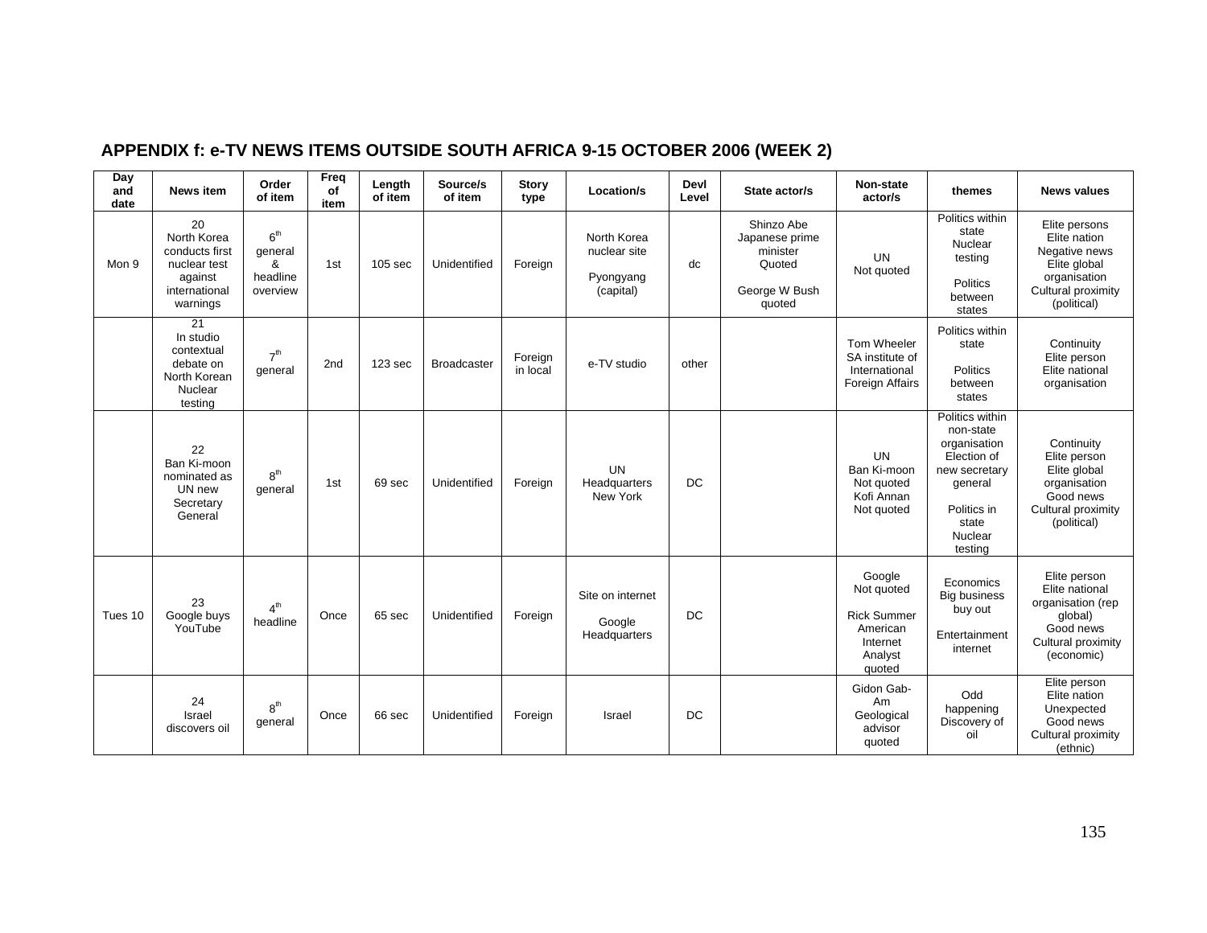## APPENDIX f: e-TV NEWS ITEMS OUTSIDE SOUTH AFRICA 9-15 OCTOBER 2006 (WEEK 2)

| Day and date | News item | Order of item | Freq of item | Length of item | Source/s of item | Story type | Location/s | Devl Level | State actor/s | Non-state actor/s | themes | News values |
|---|---|---|---|---|---|---|---|---|---|---|---|---|
| Mon 9 | 20 North Korea conducts first nuclear test against international warnings | 6th general & headline overview | 1st | 105 sec | Unidentified | Foreign | North Korea nuclear site Pyongyang (capital) | dc | Shinzo Abe Japanese prime minister Quoted George W Bush quoted | UN Not quoted | Politics within state Nuclear testing Politics between states | Elite persons Elite nation Negative news Elite global organisation Cultural proximity (political) |
| | 21 In studio contextual debate on North Korean Nuclear testing | 7th general | 2nd | 123 sec | Broadcaster | Foreign in local | e-TV studio | other | | Tom Wheeler SA institute of International Foreign Affairs | Politics within state Politics between states | Continuity Elite person Elite national organisation |
| | 22 Ban Ki-moon nominated as UN new Secretary General | 8th general | 1st | 69 sec | Unidentified | Foreign | UN Headquarters New York | DC | | UN Ban Ki-moon Not quoted Kofi Annan Not quoted | Politics within non-state organisation Election of new secretary general Politics in state Nuclear testing | Continuity Elite person Elite global organisation Good news Cultural proximity (political) |
| Tues 10 | 23 Google buys YouTube | 4th headline | Once | 65 sec | Unidentified | Foreign | Site on internet Google Headquarters | DC | | Google Not quoted Rick Summer American Internet Analyst quoted | Economics Big business buy out Entertainment internet | Elite person Elite national organisation (rep global) Good news Cultural proximity (economic) |
| | 24 Israel discovers oil | 8th general | Once | 66 sec | Unidentified | Foreign | Israel | DC | | Gidon Gab-Am Geological advisor quoted | Odd happening Discovery of oil | Elite person Elite nation Unexpected Good news Cultural proximity (ethnic) |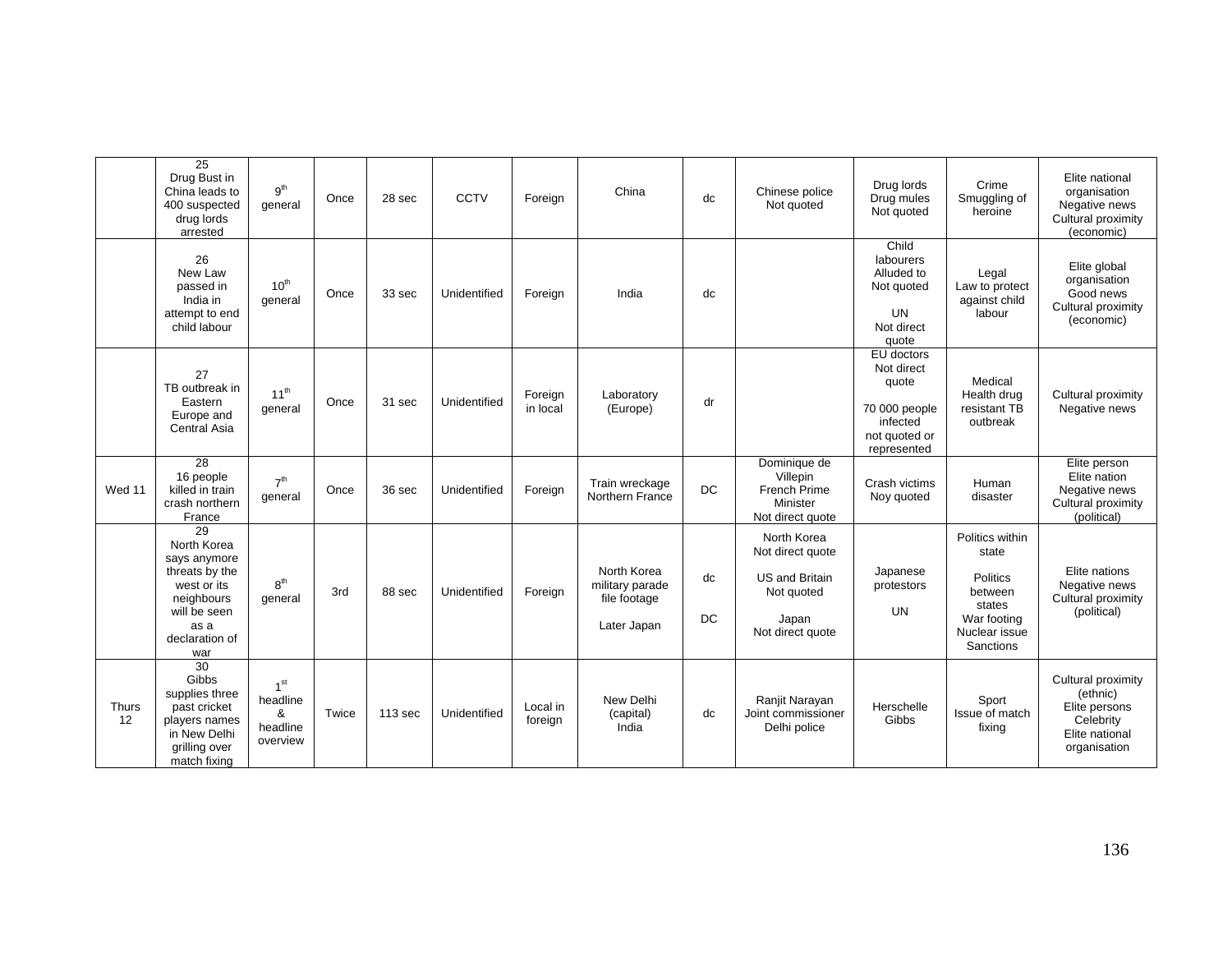| | | | | | | | | | | | | |
|---|---|---|---|---|---|---|---|---|---|---|---|---|
| | 25 Drug Bust in China leads to 400 suspected drug lords arrested | 9th general | Once | 28 sec | CCTV | Foreign | China | dc | Chinese police Not quoted | Drug lords Drug mules Not quoted | Crime Smuggling of heroine | Elite national organisation Negative news Cultural proximity (economic) |
| | 26 New Law passed in India in attempt to end child labour | 10th general | Once | 33 sec | Unidentified | Foreign | India | dc | | Child labourers Alluded to Not quoted UN Not direct quote | Legal Law to protect against child labour | Elite global organisation Good news Cultural proximity (economic) |
| | 27 TB outbreak in Eastern Europe and Central Asia | 11th general | Once | 31 sec | Unidentified | Foreign in local | Laboratory (Europe) | dr | | EU doctors Not direct quote 70 000 people infected not quoted or represented | Medical Health drug resistant TB outbreak | Cultural proximity Negative news |
| Wed 11 | 28 16 people killed in train crash northern France | 7th general | Once | 36 sec | Unidentified | Foreign | Train wreckage Northern France | DC | Dominique de Villepin French Prime Minister Not direct quote | Crash victims Noy quoted | Human disaster | Elite person Elite nation Negative news Cultural proximity (political) |
| | 29 North Korea says anymore threats by the west or its neighbours will be seen as a declaration of war | 8th general | 3rd | 88 sec | Unidentified | Foreign | North Korea military parade file footage Later Japan | dc DC | North Korea Not direct quote US and Britain Not quoted Japan Not direct quote | Japanese protestors UN | Politics within state Politics between states War footing Nuclear issue Sanctions | Elite nations Negative news Cultural proximity (political) |
| Thurs 12 | 30 Gibbs supplies three past cricket players names in New Delhi grilling over match fixing | 1st headline & headline overview | Twice | 113 sec | Unidentified | Local in foreign | New Delhi (capital) India | dc | Ranjit Narayan Joint commissioner Delhi police | Herschelle Gibbs | Sport Issue of match fixing | Cultural proximity (ethnic) Elite persons Celebrity Elite national organisation |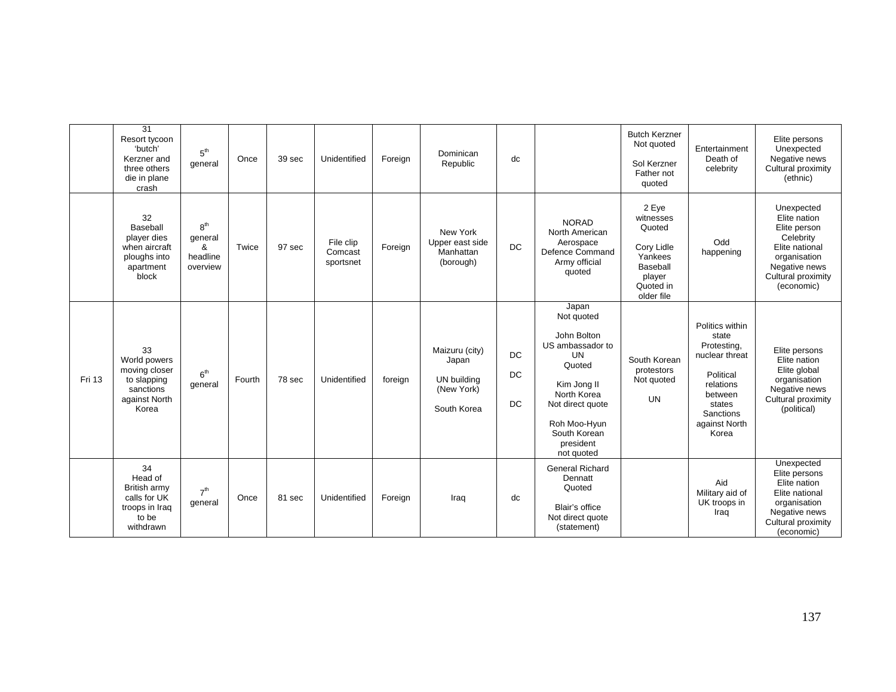|  |  |  |  |  |  |  |  |  |  |  |  |  |
|---|---|---|---|---|---|---|---|---|---|---|---|---|
|  | 31 Resort tycoon 'butch' Kerzner and three others die in plane crash | 5th general | Once | 39 sec | Unidentified | Foreign | Dominican Republic | dc |  | Butch Kerzner Not quoted Sol Kerzner Father not quoted | Entertainment Death of celebrity | Elite persons Unexpected Negative news Cultural proximity (ethnic) |
|  | 32 Baseball player dies when aircraft ploughs into apartment block | 8th general & headline overview | Twice | 97 sec | File clip Comcast sportsnet | Foreign | New York Upper east side Manhattan (borough) | DC | NORAD North American Aerospace Defence Command Army official quoted | 2 Eye witnesses Quoted Cory Lidle Yankees Baseball player Quoted in older file | Odd happening | Unexpected Elite nation Elite person Celebrity Elite national organisation Negative news Cultural proximity (economic) |
| Fri 13 | 33 World powers moving closer to slapping sanctions against North Korea | 6th general | Fourth | 78 sec | Unidentified | foreign | Maizuru (city) Japan UN building (New York) South Korea | DC DC DC | Japan Not quoted John Bolton US ambassador to UN Quoted Kim Jong II North Korea Not direct quote Roh Moo-Hyun South Korean president not quoted | South Korean protestors Not quoted UN | Politics within state Protesting, nuclear threat Political relations between states Sanctions against North Korea | Elite persons Elite nation Elite global organisation Negative news Cultural proximity (political) |
|  | 34 Head of British army calls for UK troops in Iraq to be withdrawn | 7th general | Once | 81 sec | Unidentified | Foreign | Iraq | dc | General Richard Dennatt Quoted Blair's office Not direct quote (statement) |  | Aid Military aid of UK troops in Iraq | Unexpected Elite persons Elite nation Elite national organisation Negative news Cultural proximity (economic) |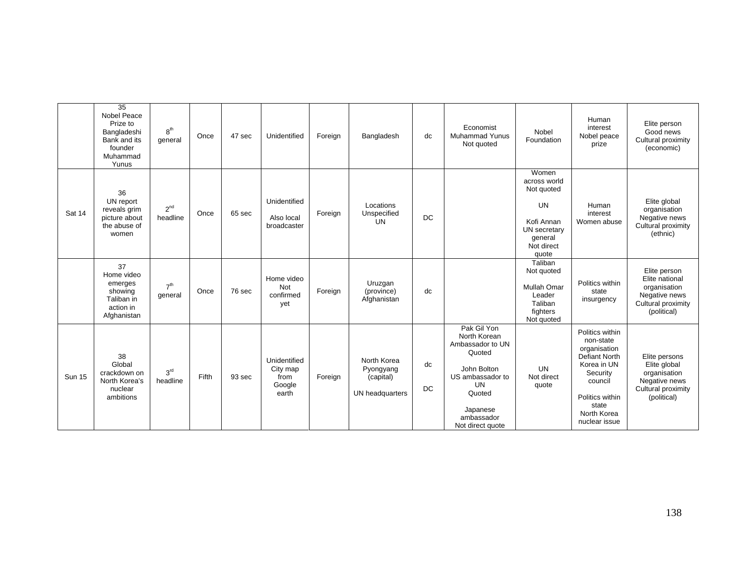|  | 35 Nobel Peace Prize to Bangladeshi Bank and its founder Muhammad Yunus | 8th general | Once | 47 sec | Unidentified | Foreign | Bangladesh | dc | Economist Muhammad Yunus Not quoted | Nobel Foundation | Human interest Nobel peace prize | Elite person Good news Cultural proximity (economic) |
|---|---|---|---|---|---|---|---|---|---|---|---|---|
| Sat 14 | 36 UN report reveals grim picture about the abuse of women | 2nd headline | Once | 65 sec | Unidentified<br><br>Also local broadcaster | Foreign | Locations Unspecified UN | DC |  | Women across world Not quoted<br><br>UN<br><br>Kofi Annan UN secretary general Not direct quote | Human interest Women abuse | Elite global organisation Negative news Cultural proximity (ethnic) |
|  | 37 Home video emerges showing Taliban in action in Afghanistan | 7th general | Once | 76 sec | Home video Not confirmed yet | Foreign | Uruzgan (province) Afghanistan | dc |  | Taliban Not quoted<br><br>Mullah Omar Leader Taliban fighters Not quoted | Politics within state insurgency | Elite person Elite national organisation Negative news Cultural proximity (political) |
| Sun 15 | 38 Global crackdown on North Korea's nuclear ambitions | 3rd headline | Fifth | 93 sec | Unidentified City map from Google earth | Foreign | North Korea Pyongyang (capital)<br><br>UN headquarters | dc<br><br>DC | Pak Gil Yon North Korean Ambassador to UN Quoted<br><br>John Bolton US ambassador to UN Quoted<br><br>Japanese ambassador Not direct quote | UN Not direct quote | Politics within non-state organisation Defiant North Korea in UN Security council<br><br>Politics within state North Korea nuclear issue | Elite persons Elite global organisation Negative news Cultural proximity (political) |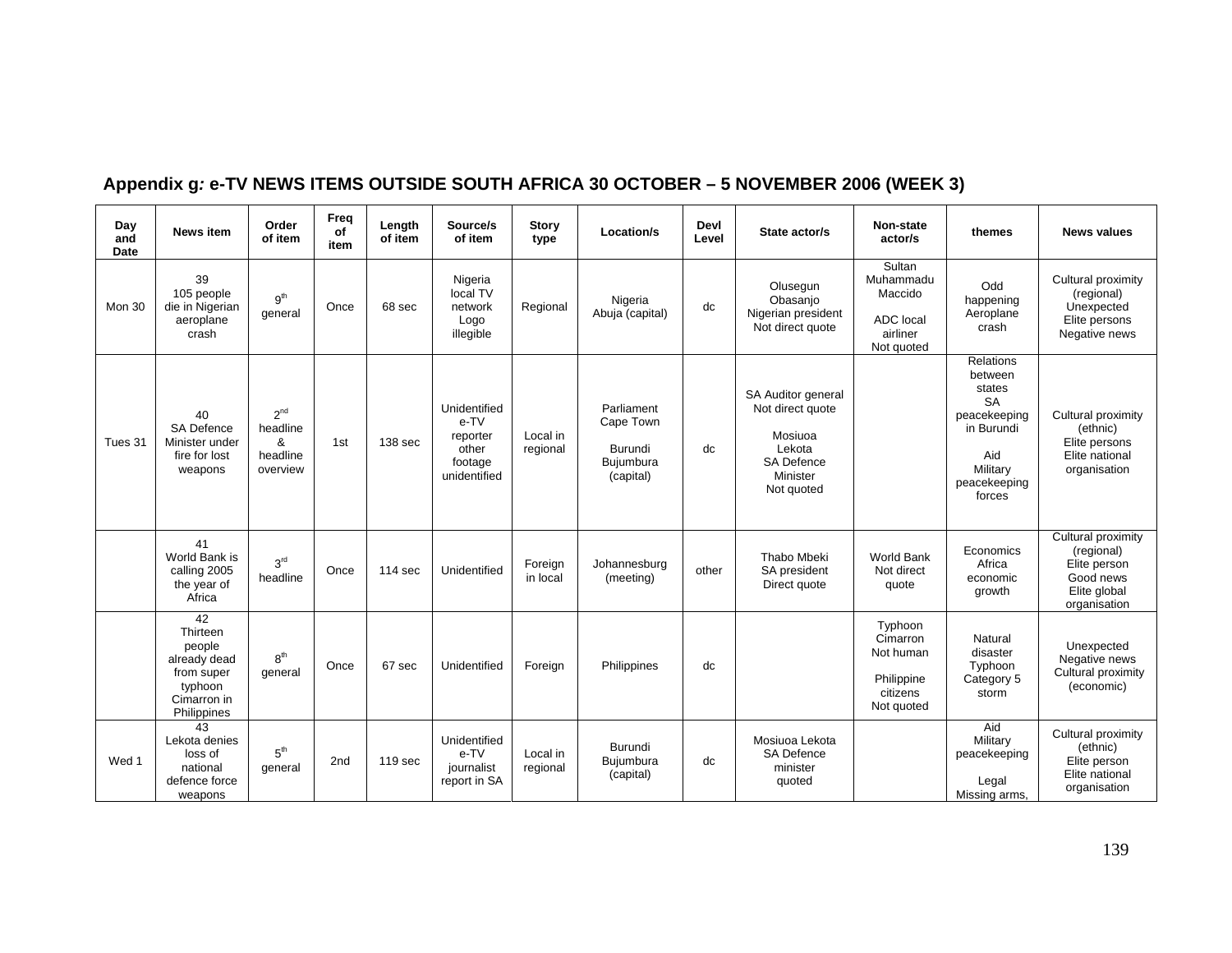## Appendix g*:* e-TV NEWS ITEMS OUTSIDE SOUTH AFRICA 30 OCTOBER – 5 NOVEMBER 2006 (WEEK 3)

| Day and Date | News item | Order of item | Freq of item | Length of item | Source/s of item | Story type | Location/s | Devl Level | State actor/s | Non-state actor/s | themes | News values |
|---|---|---|---|---|---|---|---|---|---|---|---|---|
| Mon 30 | 39 105 people die in Nigerian aeroplane crash | 9th general | Once | 68 sec | Nigeria local TV network Logo illegible | Regional | Nigeria Abuja (capital) | dc | Olusegun Obasanjo Nigerian president Not direct quote | Sultan Muhammadu Maccido ADC local airliner Not quoted | Odd happening Aeroplane crash | Cultural proximity (regional) Unexpected Elite persons Negative news |
| Tues 31 | 40 SA Defence Minister under fire for lost weapons | 2nd headline & headline overview | 1st | 138 sec | Unidentified e-TV reporter other footage unidentified | Local in regional | Parliament Cape Town Burundi Bujumbura (capital) | dc | SA Auditor general Not direct quote Mosiuoa Lekota SA Defence Minister Not quoted | | Relations between states SA peacekeeping in Burundi Aid Military peacekeeping forces | Cultural proximity (ethnic) Elite persons Elite national organisation |
| | 41 World Bank is calling 2005 the year of Africa | 3rd headline | Once | 114 sec | Unidentified | Foreign in local | Johannesburg (meeting) | other | Thabo Mbeki SA president Direct quote | World Bank Not direct quote | Economics Africa economic growth | Cultural proximity (regional) Elite person Good news Elite global organisation |
| | 42 Thirteen people already dead from super typhoon Cimarron in Philippines | 8th general | Once | 67 sec | Unidentified | Foreign | Philippines | dc | | Typhoon Cimarron Not human Philippine citizens Not quoted | Natural disaster Typhoon Category 5 storm | Unexpected Negative news Cultural proximity (economic) |
| Wed 1 | 43 Lekota denies loss of national defence force weapons | 5th general | 2nd | 119 sec | Unidentified e-TV journalist report in SA | Local in regional | Burundi Bujumbura (capital) | dc | Mosiuoa Lekota SA Defence minister quoted | | Aid Military peacekeeping Legal Missing arms, | Cultural proximity (ethnic) Elite person Elite national organisation |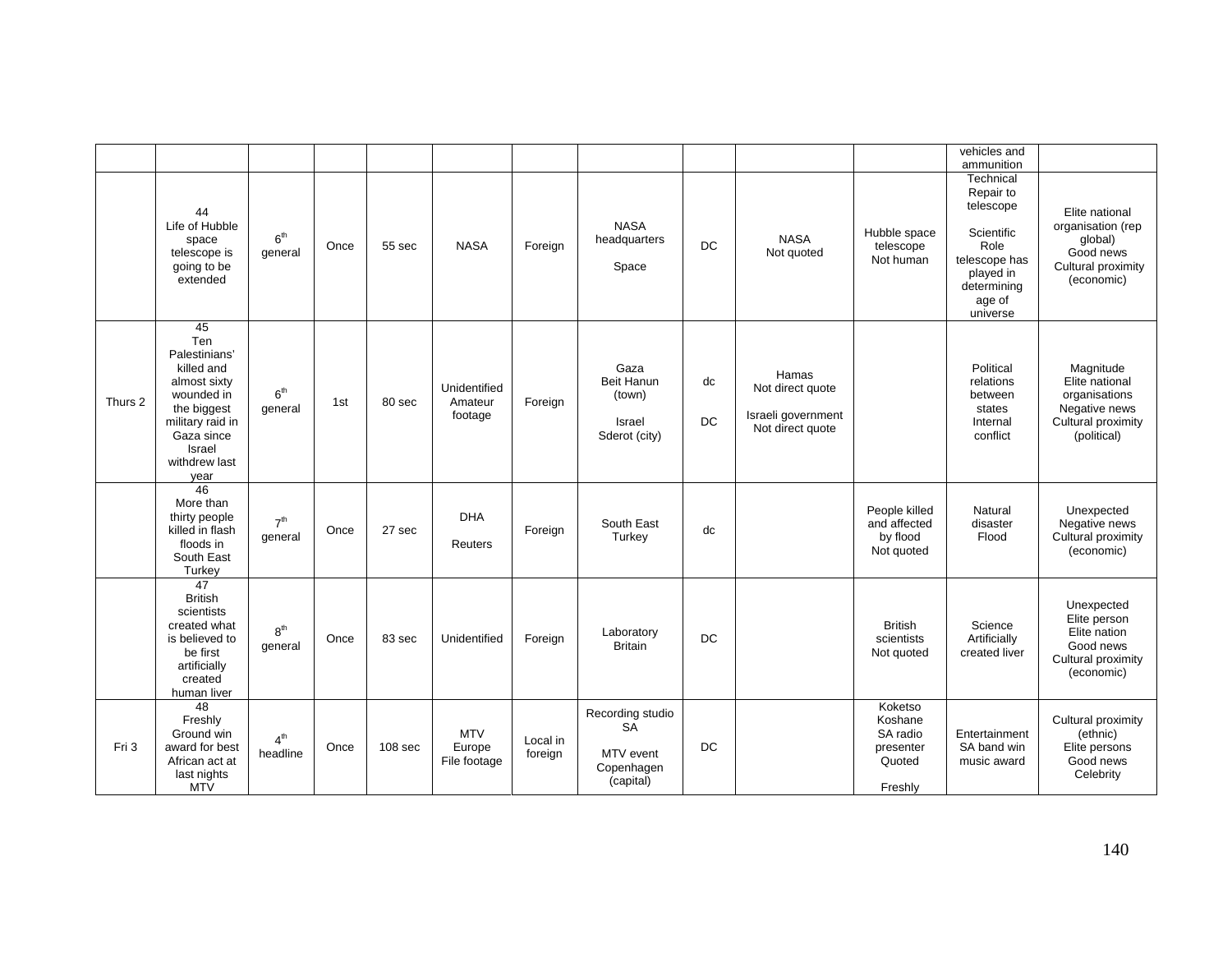| | | | | | | | | | | | | |
|---|---|---|---|---|---|---|---|---|---|---|---|---|
| | | | | | | | | | | | vehicles and ammunition | |
| | 44 Life of Hubble space telescope is going to be extended | 6th general | Once | 55 sec | NASA | Foreign | NASA headquarters Space | DC | NASA Not quoted | Hubble space telescope Not human | Technical Repair to telescope Scientific Role telescope has played in determining age of universe | Elite national organisation (rep global) Good news Cultural proximity (economic) |
| Thurs 2 | 45 Ten Palestinians' killed and almost sixty wounded in the biggest military raid in Gaza since Israel withdrew last year | 6th general | 1st | 80 sec | Unidentified Amateur footage | Foreign | Gaza Beit Hanun (town) Israel Sderot (city) | dc DC | Hamas Not direct quote Israeli government Not direct quote | | Political relations between states Internal conflict | Magnitude Elite national organisations Negative news Cultural proximity (political) |
| | 46 More than thirty people killed in flash floods in South East Turkey | 7th general | Once | 27 sec | DHA Reuters | Foreign | South East Turkey | dc | | People killed and affected by flood Not quoted | Natural disaster Flood | Unexpected Negative news Cultural proximity (economic) |
| | 47 British scientists created what is believed to be first artificially created human liver | 8th general | Once | 83 sec | Unidentified | Foreign | Laboratory Britain | DC | | British scientists Not quoted | Science Artificially created liver | Unexpected Elite person Elite nation Good news Cultural proximity (economic) |
| Fri 3 | 48 Freshly Ground win award for best African act at last nights MTV | 4th headline | Once | 108 sec | MTV Europe File footage | Local in foreign | Recording studio SA MTV event Copenhagen (capital) | DC | | Koketso Koshane SA radio presenter Quoted Freshly | Entertainment SA band win music award | Cultural proximity (ethnic) Elite persons Good news Celebrity |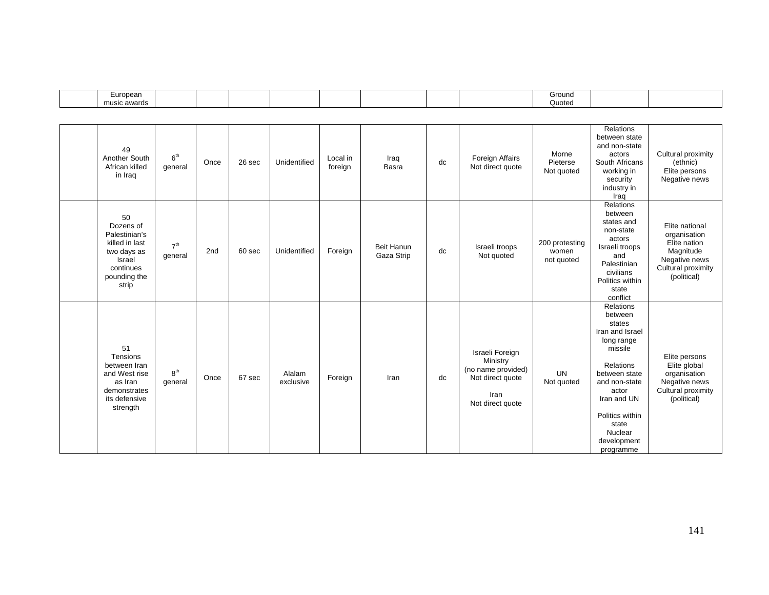| | European music awards | | | | | | | | | Ground Quoted | | |
|---|---|---|---|---|---|---|---|---|---|---|---|---|

| | | | | | | | | | | | | |
|---|---|---|---|---|---|---|---|---|---|---|---|---|
| | 49 Another South African killed in Iraq | 6th general | Once | 26 sec | Unidentified | Local in foreign | Iraq Basra | dc | Foreign Affairs Not direct quote | Morne Pieterse Not quoted | Relations between state and non-state actors South Africans working in security industry in Iraq | Cultural proximity (ethnic) Elite persons Negative news |
| | 50 Dozens of Palestinian's killed in last two days as Israel continues pounding the strip | 7th general | 2nd | 60 sec | Unidentified | Foreign | Beit Hanun Gaza Strip | dc | Israeli troops Not quoted | 200 protesting women not quoted | Relations between states and non-state actors Israeli troops and Palestinian civilians Politics within state conflict | Elite national organisation Elite nation Magnitude Negative news Cultural proximity (political) |
| | 51 Tensions between Iran and West rise as Iran demonstrates its defensive strength | 8th general | Once | 67 sec | Alalam exclusive | Foreign | Iran | dc | Israeli Foreign Ministry (no name provided) Not direct quote Iran Not direct quote | UN Not quoted | Relations between states Iran and Israel long range missile Relations between state and non-state actor Iran and UN Politics within state Nuclear development programme | Elite persons Elite global organisation Negative news Cultural proximity (political) |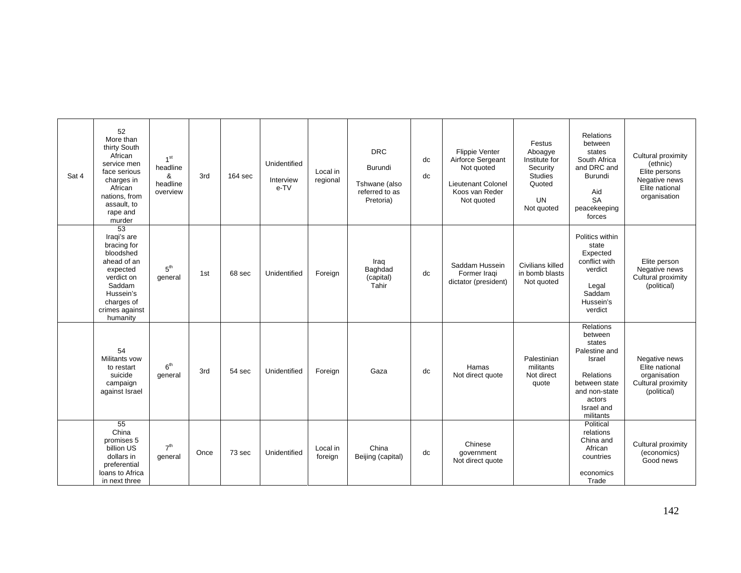| Sat 4 | 52<br>More than thirty South African service men face serious charges in African nations, from assault, to rape and murder | 1st headline & headline overview | 3rd | 164 sec | Unidentified<br><br>Interview e-TV | Local in regional | DRC<br><br>Burundi<br><br>Tshwane (also referred to as Pretoria) | dc<br><br>dc | Flippie Venter Airforce Sergeant Not quoted<br><br>Lieutenant Colonel Koos van Reder Not quoted | Festus Aboagye Institute for Security Studies Quoted<br><br>UN Not quoted | Relations between states South Africa and DRC and Burundi<br><br>Aid SA peacekeeping forces | Cultural proximity (ethnic)<br>Elite persons<br>Negative news<br>Elite national organisation |
|---|---|---|---|---|---|---|---|---|---|---|---|---|
| | 53<br>Iraqi's are bracing for bloodshed ahead of an expected verdict on Saddam Hussein's charges of crimes against humanity | 5th general | 1st | 68 sec | Unidentified | Foreign | Iraq<br>Baghdad (capital)<br>Tahir | dc | Saddam Hussein Former Iraqi dictator (president) | Civilians killed in bomb blasts Not quoted | Politics within state<br>Expected conflict with verdict<br><br>Legal Saddam Hussein's verdict | Elite person<br>Negative news<br>Cultural proximity (political) |
| | 54<br>Militants vow to restart suicide campaign against Israel | 6th general | 3rd | 54 sec | Unidentified | Foreign | Gaza | dc | Hamas<br>Not direct quote | Palestinian militants Not direct quote | Relations between states Palestine and Israel<br><br>Relations between state and non-state actors Israel and militants | Negative news<br>Elite national organisation<br>Cultural proximity (political) |
| | 55<br>China promises 5 billion US dollars in preferential loans to Africa in next three | 7th general | Once | 73 sec | Unidentified | Local in foreign | China<br>Beijing (capital) | dc | Chinese government Not direct quote | | Political relations China and African countries<br><br>economics Trade | Cultural proximity (economics)<br>Good news |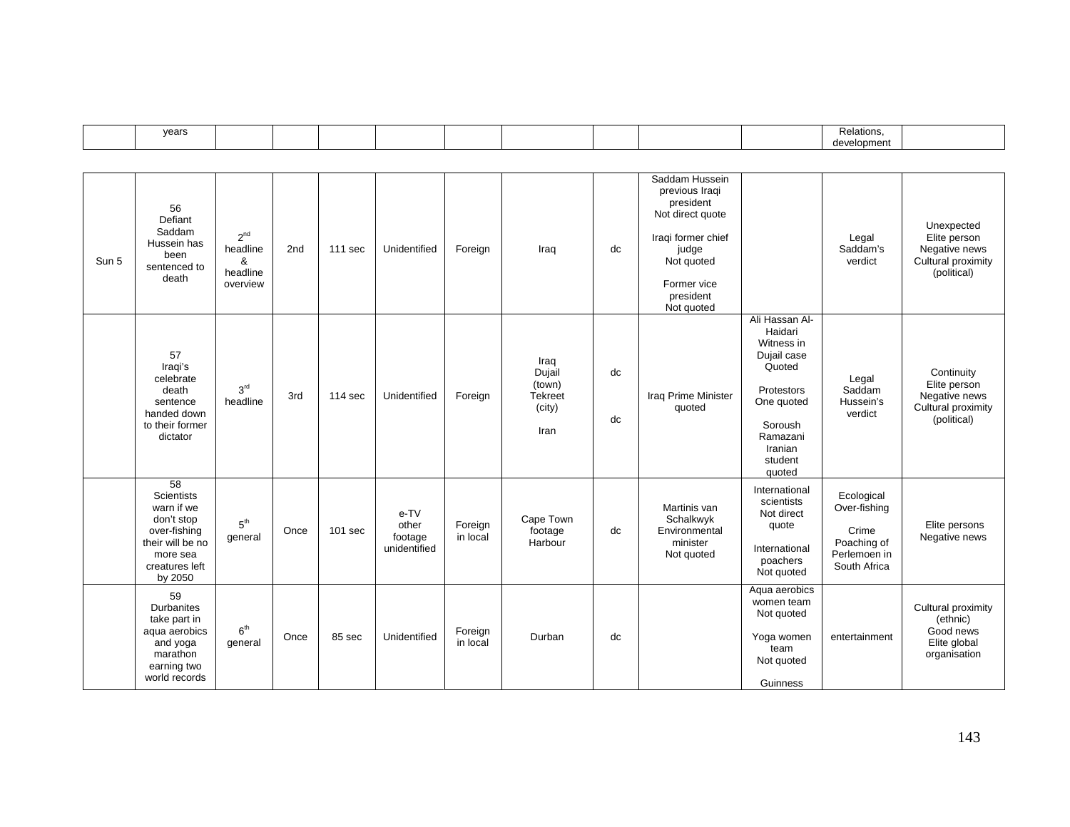| | years | | | | | | | | | | Relations, development | |
|---|---|---|---|---|---|---|---|---|---|---|---|---|
| Sun 5 | 56 Defiant Saddam Hussein has been sentenced to death | 2nd headline & headline overview | 2nd | 111 sec | Unidentified | Foreign | Iraq | dc | Saddam Hussein previous Iraqi president Not direct quote<br><br>Iraqi former chief judge Not quoted<br><br>Former vice president Not quoted | | Legal Saddam's verdict | Unexpected Elite person Negative news Cultural proximity (political) |
| | 57 Iraqi's celebrate death sentence handed down to their former dictator | 3rd headline | 3rd | 114 sec | Unidentified | Foreign | Iraq Dujail (town) Tekreet (city)<br><br>Iran | dc<br><br>dc | Iraq Prime Minister quoted | Ali Hassan Al-Haidari Witness in Dujail case Quoted<br><br>Protestors One quoted<br><br>Soroush Ramazani Iranian student quoted | Legal Saddam Hussein's verdict | Continuity Elite person Negative news Cultural proximity (political) |
| | 58 Scientists warn if we don't stop over-fishing their will be no more sea creatures left by 2050 | 5th general | Once | 101 sec | e-TV other footage unidentified | Foreign in local | Cape Town footage Harbour | dc | Martinis van Schalkwyk Environmental minister Not quoted | International scientists Not direct quote<br><br>International poachers Not quoted | Ecological Over-fishing<br><br>Crime Poaching of Perlemoen in South Africa | Elite persons Negative news |
| | 59 Durbanites take part in aqua aerobics and yoga marathon earning two world records | 6th general | Once | 85 sec | Unidentified | Foreign in local | Durban | dc | | Aqua aerobics women team Not quoted<br><br>Yoga women team Not quoted<br><br>Guinness | entertainment | Cultural proximity (ethnic) Good news Elite global organisation |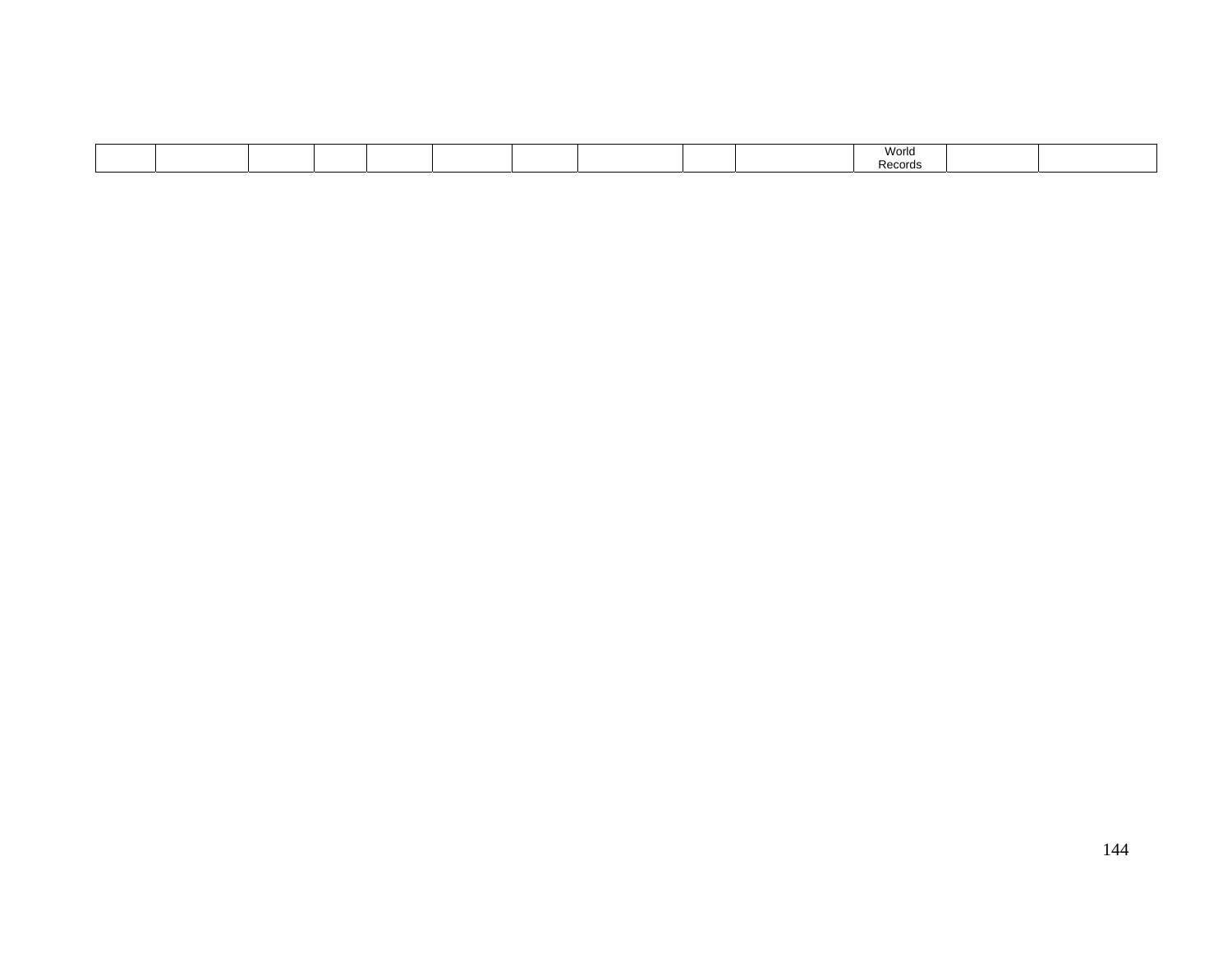| | | | | | | | | | | World Records | | |
|---|---|---|---|---|---|---|---|---|---|---|---|---|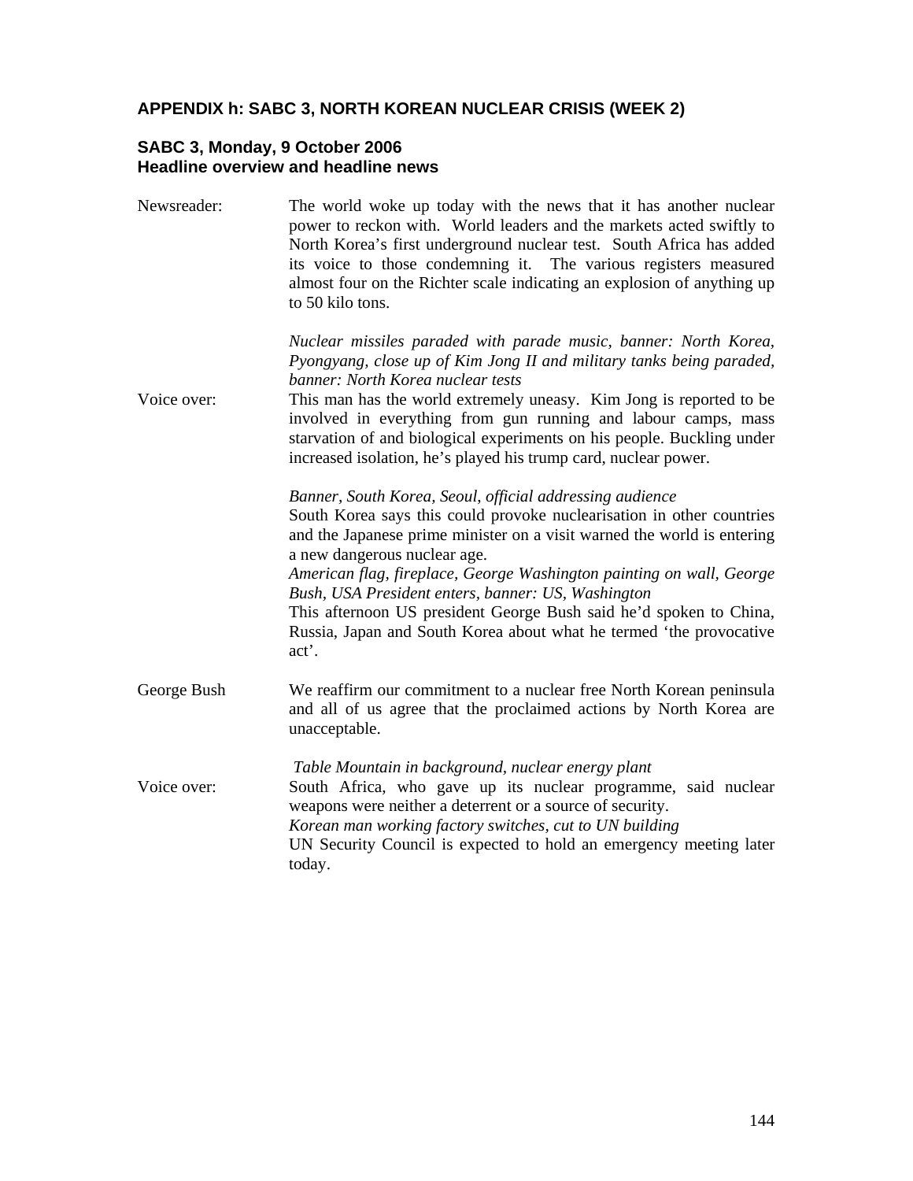## APPENDIX h: SABC 3, NORTH KOREAN NUCLEAR CRISIS (WEEK 2)

### SABC 3, Monday, 9 October 2006
### Headline overview and headline news

Newsreader: The world woke up today with the news that it has another nuclear power to reckon with. World leaders and the markets acted swiftly to North Korea's first underground nuclear test. South Africa has added its voice to those condemning it. The various registers measured almost four on the Richter scale indicating an explosion of anything up to 50 kilo tons.

*Nuclear missiles paraded with parade music, banner: North Korea, Pyongyang, close up of Kim Jong II and military tanks being paraded, banner: North Korea nuclear tests*

Voice over: This man has the world extremely uneasy. Kim Jong is reported to be involved in everything from gun running and labour camps, mass starvation of and biological experiments on his people. Buckling under increased isolation, he's played his trump card, nuclear power.

*Banner, South Korea, Seoul, official addressing audience*

South Korea says this could provoke nuclearisation in other countries and the Japanese prime minister on a visit warned the world is entering a new dangerous nuclear age.

*American flag, fireplace, George Washington painting on wall, George Bush, USA President enters, banner: US, Washington*

This afternoon US president George Bush said he'd spoken to China, Russia, Japan and South Korea about what he termed 'the provocative act'.

George Bush: We reaffirm our commitment to a nuclear free North Korean peninsula and all of us agree that the proclaimed actions by North Korea are unacceptable.

*Table Mountain in background, nuclear energy plant*

Voice over: South Africa, who gave up its nuclear programme, said nuclear weapons were neither a deterrent or a source of security.

*Korean man working factory switches, cut to UN building*

UN Security Council is expected to hold an emergency meeting later today.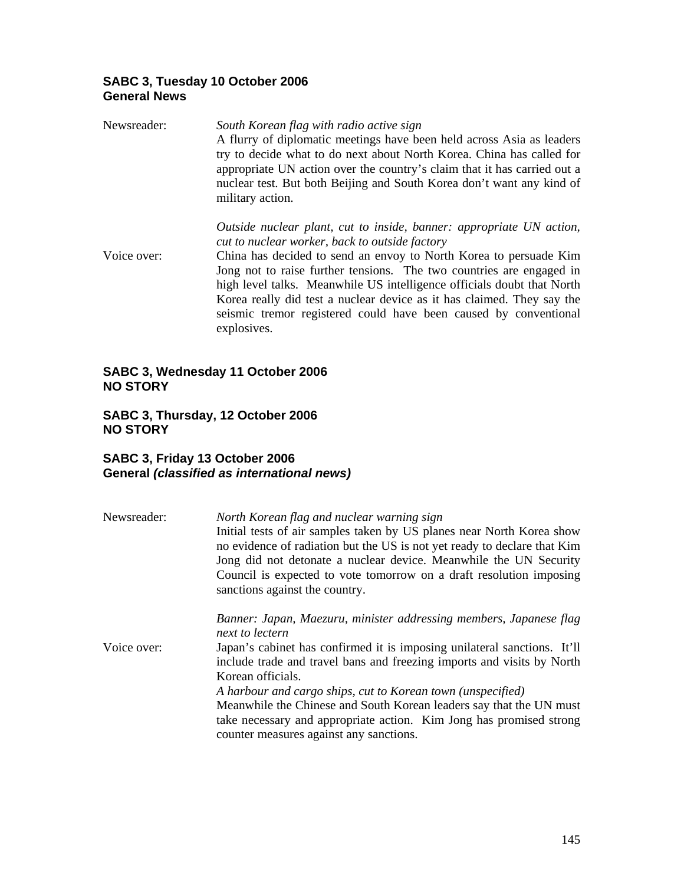**SABC 3, Tuesday 10 October 2006**
**General News**

Newsreader: *South Korean flag with radio active sign*
A flurry of diplomatic meetings have been held across Asia as leaders try to decide what to do next about North Korea. China has called for appropriate UN action over the country's claim that it has carried out a nuclear test. But both Beijing and South Korea don't want any kind of military action.

*Outside nuclear plant, cut to inside, banner: appropriate UN action, cut to nuclear worker, back to outside factory*

Voice over: China has decided to send an envoy to North Korea to persuade Kim Jong not to raise further tensions. The two countries are engaged in high level talks. Meanwhile US intelligence officials doubt that North Korea really did test a nuclear device as it has claimed. They say the seismic tremor registered could have been caused by conventional explosives.

**SABC 3, Wednesday 11 October 2006**
**NO STORY**

**SABC 3, Thursday, 12 October 2006**
**NO STORY**

**SABC 3, Friday 13 October 2006**
**General *(classified as international news)***

Newsreader: *North Korean flag and nuclear warning sign*
Initial tests of air samples taken by US planes near North Korea show no evidence of radiation but the US is not yet ready to declare that Kim Jong did not detonate a nuclear device. Meanwhile the UN Security Council is expected to vote tomorrow on a draft resolution imposing sanctions against the country.

*Banner: Japan, Maezuru, minister addressing members, Japanese flag next to lectern*

Voice over: Japan's cabinet has confirmed it is imposing unilateral sanctions. It'll include trade and travel bans and freezing imports and visits by North Korean officials.

*A harbour and cargo ships, cut to Korean town (unspecified)*

Meanwhile the Chinese and South Korean leaders say that the UN must take necessary and appropriate action. Kim Jong has promised strong counter measures against any sanctions.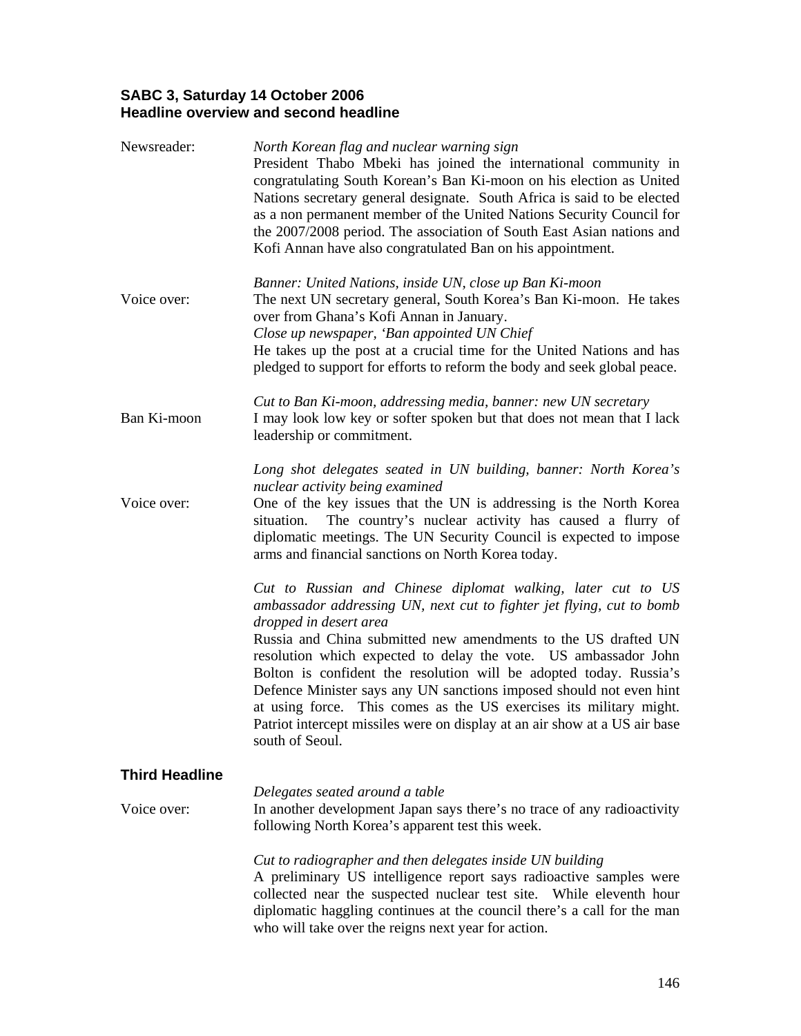**SABC 3, Saturday 14 October 2006**
**Headline overview and second headline**

Newsreader: *North Korean flag and nuclear warning sign*
President Thabo Mbeki has joined the international community in congratulating South Korean's Ban Ki-moon on his election as United Nations secretary general designate. South Africa is said to be elected as a non permanent member of the United Nations Security Council for the 2007/2008 period. The association of South East Asian nations and Kofi Annan have also congratulated Ban on his appointment.

*Banner: United Nations, inside UN, close up Ban Ki-moon*

Voice over: The next UN secretary general, South Korea's Ban Ki-moon. He takes over from Ghana's Kofi Annan in January.
*Close up newspaper, 'Ban appointed UN Chief*
He takes up the post at a crucial time for the United Nations and has pledged to support for efforts to reform the body and seek global peace.

*Cut to Ban Ki-moon, addressing media, banner: new UN secretary*

Ban Ki-moon: I may look low key or softer spoken but that does not mean that I lack leadership or commitment.

*Long shot delegates seated in UN building, banner: North Korea's nuclear activity being examined*

Voice over: One of the key issues that the UN is addressing is the North Korea situation. The country's nuclear activity has caused a flurry of diplomatic meetings. The UN Security Council is expected to impose arms and financial sanctions on North Korea today.

*Cut to Russian and Chinese diplomat walking, later cut to US ambassador addressing UN, next cut to fighter jet flying, cut to bomb dropped in desert area*
Russia and China submitted new amendments to the US drafted UN resolution which expected to delay the vote. US ambassador John Bolton is confident the resolution will be adopted today. Russia's Defence Minister says any UN sanctions imposed should not even hint at using force. This comes as the US exercises its military might. Patriot intercept missiles were on display at an air show at a US air base south of Seoul.

**Third Headline**

*Delegates seated around a table*

Voice over: In another development Japan says there's no trace of any radioactivity following North Korea's apparent test this week.

*Cut to radiographer and then delegates inside UN building*
A preliminary US intelligence report says radioactive samples were collected near the suspected nuclear test site. While eleventh hour diplomatic haggling continues at the council there's a call for the man who will take over the reigns next year for action.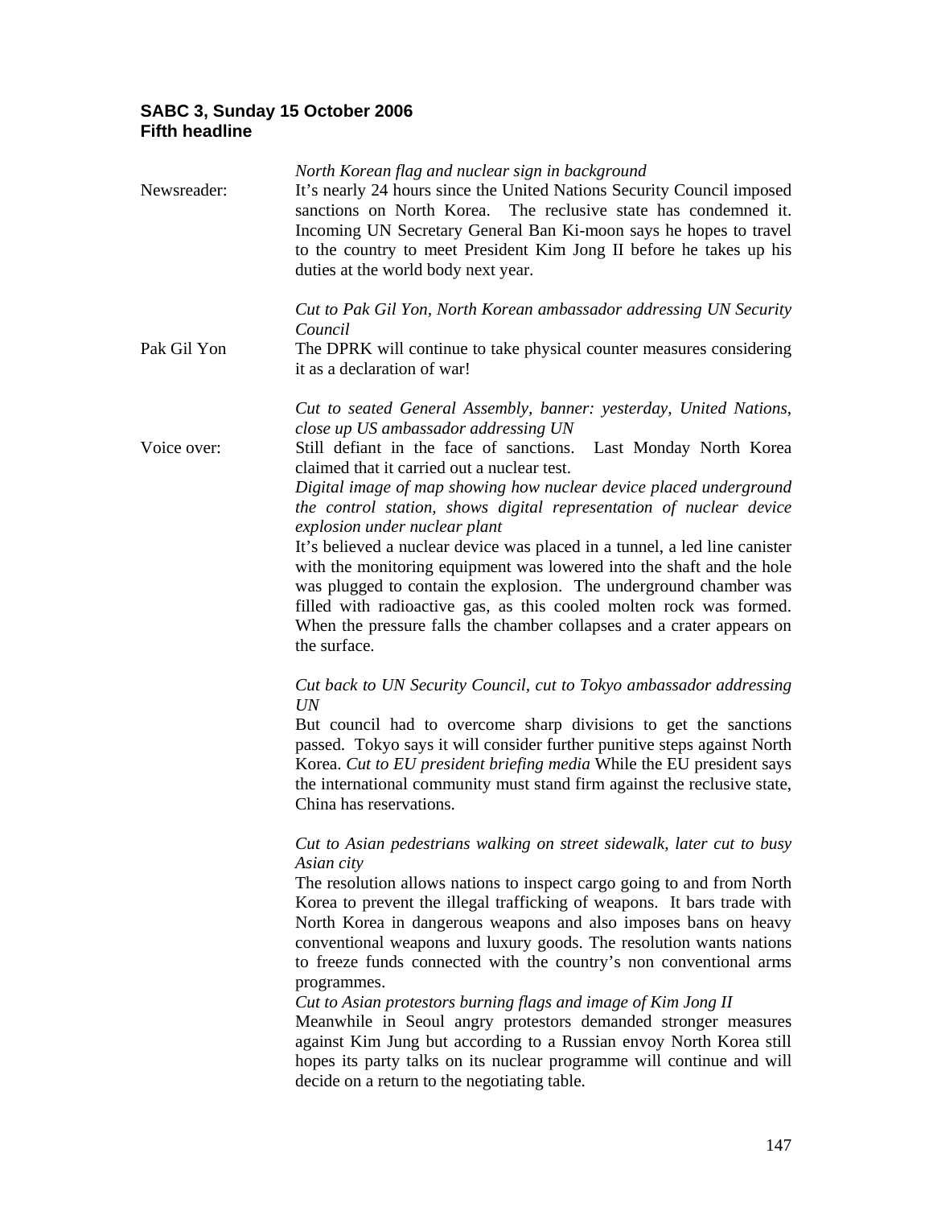**SABC 3, Sunday 15 October 2006**
**Fifth headline**

| | |
|---|---|
| | *North Korean flag and nuclear sign in background* |
| Newsreader: | It's nearly 24 hours since the United Nations Security Council imposed sanctions on North Korea. The reclusive state has condemned it. Incoming UN Secretary General Ban Ki-moon says he hopes to travel to the country to meet President Kim Jong II before he takes up his duties at the world body next year. |
| | *Cut to Pak Gil Yon, North Korean ambassador addressing UN Security Council* |
| Pak Gil Yon | The DPRK will continue to take physical counter measures considering it as a declaration of war! |
| | *Cut to seated General Assembly, banner: yesterday, United Nations, close up US ambassador addressing UN* |
| Voice over: | Still defiant in the face of sanctions. Last Monday North Korea claimed that it carried out a nuclear test. *Digital image of map showing how nuclear device placed underground the control station, shows digital representation of nuclear device explosion under nuclear plant* It's believed a nuclear device was placed in a tunnel, a led line canister with the monitoring equipment was lowered into the shaft and the hole was plugged to contain the explosion. The underground chamber was filled with radioactive gas, as this cooled molten rock was formed. When the pressure falls the chamber collapses and a crater appears on the surface. |
| | *Cut back to UN Security Council, cut to Tokyo ambassador addressing UN* But council had to overcome sharp divisions to get the sanctions passed. Tokyo says it will consider further punitive steps against North Korea. *Cut to EU president briefing media* While the EU president says the international community must stand firm against the reclusive state, China has reservations. |
| | *Cut to Asian pedestrians walking on street sidewalk, later cut to busy Asian city* The resolution allows nations to inspect cargo going to and from North Korea to prevent the illegal trafficking of weapons. It bars trade with North Korea in dangerous weapons and also imposes bans on heavy conventional weapons and luxury goods. The resolution wants nations to freeze funds connected with the country's non conventional arms programmes. *Cut to Asian protestors burning flags and image of Kim Jong II* Meanwhile in Seoul angry protestors demanded stronger measures against Kim Jung but according to a Russian envoy North Korea still hopes its party talks on its nuclear programme will continue and will decide on a return to the negotiating table. |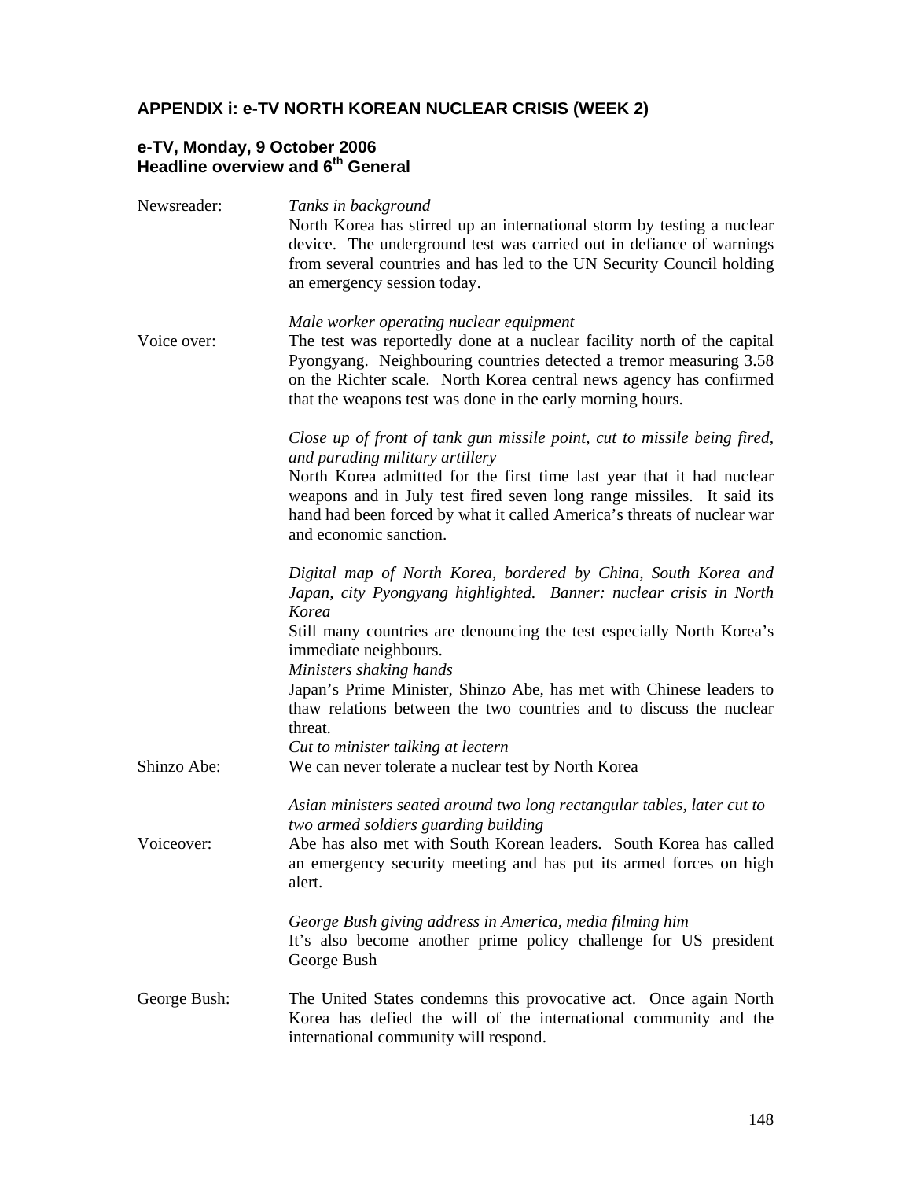## APPENDIX i: e-TV NORTH KOREAN NUCLEAR CRISIS (WEEK 2)

### e-TV, Monday, 9 October 2006
### Headline overview and 6th General

| | |
|---|---|
| Newsreader: | *Tanks in background*<br>North Korea has stirred up an international storm by testing a nuclear device. The underground test was carried out in defiance of warnings from several countries and has led to the UN Security Council holding an emergency session today. |
| | *Male worker operating nuclear equipment* |
| Voice over: | The test was reportedly done at a nuclear facility north of the capital Pyongyang. Neighbouring countries detected a tremor measuring 3.58 on the Richter scale. North Korea central news agency has confirmed that the weapons test was done in the early morning hours. |
| | *Close up of front of tank gun missile point, cut to missile being fired, and parading military artillery*<br>North Korea admitted for the first time last year that it had nuclear weapons and in July test fired seven long range missiles. It said its hand had been forced by what it called America's threats of nuclear war and economic sanction. |
| | *Digital map of North Korea, bordered by China, South Korea and Japan, city Pyongyang highlighted. Banner: nuclear crisis in North Korea*<br>Still many countries are denouncing the test especially North Korea's immediate neighbours.<br>*Ministers shaking hands*<br>Japan's Prime Minister, Shinzo Abe, has met with Chinese leaders to thaw relations between the two countries and to discuss the nuclear threat.<br>*Cut to minister talking at lectern* |
| Shinzo Abe: | We can never tolerate a nuclear test by North Korea |
| | *Asian ministers seated around two long rectangular tables, later cut to two armed soldiers guarding building* |
| Voiceover: | Abe has also met with South Korean leaders. South Korea has called an emergency security meeting and has put its armed forces on high alert. |
| | *George Bush giving address in America, media filming him*<br>It's also become another prime policy challenge for US president George Bush |
| George Bush: | The United States condemns this provocative act. Once again North Korea has defied the will of the international community and the international community will respond. |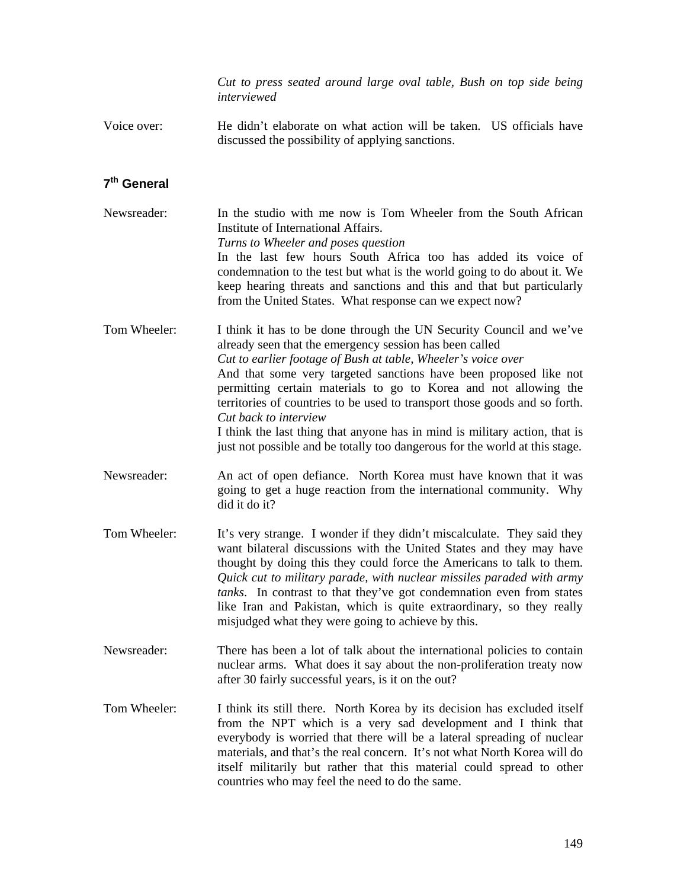*Cut to press seated around large oval table, Bush on top side being interviewed*

Voice over: He didn't elaborate on what action will be taken. US officials have discussed the possibility of applying sanctions.

**7th General**

Newsreader: In the studio with me now is Tom Wheeler from the South African Institute of International Affairs.
*Turns to Wheeler and poses question*
In the last few hours South Africa too has added its voice of condemnation to the test but what is the world going to do about it. We keep hearing threats and sanctions and this and that but particularly from the United States. What response can we expect now?

Tom Wheeler: I think it has to be done through the UN Security Council and we've already seen that the emergency session has been called
*Cut to earlier footage of Bush at table, Wheeler's voice over*
And that some very targeted sanctions have been proposed like not permitting certain materials to go to Korea and not allowing the territories of countries to be used to transport those goods and so forth.
*Cut back to interview*
I think the last thing that anyone has in mind is military action, that is just not possible and be totally too dangerous for the world at this stage.

Newsreader: An act of open defiance. North Korea must have known that it was going to get a huge reaction from the international community. Why did it do it?

Tom Wheeler: It's very strange. I wonder if they didn't miscalculate. They said they want bilateral discussions with the United States and they may have thought by doing this they could force the Americans to talk to them. *Quick cut to military parade, with nuclear missiles paraded with army tanks*. In contrast to that they've got condemnation even from states like Iran and Pakistan, which is quite extraordinary, so they really misjudged what they were going to achieve by this.

Newsreader: There has been a lot of talk about the international policies to contain nuclear arms. What does it say about the non-proliferation treaty now after 30 fairly successful years, is it on the out?

Tom Wheeler: I think its still there. North Korea by its decision has excluded itself from the NPT which is a very sad development and I think that everybody is worried that there will be a lateral spreading of nuclear materials, and that's the real concern. It's not what North Korea will do itself militarily but rather that this material could spread to other countries who may feel the need to do the same.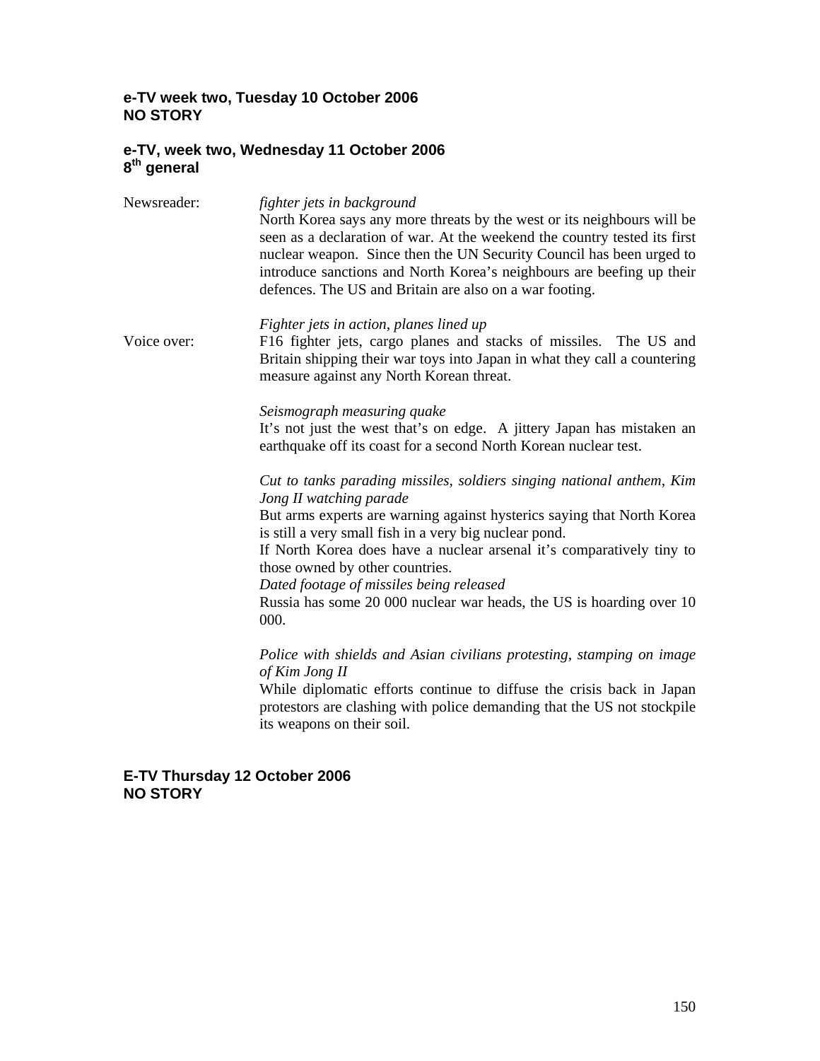**e-TV week two, Tuesday 10 October 2006**
**NO STORY**

**e-TV, week two, Wednesday 11 October 2006**
**8th general**

Newsreader: *fighter jets in background*
North Korea says any more threats by the west or its neighbours will be seen as a declaration of war. At the weekend the country tested its first nuclear weapon. Since then the UN Security Council has been urged to introduce sanctions and North Korea's neighbours are beefing up their defences. The US and Britain are also on a war footing.

*Fighter jets in action, planes lined up*

Voice over: F16 fighter jets, cargo planes and stacks of missiles. The US and Britain shipping their war toys into Japan in what they call a countering measure against any North Korean threat.

*Seismograph measuring quake*
It's not just the west that's on edge. A jittery Japan has mistaken an earthquake off its coast for a second North Korean nuclear test.

*Cut to tanks parading missiles, soldiers singing national anthem, Kim Jong II watching parade*
But arms experts are warning against hysterics saying that North Korea is still a very small fish in a very big nuclear pond.
If North Korea does have a nuclear arsenal it's comparatively tiny to those owned by other countries.
*Dated footage of missiles being released*
Russia has some 20 000 nuclear war heads, the US is hoarding over 10 000.

*Police with shields and Asian civilians protesting, stamping on image of Kim Jong II*
While diplomatic efforts continue to diffuse the crisis back in Japan protestors are clashing with police demanding that the US not stockpile its weapons on their soil.

**E-TV Thursday 12 October 2006**
**NO STORY**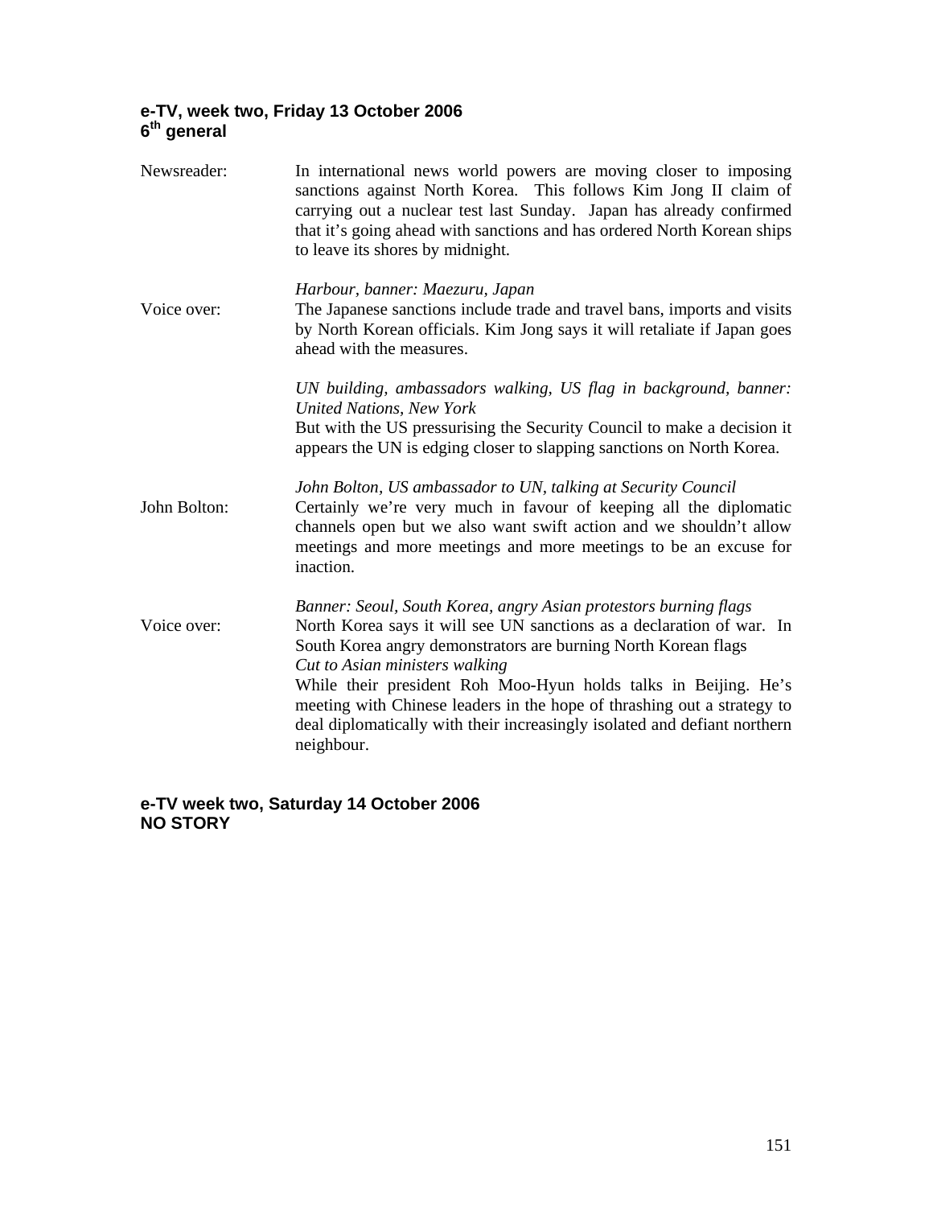**e-TV, week two, Friday 13 October 2006**
**6th general**

| | |
|---|---|
| Newsreader: | In international news world powers are moving closer to imposing sanctions against North Korea. This follows Kim Jong II claim of carrying out a nuclear test last Sunday. Japan has already confirmed that it's going ahead with sanctions and has ordered North Korean ships to leave its shores by midnight. |
| | *Harbour, banner: Maezuru, Japan* |
| Voice over: | The Japanese sanctions include trade and travel bans, imports and visits by North Korean officials. Kim Jong says it will retaliate if Japan goes ahead with the measures. |
| | *UN building, ambassadors walking, US flag in background, banner: United Nations, New York* |
| | But with the US pressurising the Security Council to make a decision it appears the UN is edging closer to slapping sanctions on North Korea. |
| | *John Bolton, US ambassador to UN, talking at Security Council* |
| John Bolton: | Certainly we're very much in favour of keeping all the diplomatic channels open but we also want swift action and we shouldn't allow meetings and more meetings and more meetings to be an excuse for inaction. |
| | *Banner: Seoul, South Korea, angry Asian protestors burning flags* |
| Voice over: | North Korea says it will see UN sanctions as a declaration of war. In South Korea angry demonstrators are burning North Korean flags |
| | *Cut to Asian ministers walking* |
| | While their president Roh Moo-Hyun holds talks in Beijing. He's meeting with Chinese leaders in the hope of thrashing out a strategy to deal diplomatically with their increasingly isolated and defiant northern neighbour. |

**e-TV week two, Saturday 14 October 2006**
**NO STORY**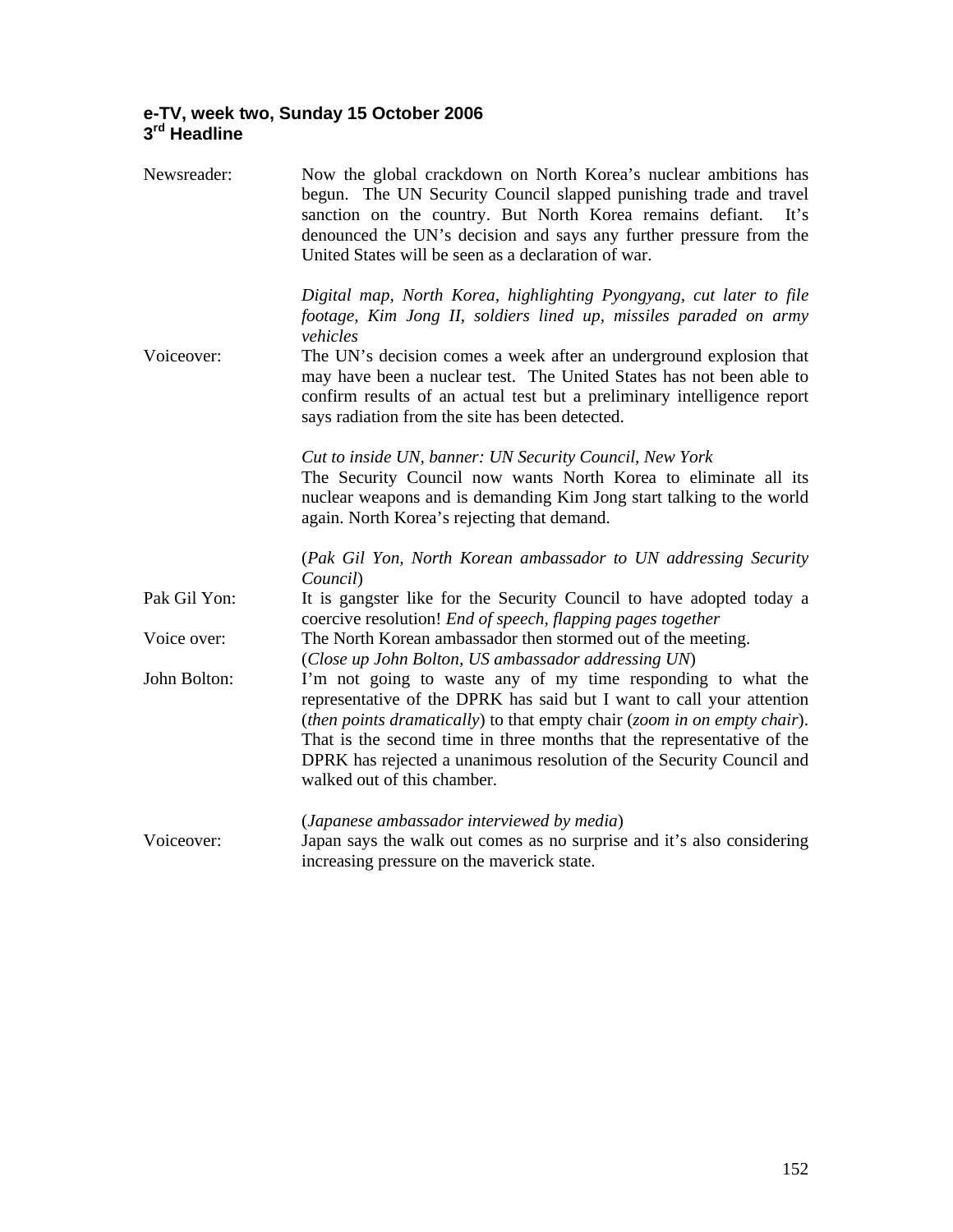**e-TV, week two, Sunday 15 October 2006**
**3rd Headline**

| | |
|---|---|
| Newsreader: | Now the global crackdown on North Korea's nuclear ambitions has begun. The UN Security Council slapped punishing trade and travel sanction on the country. But North Korea remains defiant. It's denounced the UN's decision and says any further pressure from the United States will be seen as a declaration of war. |
| | *Digital map, North Korea, highlighting Pyongyang, cut later to file footage, Kim Jong II, soldiers lined up, missiles paraded on army vehicles* |
| Voiceover: | The UN's decision comes a week after an underground explosion that may have been a nuclear test. The United States has not been able to confirm results of an actual test but a preliminary intelligence report says radiation from the site has been detected. |
| | *Cut to inside UN, banner: UN Security Council, New York* The Security Council now wants North Korea to eliminate all its nuclear weapons and is demanding Kim Jong start talking to the world again. North Korea's rejecting that demand. |
| | (*Pak Gil Yon, North Korean ambassador to UN addressing Security Council*) |
| Pak Gil Yon: | It is gangster like for the Security Council to have adopted today a coercive resolution! *End of speech, flapping pages together* |
| Voice over: | The North Korean ambassador then stormed out of the meeting. (*Close up John Bolton, US ambassador addressing UN*) |
| John Bolton: | I'm not going to waste any of my time responding to what the representative of the DPRK has said but I want to call your attention (*then points dramatically*) to that empty chair (*zoom in on empty chair*). That is the second time in three months that the representative of the DPRK has rejected a unanimous resolution of the Security Council and walked out of this chamber. |
| | (*Japanese ambassador interviewed by media*) |
| Voiceover: | Japan says the walk out comes as no surprise and it's also considering increasing pressure on the maverick state. |